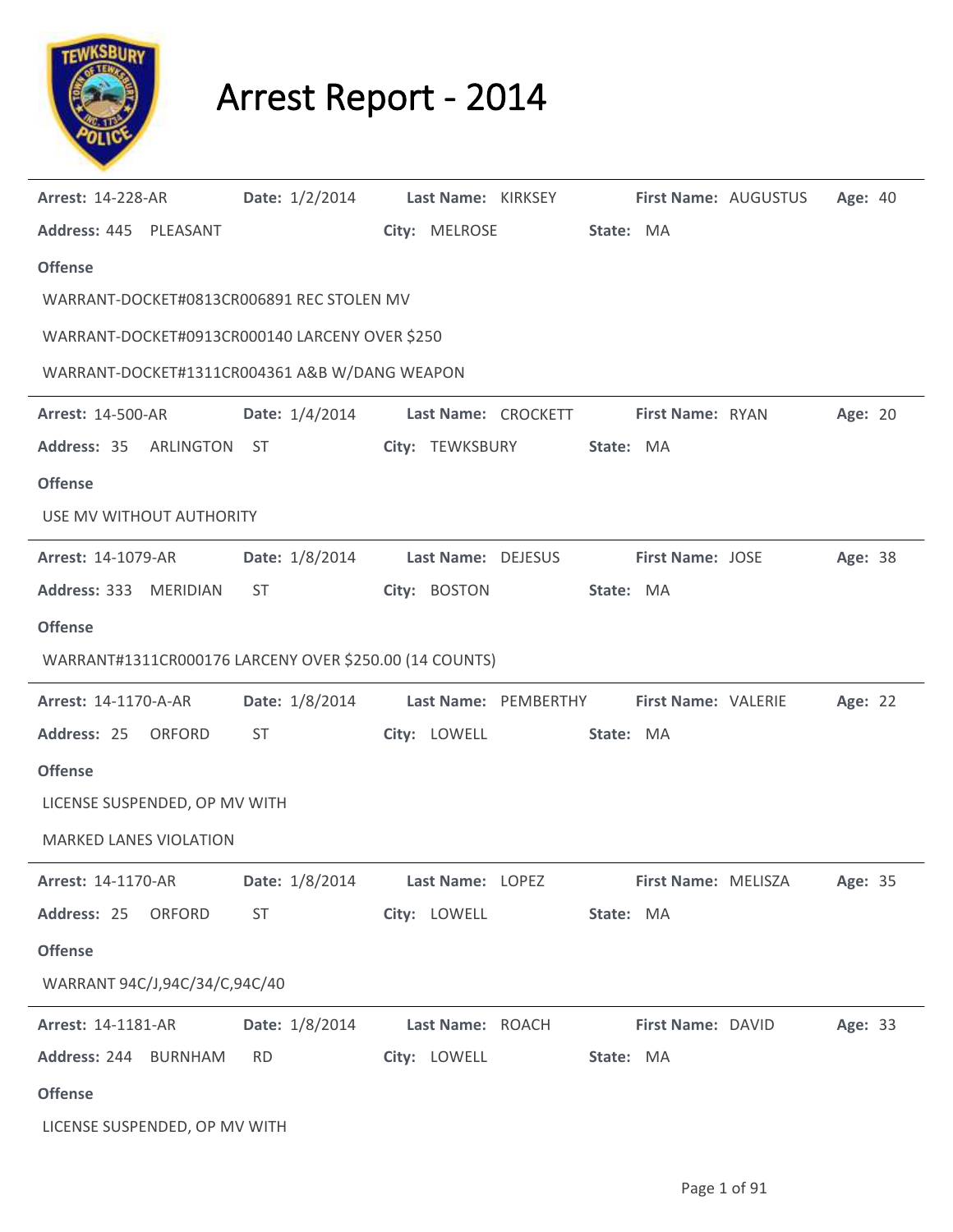# Arrest Report - 2014

---

**Arrest:** 14-228-AR **Date:** 1/2/2014 **Last Name:** KIRKSEY **First Name:** AUGUSTUS **Age:** 40

**Address:** 445 PLEASANT **City:** MELROSE **State:** MA

**Offense**

WARRANT-DOCKET#0813CR006891 REC STOLEN MV

WARRANT-DOCKET#0913CR000140 LARCENY OVER $250

WARRANT-DOCKET#1311CR004361 A&B W/DANG WEAPON

---

**Arrest:** 14-500-AR **Date:** 1/4/2014 **Last Name:** CROCKETT **First Name:** RYAN **Age:** 20

**Address:** 35 ARLINGTON ST **City:** TEWKSBURY **State:** MA

**Offense**

USE MV WITHOUT AUTHORITY

---

**Arrest:** 14-1079-AR **Date:** 1/8/2014 **Last Name:** DEJESUS **First Name:** JOSE **Age:** 38

**Address:** 333 MERIDIAN ST **City:** BOSTON **State:** MA

**Offense**

WARRANT#1311CR000176 LARCENY OVER $250.00 (14 COUNTS)

---

**Arrest:** 14-1170-A-AR **Date:** 1/8/2014 **Last Name:** PEMBERTHY **First Name:** VALERIE **Age:** 22

**Address:** 25 ORFORD ST **City:** LOWELL **State:** MA

**Offense**

LICENSE SUSPENDED, OP MV WITH

MARKED LANES VIOLATION

---

**Arrest:** 14-1170-AR **Date:** 1/8/2014 **Last Name:** LOPEZ **First Name:** MELISZA **Age:** 35

**Address:** 25 ORFORD ST **City:** LOWELL **State:** MA

**Offense**

WARRANT 94C/J,94C/34/C,94C/40

---

**Arrest:** 14-1181-AR **Date:** 1/8/2014 **Last Name:** ROACH **First Name:** DAVID **Age:** 33

**Address:** 244 BURNHAM RD **City:** LOWELL **State:** MA

**Offense**

LICENSE SUSPENDED, OP MV WITH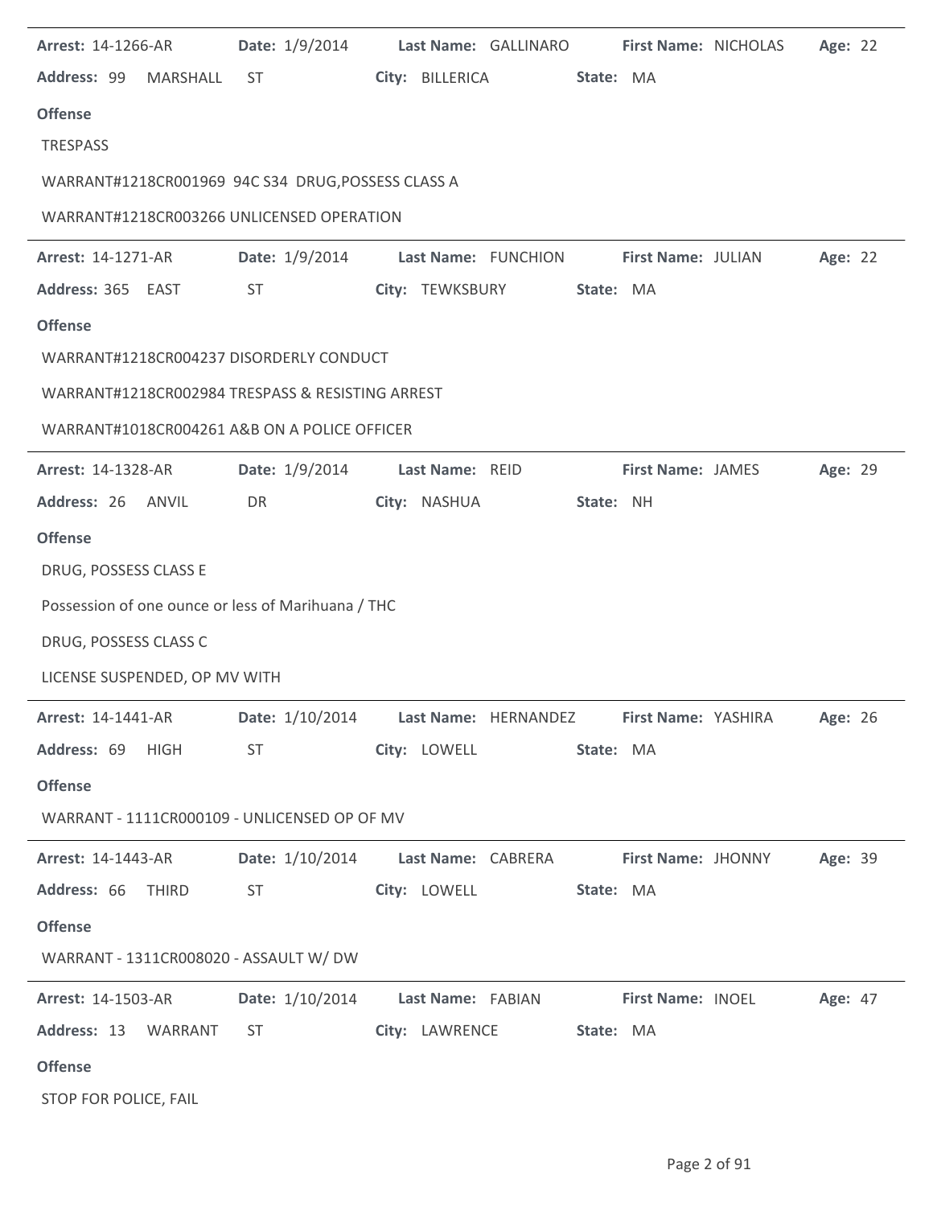**Arrest:** 14-1266-AR **Date:** 1/9/2014 **Last Name:** GALLINARO **First Name:** NICHOLAS **Age:** 22

**Address:** 99 MARSHALL ST **City:** BILLERICA **State:** MA

**Offense**

TRESPASS

WARRANT#1218CR001969 94C S34 DRUG,POSSESS CLASS A

WARRANT#1218CR003266 UNLICENSED OPERATION

---

**Arrest:** 14-1271-AR **Date:** 1/9/2014 **Last Name:** FUNCHION **First Name:** JULIAN **Age:** 22

**Address:** 365 EAST ST **City:** TEWKSBURY **State:** MA

**Offense**

WARRANT#1218CR004237 DISORDERLY CONDUCT

WARRANT#1218CR002984 TRESPASS & RESISTING ARREST

WARRANT#1018CR004261 A&B ON A POLICE OFFICER

---

**Arrest:** 14-1328-AR **Date:** 1/9/2014 **Last Name:** REID **First Name:** JAMES **Age:** 29

**Address:** 26 ANVIL DR **City:** NASHUA **State:** NH

**Offense**

DRUG, POSSESS CLASS E

Possession of one ounce or less of Marihuana / THC

DRUG, POSSESS CLASS C

LICENSE SUSPENDED, OP MV WITH

---

**Arrest:** 14-1441-AR **Date:** 1/10/2014 **Last Name:** HERNANDEZ **First Name:** YASHIRA **Age:** 26

**Address:** 69 HIGH ST **City:** LOWELL **State:** MA

**Offense**

WARRANT - 1111CR000109 - UNLICENSED OP OF MV

---

**Arrest:** 14-1443-AR **Date:** 1/10/2014 **Last Name:** CABRERA **First Name:** JHONNY **Age:** 39

**Address:** 66 THIRD ST **City:** LOWELL **State:** MA

**Offense**

WARRANT - 1311CR008020 - ASSAULT W/ DW

---

**Arrest:** 14-1503-AR **Date:** 1/10/2014 **Last Name:** FABIAN **First Name:** INOEL **Age:** 47

**Address:** 13 WARRANT ST **City:** LAWRENCE **State:** MA

**Offense**

STOP FOR POLICE, FAIL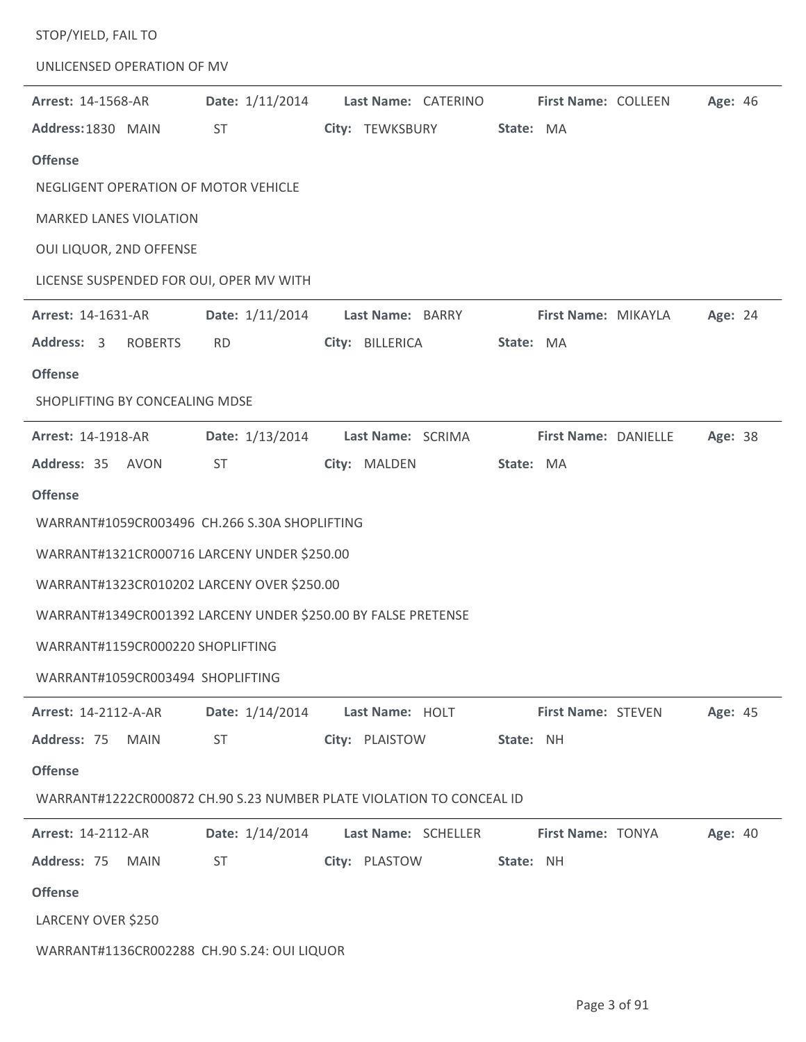STOP/YIELD, FAIL TO

UNLICENSED OPERATION OF MV

---

**Arrest:** 14-1568-AR **Date:** 1/11/2014 **Last Name:** CATERINO **First Name:** COLLEEN **Age:** 46

**Address:** 1830 MAIN ST **City:** TEWKSBURY **State:** MA

**Offense**

NEGLIGENT OPERATION OF MOTOR VEHICLE

MARKED LANES VIOLATION

OUI LIQUOR, 2ND OFFENSE

LICENSE SUSPENDED FOR OUI, OPER MV WITH

---

**Arrest:** 14-1631-AR **Date:** 1/11/2014 **Last Name:** BARRY **First Name:** MIKAYLA **Age:** 24

**Address:** 3 ROBERTS RD **City:** BILLERICA **State:** MA

**Offense**

SHOPLIFTING BY CONCEALING MDSE

---

**Arrest:** 14-1918-AR **Date:** 1/13/2014 **Last Name:** SCRIMA **First Name:** DANIELLE **Age:** 38

**Address:** 35 AVON ST **City:** MALDEN **State:** MA

**Offense**

WARRANT#1059CR003496 CH.266 S.30A SHOPLIFTING

WARRANT#1321CR000716 LARCENY UNDER $250.00

WARRANT#1323CR010202 LARCENY OVER $250.00

WARRANT#1349CR001392 LARCENY UNDER $250.00 BY FALSE PRETENSE

WARRANT#1159CR000220 SHOPLIFTING

WARRANT#1059CR003494 SHOPLIFTING

---

**Arrest:** 14-2112-A-AR **Date:** 1/14/2014 **Last Name:** HOLT **First Name:** STEVEN **Age:** 45

**Address:** 75 MAIN ST **City:** PLAISTOW **State:** NH

**Offense**

WARRANT#1222CR000872 CH.90 S.23 NUMBER PLATE VIOLATION TO CONCEAL ID

---

**Arrest:** 14-2112-AR **Date:** 1/14/2014 **Last Name:** SCHELLER **First Name:** TONYA **Age:** 40

**Address:** 75 MAIN ST **City:** PLASTOW **State:** NH

**Offense**

LARCENY OVER $250

WARRANT#1136CR002288 CH.90 S.24: OUI LIQUOR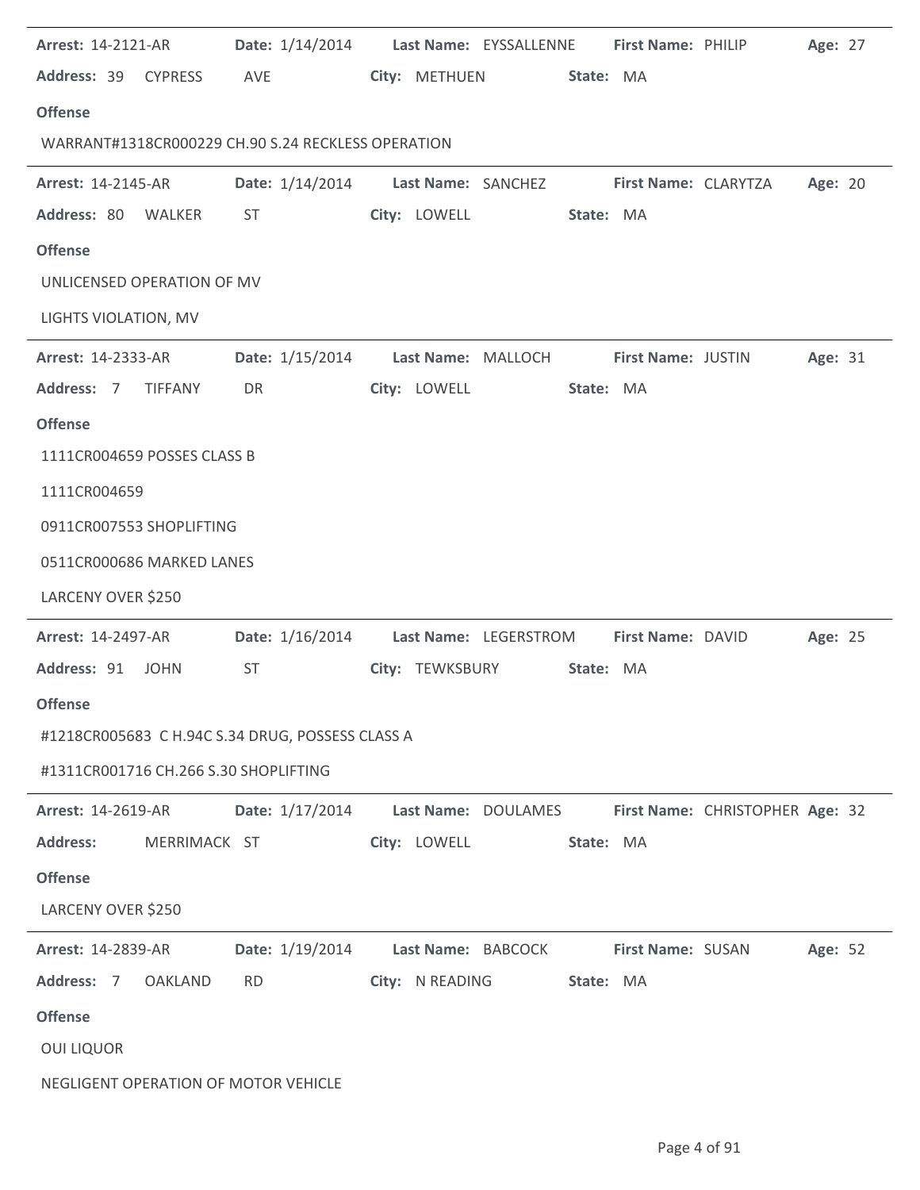**Arrest:** 14-2121-AR **Date:** 1/14/2014 **Last Name:** EYSSALLENNE **First Name:** PHILIP **Age:** 27

**Address:** 39 CYPRESS AVE **City:** METHUEN **State:** MA

**Offense**

WARRANT#1318CR000229 CH.90 S.24 RECKLESS OPERATION

---

**Arrest:** 14-2145-AR **Date:** 1/14/2014 **Last Name:** SANCHEZ **First Name:** CLARYTZA **Age:** 20

**Address:** 80 WALKER ST **City:** LOWELL **State:** MA

**Offense**

UNLICENSED OPERATION OF MV

LIGHTS VIOLATION, MV

---

**Arrest:** 14-2333-AR **Date:** 1/15/2014 **Last Name:** MALLOCH **First Name:** JUSTIN **Age:** 31

**Address:** 7 TIFFANY DR **City:** LOWELL **State:** MA

**Offense**

1111CR004659 POSSES CLASS B

1111CR004659

0911CR007553 SHOPLIFTING

0511CR000686 MARKED LANES

LARCENY OVER $250

---

**Arrest:** 14-2497-AR **Date:** 1/16/2014 **Last Name:** LEGERSTROM **First Name:** DAVID **Age:** 25

**Address:** 91 JOHN ST **City:** TEWKSBURY **State:** MA

**Offense**

#1218CR005683 C H.94C S.34 DRUG, POSSESS CLASS A

#1311CR001716 CH.266 S.30 SHOPLIFTING

---

**Arrest:** 14-2619-AR **Date:** 1/17/2014 **Last Name:** DOULAMES **First Name:** CHRISTOPHER **Age:** 32

**Address:** MERRIMACK ST **City:** LOWELL **State:** MA

**Offense**

LARCENY OVER $250

---

**Arrest:** 14-2839-AR **Date:** 1/19/2014 **Last Name:** BABCOCK **First Name:** SUSAN **Age:** 52

**Address:** 7 OAKLAND RD **City:** N READING **State:** MA

**Offense**

OUI LIQUOR

NEGLIGENT OPERATION OF MOTOR VEHICLE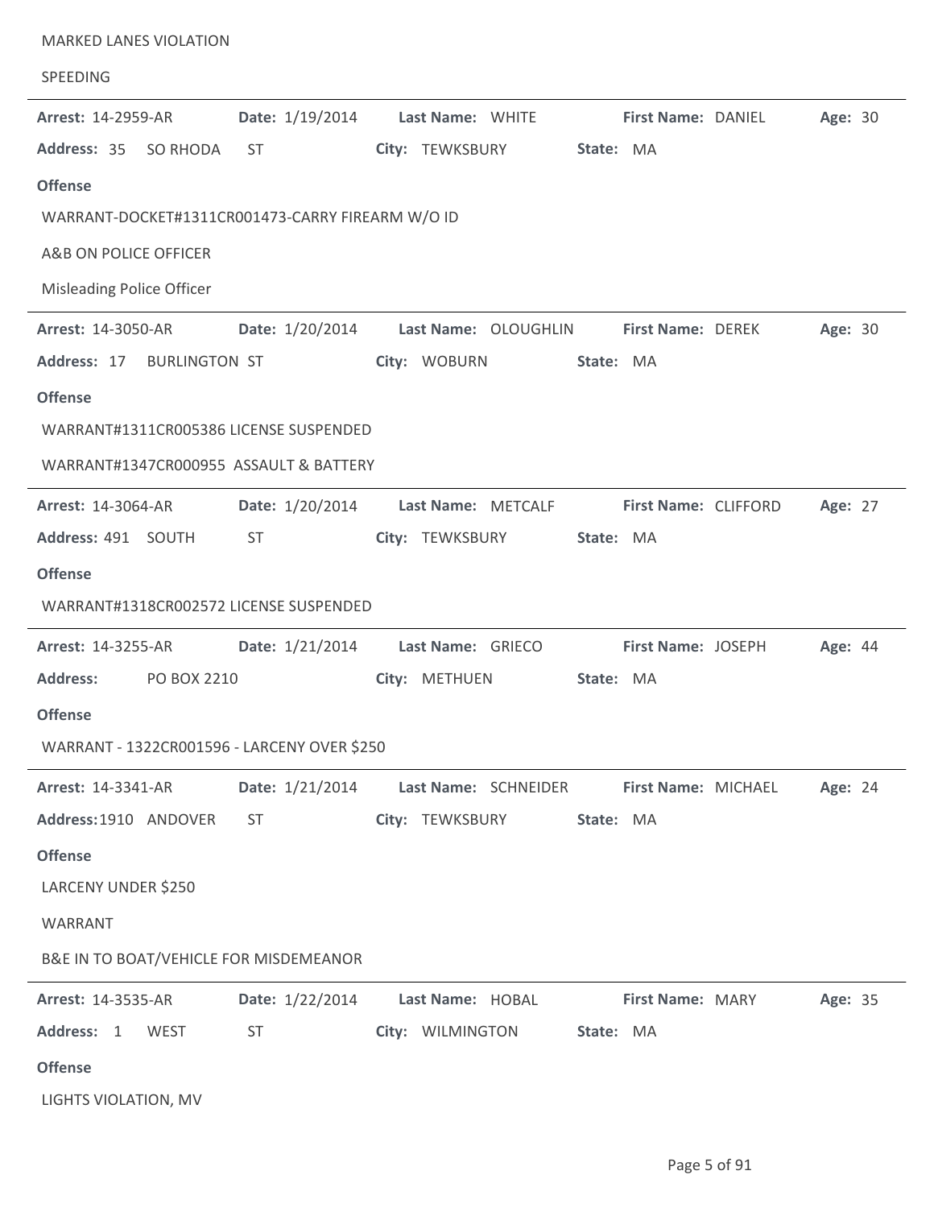MARKED LANES VIOLATION

SPEEDING

---

**Arrest:** 14-2959-AR **Date:** 1/19/2014 **Last Name:** WHITE **First Name:** DANIEL **Age:** 30

**Address:** 35 SO RHODA ST **City:** TEWKSBURY **State:** MA

**Offense**

WARRANT-DOCKET#1311CR001473-CARRY FIREARM W/O ID

A&B ON POLICE OFFICER

Misleading Police Officer

---

**Arrest:** 14-3050-AR **Date:** 1/20/2014 **Last Name:** OLOUGHLIN **First Name:** DEREK **Age:** 30

**Address:** 17 BURLINGTON ST **City:** WOBURN **State:** MA

**Offense**

WARRANT#1311CR005386 LICENSE SUSPENDED

WARRANT#1347CR000955 ASSAULT & BATTERY

---

**Arrest:** 14-3064-AR **Date:** 1/20/2014 **Last Name:** METCALF **First Name:** CLIFFORD **Age:** 27

**Address:** 491 SOUTH ST **City:** TEWKSBURY **State:** MA

**Offense**

WARRANT#1318CR002572 LICENSE SUSPENDED

---

**Arrest:** 14-3255-AR **Date:** 1/21/2014 **Last Name:** GRIECO **First Name:** JOSEPH **Age:** 44

**Address:** PO BOX 2210 **City:** METHUEN **State:** MA

**Offense**

WARRANT - 1322CR001596 - LARCENY OVER $250

---

**Arrest:** 14-3341-AR **Date:** 1/21/2014 **Last Name:** SCHNEIDER **First Name:** MICHAEL **Age:** 24

**Address:** 1910 ANDOVER ST **City:** TEWKSBURY **State:** MA

**Offense**

LARCENY UNDER $250

WARRANT

B&E IN TO BOAT/VEHICLE FOR MISDEMEANOR

---

**Arrest:** 14-3535-AR **Date:** 1/22/2014 **Last Name:** HOBAL **First Name:** MARY **Age:** 35

**Address:** 1 WEST ST **City:** WILMINGTON **State:** MA

**Offense**

LIGHTS VIOLATION, MV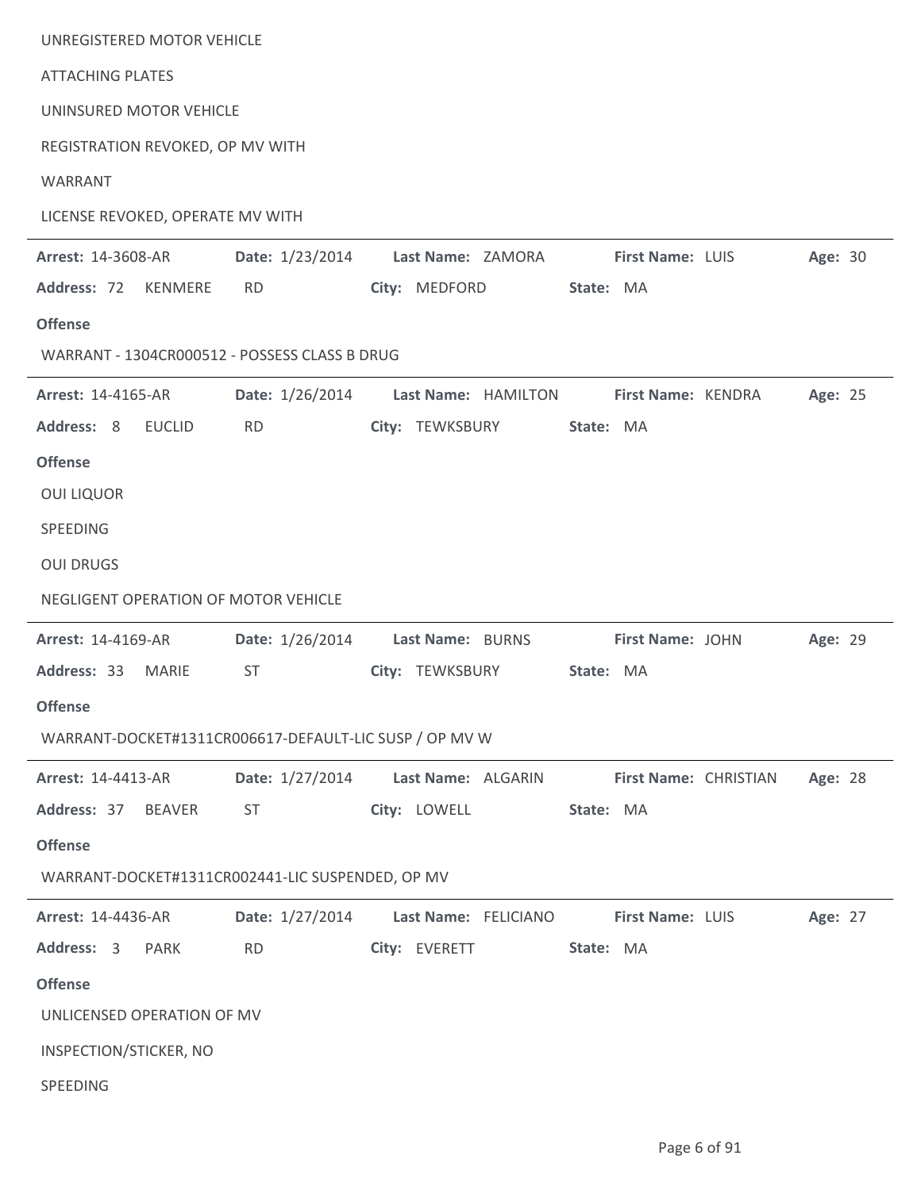UNREGISTERED MOTOR VEHICLE

ATTACHING PLATES

UNINSURED MOTOR VEHICLE

REGISTRATION REVOKED, OP MV WITH

WARRANT

LICENSE REVOKED, OPERATE MV WITH

---

**Arrest:** 14-3608-AR **Date:** 1/23/2014 **Last Name:** ZAMORA **First Name:** LUIS **Age:** 30

**Address:** 72 KENMERE RD **City:** MEDFORD **State:** MA

**Offense**

WARRANT - 1304CR000512 - POSSESS CLASS B DRUG

---

**Arrest:** 14-4165-AR **Date:** 1/26/2014 **Last Name:** HAMILTON **First Name:** KENDRA **Age:** 25

**Address:** 8 EUCLID RD **City:** TEWKSBURY **State:** MA

**Offense**

OUI LIQUOR

SPEEDING

OUI DRUGS

NEGLIGENT OPERATION OF MOTOR VEHICLE

---

**Arrest:** 14-4169-AR **Date:** 1/26/2014 **Last Name:** BURNS **First Name:** JOHN **Age:** 29

**Address:** 33 MARIE ST **City:** TEWKSBURY **State:** MA

**Offense**

WARRANT-DOCKET#1311CR006617-DEFAULT-LIC SUSP / OP MV W

---

**Arrest:** 14-4413-AR **Date:** 1/27/2014 **Last Name:** ALGARIN **First Name:** CHRISTIAN **Age:** 28

**Address:** 37 BEAVER ST **City:** LOWELL **State:** MA

**Offense**

WARRANT-DOCKET#1311CR002441-LIC SUSPENDED, OP MV

---

**Arrest:** 14-4436-AR **Date:** 1/27/2014 **Last Name:** FELICIANO **First Name:** LUIS **Age:** 27

**Address:** 3 PARK RD **City:** EVERETT **State:** MA

**Offense**

UNLICENSED OPERATION OF MV

INSPECTION/STICKER, NO

SPEEDING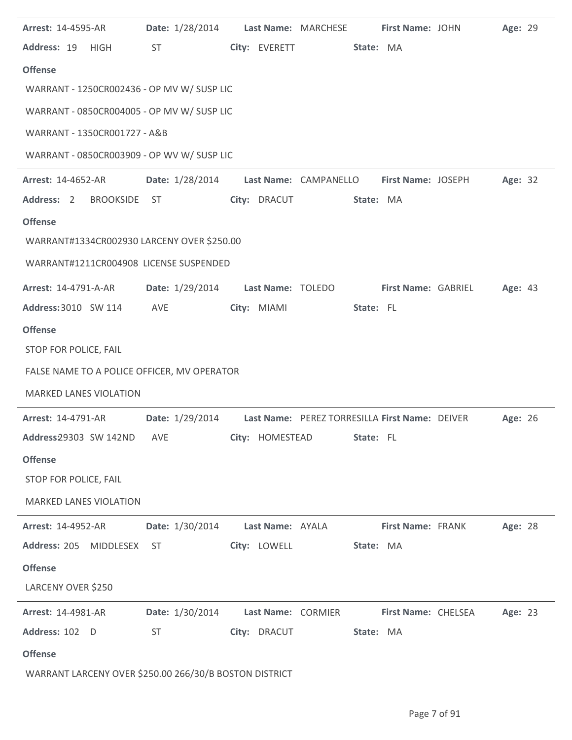**Arrest:** 14-4595-AR **Date:** 1/28/2014 **Last Name:** MARCHESE **First Name:** JOHN **Age:** 29

**Address:** 19 HIGH ST **City:** EVERETT **State:** MA

**Offense**

WARRANT - 1250CR002436 - OP MV W/ SUSP LIC

WARRANT - 0850CR004005 - OP MV W/ SUSP LIC

WARRANT - 1350CR001727 - A&B

WARRANT - 0850CR003909 - OP WV W/ SUSP LIC

---

**Arrest:** 14-4652-AR **Date:** 1/28/2014 **Last Name:** CAMPANELLO **First Name:** JOSEPH **Age:** 32

**Address:** 2 BROOKSIDE ST **City:** DRACUT **State:** MA

**Offense**

WARRANT#1334CR002930 LARCENY OVER $250.00

WARRANT#1211CR004908 LICENSE SUSPENDED

---

**Arrest:** 14-4791-A-AR **Date:** 1/29/2014 **Last Name:** TOLEDO **First Name:** GABRIEL **Age:** 43

**Address:** 3010 SW 114 AVE **City:** MIAMI **State:** FL

**Offense**

STOP FOR POLICE, FAIL

FALSE NAME TO A POLICE OFFICER, MV OPERATOR

MARKED LANES VIOLATION

---

**Arrest:** 14-4791-AR **Date:** 1/29/2014 **Last Name:** PEREZ TORRESILLA **First Name:** DEIVER **Age:** 26

**Address:** 29303 SW 142ND AVE **City:** HOMESTEAD **State:** FL

**Offense**

STOP FOR POLICE, FAIL

MARKED LANES VIOLATION

---

**Arrest:** 14-4952-AR **Date:** 1/30/2014 **Last Name:** AYALA **First Name:** FRANK **Age:** 28

**Address:** 205 MIDDLESEX ST **City:** LOWELL **State:** MA

**Offense**

LARCENY OVER $250

---

**Arrest:** 14-4981-AR **Date:** 1/30/2014 **Last Name:** CORMIER **First Name:** CHELSEA **Age:** 23

**Address:** 102 D ST **City:** DRACUT **State:** MA

**Offense**

WARRANT LARCENY OVER $250.00 266/30/B BOSTON DISTRICT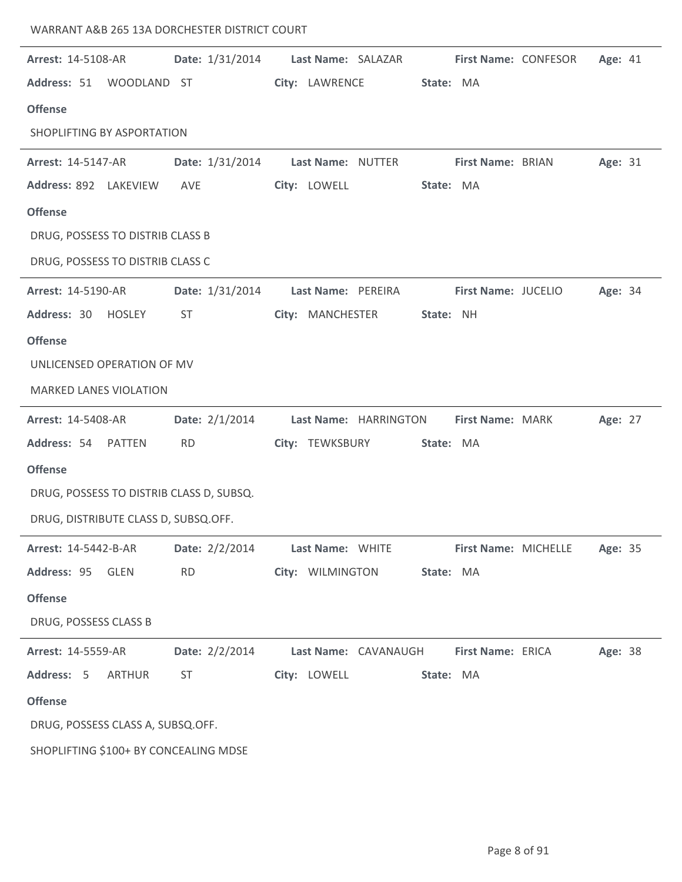WARRANT A&B 265 13A DORCHESTER DISTRICT COURT

---

**Arrest:** 14-5108-AR **Date:** 1/31/2014 **Last Name:** SALAZAR **First Name:** CONFESOR **Age:** 41

**Address:** 51 WOODLAND ST **City:** LAWRENCE **State:** MA

**Offense**

SHOPLIFTING BY ASPORTATION

---

**Arrest:** 14-5147-AR **Date:** 1/31/2014 **Last Name:** NUTTER **First Name:** BRIAN **Age:** 31

**Address:** 892 LAKEVIEW AVE **City:** LOWELL **State:** MA

**Offense**

DRUG, POSSESS TO DISTRIB CLASS B

DRUG, POSSESS TO DISTRIB CLASS C

---

**Arrest:** 14-5190-AR **Date:** 1/31/2014 **Last Name:** PEREIRA **First Name:** JUCELIO **Age:** 34

**Address:** 30 HOSLEY ST **City:** MANCHESTER **State:** NH

**Offense**

UNLICENSED OPERATION OF MV

MARKED LANES VIOLATION

---

**Arrest:** 14-5408-AR **Date:** 2/1/2014 **Last Name:** HARRINGTON **First Name:** MARK **Age:** 27

**Address:** 54 PATTEN RD **City:** TEWKSBURY **State:** MA

**Offense**

DRUG, POSSESS TO DISTRIB CLASS D, SUBSQ.

DRUG, DISTRIBUTE CLASS D, SUBSQ.OFF.

---

**Arrest:** 14-5442-B-AR **Date:** 2/2/2014 **Last Name:** WHITE **First Name:** MICHELLE **Age:** 35

**Address:** 95 GLEN RD **City:** WILMINGTON **State:** MA

**Offense**

DRUG, POSSESS CLASS B

---

**Arrest:** 14-5559-AR **Date:** 2/2/2014 **Last Name:** CAVANAUGH **First Name:** ERICA **Age:** 38

**Address:** 5 ARTHUR ST **City:** LOWELL **State:** MA

**Offense**

DRUG, POSSESS CLASS A, SUBSQ.OFF.

SHOPLIFTING $100+ BY CONCEALING MDSE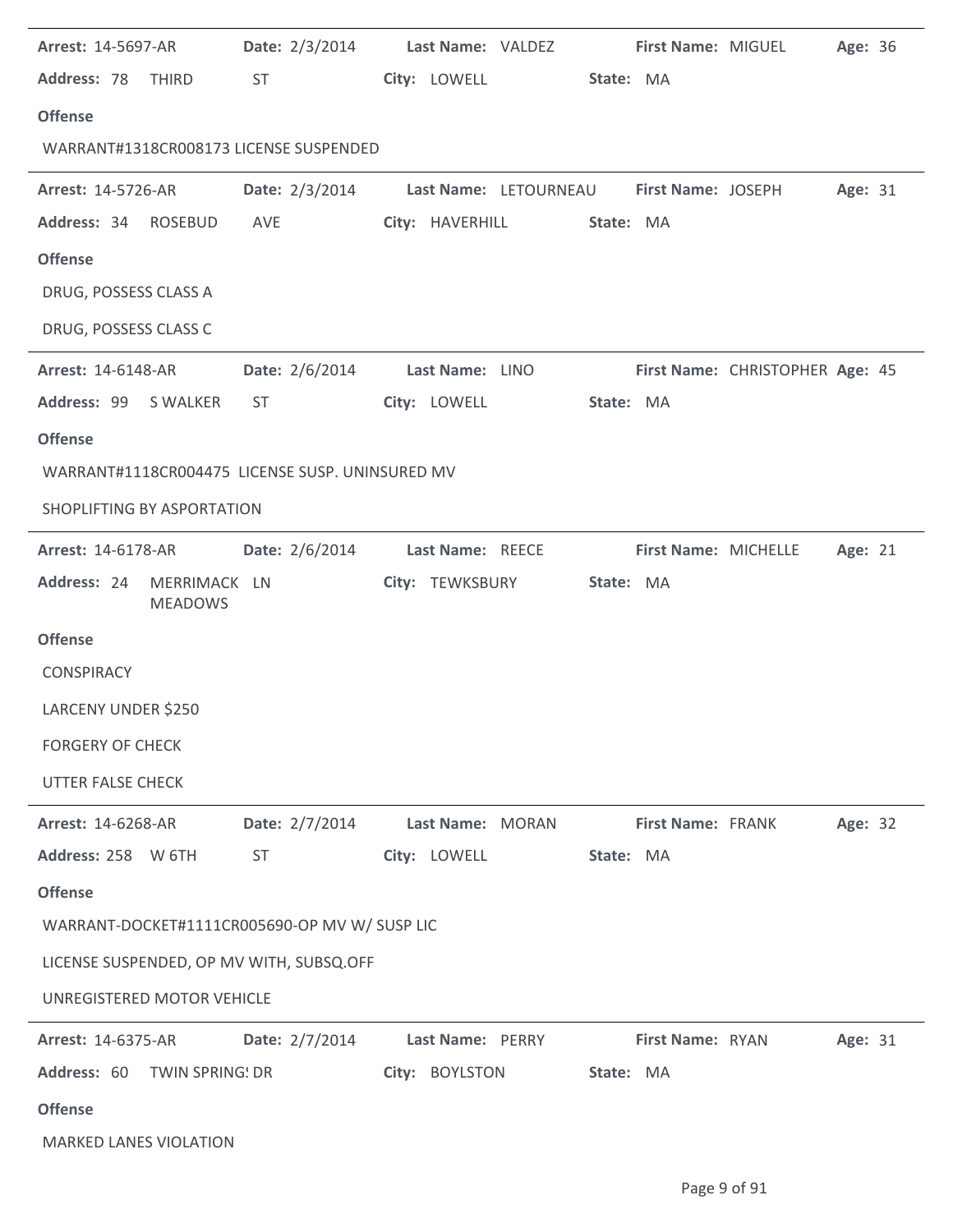**Arrest:** 14-5697-AR **Date:** 2/3/2014 **Last Name:** VALDEZ **First Name:** MIGUEL **Age:** 36
**Address:** 78 THIRD ST **City:** LOWELL **State:** MA

**Offense**

WARRANT#1318CR008173 LICENSE SUSPENDED

---

**Arrest:** 14-5726-AR **Date:** 2/3/2014 **Last Name:** LETOURNEAU **First Name:** JOSEPH **Age:** 31
**Address:** 34 ROSEBUD AVE **City:** HAVERHILL **State:** MA

**Offense**

DRUG, POSSESS CLASS A

DRUG, POSSESS CLASS C

---

**Arrest:** 14-6148-AR **Date:** 2/6/2014 **Last Name:** LINO **First Name:** CHRISTOPHER **Age:** 45
**Address:** 99 S WALKER ST **City:** LOWELL **State:** MA

**Offense**

WARRANT#1118CR004475 LICENSE SUSP. UNINSURED MV

SHOPLIFTING BY ASPORTATION

---

**Arrest:** 14-6178-AR **Date:** 2/6/2014 **Last Name:** REECE **First Name:** MICHELLE **Age:** 21
**Address:** 24 MERRIMACK MEADOWS LN **City:** TEWKSBURY **State:** MA

**Offense**

CONSPIRACY

LARCENY UNDER $250

FORGERY OF CHECK

UTTER FALSE CHECK

---

**Arrest:** 14-6268-AR **Date:** 2/7/2014 **Last Name:** MORAN **First Name:** FRANK **Age:** 32
**Address:** 258 W 6TH ST **City:** LOWELL **State:** MA

**Offense**

WARRANT-DOCKET#1111CR005690-OP MV W/ SUSP LIC

LICENSE SUSPENDED, OP MV WITH, SUBSQ.OFF

UNREGISTERED MOTOR VEHICLE

---

**Arrest:** 14-6375-AR **Date:** 2/7/2014 **Last Name:** PERRY **First Name:** RYAN **Age:** 31
**Address:** 60 TWIN SPRINGS DR **City:** BOYLSTON **State:** MA

**Offense**

MARKED LANES VIOLATION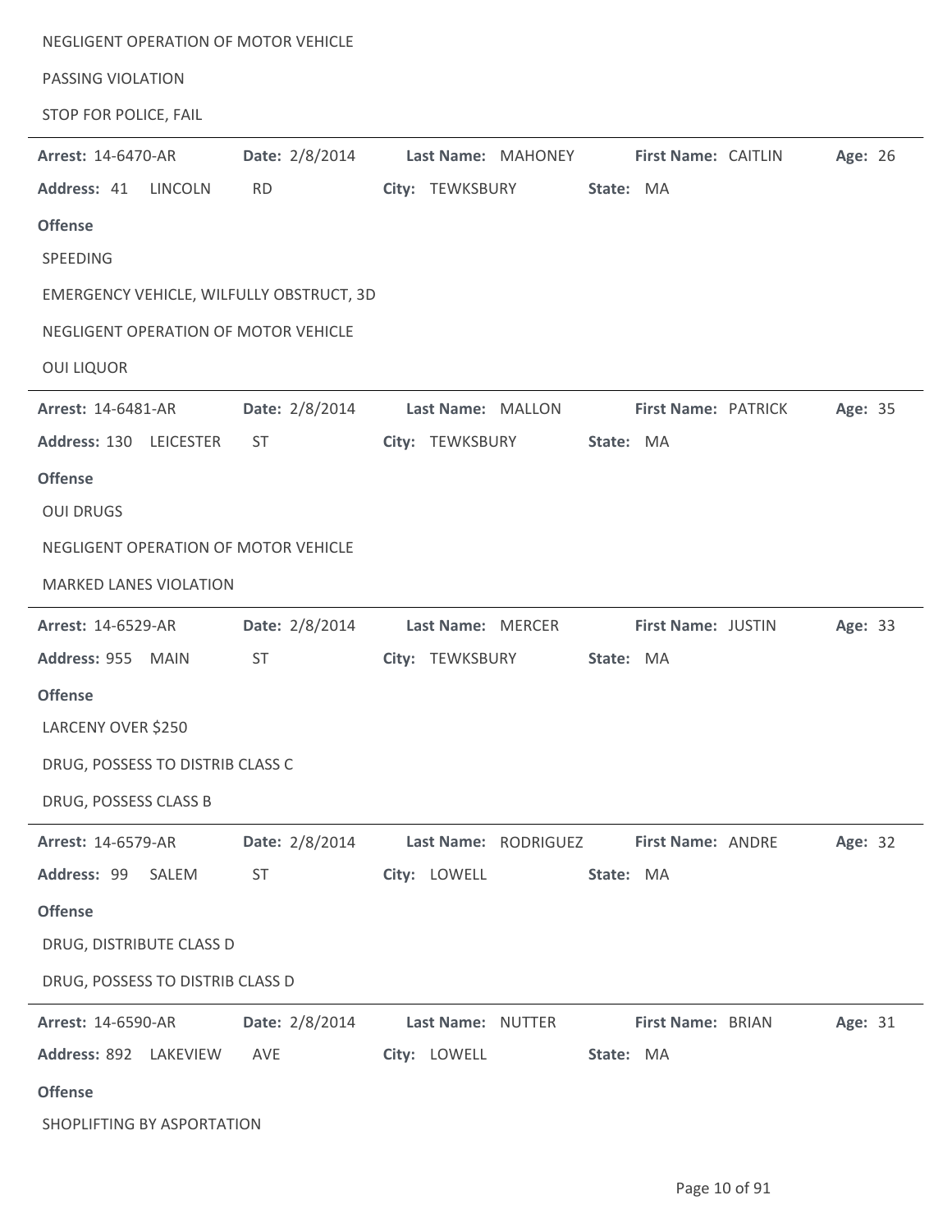NEGLIGENT OPERATION OF MOTOR VEHICLE

PASSING VIOLATION

STOP FOR POLICE, FAIL

---

**Arrest:** 14-6470-AR **Date:** 2/8/2014 **Last Name:** MAHONEY **First Name:** CAITLIN **Age:** 26

**Address:** 41 LINCOLN RD **City:** TEWKSBURY **State:** MA

**Offense**

SPEEDING

EMERGENCY VEHICLE, WILFULLY OBSTRUCT, 3D

NEGLIGENT OPERATION OF MOTOR VEHICLE

OUI LIQUOR

---

**Arrest:** 14-6481-AR **Date:** 2/8/2014 **Last Name:** MALLON **First Name:** PATRICK **Age:** 35

**Address:** 130 LEICESTER ST **City:** TEWKSBURY **State:** MA

**Offense**

OUI DRUGS

NEGLIGENT OPERATION OF MOTOR VEHICLE

MARKED LANES VIOLATION

---

**Arrest:** 14-6529-AR **Date:** 2/8/2014 **Last Name:** MERCER **First Name:** JUSTIN **Age:** 33

**Address:** 955 MAIN ST **City:** TEWKSBURY **State:** MA

**Offense**

LARCENY OVER $250

DRUG, POSSESS TO DISTRIB CLASS C

DRUG, POSSESS CLASS B

---

**Arrest:** 14-6579-AR **Date:** 2/8/2014 **Last Name:** RODRIGUEZ **First Name:** ANDRE **Age:** 32

**Address:** 99 SALEM ST **City:** LOWELL **State:** MA

**Offense**

DRUG, DISTRIBUTE CLASS D

DRUG, POSSESS TO DISTRIB CLASS D

---

**Arrest:** 14-6590-AR **Date:** 2/8/2014 **Last Name:** NUTTER **First Name:** BRIAN **Age:** 31

**Address:** 892 LAKEVIEW AVE **City:** LOWELL **State:** MA

**Offense**

SHOPLIFTING BY ASPORTATION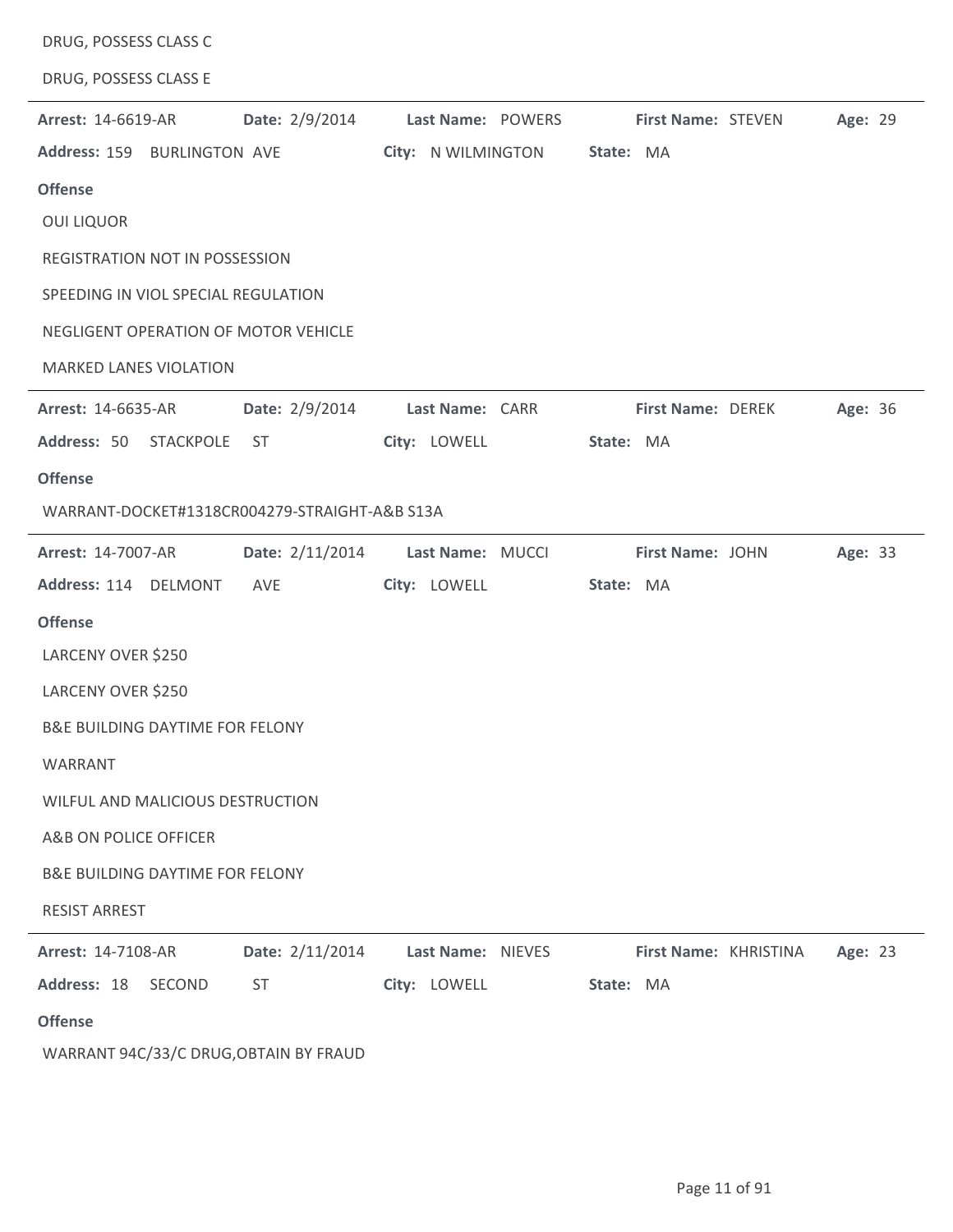DRUG, POSSESS CLASS C

DRUG, POSSESS CLASS E

---

**Arrest:** 14-6619-AR **Date:** 2/9/2014 **Last Name:** POWERS **First Name:** STEVEN **Age:** 29

**Address:** 159 BURLINGTON AVE **City:** N WILMINGTON **State:** MA

**Offense**

OUI LIQUOR

REGISTRATION NOT IN POSSESSION

SPEEDING IN VIOL SPECIAL REGULATION

NEGLIGENT OPERATION OF MOTOR VEHICLE

MARKED LANES VIOLATION

---

**Arrest:** 14-6635-AR **Date:** 2/9/2014 **Last Name:** CARR **First Name:** DEREK **Age:** 36

**Address:** 50 STACKPOLE ST **City:** LOWELL **State:** MA

**Offense**

WARRANT-DOCKET#1318CR004279-STRAIGHT-A&B S13A

---

**Arrest:** 14-7007-AR **Date:** 2/11/2014 **Last Name:** MUCCI **First Name:** JOHN **Age:** 33

**Address:** 114 DELMONT AVE **City:** LOWELL **State:** MA

**Offense**

LARCENY OVER $250

LARCENY OVER $250

B&E BUILDING DAYTIME FOR FELONY

WARRANT

WILFUL AND MALICIOUS DESTRUCTION

A&B ON POLICE OFFICER

B&E BUILDING DAYTIME FOR FELONY

RESIST ARREST

---

**Arrest:** 14-7108-AR **Date:** 2/11/2014 **Last Name:** NIEVES **First Name:** KHRISTINA **Age:** 23

**Address:** 18 SECOND ST **City:** LOWELL **State:** MA

**Offense**

WARRANT 94C/33/C DRUG,OBTAIN BY FRAUD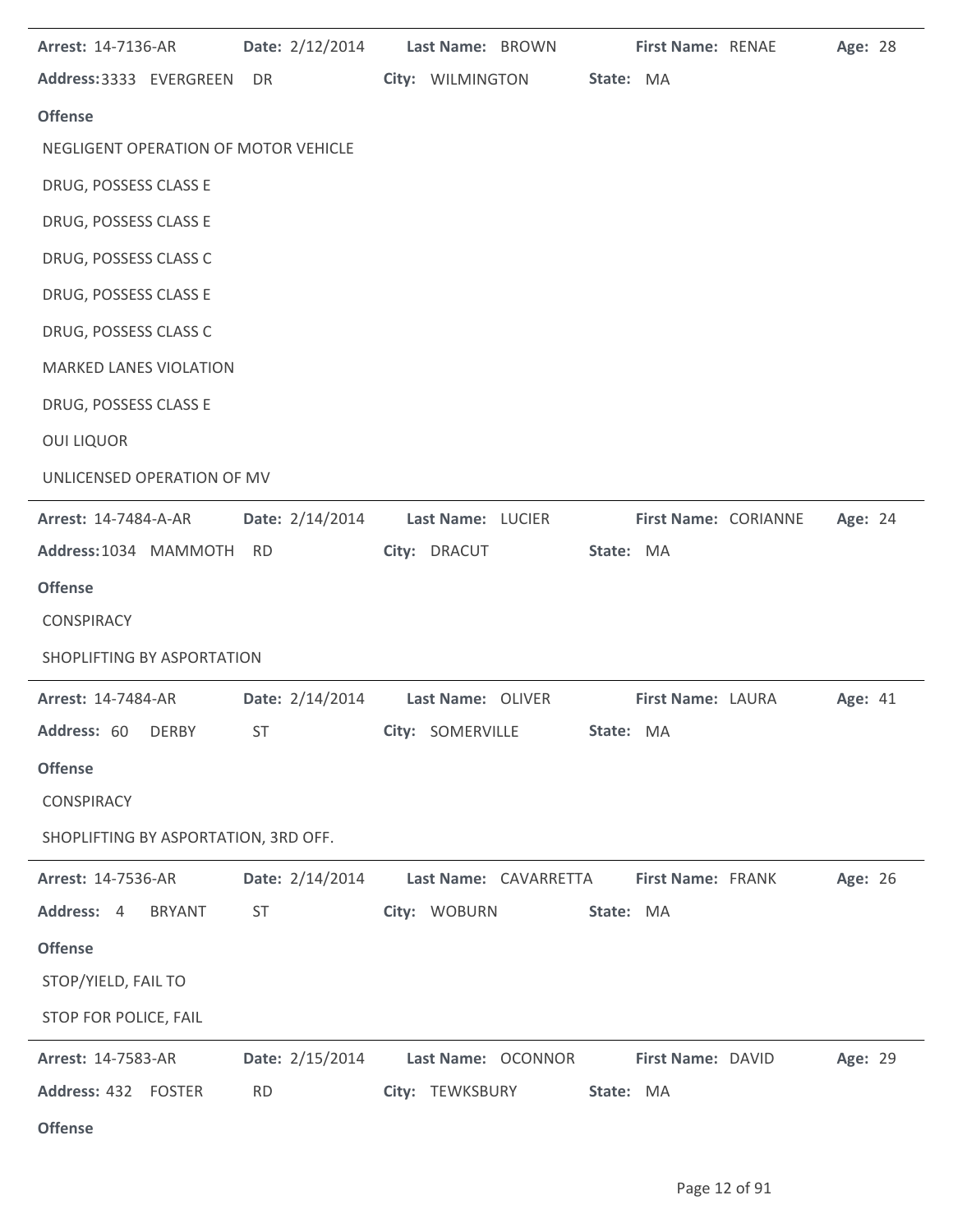**Arrest:** 14-7136-AR **Date:** 2/12/2014 **Last Name:** BROWN **First Name:** RENAE **Age:** 28

**Address:** 3333 EVERGREEN DR **City:** WILMINGTON **State:** MA

**Offense**

NEGLIGENT OPERATION OF MOTOR VEHICLE

DRUG, POSSESS CLASS E

DRUG, POSSESS CLASS E

DRUG, POSSESS CLASS C

DRUG, POSSESS CLASS E

DRUG, POSSESS CLASS C

MARKED LANES VIOLATION

DRUG, POSSESS CLASS E

OUI LIQUOR

UNLICENSED OPERATION OF MV

---

**Arrest:** 14-7484-A-AR **Date:** 2/14/2014 **Last Name:** LUCIER **First Name:** CORIANNE **Age:** 24

**Address:** 1034 MAMMOTH RD **City:** DRACUT **State:** MA

**Offense**

CONSPIRACY

SHOPLIFTING BY ASPORTATION

---

**Arrest:** 14-7484-AR **Date:** 2/14/2014 **Last Name:** OLIVER **First Name:** LAURA **Age:** 41

**Address:** 60 DERBY ST **City:** SOMERVILLE **State:** MA

**Offense**

CONSPIRACY

SHOPLIFTING BY ASPORTATION, 3RD OFF.

---

**Arrest:** 14-7536-AR **Date:** 2/14/2014 **Last Name:** CAVARRETTA **First Name:** FRANK **Age:** 26

**Address:** 4 BRYANT ST **City:** WOBURN **State:** MA

**Offense**

STOP/YIELD, FAIL TO

STOP FOR POLICE, FAIL

---

**Arrest:** 14-7583-AR **Date:** 2/15/2014 **Last Name:** OCONNOR **First Name:** DAVID **Age:** 29

**Address:** 432 FOSTER RD **City:** TEWKSBURY **State:** MA

**Offense**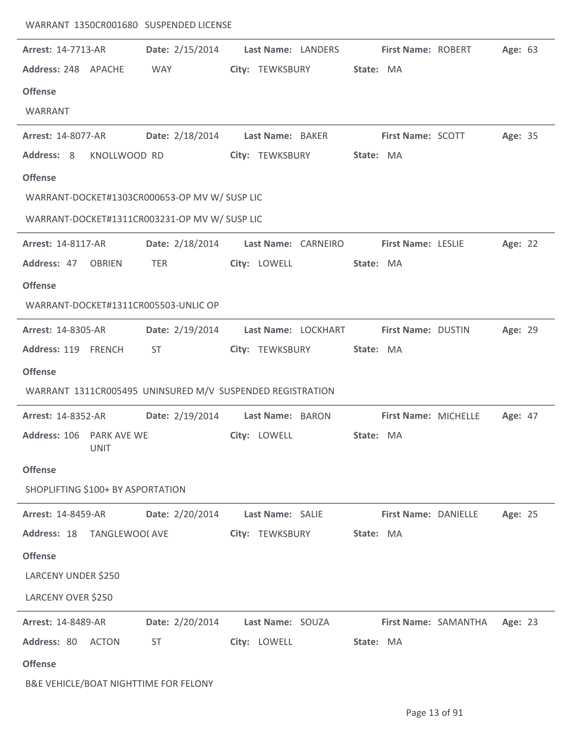WARRANT 1350CR001680 SUSPENDED LICENSE

---

**Arrest:** 14-7713-AR **Date:** 2/15/2014 **Last Name:** LANDERS **First Name:** ROBERT **Age:** 63

**Address:** 248 APACHE WAY **City:** TEWKSBURY **State:** MA

**Offense**

WARRANT

---

**Arrest:** 14-8077-AR **Date:** 2/18/2014 **Last Name:** BAKER **First Name:** SCOTT **Age:** 35

**Address:** 8 KNOLLWOOD RD **City:** TEWKSBURY **State:** MA

**Offense**

WARRANT-DOCKET#1303CR000653-OP MV W/ SUSP LIC

WARRANT-DOCKET#1311CR003231-OP MV W/ SUSP LIC

---

**Arrest:** 14-8117-AR **Date:** 2/18/2014 **Last Name:** CARNEIRO **First Name:** LESLIE **Age:** 22

**Address:** 47 OBRIEN TER **City:** LOWELL **State:** MA

**Offense**

WARRANT-DOCKET#1311CR005503-UNLIC OP

---

**Arrest:** 14-8305-AR **Date:** 2/19/2014 **Last Name:** LOCKHART **First Name:** DUSTIN **Age:** 29

**Address:** 119 FRENCH ST **City:** TEWKSBURY **State:** MA

**Offense**

WARRANT 1311CR005495 UNINSURED M/V SUSPENDED REGISTRATION

---

**Arrest:** 14-8352-AR **Date:** 2/19/2014 **Last Name:** BARON **First Name:** MICHELLE **Age:** 47

**Address:** 106 PARK AVE WE: UNIT **City:** LOWELL **State:** MA

**Offense**

SHOPLIFTING $100+ BY ASPORTATION

---

**Arrest:** 14-8459-AR **Date:** 2/20/2014 **Last Name:** SALIE **First Name:** DANIELLE **Age:** 25

**Address:** 18 TANGLEWOOI AVE **City:** TEWKSBURY **State:** MA

**Offense**

LARCENY UNDER $250

LARCENY OVER $250

---

**Arrest:** 14-8489-AR **Date:** 2/20/2014 **Last Name:** SOUZA **First Name:** SAMANTHA **Age:** 23

**Address:** 80 ACTON ST **City:** LOWELL **State:** MA

**Offense**

B&E VEHICLE/BOAT NIGHTTIME FOR FELONY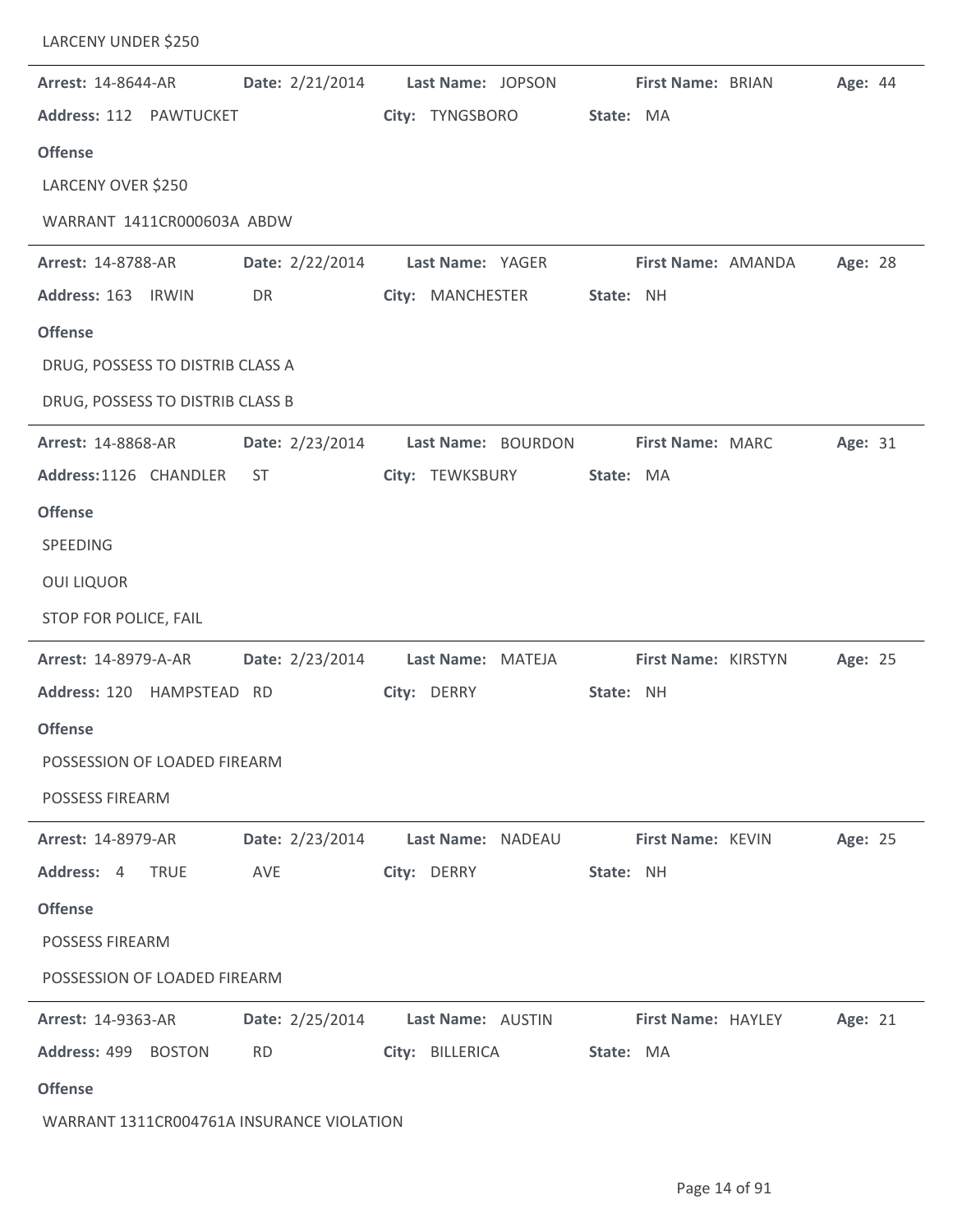LARCENY UNDER $250

---

**Arrest:** 14-8644-AR **Date:** 2/21/2014 **Last Name:** JOPSON **First Name:** BRIAN **Age:** 44

**Address:** 112 PAWTUCKET **City:** TYNGSBORO **State:** MA

**Offense**

LARCENY OVER $250

WARRANT 1411CR000603A ABDW

---

**Arrest:** 14-8788-AR **Date:** 2/22/2014 **Last Name:** YAGER **First Name:** AMANDA **Age:** 28

**Address:** 163 IRWIN DR **City:** MANCHESTER **State:** NH

**Offense**

DRUG, POSSESS TO DISTRIB CLASS A

DRUG, POSSESS TO DISTRIB CLASS B

---

**Arrest:** 14-8868-AR **Date:** 2/23/2014 **Last Name:** BOURDON **First Name:** MARC **Age:** 31

**Address:** 1126 CHANDLER ST **City:** TEWKSBURY **State:** MA

**Offense**

SPEEDING

OUI LIQUOR

STOP FOR POLICE, FAIL

---

**Arrest:** 14-8979-A-AR **Date:** 2/23/2014 **Last Name:** MATEJA **First Name:** KIRSTYN **Age:** 25

**Address:** 120 HAMPSTEAD RD **City:** DERRY **State:** NH

**Offense**

POSSESSION OF LOADED FIREARM

POSSESS FIREARM

---

**Arrest:** 14-8979-AR **Date:** 2/23/2014 **Last Name:** NADEAU **First Name:** KEVIN **Age:** 25

**Address:** 4 TRUE AVE **City:** DERRY **State:** NH

**Offense**

POSSESS FIREARM

POSSESSION OF LOADED FIREARM

---

**Arrest:** 14-9363-AR **Date:** 2/25/2014 **Last Name:** AUSTIN **First Name:** HAYLEY **Age:** 21

**Address:** 499 BOSTON RD **City:** BILLERICA **State:** MA

**Offense**

WARRANT 1311CR004761A INSURANCE VIOLATION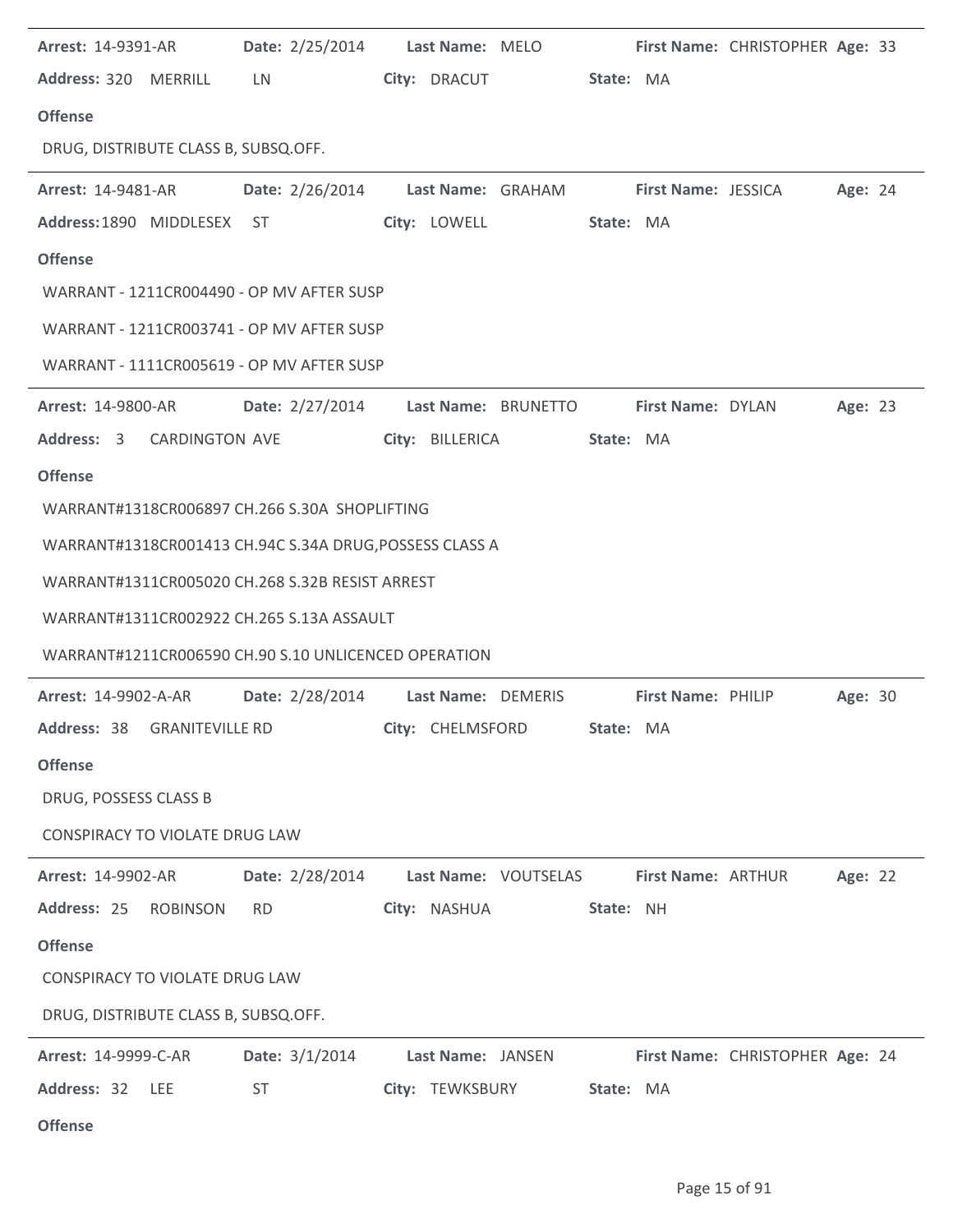**Arrest:** 14-9391-AR **Date:** 2/25/2014 **Last Name:** MELO **First Name:** CHRISTOPHER **Age:** 33
**Address:** 320 MERRILL LN **City:** DRACUT **State:** MA

**Offense**

DRUG, DISTRIBUTE CLASS B, SUBSQ.OFF.

---

**Arrest:** 14-9481-AR **Date:** 2/26/2014 **Last Name:** GRAHAM **First Name:** JESSICA **Age:** 24
**Address:** 1890 MIDDLESEX ST **City:** LOWELL **State:** MA

**Offense**

WARRANT - 1211CR004490 - OP MV AFTER SUSP

WARRANT - 1211CR003741 - OP MV AFTER SUSP

WARRANT - 1111CR005619 - OP MV AFTER SUSP

---

**Arrest:** 14-9800-AR **Date:** 2/27/2014 **Last Name:** BRUNETTO **First Name:** DYLAN **Age:** 23
**Address:** 3 CARDINGTON AVE **City:** BILLERICA **State:** MA

**Offense**

WARRANT#1318CR006897 CH.266 S.30A SHOPLIFTING

WARRANT#1318CR001413 CH.94C S.34A DRUG,POSSESS CLASS A

WARRANT#1311CR005020 CH.268 S.32B RESIST ARREST

WARRANT#1311CR002922 CH.265 S.13A ASSAULT

WARRANT#1211CR006590 CH.90 S.10 UNLICENCED OPERATION

---

**Arrest:** 14-9902-A-AR **Date:** 2/28/2014 **Last Name:** DEMERIS **First Name:** PHILIP **Age:** 30
**Address:** 38 GRANITEVILLE RD **City:** CHELMSFORD **State:** MA

**Offense**

DRUG, POSSESS CLASS B

CONSPIRACY TO VIOLATE DRUG LAW

---

**Arrest:** 14-9902-AR **Date:** 2/28/2014 **Last Name:** VOUTSELAS **First Name:** ARTHUR **Age:** 22
**Address:** 25 ROBINSON RD **City:** NASHUA **State:** NH

**Offense**

CONSPIRACY TO VIOLATE DRUG LAW

DRUG, DISTRIBUTE CLASS B, SUBSQ.OFF.

---

**Arrest:** 14-9999-C-AR **Date:** 3/1/2014 **Last Name:** JANSEN **First Name:** CHRISTOPHER **Age:** 24
**Address:** 32 LEE ST **City:** TEWKSBURY **State:** MA

**Offense**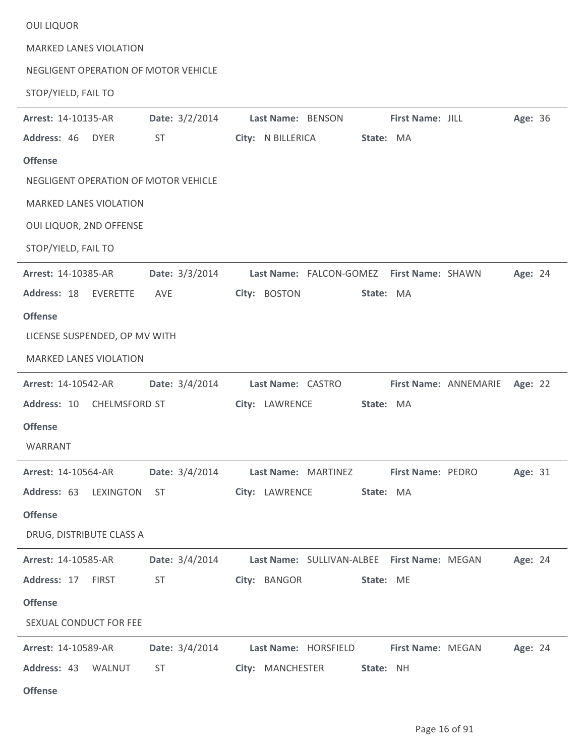OUI LIQUOR

MARKED LANES VIOLATION

NEGLIGENT OPERATION OF MOTOR VEHICLE

STOP/YIELD, FAIL TO

---

**Arrest:** 14-10135-AR **Date:** 3/2/2014 **Last Name:** BENSON **First Name:** JILL **Age:** 36

**Address:** 46 DYER ST **City:** N BILLERICA **State:** MA

**Offense**

NEGLIGENT OPERATION OF MOTOR VEHICLE

MARKED LANES VIOLATION

OUI LIQUOR, 2ND OFFENSE

STOP/YIELD, FAIL TO

---

**Arrest:** 14-10385-AR **Date:** 3/3/2014 **Last Name:** FALCON-GOMEZ **First Name:** SHAWN **Age:** 24

**Address:** 18 EVERETTE AVE **City:** BOSTON **State:** MA

**Offense**

LICENSE SUSPENDED, OP MV WITH

MARKED LANES VIOLATION

---

**Arrest:** 14-10542-AR **Date:** 3/4/2014 **Last Name:** CASTRO **First Name:** ANNEMARIE **Age:** 22

**Address:** 10 CHELMSFORD ST **City:** LAWRENCE **State:** MA

**Offense**

WARRANT

---

**Arrest:** 14-10564-AR **Date:** 3/4/2014 **Last Name:** MARTINEZ **First Name:** PEDRO **Age:** 31

**Address:** 63 LEXINGTON ST **City:** LAWRENCE **State:** MA

**Offense**

DRUG, DISTRIBUTE CLASS A

---

**Arrest:** 14-10585-AR **Date:** 3/4/2014 **Last Name:** SULLIVAN-ALBEE **First Name:** MEGAN **Age:** 24

**Address:** 17 FIRST ST **City:** BANGOR **State:** ME

**Offense**

SEXUAL CONDUCT FOR FEE

---

**Arrest:** 14-10589-AR **Date:** 3/4/2014 **Last Name:** HORSFIELD **First Name:** MEGAN **Age:** 24

**Address:** 43 WALNUT ST **City:** MANCHESTER **State:** NH

**Offense**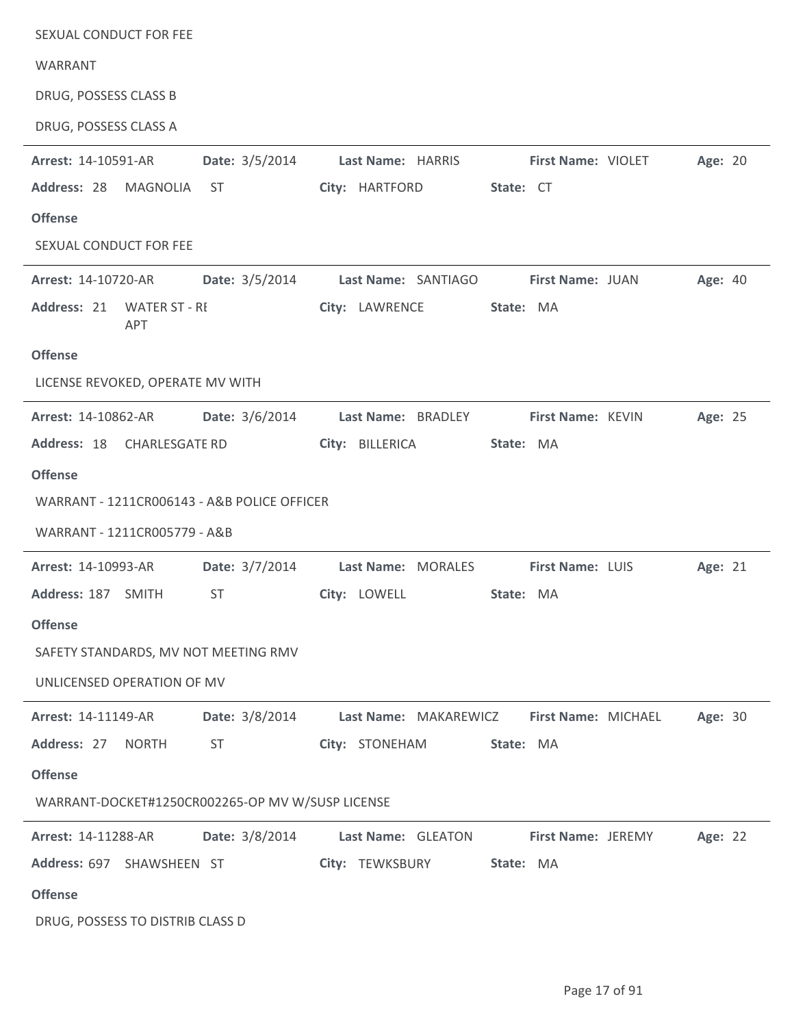SEXUAL CONDUCT FOR FEE

WARRANT

DRUG, POSSESS CLASS B

DRUG, POSSESS CLASS A

---

**Arrest:** 14-10591-AR **Date:** 3/5/2014 **Last Name:** HARRIS **First Name:** VIOLET **Age:** 20

**Address:** 28 MAGNOLIA ST **City:** HARTFORD **State:** CT

**Offense**

SEXUAL CONDUCT FOR FEE

---

**Arrest:** 14-10720-AR **Date:** 3/5/2014 **Last Name:** SANTIAGO **First Name:** JUAN **Age:** 40

**Address:** 21 WATER ST - RI APT **City:** LAWRENCE **State:** MA

**Offense**

LICENSE REVOKED, OPERATE MV WITH

---

**Arrest:** 14-10862-AR **Date:** 3/6/2014 **Last Name:** BRADLEY **First Name:** KEVIN **Age:** 25

**Address:** 18 CHARLESGATE RD **City:** BILLERICA **State:** MA

**Offense**

WARRANT - 1211CR006143 - A&B POLICE OFFICER

WARRANT - 1211CR005779 - A&B

---

**Arrest:** 14-10993-AR **Date:** 3/7/2014 **Last Name:** MORALES **First Name:** LUIS **Age:** 21

**Address:** 187 SMITH ST **City:** LOWELL **State:** MA

**Offense**

SAFETY STANDARDS, MV NOT MEETING RMV

UNLICENSED OPERATION OF MV

---

**Arrest:** 14-11149-AR **Date:** 3/8/2014 **Last Name:** MAKAREWICZ **First Name:** MICHAEL **Age:** 30

**Address:** 27 NORTH ST **City:** STONEHAM **State:** MA

**Offense**

WARRANT-DOCKET#1250CR002265-OP MV W/SUSP LICENSE

---

**Arrest:** 14-11288-AR **Date:** 3/8/2014 **Last Name:** GLEATON **First Name:** JEREMY **Age:** 22

**Address:** 697 SHAWSHEEN ST **City:** TEWKSBURY **State:** MA

**Offense**

DRUG, POSSESS TO DISTRIB CLASS D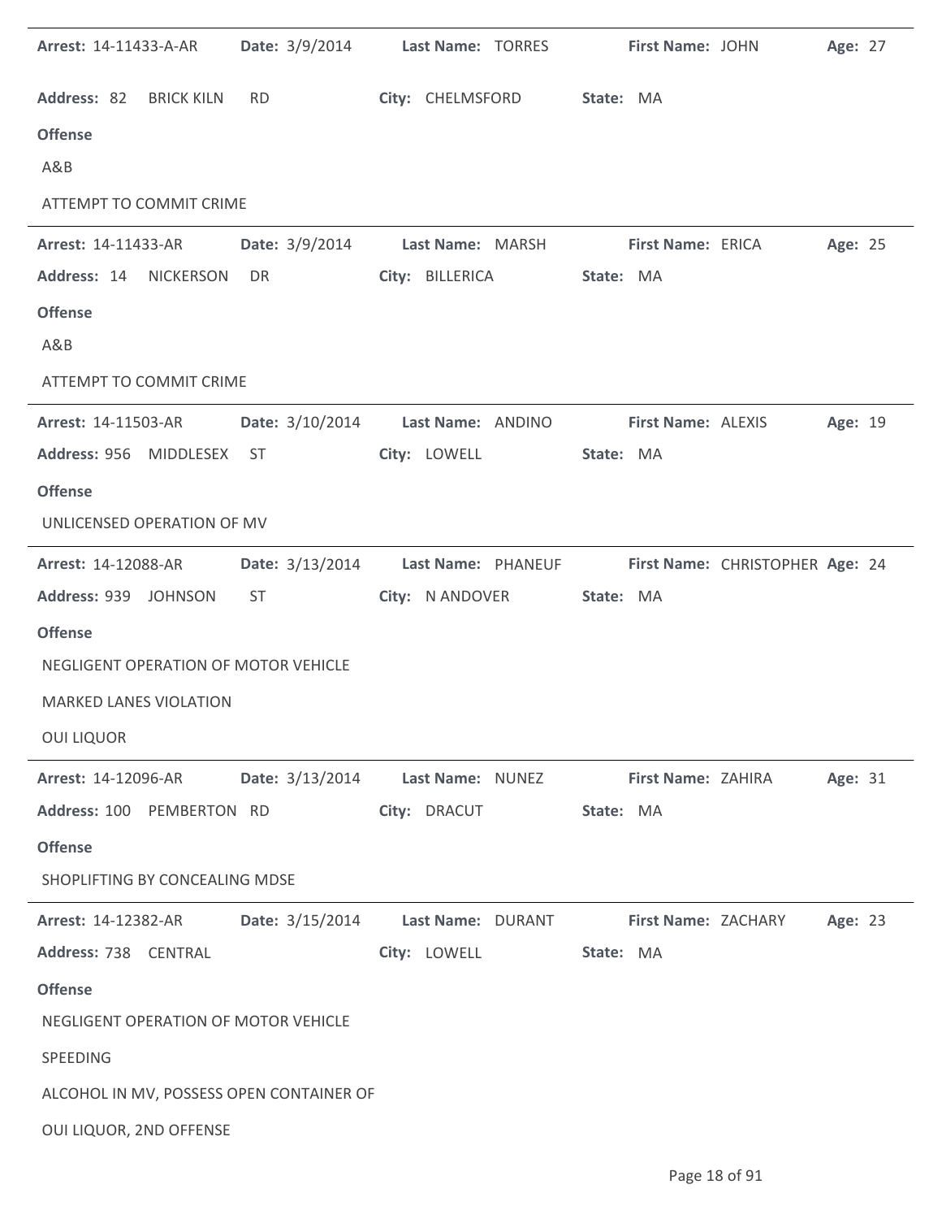**Arrest:** 14-11433-A-AR **Date:** 3/9/2014 **Last Name:** TORRES **First Name:** JOHN **Age:** 27

**Address:** 82 BRICK KILN RD **City:** CHELMSFORD **State:** MA

**Offense**

A&B

ATTEMPT TO COMMIT CRIME

---

**Arrest:** 14-11433-AR **Date:** 3/9/2014 **Last Name:** MARSH **First Name:** ERICA **Age:** 25

**Address:** 14 NICKERSON DR **City:** BILLERICA **State:** MA

**Offense**

A&B

ATTEMPT TO COMMIT CRIME

---

**Arrest:** 14-11503-AR **Date:** 3/10/2014 **Last Name:** ANDINO **First Name:** ALEXIS **Age:** 19

**Address:** 956 MIDDLESEX ST **City:** LOWELL **State:** MA

**Offense**

UNLICENSED OPERATION OF MV

---

**Arrest:** 14-12088-AR **Date:** 3/13/2014 **Last Name:** PHANEUF **First Name:** CHRISTOPHER **Age:** 24

**Address:** 939 JOHNSON ST **City:** N ANDOVER **State:** MA

**Offense**

NEGLIGENT OPERATION OF MOTOR VEHICLE

MARKED LANES VIOLATION

OUI LIQUOR

---

**Arrest:** 14-12096-AR **Date:** 3/13/2014 **Last Name:** NUNEZ **First Name:** ZAHIRA **Age:** 31

**Address:** 100 PEMBERTON RD **City:** DRACUT **State:** MA

**Offense**

SHOPLIFTING BY CONCEALING MDSE

---

**Arrest:** 14-12382-AR **Date:** 3/15/2014 **Last Name:** DURANT **First Name:** ZACHARY **Age:** 23

**Address:** 738 CENTRAL **City:** LOWELL **State:** MA

**Offense**

NEGLIGENT OPERATION OF MOTOR VEHICLE

SPEEDING

ALCOHOL IN MV, POSSESS OPEN CONTAINER OF

OUI LIQUOR, 2ND OFFENSE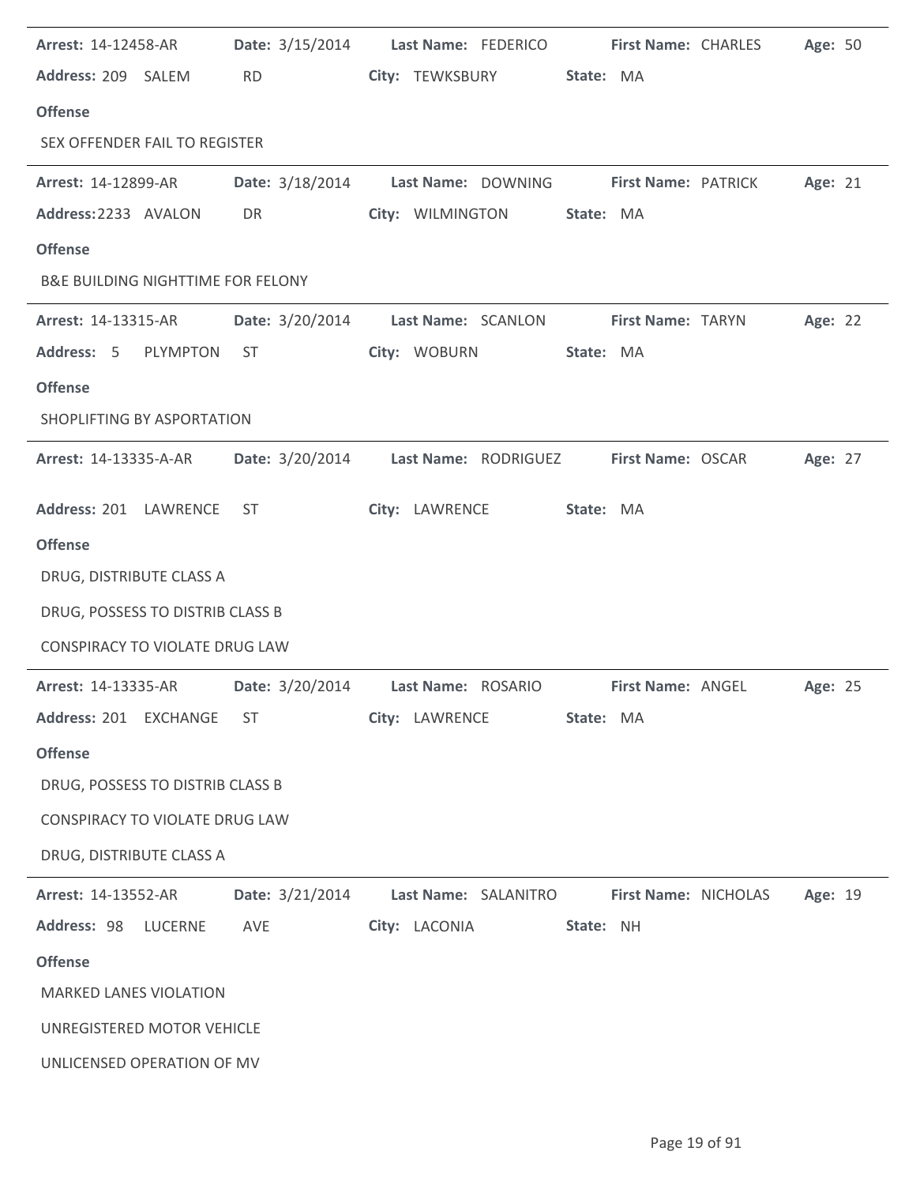**Arrest:** 14-12458-AR **Date:** 3/15/2014 **Last Name:** FEDERICO **First Name:** CHARLES **Age:** 50

**Address:** 209 SALEM RD **City:** TEWKSBURY **State:** MA

**Offense**

SEX OFFENDER FAIL TO REGISTER

---

**Arrest:** 14-12899-AR **Date:** 3/18/2014 **Last Name:** DOWNING **First Name:** PATRICK **Age:** 21

**Address:** 2233 AVALON DR **City:** WILMINGTON **State:** MA

**Offense**

B&E BUILDING NIGHTTIME FOR FELONY

---

**Arrest:** 14-13315-AR **Date:** 3/20/2014 **Last Name:** SCANLON **First Name:** TARYN **Age:** 22

**Address:** 5 PLYMPTON ST **City:** WOBURN **State:** MA

**Offense**

SHOPLIFTING BY ASPORTATION

---

**Arrest:** 14-13335-A-AR **Date:** 3/20/2014 **Last Name:** RODRIGUEZ **First Name:** OSCAR **Age:** 27

**Address:** 201 LAWRENCE ST **City:** LAWRENCE **State:** MA

**Offense**

DRUG, DISTRIBUTE CLASS A

DRUG, POSSESS TO DISTRIB CLASS B

CONSPIRACY TO VIOLATE DRUG LAW

---

**Arrest:** 14-13335-AR **Date:** 3/20/2014 **Last Name:** ROSARIO **First Name:** ANGEL **Age:** 25

**Address:** 201 EXCHANGE ST **City:** LAWRENCE **State:** MA

**Offense**

DRUG, POSSESS TO DISTRIB CLASS B

CONSPIRACY TO VIOLATE DRUG LAW

DRUG, DISTRIBUTE CLASS A

---

**Arrest:** 14-13552-AR **Date:** 3/21/2014 **Last Name:** SALANITRO **First Name:** NICHOLAS **Age:** 19

**Address:** 98 LUCERNE AVE **City:** LACONIA **State:** NH

**Offense**

MARKED LANES VIOLATION

UNREGISTERED MOTOR VEHICLE

UNLICENSED OPERATION OF MV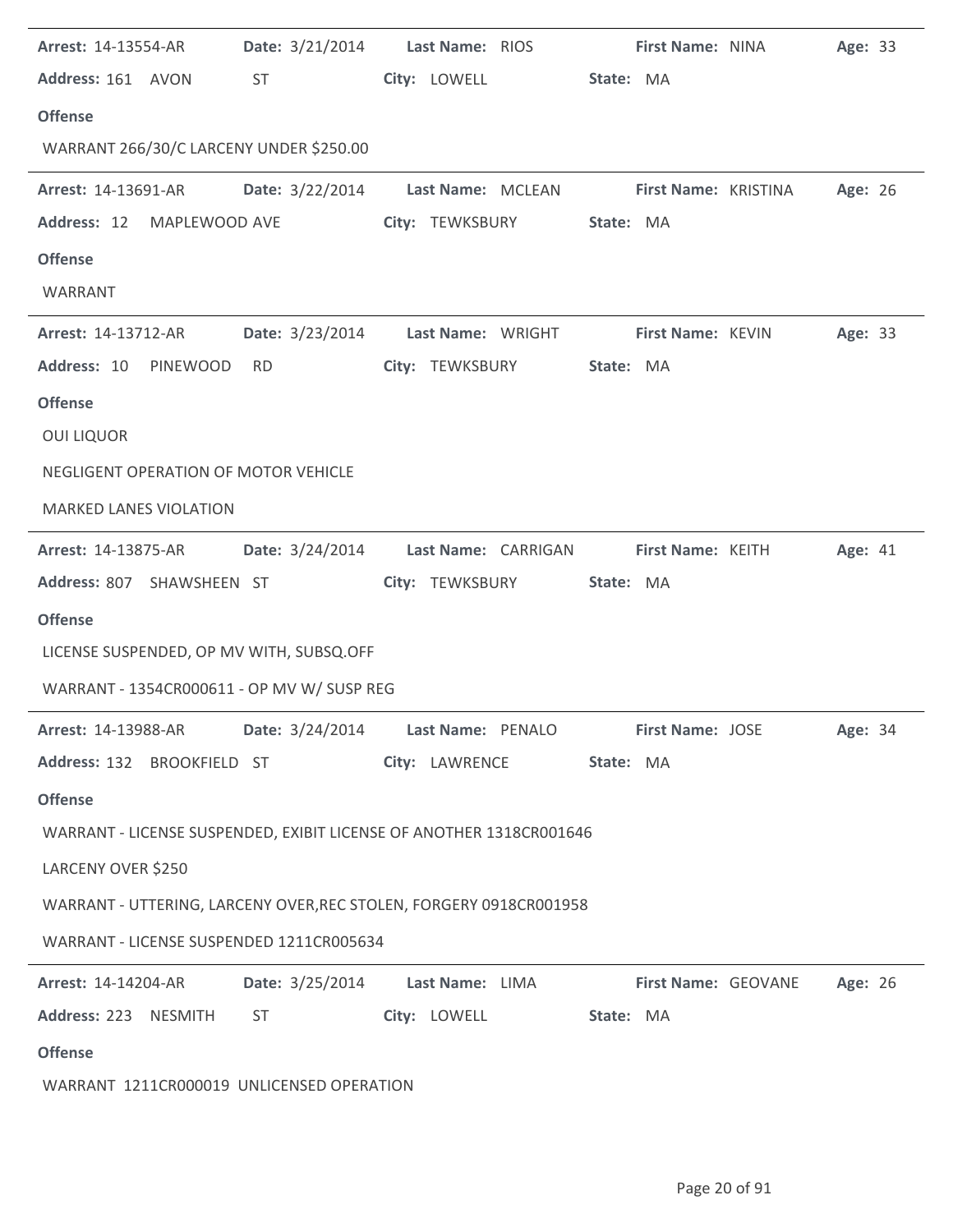**Arrest:** 14-13554-AR **Date:** 3/21/2014 **Last Name:** RIOS **First Name:** NINA **Age:** 33

**Address:** 161 AVON ST **City:** LOWELL **State:** MA

**Offense**

WARRANT 266/30/C LARCENY UNDER $250.00

---

**Arrest:** 14-13691-AR **Date:** 3/22/2014 **Last Name:** MCLEAN **First Name:** KRISTINA **Age:** 26

**Address:** 12 MAPLEWOOD AVE **City:** TEWKSBURY **State:** MA

**Offense**

WARRANT

---

**Arrest:** 14-13712-AR **Date:** 3/23/2014 **Last Name:** WRIGHT **First Name:** KEVIN **Age:** 33

**Address:** 10 PINEWOOD RD **City:** TEWKSBURY **State:** MA

**Offense**

OUI LIQUOR

NEGLIGENT OPERATION OF MOTOR VEHICLE

MARKED LANES VIOLATION

---

**Arrest:** 14-13875-AR **Date:** 3/24/2014 **Last Name:** CARRIGAN **First Name:** KEITH **Age:** 41

**Address:** 807 SHAWSHEEN ST **City:** TEWKSBURY **State:** MA

**Offense**

LICENSE SUSPENDED, OP MV WITH, SUBSQ.OFF

WARRANT - 1354CR000611 - OP MV W/ SUSP REG

---

**Arrest:** 14-13988-AR **Date:** 3/24/2014 **Last Name:** PENALO **First Name:** JOSE **Age:** 34

**Address:** 132 BROOKFIELD ST **City:** LAWRENCE **State:** MA

**Offense**

WARRANT - LICENSE SUSPENDED, EXIBIT LICENSE OF ANOTHER 1318CR001646

LARCENY OVER $250

WARRANT - UTTERING, LARCENY OVER,REC STOLEN, FORGERY 0918CR001958

WARRANT - LICENSE SUSPENDED 1211CR005634

---

**Arrest:** 14-14204-AR **Date:** 3/25/2014 **Last Name:** LIMA **First Name:** GEOVANE **Age:** 26

**Address:** 223 NESMITH ST **City:** LOWELL **State:** MA

**Offense**

WARRANT 1211CR000019 UNLICENSED OPERATION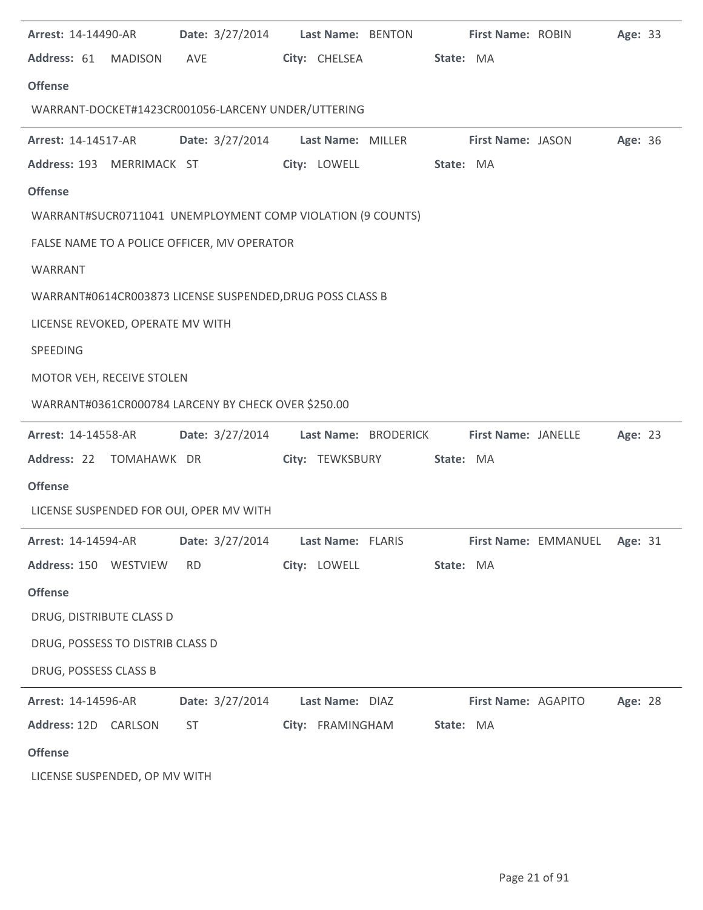**Arrest:** 14-14490-AR **Date:** 3/27/2014 **Last Name:** BENTON **First Name:** ROBIN **Age:** 33

**Address:** 61 MADISON AVE **City:** CHELSEA **State:** MA

**Offense**

WARRANT-DOCKET#1423CR001056-LARCENY UNDER/UTTERING

---

**Arrest:** 14-14517-AR **Date:** 3/27/2014 **Last Name:** MILLER **First Name:** JASON **Age:** 36

**Address:** 193 MERRIMACK ST **City:** LOWELL **State:** MA

**Offense**

WARRANT#SUCR0711041 UNEMPLOYMENT COMP VIOLATION (9 COUNTS)

FALSE NAME TO A POLICE OFFICER, MV OPERATOR

WARRANT

WARRANT#0614CR003873 LICENSE SUSPENDED,DRUG POSS CLASS B

LICENSE REVOKED, OPERATE MV WITH

SPEEDING

MOTOR VEH, RECEIVE STOLEN

WARRANT#0361CR000784 LARCENY BY CHECK OVER $250.00

---

**Arrest:** 14-14558-AR **Date:** 3/27/2014 **Last Name:** BRODERICK **First Name:** JANELLE **Age:** 23

**Address:** 22 TOMAHAWK DR **City:** TEWKSBURY **State:** MA

**Offense**

LICENSE SUSPENDED FOR OUI, OPER MV WITH

---

**Arrest:** 14-14594-AR **Date:** 3/27/2014 **Last Name:** FLARIS **First Name:** EMMANUEL **Age:** 31

**Address:** 150 WESTVIEW RD **City:** LOWELL **State:** MA

**Offense**

DRUG, DISTRIBUTE CLASS D

DRUG, POSSESS TO DISTRIB CLASS D

DRUG, POSSESS CLASS B

---

**Arrest:** 14-14596-AR **Date:** 3/27/2014 **Last Name:** DIAZ **First Name:** AGAPITO **Age:** 28

**Address:** 12D CARLSON ST **City:** FRAMINGHAM **State:** MA

**Offense**

LICENSE SUSPENDED, OP MV WITH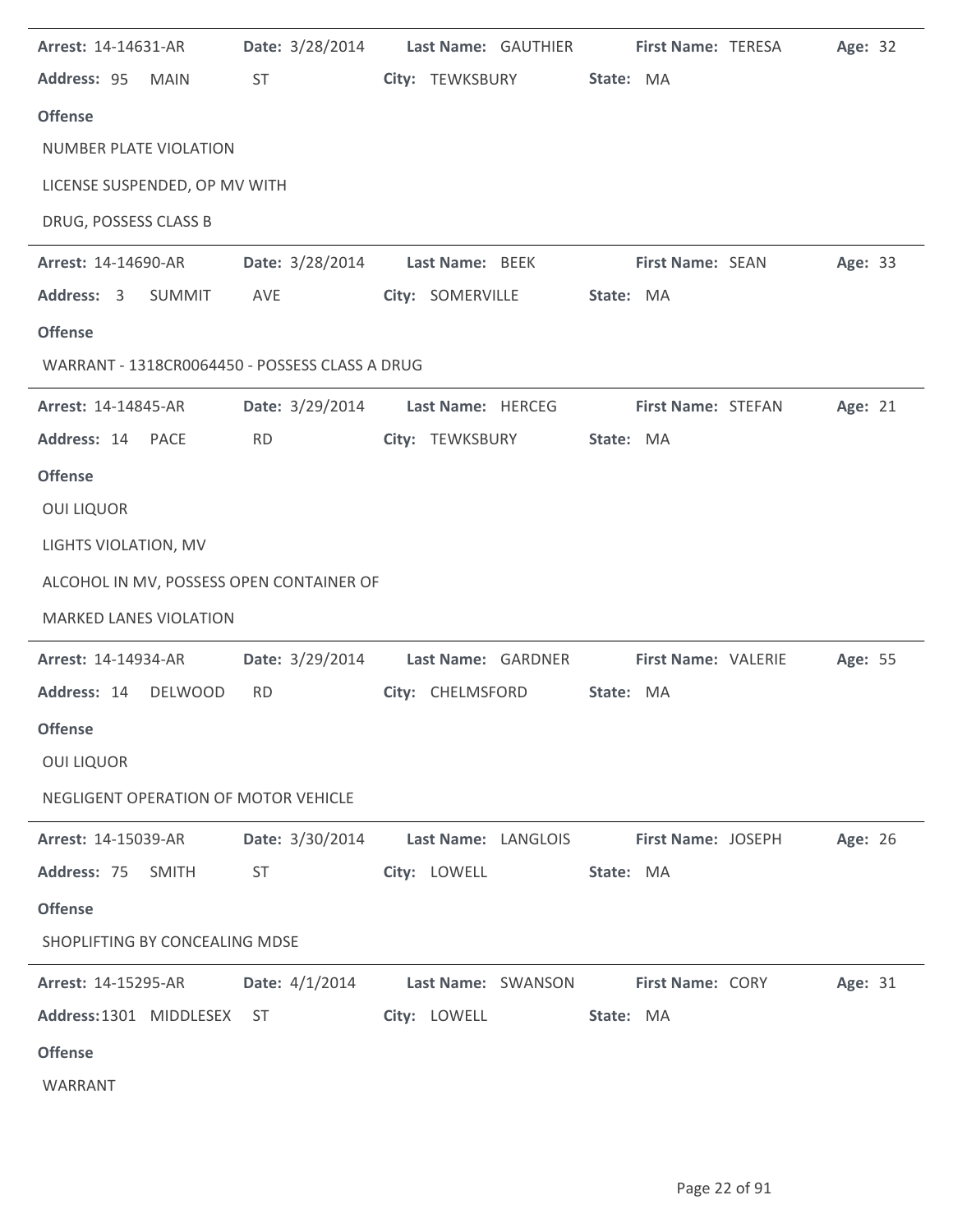**Arrest:** 14-14631-AR **Date:** 3/28/2014 **Last Name:** GAUTHIER **First Name:** TERESA **Age:** 32

**Address:** 95 MAIN ST **City:** TEWKSBURY **State:** MA

**Offense**

NUMBER PLATE VIOLATION

LICENSE SUSPENDED, OP MV WITH

DRUG, POSSESS CLASS B

---

**Arrest:** 14-14690-AR **Date:** 3/28/2014 **Last Name:** BEEK **First Name:** SEAN **Age:** 33

**Address:** 3 SUMMIT AVE **City:** SOMERVILLE **State:** MA

**Offense**

WARRANT - 1318CR0064450 - POSSESS CLASS A DRUG

---

**Arrest:** 14-14845-AR **Date:** 3/29/2014 **Last Name:** HERCEG **First Name:** STEFAN **Age:** 21

**Address:** 14 PACE RD **City:** TEWKSBURY **State:** MA

**Offense**

OUI LIQUOR

LIGHTS VIOLATION, MV

ALCOHOL IN MV, POSSESS OPEN CONTAINER OF

MARKED LANES VIOLATION

---

**Arrest:** 14-14934-AR **Date:** 3/29/2014 **Last Name:** GARDNER **First Name:** VALERIE **Age:** 55

**Address:** 14 DELWOOD RD **City:** CHELMSFORD **State:** MA

**Offense**

OUI LIQUOR

NEGLIGENT OPERATION OF MOTOR VEHICLE

---

**Arrest:** 14-15039-AR **Date:** 3/30/2014 **Last Name:** LANGLOIS **First Name:** JOSEPH **Age:** 26

**Address:** 75 SMITH ST **City:** LOWELL **State:** MA

**Offense**

SHOPLIFTING BY CONCEALING MDSE

---

**Arrest:** 14-15295-AR **Date:** 4/1/2014 **Last Name:** SWANSON **First Name:** CORY **Age:** 31

**Address:** 1301 MIDDLESEX ST **City:** LOWELL **State:** MA

**Offense**

WARRANT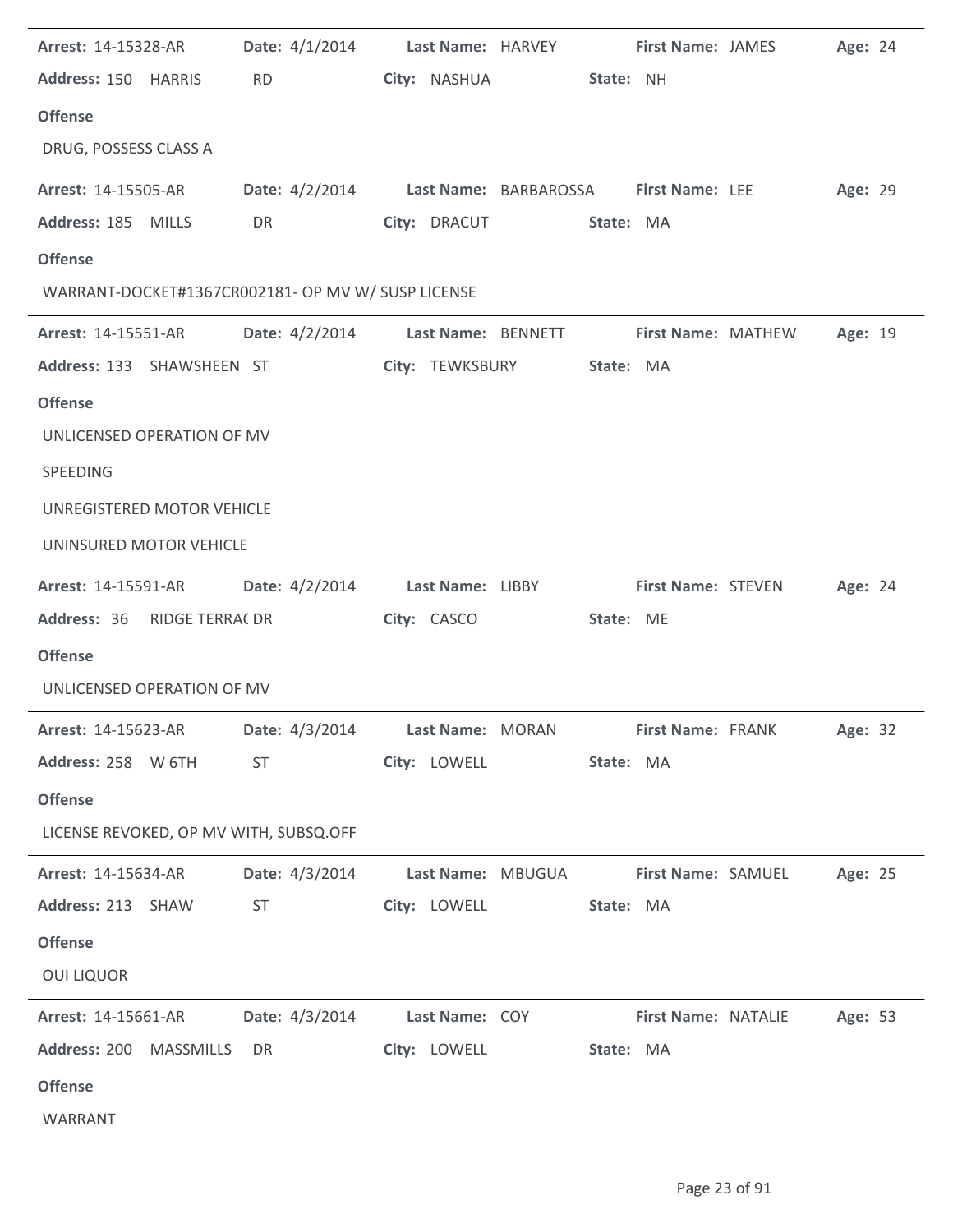**Arrest:** 14-15328-AR **Date:** 4/1/2014 **Last Name:** HARVEY **First Name:** JAMES **Age:** 24
**Address:** 150 HARRIS RD **City:** NASHUA **State:** NH

**Offense**

DRUG, POSSESS CLASS A

---

**Arrest:** 14-15505-AR **Date:** 4/2/2014 **Last Name:** BARBAROSSA **First Name:** LEE **Age:** 29
**Address:** 185 MILLS DR **City:** DRACUT **State:** MA

**Offense**

WARRANT-DOCKET#1367CR002181- OP MV W/ SUSP LICENSE

---

**Arrest:** 14-15551-AR **Date:** 4/2/2014 **Last Name:** BENNETT **First Name:** MATHEW **Age:** 19
**Address:** 133 SHAWSHEEN ST **City:** TEWKSBURY **State:** MA

**Offense**

UNLICENSED OPERATION OF MV

SPEEDING

UNREGISTERED MOTOR VEHICLE

UNINSURED MOTOR VEHICLE

---

**Arrest:** 14-15591-AR **Date:** 4/2/2014 **Last Name:** LIBBY **First Name:** STEVEN **Age:** 24
**Address:** 36 RIDGE TERRAC DR **City:** CASCO **State:** ME

**Offense**

UNLICENSED OPERATION OF MV

---

**Arrest:** 14-15623-AR **Date:** 4/3/2014 **Last Name:** MORAN **First Name:** FRANK **Age:** 32
**Address:** 258 W 6TH ST **City:** LOWELL **State:** MA

**Offense**

LICENSE REVOKED, OP MV WITH, SUBSQ.OFF

---

**Arrest:** 14-15634-AR **Date:** 4/3/2014 **Last Name:** MBUGUA **First Name:** SAMUEL **Age:** 25
**Address:** 213 SHAW ST **City:** LOWELL **State:** MA

**Offense**

OUI LIQUOR

---

**Arrest:** 14-15661-AR **Date:** 4/3/2014 **Last Name:** COY **First Name:** NATALIE **Age:** 53
**Address:** 200 MASSMILLS DR **City:** LOWELL **State:** MA

**Offense**

WARRANT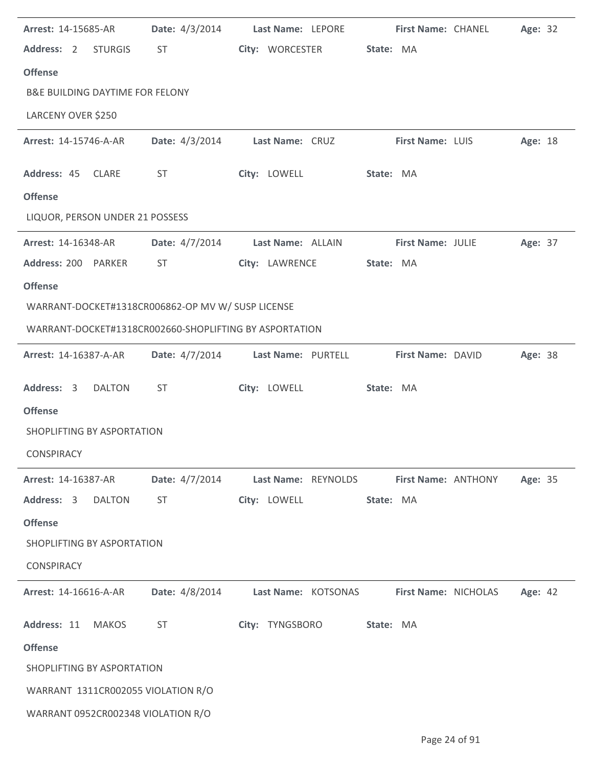**Arrest:** 14-15685-AR **Date:** 4/3/2014 **Last Name:** LEPORE **First Name:** CHANEL **Age:** 32

**Address:** 2 STURGIS ST **City:** WORCESTER **State:** MA

**Offense**

B&E BUILDING DAYTIME FOR FELONY

LARCENY OVER $250

---

**Arrest:** 14-15746-A-AR **Date:** 4/3/2014 **Last Name:** CRUZ **First Name:** LUIS **Age:** 18

**Address:** 45 CLARE ST **City:** LOWELL **State:** MA

**Offense**

LIQUOR, PERSON UNDER 21 POSSESS

---

**Arrest:** 14-16348-AR **Date:** 4/7/2014 **Last Name:** ALLAIN **First Name:** JULIE **Age:** 37

**Address:** 200 PARKER ST **City:** LAWRENCE **State:** MA

**Offense**

WARRANT-DOCKET#1318CR006862-OP MV W/ SUSP LICENSE

WARRANT-DOCKET#1318CR002660-SHOPLIFTING BY ASPORTATION

---

**Arrest:** 14-16387-A-AR **Date:** 4/7/2014 **Last Name:** PURTELL **First Name:** DAVID **Age:** 38

**Address:** 3 DALTON ST **City:** LOWELL **State:** MA

**Offense**

SHOPLIFTING BY ASPORTATION

CONSPIRACY

---

**Arrest:** 14-16387-AR **Date:** 4/7/2014 **Last Name:** REYNOLDS **First Name:** ANTHONY **Age:** 35

**Address:** 3 DALTON ST **City:** LOWELL **State:** MA

**Offense**

SHOPLIFTING BY ASPORTATION

CONSPIRACY

---

**Arrest:** 14-16616-A-AR **Date:** 4/8/2014 **Last Name:** KOTSONAS **First Name:** NICHOLAS **Age:** 42

**Address:** 11 MAKOS ST **City:** TYNGSBORO **State:** MA

**Offense**

SHOPLIFTING BY ASPORTATION

WARRANT 1311CR002055 VIOLATION R/O

WARRANT 0952CR002348 VIOLATION R/O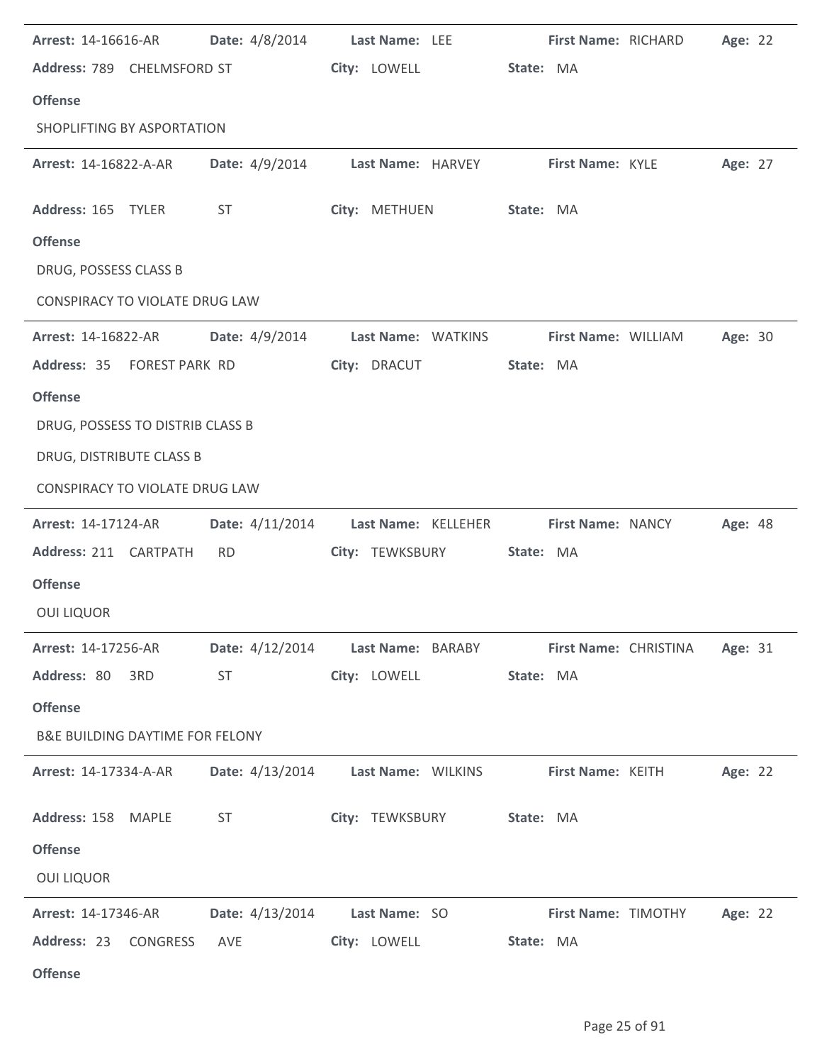**Arrest:** 14-16616-AR **Date:** 4/8/2014 **Last Name:** LEE **First Name:** RICHARD **Age:** 22

**Address:** 789 CHELMSFORD ST **City:** LOWELL **State:** MA

**Offense**

SHOPLIFTING BY ASPORTATION

---

**Arrest:** 14-16822-A-AR **Date:** 4/9/2014 **Last Name:** HARVEY **First Name:** KYLE **Age:** 27

**Address:** 165 TYLER ST **City:** METHUEN **State:** MA

**Offense**

DRUG, POSSESS CLASS B

CONSPIRACY TO VIOLATE DRUG LAW

---

**Arrest:** 14-16822-AR **Date:** 4/9/2014 **Last Name:** WATKINS **First Name:** WILLIAM **Age:** 30

**Address:** 35 FOREST PARK RD **City:** DRACUT **State:** MA

**Offense**

DRUG, POSSESS TO DISTRIB CLASS B

DRUG, DISTRIBUTE CLASS B

CONSPIRACY TO VIOLATE DRUG LAW

---

**Arrest:** 14-17124-AR **Date:** 4/11/2014 **Last Name:** KELLEHER **First Name:** NANCY **Age:** 48

**Address:** 211 CARTPATH RD **City:** TEWKSBURY **State:** MA

**Offense**

OUI LIQUOR

---

**Arrest:** 14-17256-AR **Date:** 4/12/2014 **Last Name:** BARABY **First Name:** CHRISTINA **Age:** 31

**Address:** 80 3RD ST **City:** LOWELL **State:** MA

**Offense**

B&E BUILDING DAYTIME FOR FELONY

---

**Arrest:** 14-17334-A-AR **Date:** 4/13/2014 **Last Name:** WILKINS **First Name:** KEITH **Age:** 22

**Address:** 158 MAPLE ST **City:** TEWKSBURY **State:** MA

**Offense**

OUI LIQUOR

---

**Arrest:** 14-17346-AR **Date:** 4/13/2014 **Last Name:** SO **First Name:** TIMOTHY **Age:** 22

**Address:** 23 CONGRESS AVE **City:** LOWELL **State:** MA

**Offense**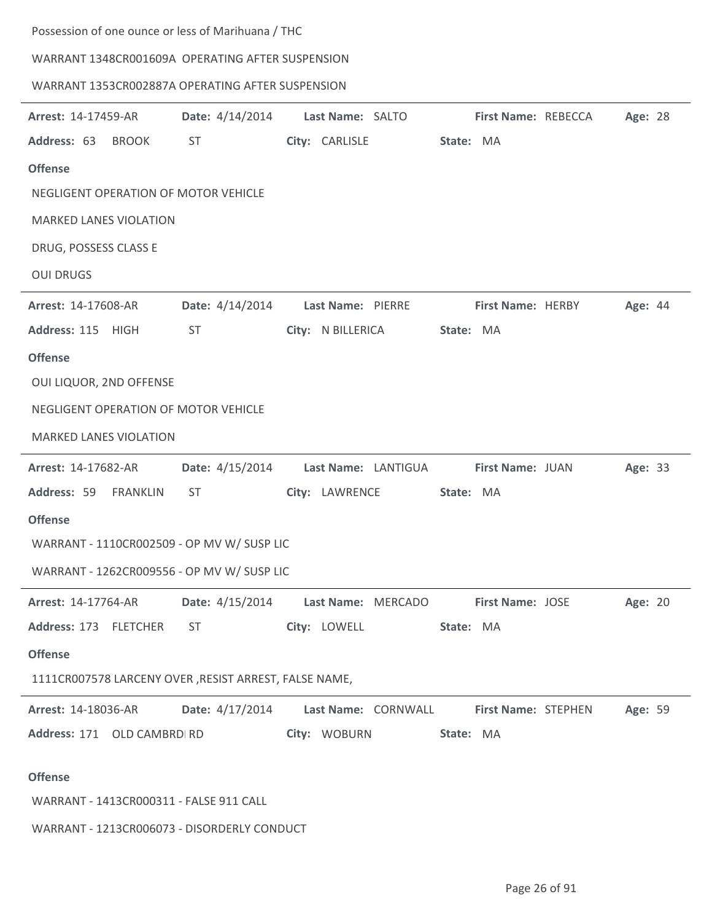Possession of one ounce or less of Marihuana / THC

WARRANT 1348CR001609A OPERATING AFTER SUSPENSION

WARRANT 1353CR002887A OPERATING AFTER SUSPENSION

---

**Arrest:** 14-17459-AR **Date:** 4/14/2014 **Last Name:** SALTO **First Name:** REBECCA **Age:** 28

**Address:** 63 BROOK ST **City:** CARLISLE **State:** MA

**Offense**

NEGLIGENT OPERATION OF MOTOR VEHICLE

MARKED LANES VIOLATION

DRUG, POSSESS CLASS E

OUI DRUGS

---

**Arrest:** 14-17608-AR **Date:** 4/14/2014 **Last Name:** PIERRE **First Name:** HERBY **Age:** 44

**Address:** 115 HIGH ST **City:** N BILLERICA **State:** MA

**Offense**

OUI LIQUOR, 2ND OFFENSE

NEGLIGENT OPERATION OF MOTOR VEHICLE

MARKED LANES VIOLATION

---

**Arrest:** 14-17682-AR **Date:** 4/15/2014 **Last Name:** LANTIGUA **First Name:** JUAN **Age:** 33

**Address:** 59 FRANKLIN ST **City:** LAWRENCE **State:** MA

**Offense**

WARRANT - 1110CR002509 - OP MV W/ SUSP LIC

WARRANT - 1262CR009556 - OP MV W/ SUSP LIC

---

**Arrest:** 14-17764-AR **Date:** 4/15/2014 **Last Name:** MERCADO **First Name:** JOSE **Age:** 20

**Address:** 173 FLETCHER ST **City:** LOWELL **State:** MA

**Offense**

1111CR007578 LARCENY OVER ,RESIST ARREST, FALSE NAME,

---

**Arrest:** 14-18036-AR **Date:** 4/17/2014 **Last Name:** CORNWALL **First Name:** STEPHEN **Age:** 59

**Address:** 171 OLD CAMBRDI RD **City:** WOBURN **State:** MA

**Offense**

WARRANT - 1413CR000311 - FALSE 911 CALL

WARRANT - 1213CR006073 - DISORDERLY CONDUCT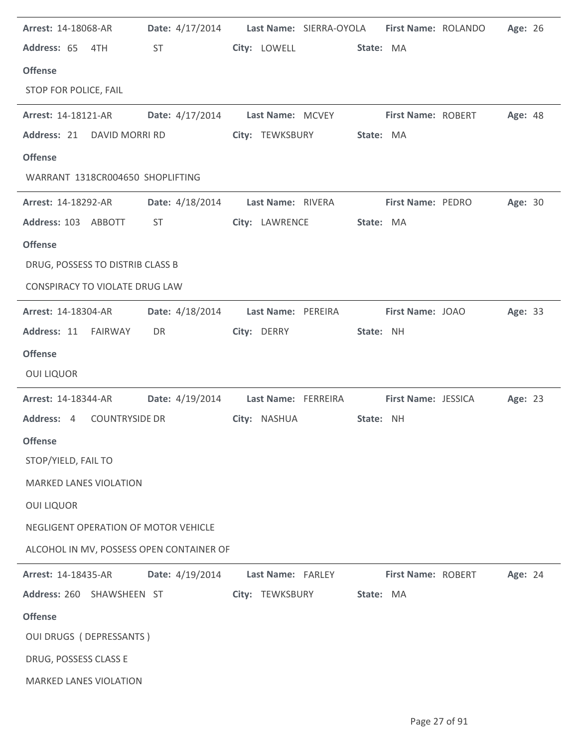**Arrest:** 14-18068-AR **Date:** 4/17/2014 **Last Name:** SIERRA-OYOLA **First Name:** ROLANDO **Age:** 26
**Address:** 65 4TH ST **City:** LOWELL **State:** MA

**Offense**

STOP FOR POLICE, FAIL

---

**Arrest:** 14-18121-AR **Date:** 4/17/2014 **Last Name:** MCVEY **First Name:** ROBERT **Age:** 48
**Address:** 21 DAVID MORRI RD **City:** TEWKSBURY **State:** MA

**Offense**

WARRANT 1318CR004650 SHOPLIFTING

---

**Arrest:** 14-18292-AR **Date:** 4/18/2014 **Last Name:** RIVERA **First Name:** PEDRO **Age:** 30
**Address:** 103 ABBOTT ST **City:** LAWRENCE **State:** MA

**Offense**

DRUG, POSSESS TO DISTRIB CLASS B

CONSPIRACY TO VIOLATE DRUG LAW

---

**Arrest:** 14-18304-AR **Date:** 4/18/2014 **Last Name:** PEREIRA **First Name:** JOAO **Age:** 33
**Address:** 11 FAIRWAY DR **City:** DERRY **State:** NH

**Offense**

OUI LIQUOR

---

**Arrest:** 14-18344-AR **Date:** 4/19/2014 **Last Name:** FERREIRA **First Name:** JESSICA **Age:** 23
**Address:** 4 COUNTRYSIDE DR **City:** NASHUA **State:** NH

**Offense**

STOP/YIELD, FAIL TO

MARKED LANES VIOLATION

OUI LIQUOR

NEGLIGENT OPERATION OF MOTOR VEHICLE

ALCOHOL IN MV, POSSESS OPEN CONTAINER OF

---

**Arrest:** 14-18435-AR **Date:** 4/19/2014 **Last Name:** FARLEY **First Name:** ROBERT **Age:** 24
**Address:** 260 SHAWSHEEN ST **City:** TEWKSBURY **State:** MA

**Offense**

OUI DRUGS ( DEPRESSANTS )

DRUG, POSSESS CLASS E

MARKED LANES VIOLATION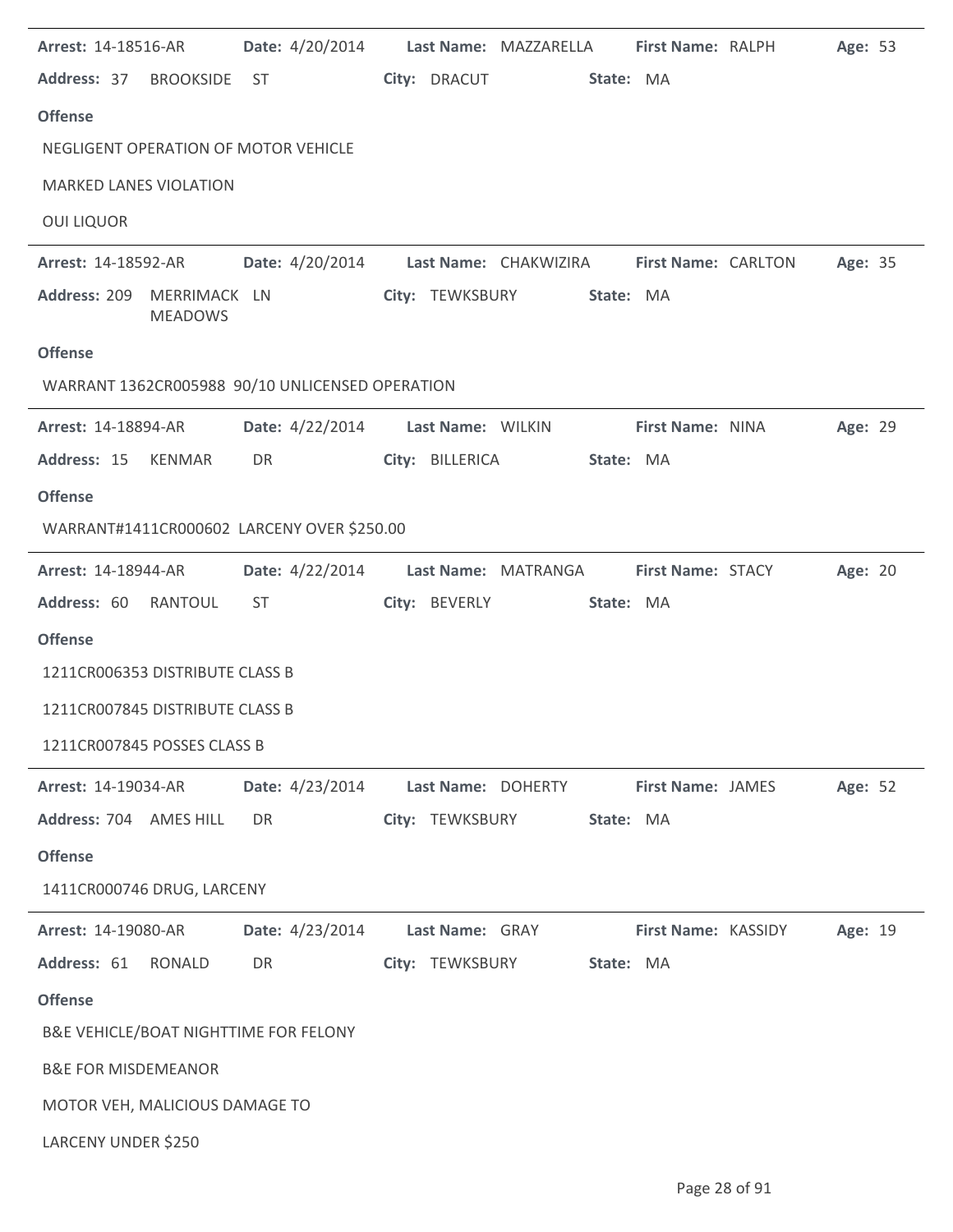**Arrest:** 14-18516-AR **Date:** 4/20/2014 **Last Name:** MAZZARELLA **First Name:** RALPH **Age:** 53

**Address:** 37 BROOKSIDE ST **City:** DRACUT **State:** MA

**Offense**

NEGLIGENT OPERATION OF MOTOR VEHICLE

MARKED LANES VIOLATION

OUI LIQUOR

---

**Arrest:** 14-18592-AR **Date:** 4/20/2014 **Last Name:** CHAKWIZIRA **First Name:** CARLTON **Age:** 35

**Address:** 209 MERRIMACK MEADOWS LN **City:** TEWKSBURY **State:** MA

**Offense**

WARRANT 1362CR005988 90/10 UNLICENSED OPERATION

---

**Arrest:** 14-18894-AR **Date:** 4/22/2014 **Last Name:** WILKIN **First Name:** NINA **Age:** 29

**Address:** 15 KENMAR DR **City:** BILLERICA **State:** MA

**Offense**

WARRANT#1411CR000602 LARCENY OVER $250.00

---

**Arrest:** 14-18944-AR **Date:** 4/22/2014 **Last Name:** MATRANGA **First Name:** STACY **Age:** 20

**Address:** 60 RANTOUL ST **City:** BEVERLY **State:** MA

**Offense**

1211CR006353 DISTRIBUTE CLASS B

1211CR007845 DISTRIBUTE CLASS B

1211CR007845 POSSES CLASS B

---

**Arrest:** 14-19034-AR **Date:** 4/23/2014 **Last Name:** DOHERTY **First Name:** JAMES **Age:** 52

**Address:** 704 AMES HILL DR **City:** TEWKSBURY **State:** MA

**Offense**

1411CR000746 DRUG, LARCENY

---

**Arrest:** 14-19080-AR **Date:** 4/23/2014 **Last Name:** GRAY **First Name:** KASSIDY **Age:** 19

**Address:** 61 RONALD DR **City:** TEWKSBURY **State:** MA

**Offense**

B&E VEHICLE/BOAT NIGHTTIME FOR FELONY

B&E FOR MISDEMEANOR

MOTOR VEH, MALICIOUS DAMAGE TO

LARCENY UNDER $250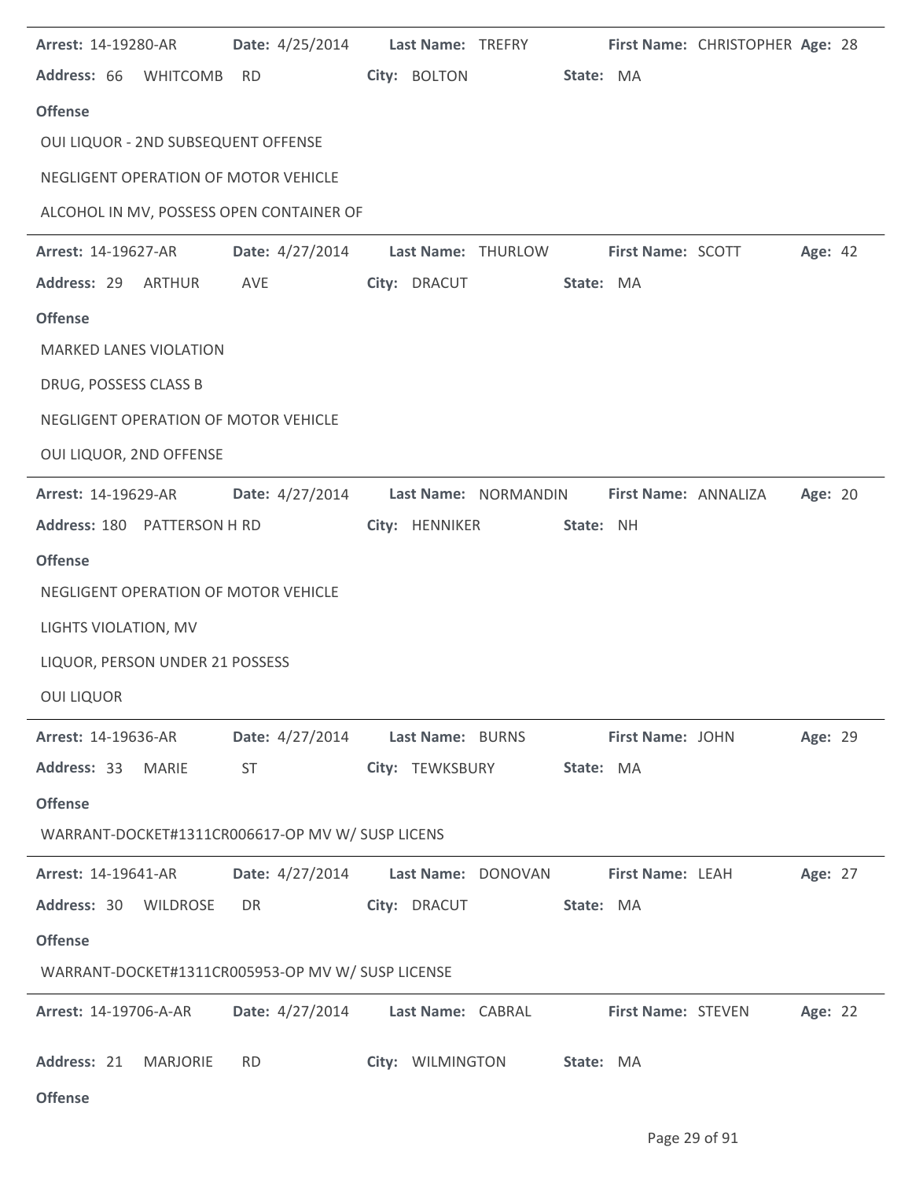**Arrest:** 14-19280-AR **Date:** 4/25/2014 **Last Name:** TREFRY **First Name:** CHRISTOPHER **Age:** 28

**Address:** 66 WHITCOMB RD **City:** BOLTON **State:** MA

**Offense**

OUI LIQUOR - 2ND SUBSEQUENT OFFENSE

NEGLIGENT OPERATION OF MOTOR VEHICLE

ALCOHOL IN MV, POSSESS OPEN CONTAINER OF

---

**Arrest:** 14-19627-AR **Date:** 4/27/2014 **Last Name:** THURLOW **First Name:** SCOTT **Age:** 42

**Address:** 29 ARTHUR AVE **City:** DRACUT **State:** MA

**Offense**

MARKED LANES VIOLATION

DRUG, POSSESS CLASS B

NEGLIGENT OPERATION OF MOTOR VEHICLE

OUI LIQUOR, 2ND OFFENSE

---

**Arrest:** 14-19629-AR **Date:** 4/27/2014 **Last Name:** NORMANDIN **First Name:** ANNALIZA **Age:** 20

**Address:** 180 PATTERSON H RD **City:** HENNIKER **State:** NH

**Offense**

NEGLIGENT OPERATION OF MOTOR VEHICLE

LIGHTS VIOLATION, MV

LIQUOR, PERSON UNDER 21 POSSESS

OUI LIQUOR

---

**Arrest:** 14-19636-AR **Date:** 4/27/2014 **Last Name:** BURNS **First Name:** JOHN **Age:** 29

**Address:** 33 MARIE ST **City:** TEWKSBURY **State:** MA

**Offense**

WARRANT-DOCKET#1311CR006617-OP MV W/ SUSP LICENS

---

**Arrest:** 14-19641-AR **Date:** 4/27/2014 **Last Name:** DONOVAN **First Name:** LEAH **Age:** 27

**Address:** 30 WILDROSE DR **City:** DRACUT **State:** MA

**Offense**

WARRANT-DOCKET#1311CR005953-OP MV W/ SUSP LICENSE

---

**Arrest:** 14-19706-A-AR **Date:** 4/27/2014 **Last Name:** CABRAL **First Name:** STEVEN **Age:** 22

**Address:** 21 MARJORIE RD **City:** WILMINGTON **State:** MA

**Offense**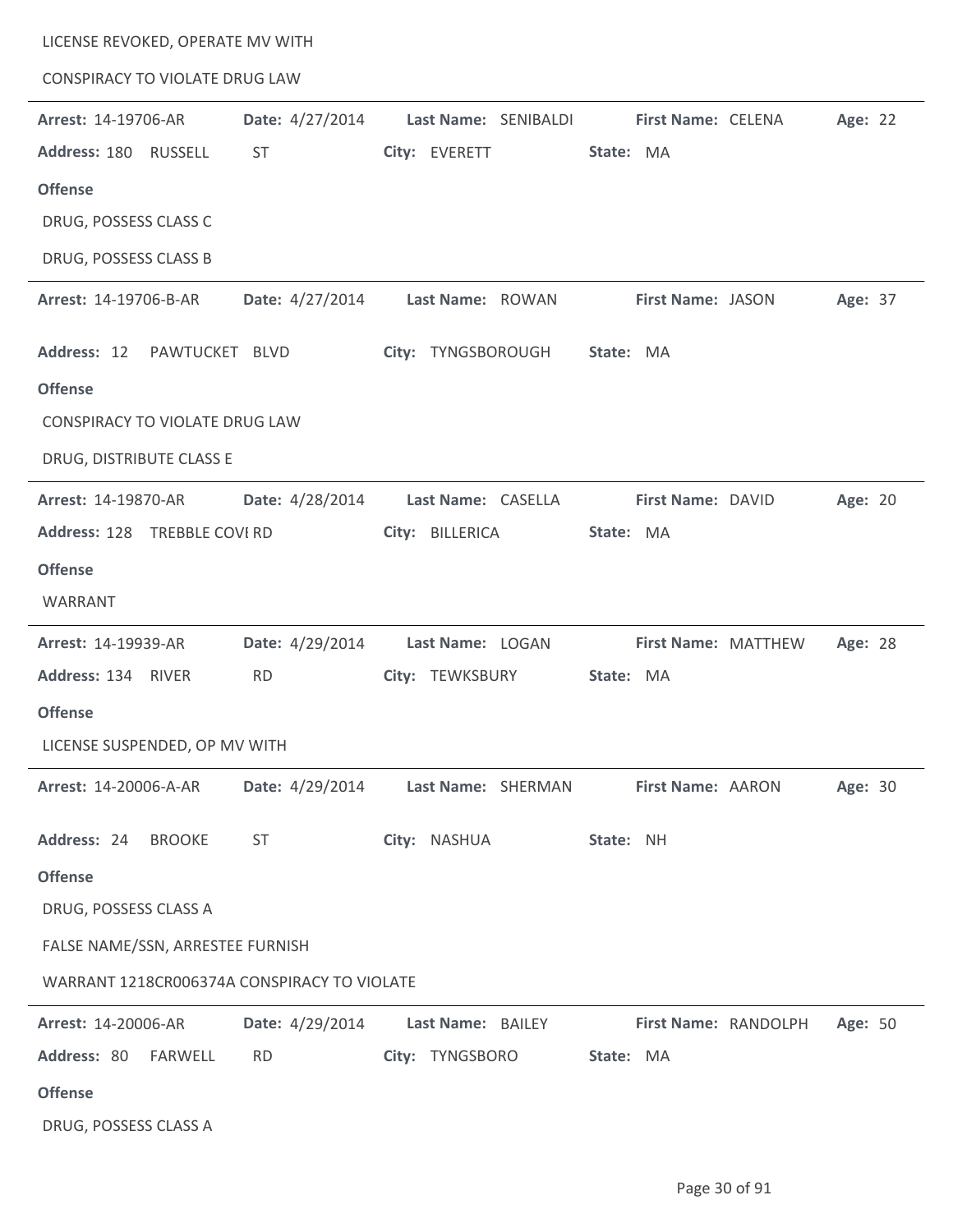LICENSE REVOKED, OPERATE MV WITH

CONSPIRACY TO VIOLATE DRUG LAW

---

**Arrest:** 14-19706-AR **Date:** 4/27/2014 **Last Name:** SENIBALDI **First Name:** CELENA **Age:** 22

**Address:** 180 RUSSELL ST **City:** EVERETT **State:** MA

**Offense**

DRUG, POSSESS CLASS C

DRUG, POSSESS CLASS B

---

**Arrest:** 14-19706-B-AR **Date:** 4/27/2014 **Last Name:** ROWAN **First Name:** JASON **Age:** 37

**Address:** 12 PAWTUCKET BLVD **City:** TYNGSBOROUGH **State:** MA

**Offense**

CONSPIRACY TO VIOLATE DRUG LAW

DRUG, DISTRIBUTE CLASS E

---

**Arrest:** 14-19870-AR **Date:** 4/28/2014 **Last Name:** CASELLA **First Name:** DAVID **Age:** 20

**Address:** 128 TREBBLE COVI RD **City:** BILLERICA **State:** MA

**Offense**

WARRANT

---

**Arrest:** 14-19939-AR **Date:** 4/29/2014 **Last Name:** LOGAN **First Name:** MATTHEW **Age:** 28

**Address:** 134 RIVER RD **City:** TEWKSBURY **State:** MA

**Offense**

LICENSE SUSPENDED, OP MV WITH

---

**Arrest:** 14-20006-A-AR **Date:** 4/29/2014 **Last Name:** SHERMAN **First Name:** AARON **Age:** 30

**Address:** 24 BROOKE ST **City:** NASHUA **State:** NH

**Offense**

DRUG, POSSESS CLASS A

FALSE NAME/SSN, ARRESTEE FURNISH

WARRANT 1218CR006374A CONSPIRACY TO VIOLATE

---

**Arrest:** 14-20006-AR **Date:** 4/29/2014 **Last Name:** BAILEY **First Name:** RANDOLPH **Age:** 50

**Address:** 80 FARWELL RD **City:** TYNGSBORO **State:** MA

**Offense**

DRUG, POSSESS CLASS A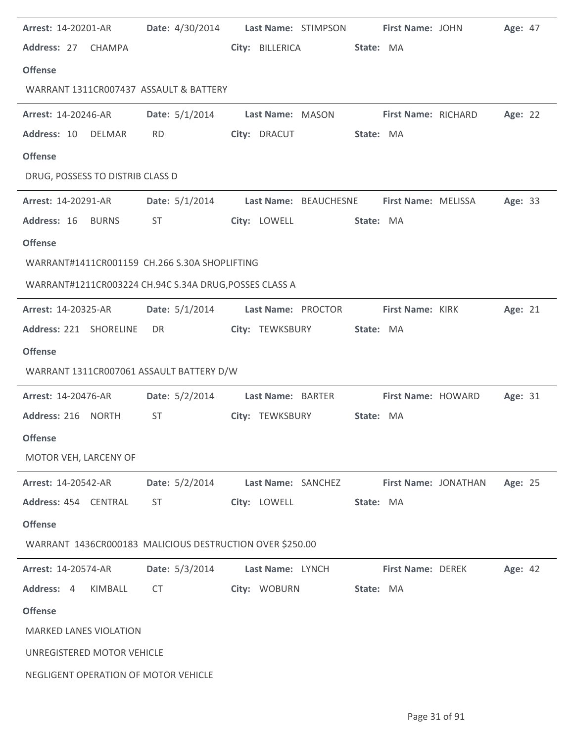**Arrest:** 14-20201-AR **Date:** 4/30/2014 **Last Name:** STIMPSON **First Name:** JOHN **Age:** 47

**Address:** 27 CHAMPA **City:** BILLERICA **State:** MA

**Offense**

WARRANT 1311CR007437 ASSAULT & BATTERY

---

**Arrest:** 14-20246-AR **Date:** 5/1/2014 **Last Name:** MASON **First Name:** RICHARD **Age:** 22

**Address:** 10 DELMAR RD **City:** DRACUT **State:** MA

**Offense**

DRUG, POSSESS TO DISTRIB CLASS D

---

**Arrest:** 14-20291-AR **Date:** 5/1/2014 **Last Name:** BEAUCHESNE **First Name:** MELISSA **Age:** 33

**Address:** 16 BURNS ST **City:** LOWELL **State:** MA

**Offense**

WARRANT#1411CR001159 CH.266 S.30A SHOPLIFTING

WARRANT#1211CR003224 CH.94C S.34A DRUG,POSSES CLASS A

---

**Arrest:** 14-20325-AR **Date:** 5/1/2014 **Last Name:** PROCTOR **First Name:** KIRK **Age:** 21

**Address:** 221 SHORELINE DR **City:** TEWKSBURY **State:** MA

**Offense**

WARRANT 1311CR007061 ASSAULT BATTERY D/W

---

**Arrest:** 14-20476-AR **Date:** 5/2/2014 **Last Name:** BARTER **First Name:** HOWARD **Age:** 31

**Address:** 216 NORTH ST **City:** TEWKSBURY **State:** MA

**Offense**

MOTOR VEH, LARCENY OF

---

**Arrest:** 14-20542-AR **Date:** 5/2/2014 **Last Name:** SANCHEZ **First Name:** JONATHAN **Age:** 25

**Address:** 454 CENTRAL ST **City:** LOWELL **State:** MA

**Offense**

WARRANT 1436CR000183 MALICIOUS DESTRUCTION OVER $250.00

---

**Arrest:** 14-20574-AR **Date:** 5/3/2014 **Last Name:** LYNCH **First Name:** DEREK **Age:** 42

**Address:** 4 KIMBALL CT **City:** WOBURN **State:** MA

**Offense**

MARKED LANES VIOLATION

UNREGISTERED MOTOR VEHICLE

NEGLIGENT OPERATION OF MOTOR VEHICLE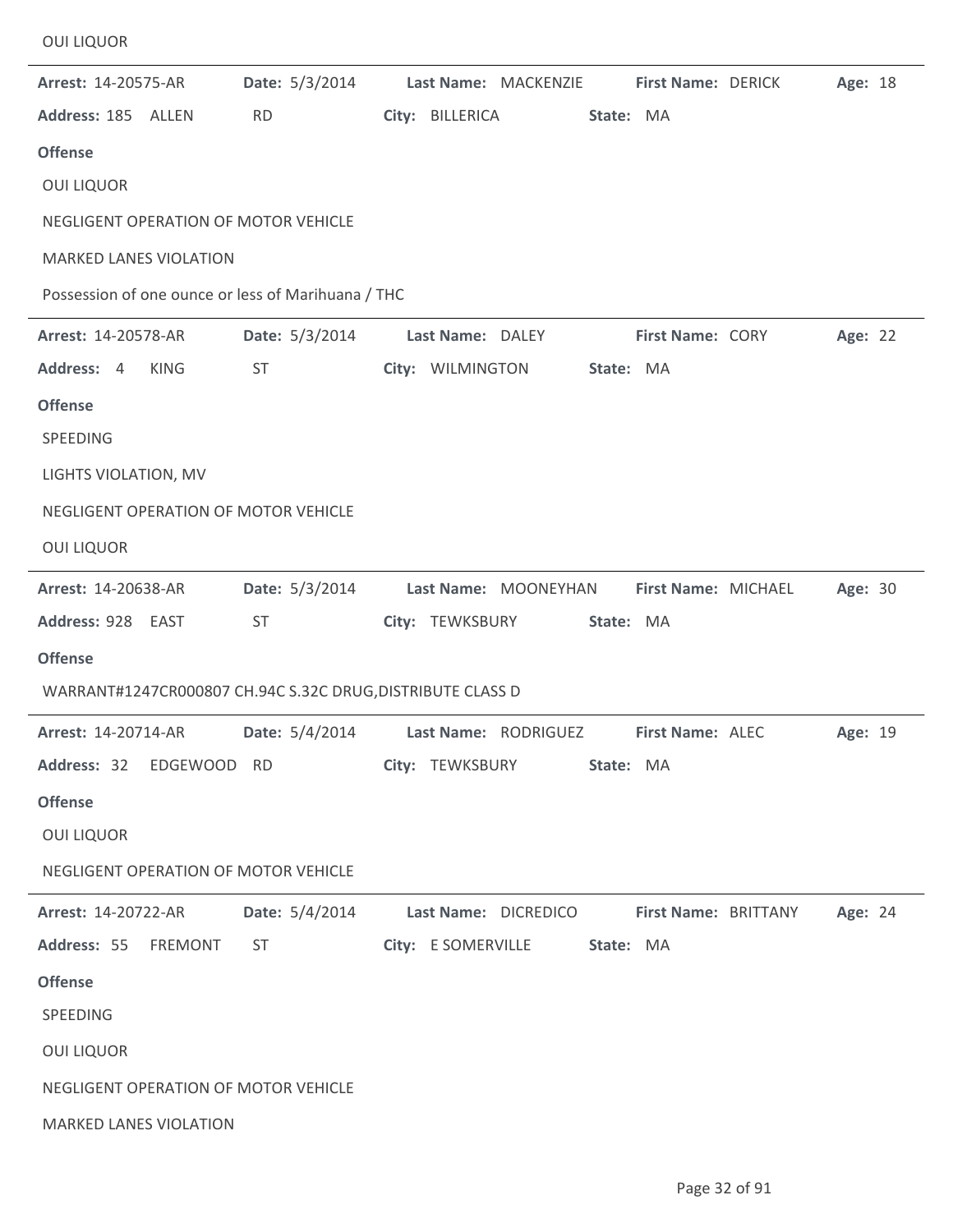OUI LIQUOR

---

**Arrest:** 14-20575-AR **Date:** 5/3/2014 **Last Name:** MACKENZIE **First Name:** DERICK **Age:** 18

**Address:** 185 ALLEN RD **City:** BILLERICA **State:** MA

**Offense**

OUI LIQUOR

NEGLIGENT OPERATION OF MOTOR VEHICLE

MARKED LANES VIOLATION

Possession of one ounce or less of Marihuana / THC

---

**Arrest:** 14-20578-AR **Date:** 5/3/2014 **Last Name:** DALEY **First Name:** CORY **Age:** 22

**Address:** 4 KING ST **City:** WILMINGTON **State:** MA

**Offense**

SPEEDING

LIGHTS VIOLATION, MV

NEGLIGENT OPERATION OF MOTOR VEHICLE

OUI LIQUOR

---

**Arrest:** 14-20638-AR **Date:** 5/3/2014 **Last Name:** MOONEYHAN **First Name:** MICHAEL **Age:** 30

**Address:** 928 EAST ST **City:** TEWKSBURY **State:** MA

**Offense**

WARRANT#1247CR000807 CH.94C S.32C DRUG,DISTRIBUTE CLASS D

---

**Arrest:** 14-20714-AR **Date:** 5/4/2014 **Last Name:** RODRIGUEZ **First Name:** ALEC **Age:** 19

**Address:** 32 EDGEWOOD RD **City:** TEWKSBURY **State:** MA

**Offense**

OUI LIQUOR

NEGLIGENT OPERATION OF MOTOR VEHICLE

---

**Arrest:** 14-20722-AR **Date:** 5/4/2014 **Last Name:** DICREDICO **First Name:** BRITTANY **Age:** 24

**Address:** 55 FREMONT ST **City:** E SOMERVILLE **State:** MA

**Offense**

SPEEDING

OUI LIQUOR

NEGLIGENT OPERATION OF MOTOR VEHICLE

MARKED LANES VIOLATION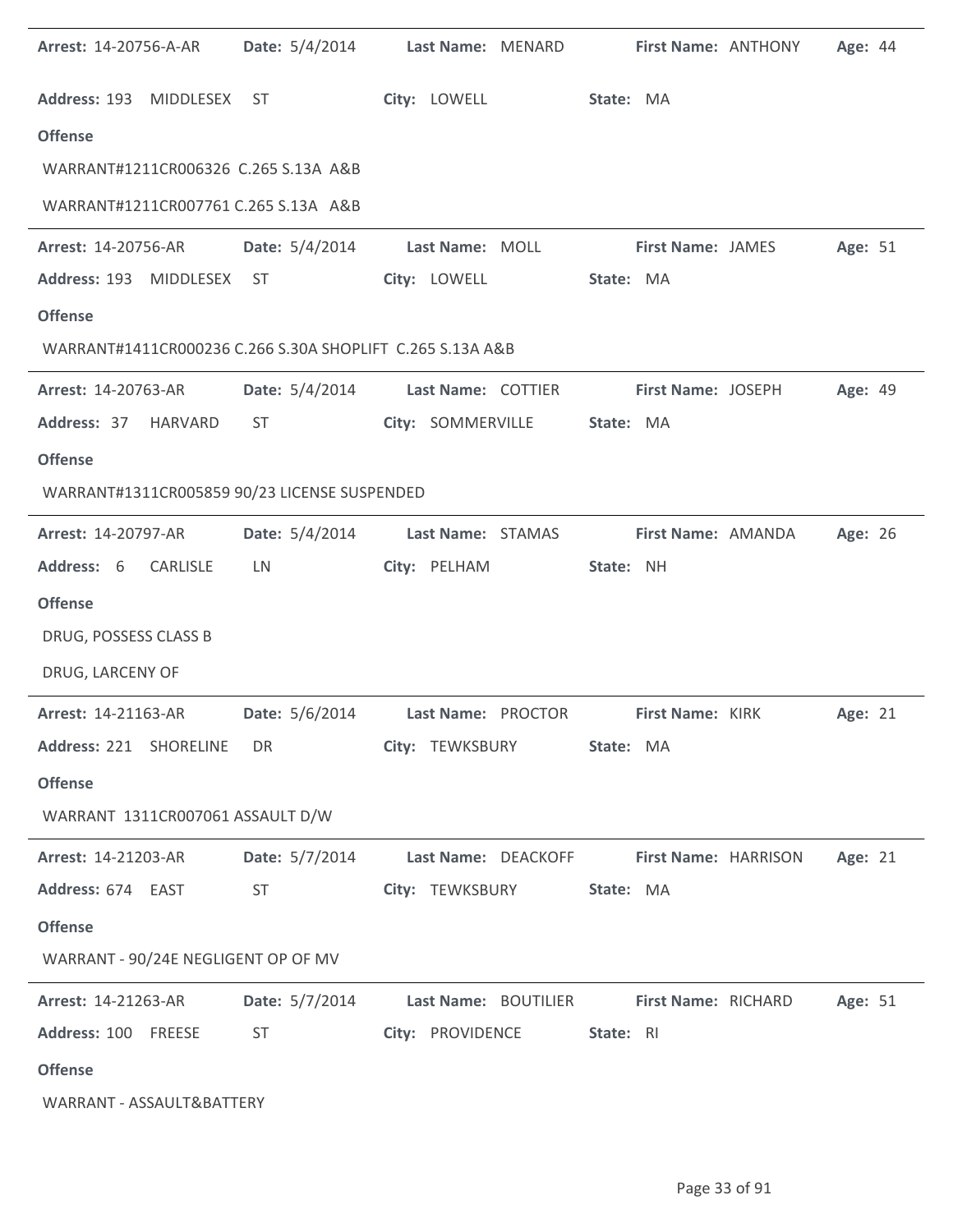**Arrest:** 14-20756-A-AR **Date:** 5/4/2014 **Last Name:** MENARD **First Name:** ANTHONY **Age:** 44

**Address:** 193 MIDDLESEX ST **City:** LOWELL **State:** MA

**Offense**

WARRANT#1211CR006326 C.265 S.13A A&B

WARRANT#1211CR007761 C.265 S.13A A&B

---

**Arrest:** 14-20756-AR **Date:** 5/4/2014 **Last Name:** MOLL **First Name:** JAMES **Age:** 51

**Address:** 193 MIDDLESEX ST **City:** LOWELL **State:** MA

**Offense**

WARRANT#1411CR000236 C.266 S.30A SHOPLIFT C.265 S.13A A&B

---

**Arrest:** 14-20763-AR **Date:** 5/4/2014 **Last Name:** COTTIER **First Name:** JOSEPH **Age:** 49

**Address:** 37 HARVARD ST **City:** SOMMERVILLE **State:** MA

**Offense**

WARRANT#1311CR005859 90/23 LICENSE SUSPENDED

---

**Arrest:** 14-20797-AR **Date:** 5/4/2014 **Last Name:** STAMAS **First Name:** AMANDA **Age:** 26

**Address:** 6 CARLISLE LN **City:** PELHAM **State:** NH

**Offense**

DRUG, POSSESS CLASS B

DRUG, LARCENY OF

---

**Arrest:** 14-21163-AR **Date:** 5/6/2014 **Last Name:** PROCTOR **First Name:** KIRK **Age:** 21

**Address:** 221 SHORELINE DR **City:** TEWKSBURY **State:** MA

**Offense**

WARRANT 1311CR007061 ASSAULT D/W

---

**Arrest:** 14-21203-AR **Date:** 5/7/2014 **Last Name:** DEACKOFF **First Name:** HARRISON **Age:** 21

**Address:** 674 EAST ST **City:** TEWKSBURY **State:** MA

**Offense**

WARRANT - 90/24E NEGLIGENT OP OF MV

---

**Arrest:** 14-21263-AR **Date:** 5/7/2014 **Last Name:** BOUTILIER **First Name:** RICHARD **Age:** 51

**Address:** 100 FREESE ST **City:** PROVIDENCE **State:** RI

**Offense**

WARRANT - ASSAULT&BATTERY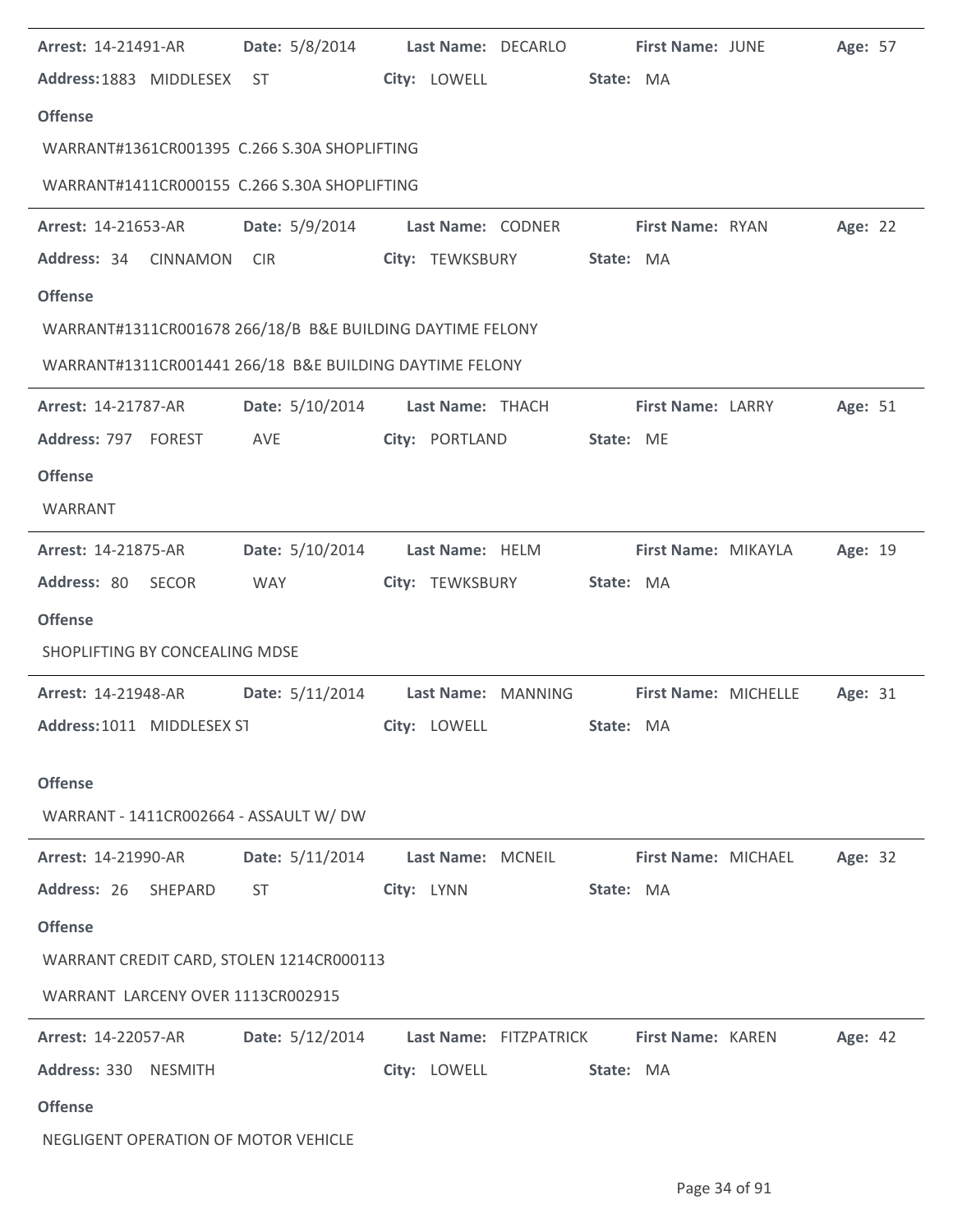**Arrest:** 14-21491-AR **Date:** 5/8/2014 **Last Name:** DECARLO **First Name:** JUNE **Age:** 57

**Address:** 1883 MIDDLESEX ST **City:** LOWELL **State:** MA

**Offense**

WARRANT#1361CR001395 C.266 S.30A SHOPLIFTING

WARRANT#1411CR000155 C.266 S.30A SHOPLIFTING

---

**Arrest:** 14-21653-AR **Date:** 5/9/2014 **Last Name:** CODNER **First Name:** RYAN **Age:** 22

**Address:** 34 CINNAMON CIR **City:** TEWKSBURY **State:** MA

**Offense**

WARRANT#1311CR001678 266/18/B B&E BUILDING DAYTIME FELONY

WARRANT#1311CR001441 266/18 B&E BUILDING DAYTIME FELONY

---

**Arrest:** 14-21787-AR **Date:** 5/10/2014 **Last Name:** THACH **First Name:** LARRY **Age:** 51

**Address:** 797 FOREST AVE **City:** PORTLAND **State:** ME

**Offense**

WARRANT

---

**Arrest:** 14-21875-AR **Date:** 5/10/2014 **Last Name:** HELM **First Name:** MIKAYLA **Age:** 19

**Address:** 80 SECOR WAY **City:** TEWKSBURY **State:** MA

**Offense**

SHOPLIFTING BY CONCEALING MDSE

---

**Arrest:** 14-21948-AR **Date:** 5/11/2014 **Last Name:** MANNING **First Name:** MICHELLE **Age:** 31

**Address:** 1011 MIDDLESEX ST **City:** LOWELL **State:** MA

**Offense**

WARRANT - 1411CR002664 - ASSAULT W/ DW

---

**Arrest:** 14-21990-AR **Date:** 5/11/2014 **Last Name:** MCNEIL **First Name:** MICHAEL **Age:** 32

**Address:** 26 SHEPARD ST **City:** LYNN **State:** MA

**Offense**

WARRANT CREDIT CARD, STOLEN 1214CR000113

WARRANT LARCENY OVER 1113CR002915

---

**Arrest:** 14-22057-AR **Date:** 5/12/2014 **Last Name:** FITZPATRICK **First Name:** KAREN **Age:** 42

**Address:** 330 NESMITH **City:** LOWELL **State:** MA

**Offense**

NEGLIGENT OPERATION OF MOTOR VEHICLE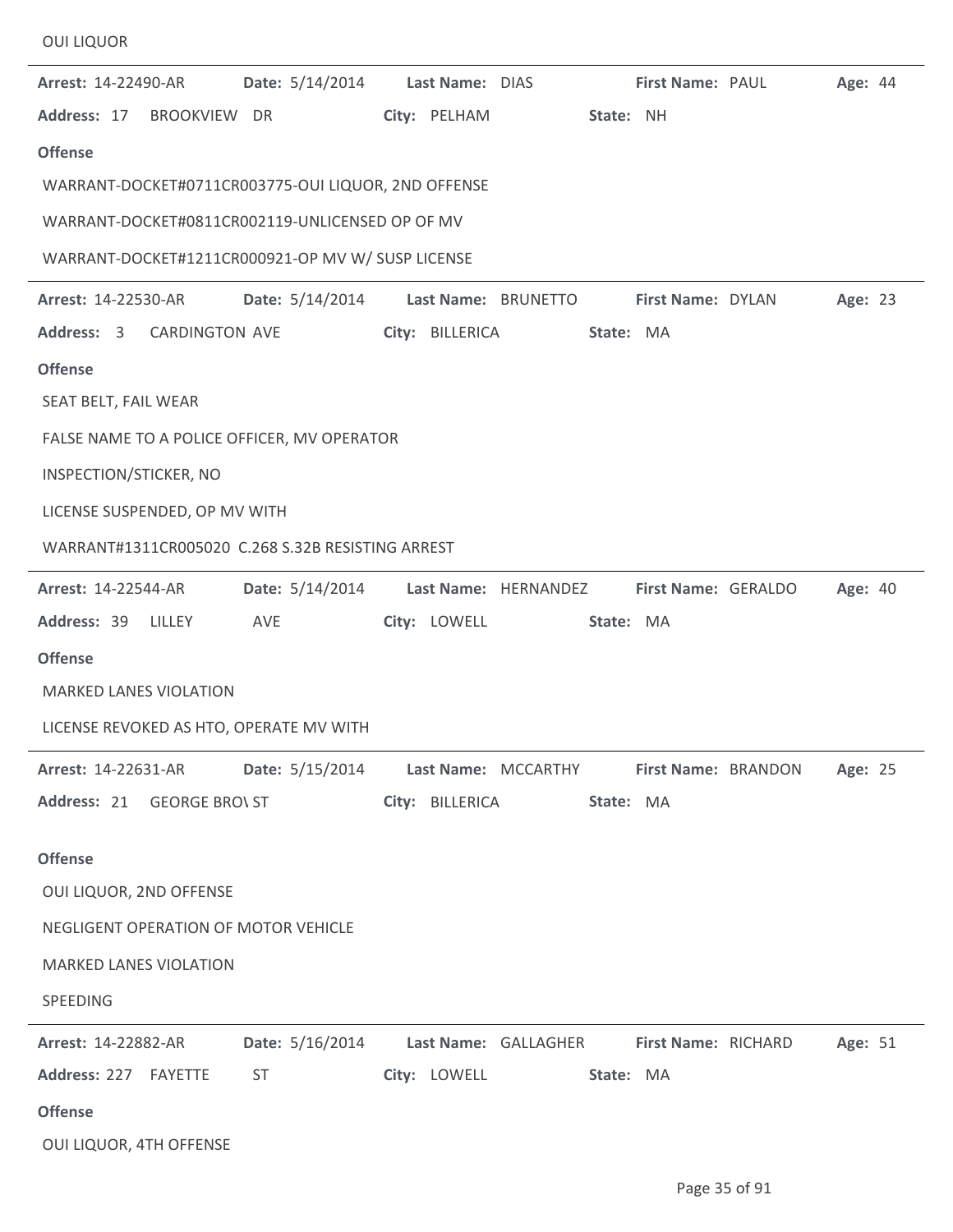OUI LIQUOR

**Arrest:** 14-22490-AR **Date:** 5/14/2014 **Last Name:** DIAS **First Name:** PAUL **Age:** 44

**Address:** 17 BROOKVIEW DR **City:** PELHAM **State:** NH

**Offense**

WARRANT-DOCKET#0711CR003775-OUI LIQUOR, 2ND OFFENSE

WARRANT-DOCKET#0811CR002119-UNLICENSED OP OF MV

WARRANT-DOCKET#1211CR000921-OP MV W/ SUSP LICENSE

---

**Arrest:** 14-22530-AR **Date:** 5/14/2014 **Last Name:** BRUNETTO **First Name:** DYLAN **Age:** 23

**Address:** 3 CARDINGTON AVE **City:** BILLERICA **State:** MA

**Offense**

SEAT BELT, FAIL WEAR

FALSE NAME TO A POLICE OFFICER, MV OPERATOR

INSPECTION/STICKER, NO

LICENSE SUSPENDED, OP MV WITH

WARRANT#1311CR005020 C.268 S.32B RESISTING ARREST

---

**Arrest:** 14-22544-AR **Date:** 5/14/2014 **Last Name:** HERNANDEZ **First Name:** GERALDO **Age:** 40

**Address:** 39 LILLEY AVE **City:** LOWELL **State:** MA

**Offense**

MARKED LANES VIOLATION

LICENSE REVOKED AS HTO, OPERATE MV WITH

---

**Arrest:** 14-22631-AR **Date:** 5/15/2014 **Last Name:** MCCARTHY **First Name:** BRANDON **Age:** 25

**Address:** 21 GEORGE BRO\ ST **City:** BILLERICA **State:** MA

**Offense**

OUI LIQUOR, 2ND OFFENSE

NEGLIGENT OPERATION OF MOTOR VEHICLE

MARKED LANES VIOLATION

SPEEDING

---

**Arrest:** 14-22882-AR **Date:** 5/16/2014 **Last Name:** GALLAGHER **First Name:** RICHARD **Age:** 51

**Address:** 227 FAYETTE ST **City:** LOWELL **State:** MA

**Offense**

OUI LIQUOR, 4TH OFFENSE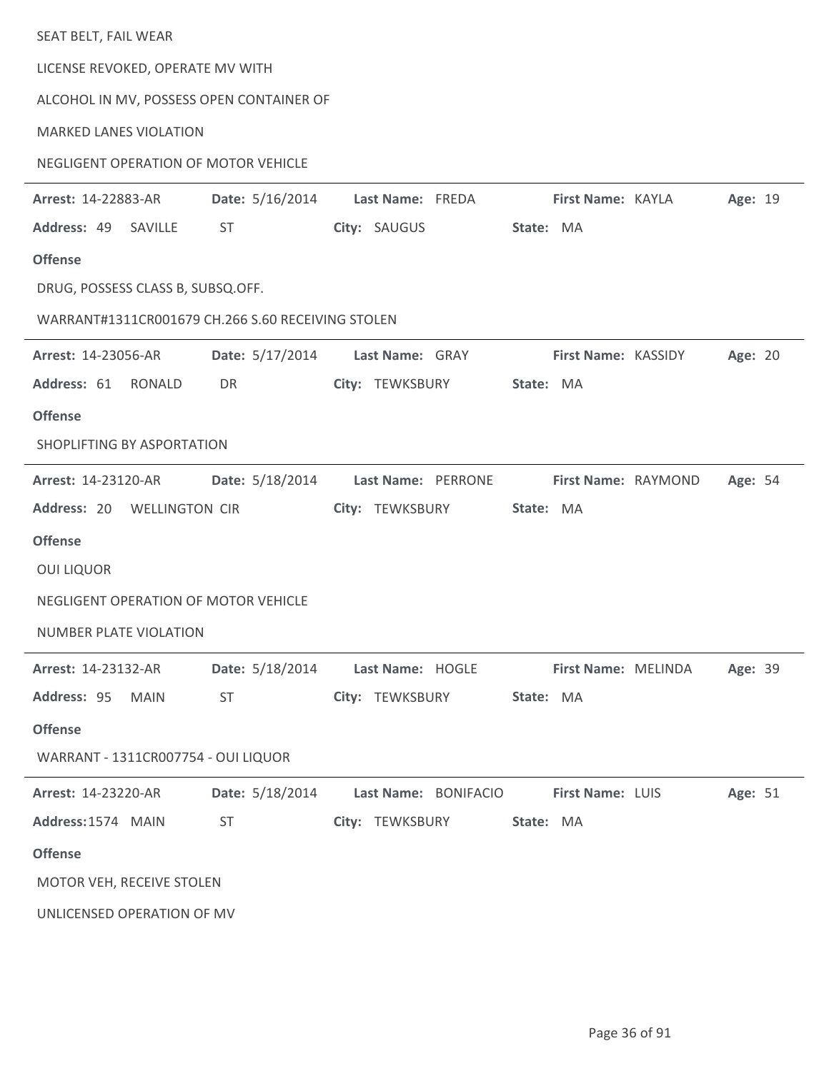SEAT BELT, FAIL WEAR

LICENSE REVOKED, OPERATE MV WITH

ALCOHOL IN MV, POSSESS OPEN CONTAINER OF

MARKED LANES VIOLATION

NEGLIGENT OPERATION OF MOTOR VEHICLE

---

**Arrest:** 14-22883-AR **Date:** 5/16/2014 **Last Name:** FREDA **First Name:** KAYLA **Age:** 19

**Address:** 49 SAVILLE ST **City:** SAUGUS **State:** MA

**Offense**

DRUG, POSSESS CLASS B, SUBSQ.OFF.

WARRANT#1311CR001679 CH.266 S.60 RECEIVING STOLEN

---

**Arrest:** 14-23056-AR **Date:** 5/17/2014 **Last Name:** GRAY **First Name:** KASSIDY **Age:** 20

**Address:** 61 RONALD DR **City:** TEWKSBURY **State:** MA

**Offense**

SHOPLIFTING BY ASPORTATION

---

**Arrest:** 14-23120-AR **Date:** 5/18/2014 **Last Name:** PERRONE **First Name:** RAYMOND **Age:** 54

**Address:** 20 WELLINGTON CIR **City:** TEWKSBURY **State:** MA

**Offense**

OUI LIQUOR

NEGLIGENT OPERATION OF MOTOR VEHICLE

NUMBER PLATE VIOLATION

---

**Arrest:** 14-23132-AR **Date:** 5/18/2014 **Last Name:** HOGLE **First Name:** MELINDA **Age:** 39

**Address:** 95 MAIN ST **City:** TEWKSBURY **State:** MA

**Offense**

WARRANT - 1311CR007754 - OUI LIQUOR

---

**Arrest:** 14-23220-AR **Date:** 5/18/2014 **Last Name:** BONIFACIO **First Name:** LUIS **Age:** 51

**Address:** 1574 MAIN ST **City:** TEWKSBURY **State:** MA

**Offense**

MOTOR VEH, RECEIVE STOLEN

UNLICENSED OPERATION OF MV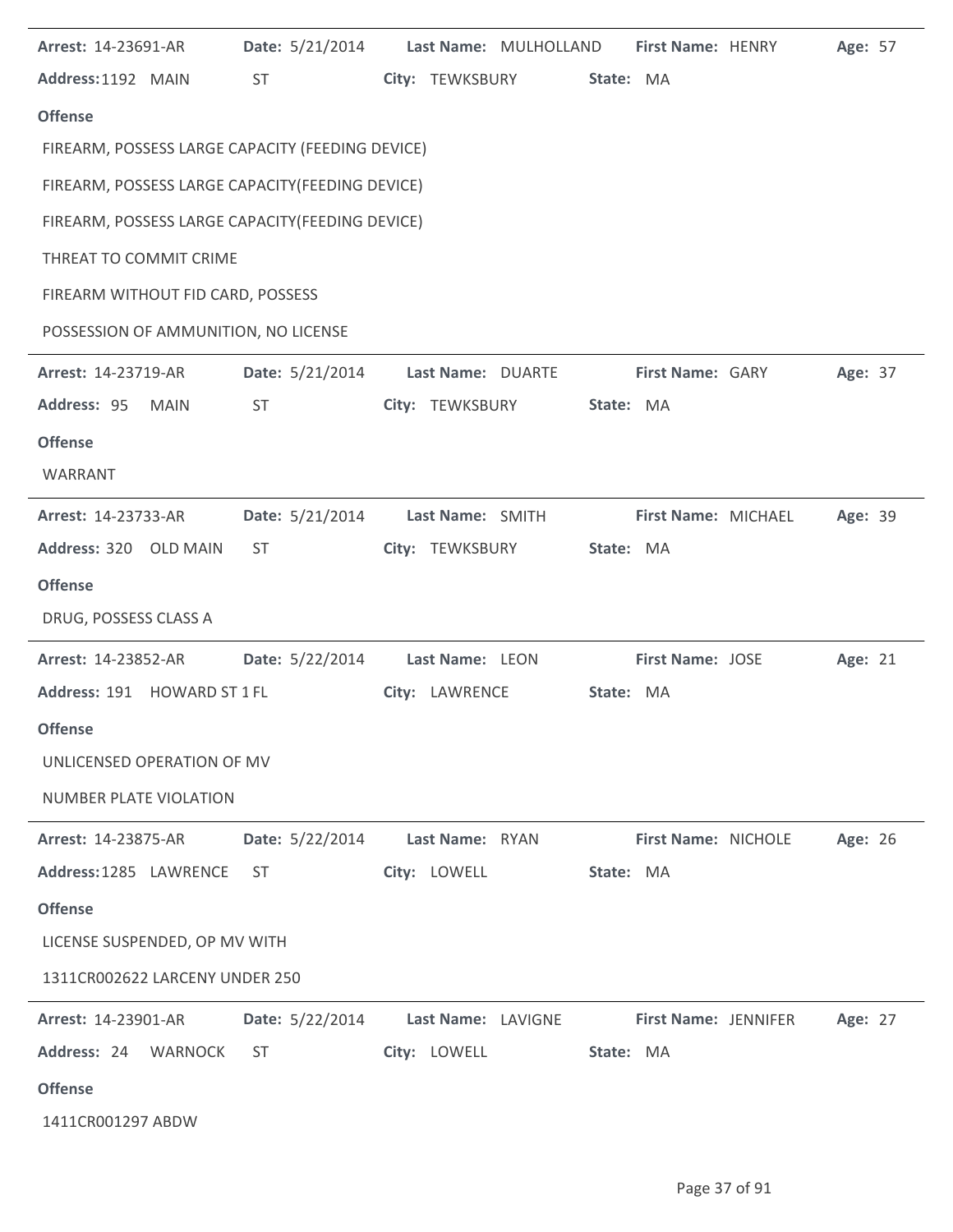**Arrest:** 14-23691-AR **Date:** 5/21/2014 **Last Name:** MULHOLLAND **First Name:** HENRY **Age:** 57
**Address:** 1192 MAIN ST **City:** TEWKSBURY **State:** MA

**Offense**

FIREARM, POSSESS LARGE CAPACITY (FEEDING DEVICE)

FIREARM, POSSESS LARGE CAPACITY(FEEDING DEVICE)

FIREARM, POSSESS LARGE CAPACITY(FEEDING DEVICE)

THREAT TO COMMIT CRIME

FIREARM WITHOUT FID CARD, POSSESS

POSSESSION OF AMMUNITION, NO LICENSE

---

**Arrest:** 14-23719-AR **Date:** 5/21/2014 **Last Name:** DUARTE **First Name:** GARY **Age:** 37
**Address:** 95 MAIN ST **City:** TEWKSBURY **State:** MA

**Offense**

WARRANT

---

**Arrest:** 14-23733-AR **Date:** 5/21/2014 **Last Name:** SMITH **First Name:** MICHAEL **Age:** 39
**Address:** 320 OLD MAIN ST **City:** TEWKSBURY **State:** MA

**Offense**

DRUG, POSSESS CLASS A

---

**Arrest:** 14-23852-AR **Date:** 5/22/2014 **Last Name:** LEON **First Name:** JOSE **Age:** 21
**Address:** 191 HOWARD ST 1 FL **City:** LAWRENCE **State:** MA

**Offense**

UNLICENSED OPERATION OF MV

NUMBER PLATE VIOLATION

---

**Arrest:** 14-23875-AR **Date:** 5/22/2014 **Last Name:** RYAN **First Name:** NICHOLE **Age:** 26
**Address:** 1285 LAWRENCE ST **City:** LOWELL **State:** MA

**Offense**

LICENSE SUSPENDED, OP MV WITH

1311CR002622 LARCENY UNDER 250

---

**Arrest:** 14-23901-AR **Date:** 5/22/2014 **Last Name:** LAVIGNE **First Name:** JENNIFER **Age:** 27
**Address:** 24 WARNOCK ST **City:** LOWELL **State:** MA

**Offense**

1411CR001297 ABDW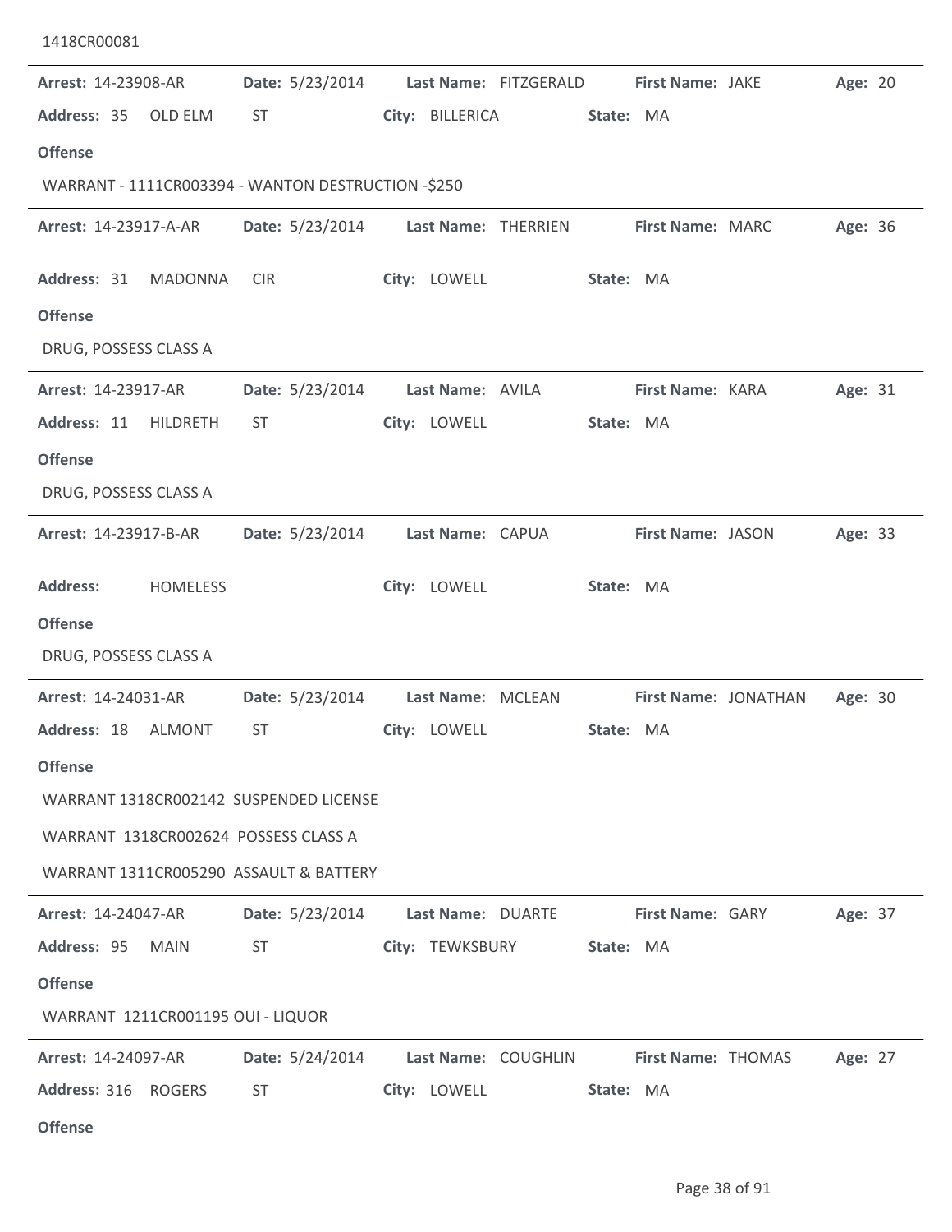1418CR00081

**Arrest:** 14-23908-AR **Date:** 5/23/2014 **Last Name:** FITZGERALD **First Name:** JAKE **Age:** 20

**Address:** 35 OLD ELM ST **City:** BILLERICA **State:** MA

**Offense**

WARRANT - 1111CR003394 - WANTON DESTRUCTION -$250

---

**Arrest:** 14-23917-A-AR **Date:** 5/23/2014 **Last Name:** THERRIEN **First Name:** MARC **Age:** 36

**Address:** 31 MADONNA CIR **City:** LOWELL **State:** MA

**Offense**

DRUG, POSSESS CLASS A

---

**Arrest:** 14-23917-AR **Date:** 5/23/2014 **Last Name:** AVILA **First Name:** KARA **Age:** 31

**Address:** 11 HILDRETH ST **City:** LOWELL **State:** MA

**Offense**

DRUG, POSSESS CLASS A

---

**Arrest:** 14-23917-B-AR **Date:** 5/23/2014 **Last Name:** CAPUA **First Name:** JASON **Age:** 33

**Address:** HOMELESS **City:** LOWELL **State:** MA

**Offense**

DRUG, POSSESS CLASS A

---

**Arrest:** 14-24031-AR **Date:** 5/23/2014 **Last Name:** MCLEAN **First Name:** JONATHAN **Age:** 30

**Address:** 18 ALMONT ST **City:** LOWELL **State:** MA

**Offense**

WARRANT 1318CR002142 SUSPENDED LICENSE

WARRANT 1318CR002624 POSSESS CLASS A

WARRANT 1311CR005290 ASSAULT & BATTERY

---

**Arrest:** 14-24047-AR **Date:** 5/23/2014 **Last Name:** DUARTE **First Name:** GARY **Age:** 37

**Address:** 95 MAIN ST **City:** TEWKSBURY **State:** MA

**Offense**

WARRANT 1211CR001195 OUI - LIQUOR

---

**Arrest:** 14-24097-AR **Date:** 5/24/2014 **Last Name:** COUGHLIN **First Name:** THOMAS **Age:** 27

**Address:** 316 ROGERS ST **City:** LOWELL **State:** MA

**Offense**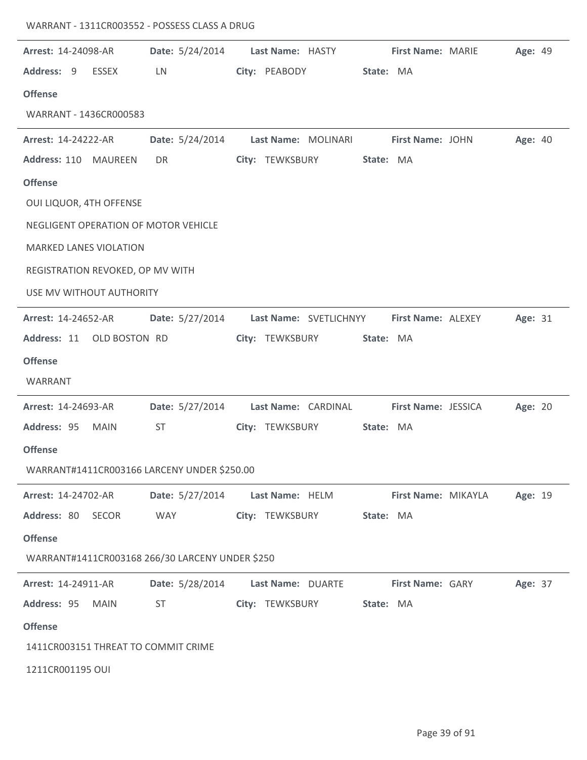WARRANT - 1311CR003552 - POSSESS CLASS A DRUG

---

**Arrest:** 14-24098-AR **Date:** 5/24/2014 **Last Name:** HASTY **First Name:** MARIE **Age:** 49

**Address:** 9 ESSEX LN **City:** PEABODY **State:** MA

**Offense**

WARRANT - 1436CR000583

---

**Arrest:** 14-24222-AR **Date:** 5/24/2014 **Last Name:** MOLINARI **First Name:** JOHN **Age:** 40

**Address:** 110 MAUREEN DR **City:** TEWKSBURY **State:** MA

**Offense**

OUI LIQUOR, 4TH OFFENSE

NEGLIGENT OPERATION OF MOTOR VEHICLE

MARKED LANES VIOLATION

REGISTRATION REVOKED, OP MV WITH

USE MV WITHOUT AUTHORITY

---

**Arrest:** 14-24652-AR **Date:** 5/27/2014 **Last Name:** SVETLICHNYY **First Name:** ALEXEY **Age:** 31

**Address:** 11 OLD BOSTON RD **City:** TEWKSBURY **State:** MA

**Offense**

WARRANT

---

**Arrest:** 14-24693-AR **Date:** 5/27/2014 **Last Name:** CARDINAL **First Name:** JESSICA **Age:** 20

**Address:** 95 MAIN ST **City:** TEWKSBURY **State:** MA

**Offense**

WARRANT#1411CR003166 LARCENY UNDER $250.00

---

**Arrest:** 14-24702-AR **Date:** 5/27/2014 **Last Name:** HELM **First Name:** MIKAYLA **Age:** 19

**Address:** 80 SECOR WAY **City:** TEWKSBURY **State:** MA

**Offense**

WARRANT#1411CR003168 266/30 LARCENY UNDER $250

---

**Arrest:** 14-24911-AR **Date:** 5/28/2014 **Last Name:** DUARTE **First Name:** GARY **Age:** 37

**Address:** 95 MAIN ST **City:** TEWKSBURY **State:** MA

**Offense**

1411CR003151 THREAT TO COMMIT CRIME

1211CR001195 OUI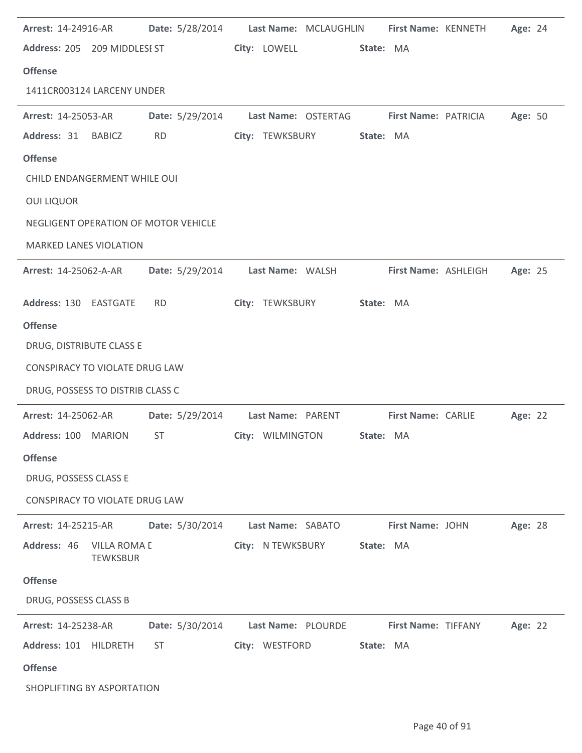**Arrest:** 14-24916-AR **Date:** 5/28/2014 **Last Name:** MCLAUGHLIN **First Name:** KENNETH **Age:** 24

**Address:** 205 209 MIDDLESI ST **City:** LOWELL **State:** MA

**Offense**

1411CR003124 LARCENY UNDER

---

**Arrest:** 14-25053-AR **Date:** 5/29/2014 **Last Name:** OSTERTAG **First Name:** PATRICIA **Age:** 50

**Address:** 31 BABICZ RD **City:** TEWKSBURY **State:** MA

**Offense**

CHILD ENDANGERMENT WHILE OUI

OUI LIQUOR

NEGLIGENT OPERATION OF MOTOR VEHICLE

MARKED LANES VIOLATION

---

**Arrest:** 14-25062-A-AR **Date:** 5/29/2014 **Last Name:** WALSH **First Name:** ASHLEIGH **Age:** 25

**Address:** 130 EASTGATE RD **City:** TEWKSBURY **State:** MA

**Offense**

DRUG, DISTRIBUTE CLASS E

CONSPIRACY TO VIOLATE DRUG LAW

DRUG, POSSESS TO DISTRIB CLASS C

---

**Arrest:** 14-25062-AR **Date:** 5/29/2014 **Last Name:** PARENT **First Name:** CARLIE **Age:** 22

**Address:** 100 MARION ST **City:** WILMINGTON **State:** MA

**Offense**

DRUG, POSSESS CLASS E

CONSPIRACY TO VIOLATE DRUG LAW

---

**Arrest:** 14-25215-AR **Date:** 5/30/2014 **Last Name:** SABATO **First Name:** JOHN **Age:** 28

**Address:** 46 VILLA ROMA D TEWKSBUR **City:** N TEWKSBURY **State:** MA

**Offense**

DRUG, POSSESS CLASS B

---

**Arrest:** 14-25238-AR **Date:** 5/30/2014 **Last Name:** PLOURDE **First Name:** TIFFANY **Age:** 22

**Address:** 101 HILDRETH ST **City:** WESTFORD **State:** MA

**Offense**

SHOPLIFTING BY ASPORTATION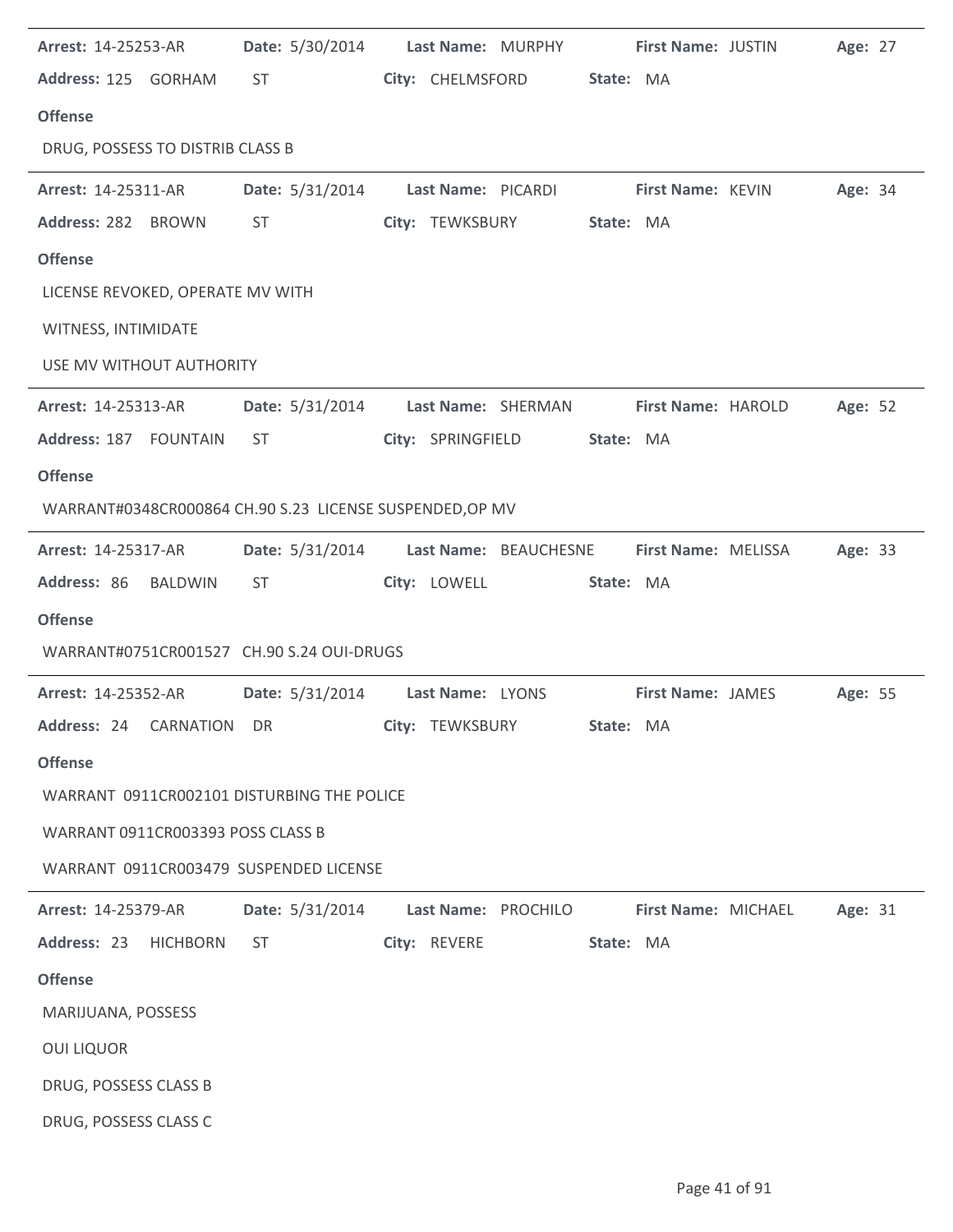**Arrest:** 14-25253-AR **Date:** 5/30/2014 **Last Name:** MURPHY **First Name:** JUSTIN **Age:** 27
**Address:** 125 GORHAM ST **City:** CHELMSFORD **State:** MA

**Offense**

DRUG, POSSESS TO DISTRIB CLASS B

---

**Arrest:** 14-25311-AR **Date:** 5/31/2014 **Last Name:** PICARDI **First Name:** KEVIN **Age:** 34
**Address:** 282 BROWN ST **City:** TEWKSBURY **State:** MA

**Offense**

LICENSE REVOKED, OPERATE MV WITH

WITNESS, INTIMIDATE

USE MV WITHOUT AUTHORITY

---

**Arrest:** 14-25313-AR **Date:** 5/31/2014 **Last Name:** SHERMAN **First Name:** HAROLD **Age:** 52
**Address:** 187 FOUNTAIN ST **City:** SPRINGFIELD **State:** MA

**Offense**

WARRANT#0348CR000864 CH.90 S.23 LICENSE SUSPENDED,OP MV

---

**Arrest:** 14-25317-AR **Date:** 5/31/2014 **Last Name:** BEAUCHESNE **First Name:** MELISSA **Age:** 33
**Address:** 86 BALDWIN ST **City:** LOWELL **State:** MA

**Offense**

WARRANT#0751CR001527 CH.90 S.24 OUI-DRUGS

---

**Arrest:** 14-25352-AR **Date:** 5/31/2014 **Last Name:** LYONS **First Name:** JAMES **Age:** 55
**Address:** 24 CARNATION DR **City:** TEWKSBURY **State:** MA

**Offense**

WARRANT 0911CR002101 DISTURBING THE POLICE

WARRANT 0911CR003393 POSS CLASS B

WARRANT 0911CR003479 SUSPENDED LICENSE

---

**Arrest:** 14-25379-AR **Date:** 5/31/2014 **Last Name:** PROCHILO **First Name:** MICHAEL **Age:** 31
**Address:** 23 HICHBORN ST **City:** REVERE **State:** MA

**Offense**

MARIJUANA, POSSESS

OUI LIQUOR

DRUG, POSSESS CLASS B

DRUG, POSSESS CLASS C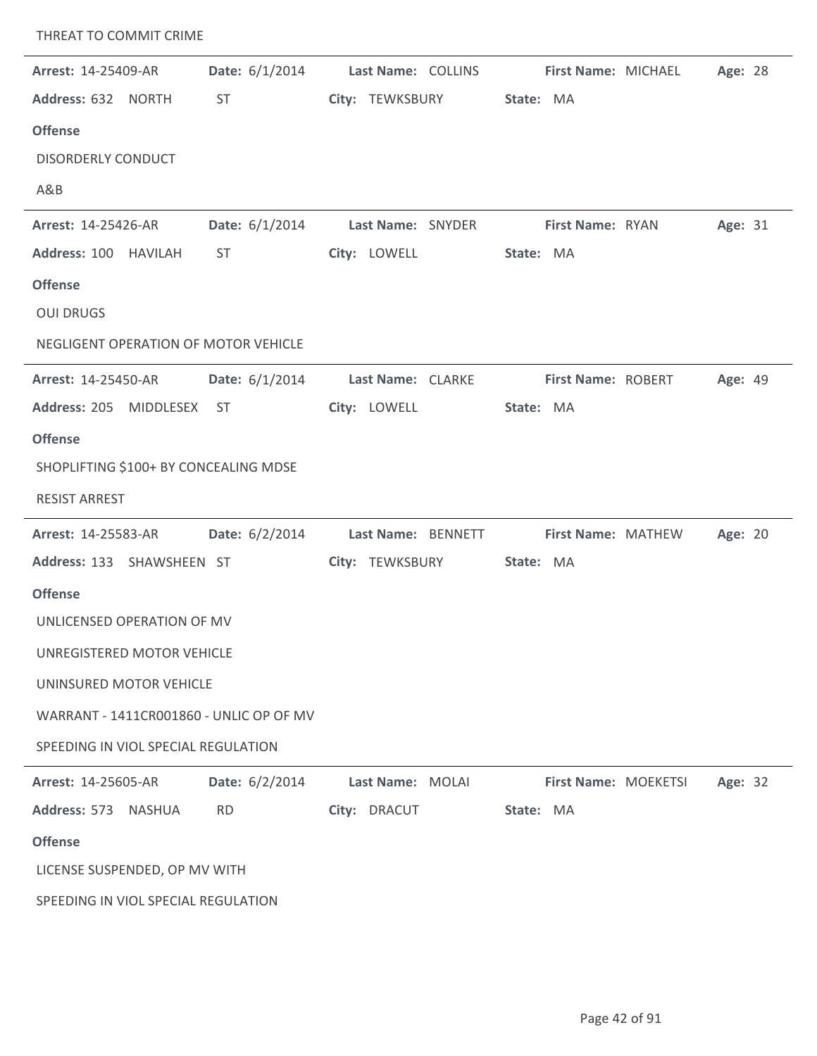THREAT TO COMMIT CRIME

---

**Arrest:** 14-25409-AR **Date:** 6/1/2014 **Last Name:** COLLINS **First Name:** MICHAEL **Age:** 28

**Address:** 632 NORTH ST **City:** TEWKSBURY **State:** MA

**Offense**

DISORDERLY CONDUCT

A&B

---

**Arrest:** 14-25426-AR **Date:** 6/1/2014 **Last Name:** SNYDER **First Name:** RYAN **Age:** 31

**Address:** 100 HAVILAH ST **City:** LOWELL **State:** MA

**Offense**

OUI DRUGS

NEGLIGENT OPERATION OF MOTOR VEHICLE

---

**Arrest:** 14-25450-AR **Date:** 6/1/2014 **Last Name:** CLARKE **First Name:** ROBERT **Age:** 49

**Address:** 205 MIDDLESEX ST **City:** LOWELL **State:** MA

**Offense**

SHOPLIFTING $100+ BY CONCEALING MDSE

RESIST ARREST

---

**Arrest:** 14-25583-AR **Date:** 6/2/2014 **Last Name:** BENNETT **First Name:** MATHEW **Age:** 20

**Address:** 133 SHAWSHEEN ST **City:** TEWKSBURY **State:** MA

**Offense**

UNLICENSED OPERATION OF MV

UNREGISTERED MOTOR VEHICLE

UNINSURED MOTOR VEHICLE

WARRANT - 1411CR001860 - UNLIC OP OF MV

SPEEDING IN VIOL SPECIAL REGULATION

---

**Arrest:** 14-25605-AR **Date:** 6/2/2014 **Last Name:** MOLAI **First Name:** MOEKETSI **Age:** 32

**Address:** 573 NASHUA RD **City:** DRACUT **State:** MA

**Offense**

LICENSE SUSPENDED, OP MV WITH

SPEEDING IN VIOL SPECIAL REGULATION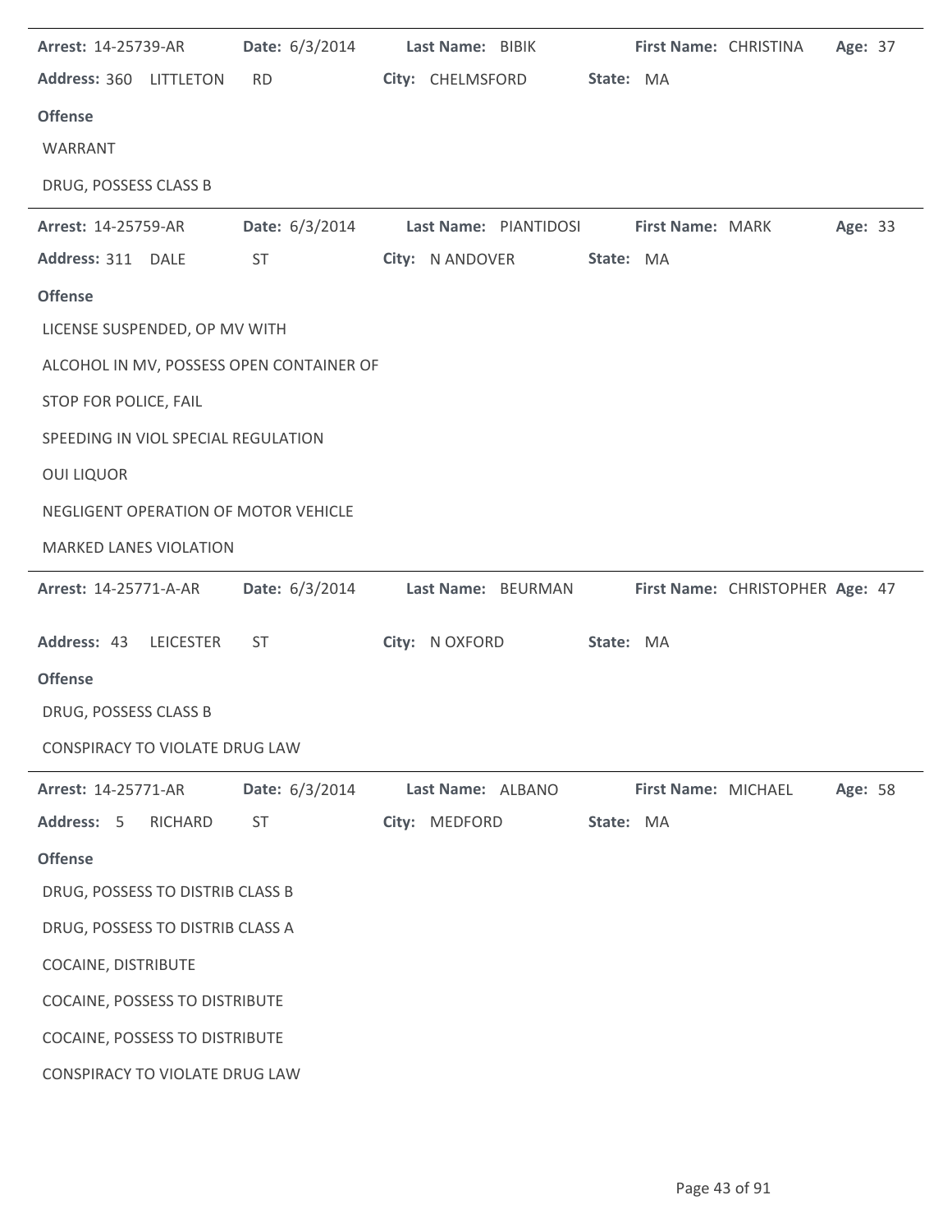**Arrest:** 14-25739-AR **Date:** 6/3/2014 **Last Name:** BIBIK **First Name:** CHRISTINA **Age:** 37

**Address:** 360 LITTLETON RD **City:** CHELMSFORD **State:** MA

**Offense**

WARRANT

DRUG, POSSESS CLASS B

---

**Arrest:** 14-25759-AR **Date:** 6/3/2014 **Last Name:** PIANTIDOSI **First Name:** MARK **Age:** 33

**Address:** 311 DALE ST **City:** N ANDOVER **State:** MA

**Offense**

LICENSE SUSPENDED, OP MV WITH

ALCOHOL IN MV, POSSESS OPEN CONTAINER OF

STOP FOR POLICE, FAIL

SPEEDING IN VIOL SPECIAL REGULATION

OUI LIQUOR

NEGLIGENT OPERATION OF MOTOR VEHICLE

MARKED LANES VIOLATION

---

**Arrest:** 14-25771-A-AR **Date:** 6/3/2014 **Last Name:** BEURMAN **First Name:** CHRISTOPHER **Age:** 47

**Address:** 43 LEICESTER ST **City:** N OXFORD **State:** MA

**Offense**

DRUG, POSSESS CLASS B

CONSPIRACY TO VIOLATE DRUG LAW

---

**Arrest:** 14-25771-AR **Date:** 6/3/2014 **Last Name:** ALBANO **First Name:** MICHAEL **Age:** 58

**Address:** 5 RICHARD ST **City:** MEDFORD **State:** MA

**Offense**

DRUG, POSSESS TO DISTRIB CLASS B

DRUG, POSSESS TO DISTRIB CLASS A

COCAINE, DISTRIBUTE

COCAINE, POSSESS TO DISTRIBUTE

COCAINE, POSSESS TO DISTRIBUTE

CONSPIRACY TO VIOLATE DRUG LAW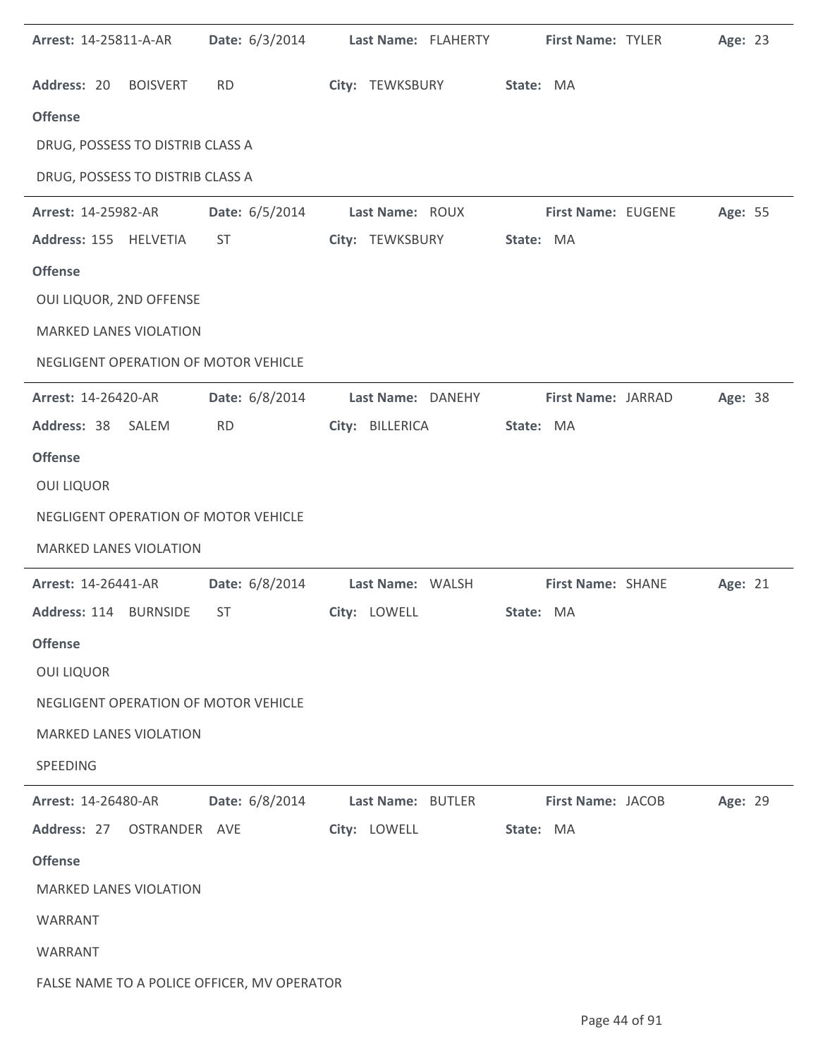**Arrest:** 14-25811-A-AR **Date:** 6/3/2014 **Last Name:** FLAHERTY **First Name:** TYLER **Age:** 23

**Address:** 20 BOISVERT RD **City:** TEWKSBURY **State:** MA

**Offense**

DRUG, POSSESS TO DISTRIB CLASS A

DRUG, POSSESS TO DISTRIB CLASS A

---

**Arrest:** 14-25982-AR **Date:** 6/5/2014 **Last Name:** ROUX **First Name:** EUGENE **Age:** 55

**Address:** 155 HELVETIA ST **City:** TEWKSBURY **State:** MA

**Offense**

OUI LIQUOR, 2ND OFFENSE

MARKED LANES VIOLATION

NEGLIGENT OPERATION OF MOTOR VEHICLE

---

**Arrest:** 14-26420-AR **Date:** 6/8/2014 **Last Name:** DANEHY **First Name:** JARRAD **Age:** 38

**Address:** 38 SALEM RD **City:** BILLERICA **State:** MA

**Offense**

OUI LIQUOR

NEGLIGENT OPERATION OF MOTOR VEHICLE

MARKED LANES VIOLATION

---

**Arrest:** 14-26441-AR **Date:** 6/8/2014 **Last Name:** WALSH **First Name:** SHANE **Age:** 21

**Address:** 114 BURNSIDE ST **City:** LOWELL **State:** MA

**Offense**

OUI LIQUOR

NEGLIGENT OPERATION OF MOTOR VEHICLE

MARKED LANES VIOLATION

SPEEDING

---

**Arrest:** 14-26480-AR **Date:** 6/8/2014 **Last Name:** BUTLER **First Name:** JACOB **Age:** 29

**Address:** 27 OSTRANDER AVE **City:** LOWELL **State:** MA

**Offense**

MARKED LANES VIOLATION

WARRANT

WARRANT

FALSE NAME TO A POLICE OFFICER, MV OPERATOR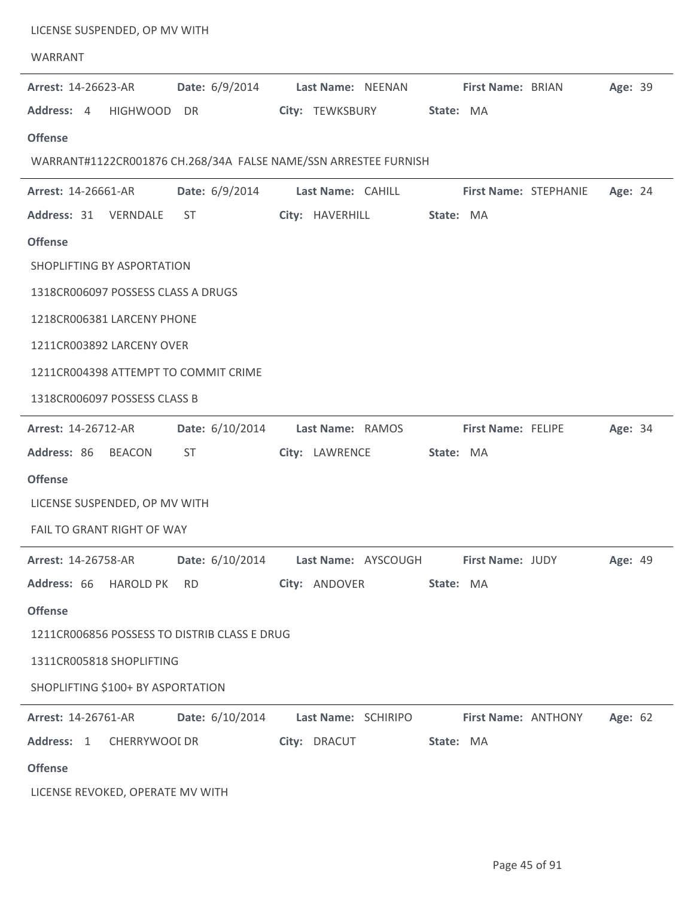LICENSE SUSPENDED, OP MV WITH

WARRANT

---

**Arrest:** 14-26623-AR **Date:** 6/9/2014 **Last Name:** NEENAN **First Name:** BRIAN **Age:** 39

**Address:** 4 HIGHWOOD DR **City:** TEWKSBURY **State:** MA

**Offense**

WARRANT#1122CR001876 CH.268/34A FALSE NAME/SSN ARRESTEE FURNISH

---

**Arrest:** 14-26661-AR **Date:** 6/9/2014 **Last Name:** CAHILL **First Name:** STEPHANIE **Age:** 24

**Address:** 31 VERNDALE ST **City:** HAVERHILL **State:** MA

**Offense**

SHOPLIFTING BY ASPORTATION

1318CR006097 POSSESS CLASS A DRUGS

1218CR006381 LARCENY PHONE

1211CR003892 LARCENY OVER

1211CR004398 ATTEMPT TO COMMIT CRIME

1318CR006097 POSSESS CLASS B

---

**Arrest:** 14-26712-AR **Date:** 6/10/2014 **Last Name:** RAMOS **First Name:** FELIPE **Age:** 34

**Address:** 86 BEACON ST **City:** LAWRENCE **State:** MA

**Offense**

LICENSE SUSPENDED, OP MV WITH

FAIL TO GRANT RIGHT OF WAY

---

**Arrest:** 14-26758-AR **Date:** 6/10/2014 **Last Name:** AYSCOUGH **First Name:** JUDY **Age:** 49

**Address:** 66 HAROLD PK RD **City:** ANDOVER **State:** MA

**Offense**

1211CR006856 POSSESS TO DISTRIB CLASS E DRUG

1311CR005818 SHOPLIFTING

SHOPLIFTING $100+ BY ASPORTATION

---

**Arrest:** 14-26761-AR **Date:** 6/10/2014 **Last Name:** SCHIRIPO **First Name:** ANTHONY **Age:** 62

**Address:** 1 CHERRYWOOI DR **City:** DRACUT **State:** MA

**Offense**

LICENSE REVOKED, OPERATE MV WITH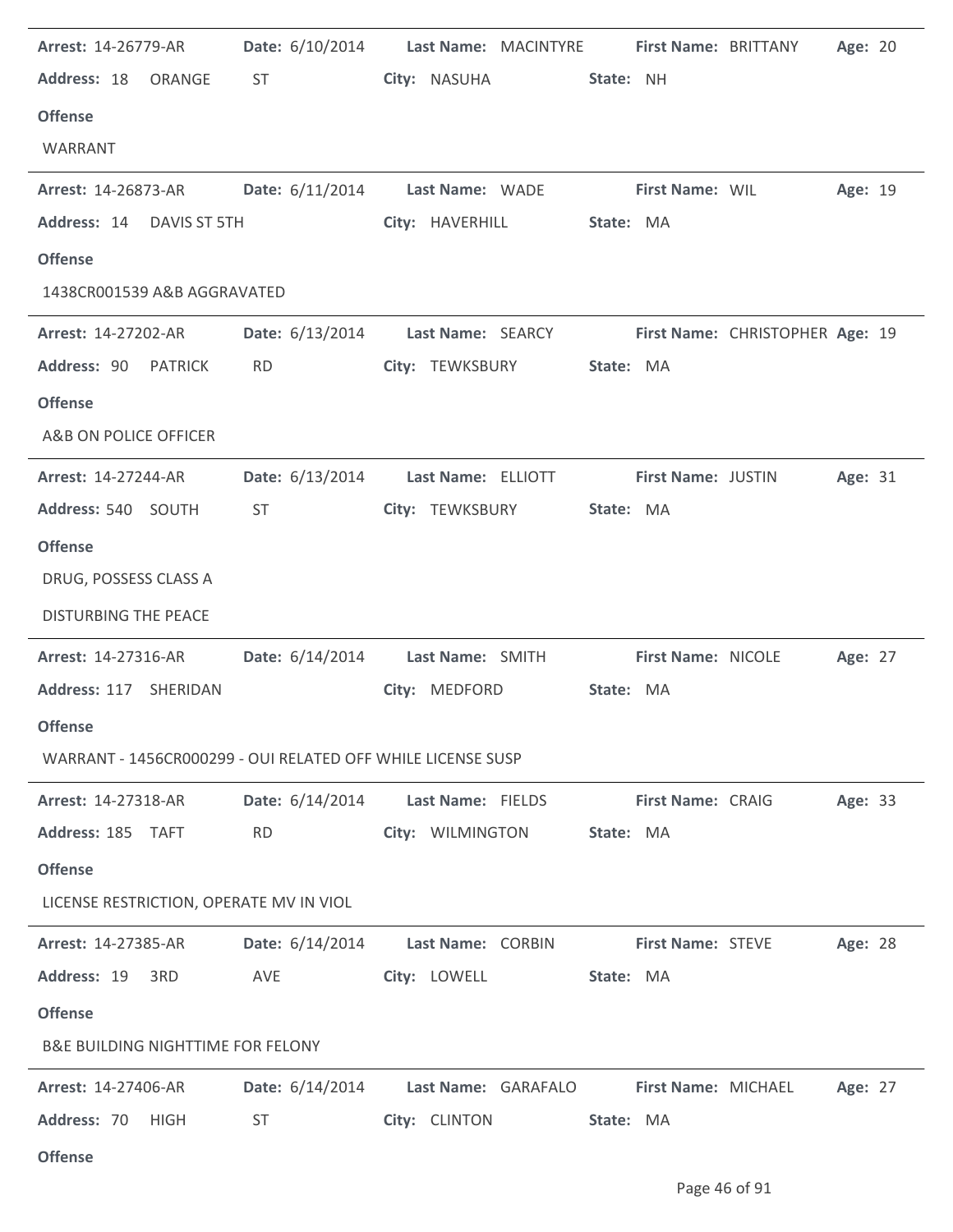**Arrest:** 14-26779-AR **Date:** 6/10/2014 **Last Name:** MACINTYRE **First Name:** BRITTANY **Age:** 20

**Address:** 18 ORANGE ST **City:** NASUHA **State:** NH

**Offense**

WARRANT

---

**Arrest:** 14-26873-AR **Date:** 6/11/2014 **Last Name:** WADE **First Name:** WIL **Age:** 19

**Address:** 14 DAVIS ST 5TH **City:** HAVERHILL **State:** MA

**Offense**

1438CR001539 A&B AGGRAVATED

---

**Arrest:** 14-27202-AR **Date:** 6/13/2014 **Last Name:** SEARCY **First Name:** CHRISTOPHER **Age:** 19

**Address:** 90 PATRICK RD **City:** TEWKSBURY **State:** MA

**Offense**

A&B ON POLICE OFFICER

---

**Arrest:** 14-27244-AR **Date:** 6/13/2014 **Last Name:** ELLIOTT **First Name:** JUSTIN **Age:** 31

**Address:** 540 SOUTH ST **City:** TEWKSBURY **State:** MA

**Offense**

DRUG, POSSESS CLASS A

DISTURBING THE PEACE

---

**Arrest:** 14-27316-AR **Date:** 6/14/2014 **Last Name:** SMITH **First Name:** NICOLE **Age:** 27

**Address:** 117 SHERIDAN **City:** MEDFORD **State:** MA

**Offense**

WARRANT - 1456CR000299 - OUI RELATED OFF WHILE LICENSE SUSP

---

**Arrest:** 14-27318-AR **Date:** 6/14/2014 **Last Name:** FIELDS **First Name:** CRAIG **Age:** 33

**Address:** 185 TAFT RD **City:** WILMINGTON **State:** MA

**Offense**

LICENSE RESTRICTION, OPERATE MV IN VIOL

---

**Arrest:** 14-27385-AR **Date:** 6/14/2014 **Last Name:** CORBIN **First Name:** STEVE **Age:** 28

**Address:** 19 3RD AVE **City:** LOWELL **State:** MA

**Offense**

B&E BUILDING NIGHTTIME FOR FELONY

---

**Arrest:** 14-27406-AR **Date:** 6/14/2014 **Last Name:** GARAFALO **First Name:** MICHAEL **Age:** 27

**Address:** 70 HIGH ST **City:** CLINTON **State:** MA

**Offense**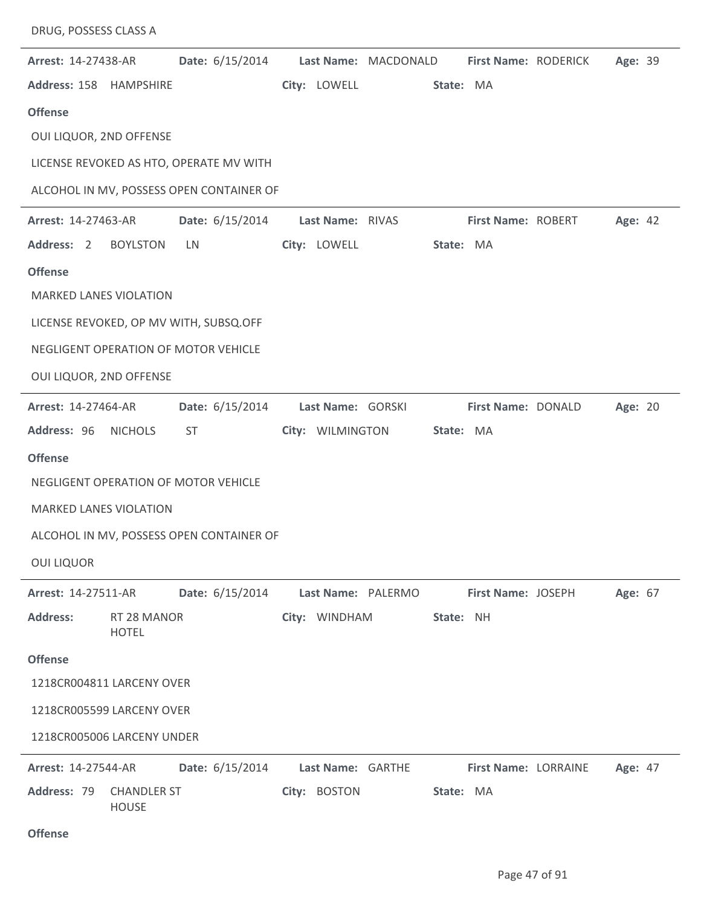DRUG, POSSESS CLASS A

---

**Arrest:** 14-27438-AR **Date:** 6/15/2014 **Last Name:** MACDONALD **First Name:** RODERICK **Age:** 39

**Address:** 158 HAMPSHIRE **City:** LOWELL **State:** MA

**Offense**

OUI LIQUOR, 2ND OFFENSE

LICENSE REVOKED AS HTO, OPERATE MV WITH

ALCOHOL IN MV, POSSESS OPEN CONTAINER OF

---

**Arrest:** 14-27463-AR **Date:** 6/15/2014 **Last Name:** RIVAS **First Name:** ROBERT **Age:** 42

**Address:** 2 BOYLSTON LN **City:** LOWELL **State:** MA

**Offense**

MARKED LANES VIOLATION

LICENSE REVOKED, OP MV WITH, SUBSQ.OFF

NEGLIGENT OPERATION OF MOTOR VEHICLE

OUI LIQUOR, 2ND OFFENSE

---

**Arrest:** 14-27464-AR **Date:** 6/15/2014 **Last Name:** GORSKI **First Name:** DONALD **Age:** 20

**Address:** 96 NICHOLS ST **City:** WILMINGTON **State:** MA

**Offense**

NEGLIGENT OPERATION OF MOTOR VEHICLE

MARKED LANES VIOLATION

ALCOHOL IN MV, POSSESS OPEN CONTAINER OF

OUI LIQUOR

---

**Arrest:** 14-27511-AR **Date:** 6/15/2014 **Last Name:** PALERMO **First Name:** JOSEPH **Age:** 67

**Address:** RT 28 MANOR HOTEL **City:** WINDHAM **State:** NH

**Offense**

1218CR004811 LARCENY OVER

1218CR005599 LARCENY OVER

1218CR005006 LARCENY UNDER

---

**Arrest:** 14-27544-AR **Date:** 6/15/2014 **Last Name:** GARTHE **First Name:** LORRAINE **Age:** 47

**Address:** 79 CHANDLER ST HOUSE **City:** BOSTON **State:** MA

**Offense**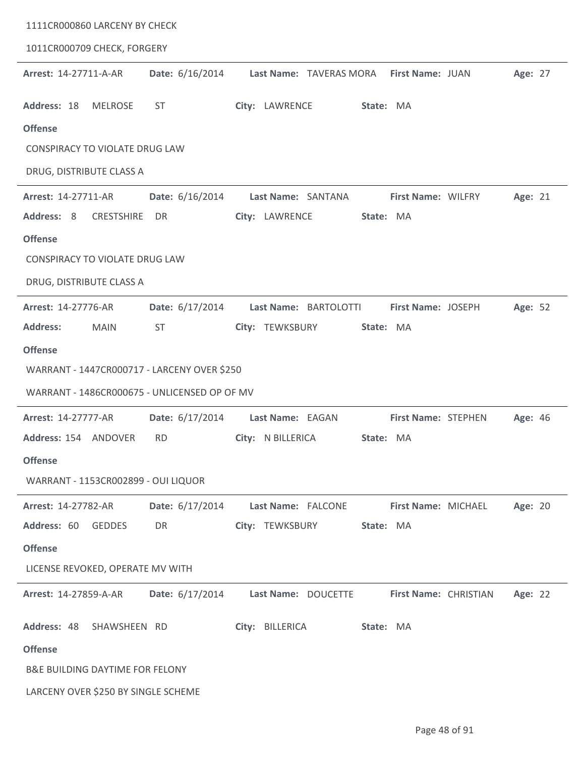1111CR000860 LARCENY BY CHECK

1011CR000709 CHECK, FORGERY

---

**Arrest:** 14-27711-A-AR **Date:** 6/16/2014 **Last Name:** TAVERAS MORA **First Name:** JUAN **Age:** 27

**Address:** 18 MELROSE ST **City:** LAWRENCE **State:** MA

**Offense**

CONSPIRACY TO VIOLATE DRUG LAW

DRUG, DISTRIBUTE CLASS A

---

**Arrest:** 14-27711-AR **Date:** 6/16/2014 **Last Name:** SANTANA **First Name:** WILFRY **Age:** 21

**Address:** 8 CRESTSHIRE DR **City:** LAWRENCE **State:** MA

**Offense**

CONSPIRACY TO VIOLATE DRUG LAW

DRUG, DISTRIBUTE CLASS A

---

**Arrest:** 14-27776-AR **Date:** 6/17/2014 **Last Name:** BARTOLOTTI **First Name:** JOSEPH **Age:** 52

**Address:** MAIN ST **City:** TEWKSBURY **State:** MA

**Offense**

WARRANT - 1447CR000717 - LARCENY OVER $250

WARRANT - 1486CR000675 - UNLICENSED OP OF MV

---

**Arrest:** 14-27777-AR **Date:** 6/17/2014 **Last Name:** EAGAN **First Name:** STEPHEN **Age:** 46

**Address:** 154 ANDOVER RD **City:** N BILLERICA **State:** MA

**Offense**

WARRANT - 1153CR002899 - OUI LIQUOR

---

**Arrest:** 14-27782-AR **Date:** 6/17/2014 **Last Name:** FALCONE **First Name:** MICHAEL **Age:** 20

**Address:** 60 GEDDES DR **City:** TEWKSBURY **State:** MA

**Offense**

LICENSE REVOKED, OPERATE MV WITH

---

**Arrest:** 14-27859-A-AR **Date:** 6/17/2014 **Last Name:** DOUCETTE **First Name:** CHRISTIAN **Age:** 22

**Address:** 48 SHAWSHEEN RD **City:** BILLERICA **State:** MA

**Offense**

B&E BUILDING DAYTIME FOR FELONY

LARCENY OVER $250 BY SINGLE SCHEME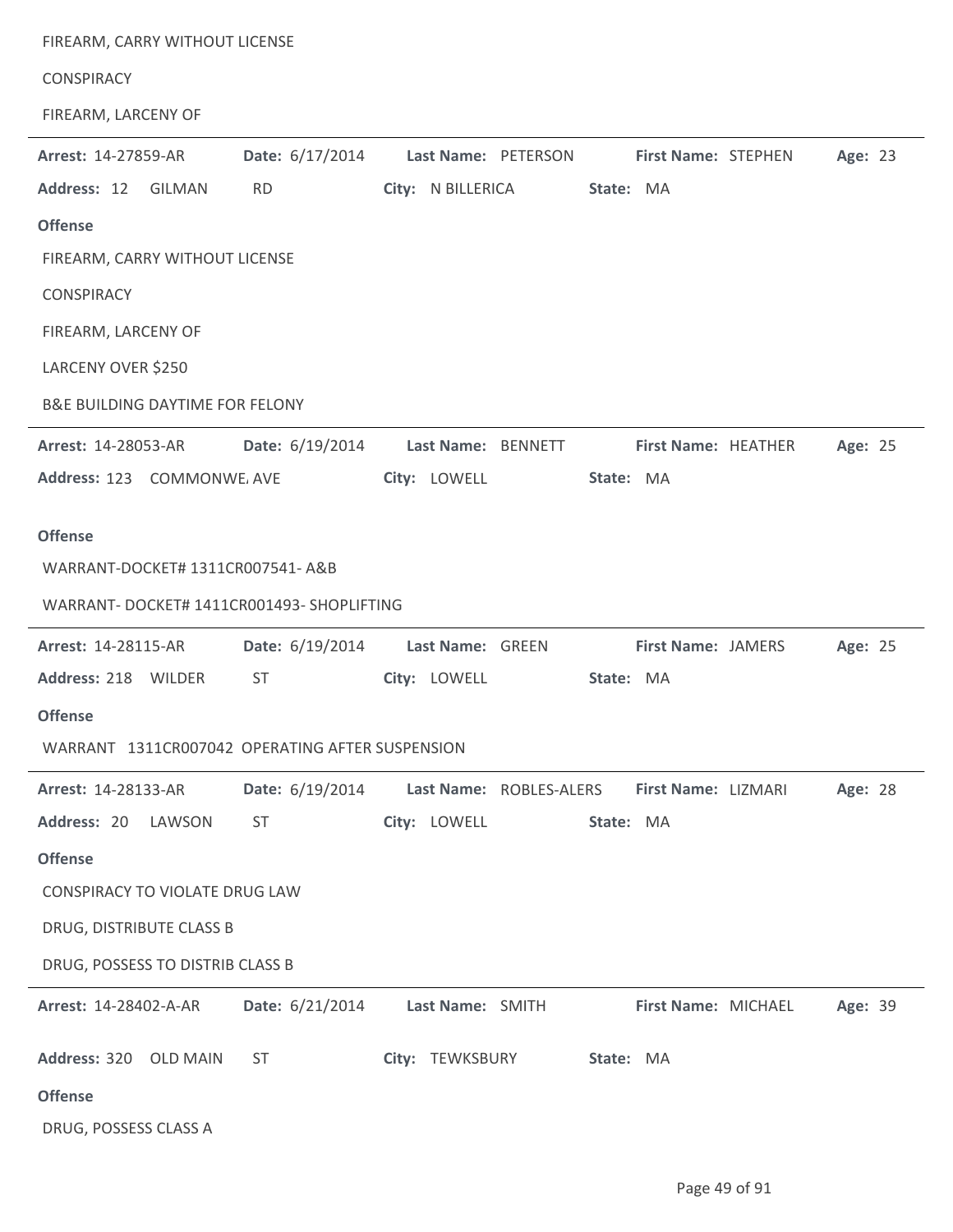FIREARM, CARRY WITHOUT LICENSE

CONSPIRACY

FIREARM, LARCENY OF

---

**Arrest:** 14-27859-AR **Date:** 6/17/2014 **Last Name:** PETERSON **First Name:** STEPHEN **Age:** 23

**Address:** 12 GILMAN RD **City:** N BILLERICA **State:** MA

**Offense**

FIREARM, CARRY WITHOUT LICENSE

CONSPIRACY

FIREARM, LARCENY OF

LARCENY OVER $250

B&E BUILDING DAYTIME FOR FELONY

---

**Arrest:** 14-28053-AR **Date:** 6/19/2014 **Last Name:** BENNETT **First Name:** HEATHER **Age:** 25

**Address:** 123 COMMONWE, AVE **City:** LOWELL **State:** MA

**Offense**

WARRANT-DOCKET# 1311CR007541- A&B

WARRANT- DOCKET# 1411CR001493- SHOPLIFTING

---

**Arrest:** 14-28115-AR **Date:** 6/19/2014 **Last Name:** GREEN **First Name:** JAMERS **Age:** 25

**Address:** 218 WILDER ST **City:** LOWELL **State:** MA

**Offense**

WARRANT 1311CR007042 OPERATING AFTER SUSPENSION

---

**Arrest:** 14-28133-AR **Date:** 6/19/2014 **Last Name:** ROBLES-ALERS **First Name:** LIZMARI **Age:** 28

**Address:** 20 LAWSON ST **City:** LOWELL **State:** MA

**Offense**

CONSPIRACY TO VIOLATE DRUG LAW

DRUG, DISTRIBUTE CLASS B

DRUG, POSSESS TO DISTRIB CLASS B

---

**Arrest:** 14-28402-A-AR **Date:** 6/21/2014 **Last Name:** SMITH **First Name:** MICHAEL **Age:** 39

**Address:** 320 OLD MAIN ST **City:** TEWKSBURY **State:** MA

**Offense**

DRUG, POSSESS CLASS A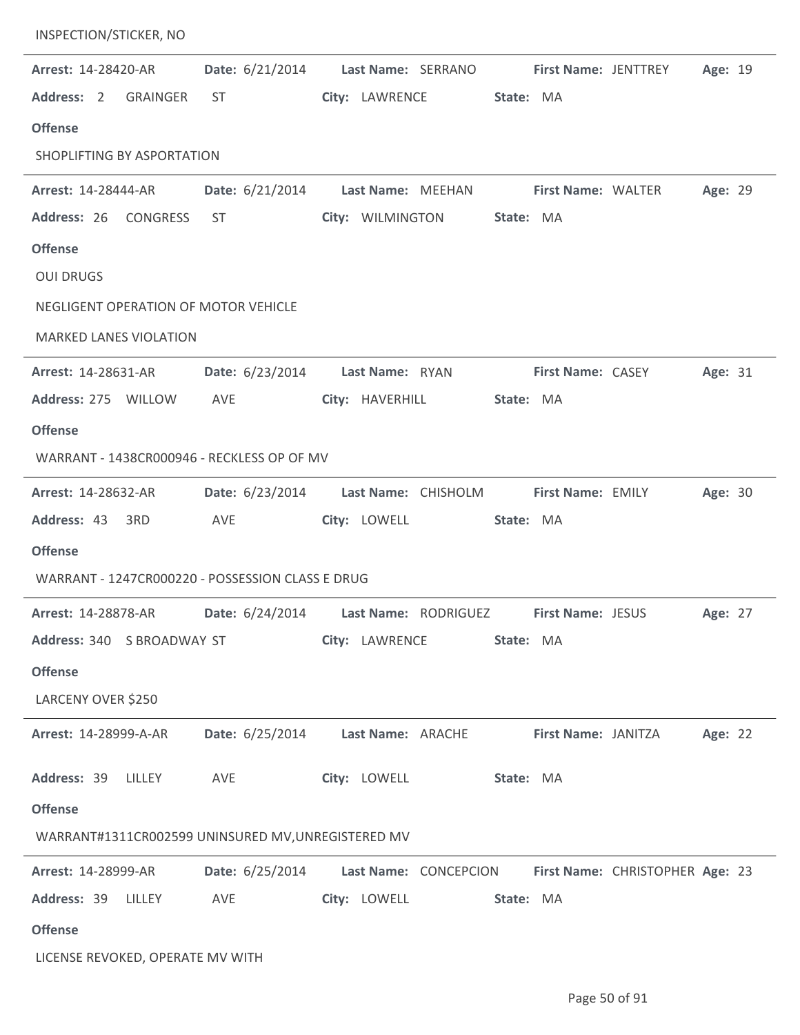INSPECTION/STICKER, NO

---

**Arrest:** 14-28420-AR **Date:** 6/21/2014 **Last Name:** SERRANO **First Name:** JENTTREY **Age:** 19

**Address:** 2 GRAINGER ST **City:** LAWRENCE **State:** MA

**Offense**

SHOPLIFTING BY ASPORTATION

---

**Arrest:** 14-28444-AR **Date:** 6/21/2014 **Last Name:** MEEHAN **First Name:** WALTER **Age:** 29

**Address:** 26 CONGRESS ST **City:** WILMINGTON **State:** MA

**Offense**

OUI DRUGS

NEGLIGENT OPERATION OF MOTOR VEHICLE

MARKED LANES VIOLATION

---

**Arrest:** 14-28631-AR **Date:** 6/23/2014 **Last Name:** RYAN **First Name:** CASEY **Age:** 31

**Address:** 275 WILLOW AVE **City:** HAVERHILL **State:** MA

**Offense**

WARRANT - 1438CR000946 - RECKLESS OP OF MV

---

**Arrest:** 14-28632-AR **Date:** 6/23/2014 **Last Name:** CHISHOLM **First Name:** EMILY **Age:** 30

**Address:** 43 3RD AVE **City:** LOWELL **State:** MA

**Offense**

WARRANT - 1247CR000220 - POSSESSION CLASS E DRUG

---

**Arrest:** 14-28878-AR **Date:** 6/24/2014 **Last Name:** RODRIGUEZ **First Name:** JESUS **Age:** 27

**Address:** 340 S BROADWAY ST **City:** LAWRENCE **State:** MA

**Offense**

LARCENY OVER $250

---

**Arrest:** 14-28999-A-AR **Date:** 6/25/2014 **Last Name:** ARACHE **First Name:** JANITZA **Age:** 22

**Address:** 39 LILLEY AVE **City:** LOWELL **State:** MA

**Offense**

WARRANT#1311CR002599 UNINSURED MV,UNREGISTERED MV

---

**Arrest:** 14-28999-AR **Date:** 6/25/2014 **Last Name:** CONCEPCION **First Name:** CHRISTOPHER **Age:** 23

**Address:** 39 LILLEY AVE **City:** LOWELL **State:** MA

**Offense**

LICENSE REVOKED, OPERATE MV WITH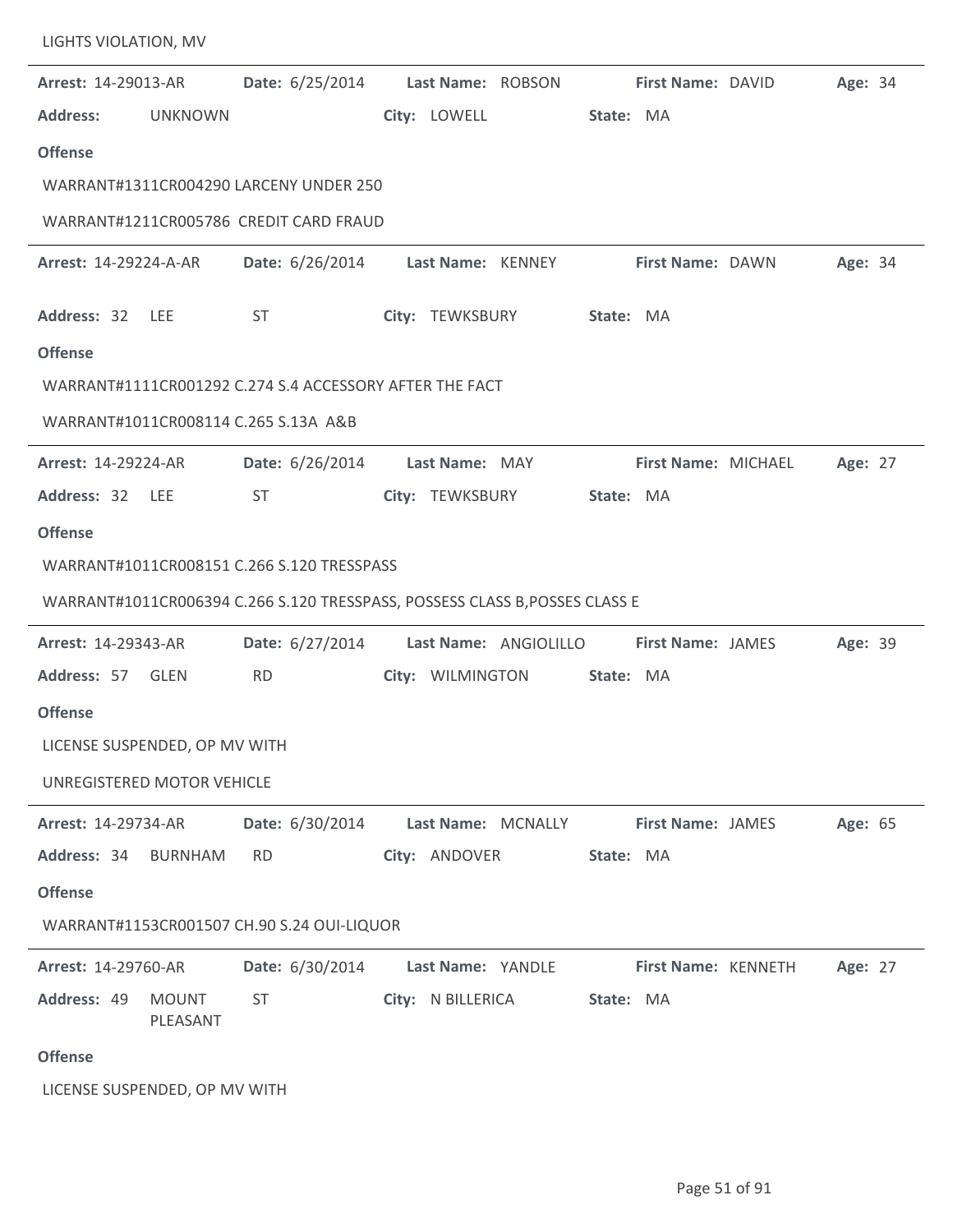LIGHTS VIOLATION, MV

---

**Arrest:** 14-29013-AR **Date:** 6/25/2014 **Last Name:** ROBSON **First Name:** DAVID **Age:** 34

**Address:** UNKNOWN **City:** LOWELL **State:** MA

**Offense**

WARRANT#1311CR004290 LARCENY UNDER 250

WARRANT#1211CR005786 CREDIT CARD FRAUD

---

**Arrest:** 14-29224-A-AR **Date:** 6/26/2014 **Last Name:** KENNEY **First Name:** DAWN **Age:** 34

**Address:** 32 LEE ST **City:** TEWKSBURY **State:** MA

**Offense**

WARRANT#1111CR001292 C.274 S.4 ACCESSORY AFTER THE FACT

WARRANT#1011CR008114 C.265 S.13A A&B

---

**Arrest:** 14-29224-AR **Date:** 6/26/2014 **Last Name:** MAY **First Name:** MICHAEL **Age:** 27

**Address:** 32 LEE ST **City:** TEWKSBURY **State:** MA

**Offense**

WARRANT#1011CR008151 C.266 S.120 TRESSPASS

WARRANT#1011CR006394 C.266 S.120 TRESSPASS, POSSESS CLASS B,POSSES CLASS E

---

**Arrest:** 14-29343-AR **Date:** 6/27/2014 **Last Name:** ANGIOLILLO **First Name:** JAMES **Age:** 39

**Address:** 57 GLEN RD **City:** WILMINGTON **State:** MA

**Offense**

LICENSE SUSPENDED, OP MV WITH

UNREGISTERED MOTOR VEHICLE

---

**Arrest:** 14-29734-AR **Date:** 6/30/2014 **Last Name:** MCNALLY **First Name:** JAMES **Age:** 65

**Address:** 34 BURNHAM RD **City:** ANDOVER **State:** MA

**Offense**

WARRANT#1153CR001507 CH.90 S.24 OUI-LIQUOR

---

**Arrest:** 14-29760-AR **Date:** 6/30/2014 **Last Name:** YANDLE **First Name:** KENNETH **Age:** 27

**Address:** 49 MOUNT PLEASANT ST **City:** N BILLERICA **State:** MA

**Offense**

LICENSE SUSPENDED, OP MV WITH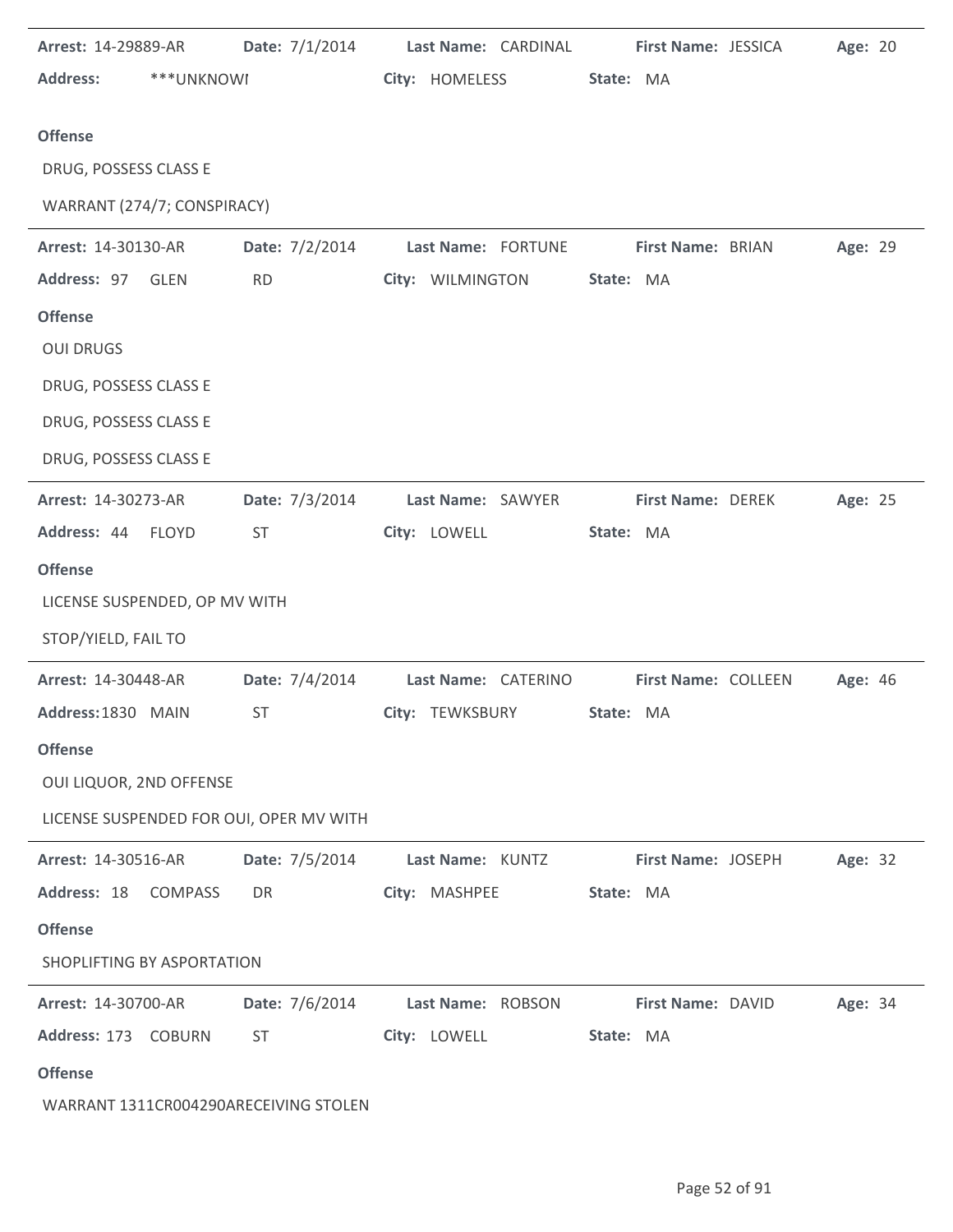**Arrest:** 14-29889-AR **Date:** 7/1/2014 **Last Name:** CARDINAL **First Name:** JESSICA **Age:** 20

**Address:** ***UNKNOWI **City:** HOMELESS **State:** MA

**Offense**

DRUG, POSSESS CLASS E

WARRANT (274/7; CONSPIRACY)

---

**Arrest:** 14-30130-AR **Date:** 7/2/2014 **Last Name:** FORTUNE **First Name:** BRIAN **Age:** 29

**Address:** 97 GLEN RD **City:** WILMINGTON **State:** MA

**Offense**

OUI DRUGS

DRUG, POSSESS CLASS E

DRUG, POSSESS CLASS E

DRUG, POSSESS CLASS E

---

**Arrest:** 14-30273-AR **Date:** 7/3/2014 **Last Name:** SAWYER **First Name:** DEREK **Age:** 25

**Address:** 44 FLOYD ST **City:** LOWELL **State:** MA

**Offense**

LICENSE SUSPENDED, OP MV WITH

STOP/YIELD, FAIL TO

---

**Arrest:** 14-30448-AR **Date:** 7/4/2014 **Last Name:** CATERINO **First Name:** COLLEEN **Age:** 46

**Address:** 1830 MAIN ST **City:** TEWKSBURY **State:** MA

**Offense**

OUI LIQUOR, 2ND OFFENSE

LICENSE SUSPENDED FOR OUI, OPER MV WITH

---

**Arrest:** 14-30516-AR **Date:** 7/5/2014 **Last Name:** KUNTZ **First Name:** JOSEPH **Age:** 32

**Address:** 18 COMPASS DR **City:** MASHPEE **State:** MA

**Offense**

SHOPLIFTING BY ASPORTATION

---

**Arrest:** 14-30700-AR **Date:** 7/6/2014 **Last Name:** ROBSON **First Name:** DAVID **Age:** 34

**Address:** 173 COBURN ST **City:** LOWELL **State:** MA

**Offense**

WARRANT 1311CR004290ARECEIVING STOLEN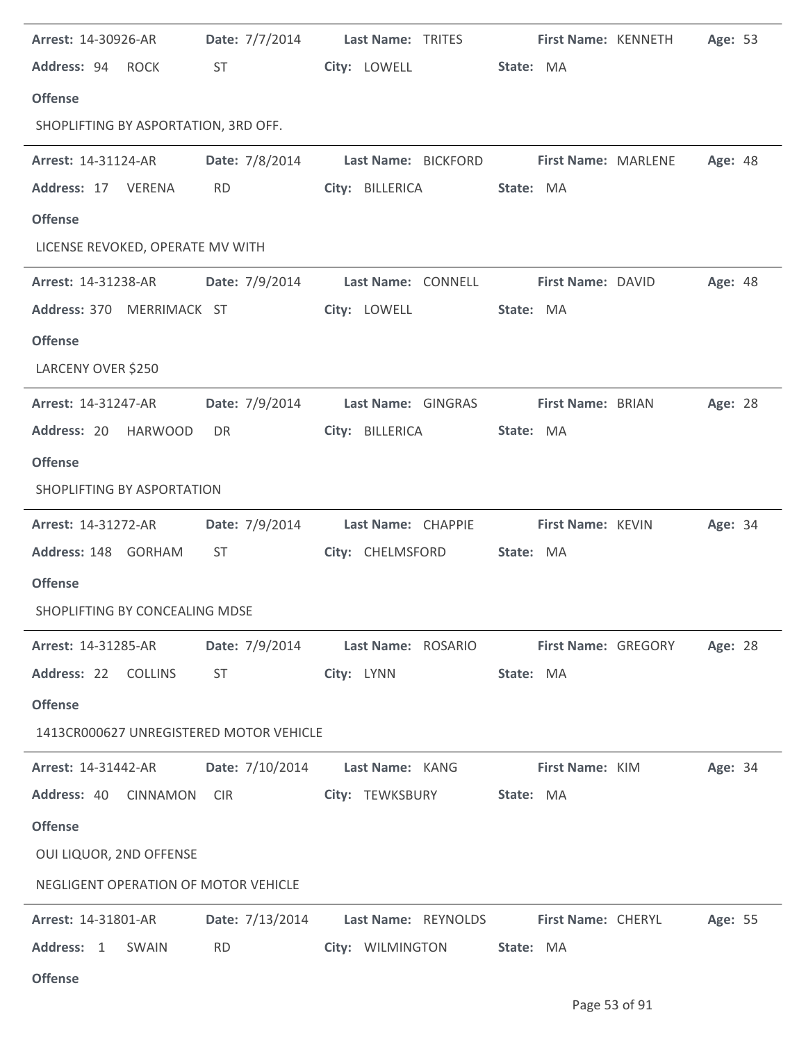**Arrest:** 14-30926-AR **Date:** 7/7/2014 **Last Name:** TRITES **First Name:** KENNETH **Age:** 53
**Address:** 94 ROCK ST **City:** LOWELL **State:** MA

**Offense**

SHOPLIFTING BY ASPORTATION, 3RD OFF.

---

**Arrest:** 14-31124-AR **Date:** 7/8/2014 **Last Name:** BICKFORD **First Name:** MARLENE **Age:** 48
**Address:** 17 VERENA RD **City:** BILLERICA **State:** MA

**Offense**

LICENSE REVOKED, OPERATE MV WITH

---

**Arrest:** 14-31238-AR **Date:** 7/9/2014 **Last Name:** CONNELL **First Name:** DAVID **Age:** 48
**Address:** 370 MERRIMACK ST **City:** LOWELL **State:** MA

**Offense**

LARCENY OVER $250

---

**Arrest:** 14-31247-AR **Date:** 7/9/2014 **Last Name:** GINGRAS **First Name:** BRIAN **Age:** 28
**Address:** 20 HARWOOD DR **City:** BILLERICA **State:** MA

**Offense**

SHOPLIFTING BY ASPORTATION

---

**Arrest:** 14-31272-AR **Date:** 7/9/2014 **Last Name:** CHAPPIE **First Name:** KEVIN **Age:** 34
**Address:** 148 GORHAM ST **City:** CHELMSFORD **State:** MA

**Offense**

SHOPLIFTING BY CONCEALING MDSE

---

**Arrest:** 14-31285-AR **Date:** 7/9/2014 **Last Name:** ROSARIO **First Name:** GREGORY **Age:** 28
**Address:** 22 COLLINS ST **City:** LYNN **State:** MA

**Offense**

1413CR000627 UNREGISTERED MOTOR VEHICLE

---

**Arrest:** 14-31442-AR **Date:** 7/10/2014 **Last Name:** KANG **First Name:** KIM **Age:** 34
**Address:** 40 CINNAMON CIR **City:** TEWKSBURY **State:** MA

**Offense**

OUI LIQUOR, 2ND OFFENSE

NEGLIGENT OPERATION OF MOTOR VEHICLE

---

**Arrest:** 14-31801-AR **Date:** 7/13/2014 **Last Name:** REYNOLDS **First Name:** CHERYL **Age:** 55
**Address:** 1 SWAIN RD **City:** WILMINGTON **State:** MA

**Offense**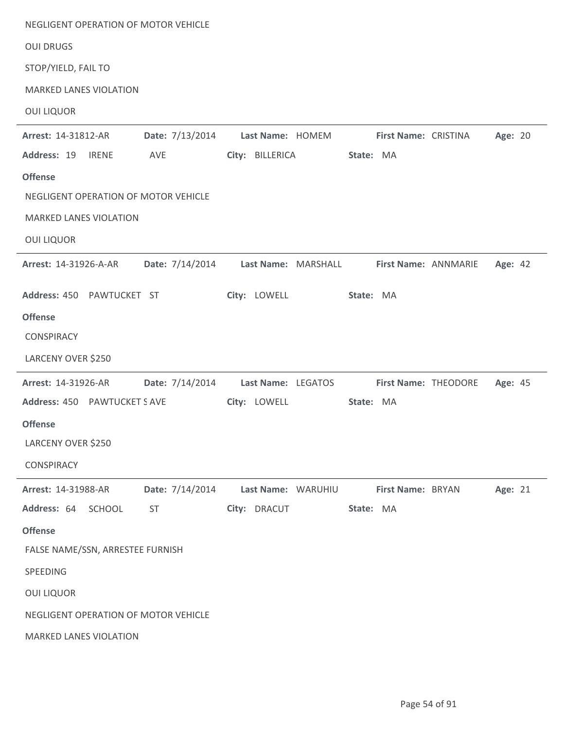NEGLIGENT OPERATION OF MOTOR VEHICLE

OUI DRUGS

STOP/YIELD, FAIL TO

MARKED LANES VIOLATION

OUI LIQUOR

---

**Arrest:** 14-31812-AR **Date:** 7/13/2014 **Last Name:** HOMEM **First Name:** CRISTINA **Age:** 20

**Address:** 19 IRENE AVE **City:** BILLERICA **State:** MA

**Offense**

NEGLIGENT OPERATION OF MOTOR VEHICLE

MARKED LANES VIOLATION

OUI LIQUOR

---

**Arrest:** 14-31926-A-AR **Date:** 7/14/2014 **Last Name:** MARSHALL **First Name:** ANNMARIE **Age:** 42

**Address:** 450 PAWTUCKET ST **City:** LOWELL **State:** MA

**Offense**

CONSPIRACY

LARCENY OVER $250

---

**Arrest:** 14-31926-AR **Date:** 7/14/2014 **Last Name:** LEGATOS **First Name:** THEODORE **Age:** 45

**Address:** 450 PAWTUCKET S AVE **City:** LOWELL **State:** MA

**Offense**

LARCENY OVER $250

CONSPIRACY

---

**Arrest:** 14-31988-AR **Date:** 7/14/2014 **Last Name:** WARUHIU **First Name:** BRYAN **Age:** 21

**Address:** 64 SCHOOL ST **City:** DRACUT **State:** MA

**Offense**

FALSE NAME/SSN, ARRESTEE FURNISH

SPEEDING

OUI LIQUOR

NEGLIGENT OPERATION OF MOTOR VEHICLE

MARKED LANES VIOLATION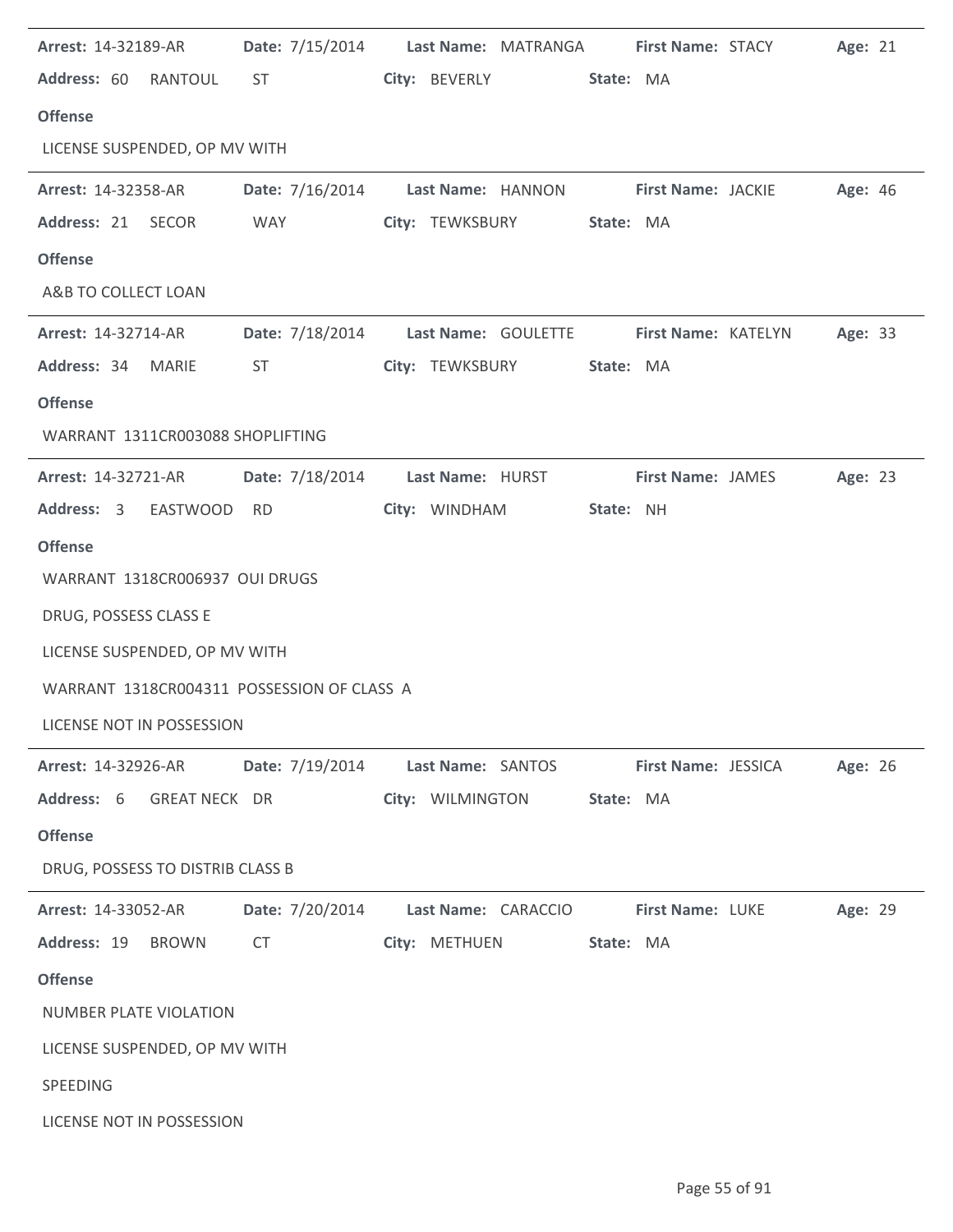**Arrest:** 14-32189-AR **Date:** 7/15/2014 **Last Name:** MATRANGA **First Name:** STACY **Age:** 21
**Address:** 60 RANTOUL ST **City:** BEVERLY **State:** MA

**Offense**

LICENSE SUSPENDED, OP MV WITH

---

**Arrest:** 14-32358-AR **Date:** 7/16/2014 **Last Name:** HANNON **First Name:** JACKIE **Age:** 46
**Address:** 21 SECOR WAY **City:** TEWKSBURY **State:** MA

**Offense**

A&B TO COLLECT LOAN

---

**Arrest:** 14-32714-AR **Date:** 7/18/2014 **Last Name:** GOULETTE **First Name:** KATELYN **Age:** 33
**Address:** 34 MARIE ST **City:** TEWKSBURY **State:** MA

**Offense**

WARRANT 1311CR003088 SHOPLIFTING

---

**Arrest:** 14-32721-AR **Date:** 7/18/2014 **Last Name:** HURST **First Name:** JAMES **Age:** 23
**Address:** 3 EASTWOOD RD **City:** WINDHAM **State:** NH

**Offense**

WARRANT 1318CR006937 OUI DRUGS

DRUG, POSSESS CLASS E

LICENSE SUSPENDED, OP MV WITH

WARRANT 1318CR004311 POSSESSION OF CLASS A

LICENSE NOT IN POSSESSION

---

**Arrest:** 14-32926-AR **Date:** 7/19/2014 **Last Name:** SANTOS **First Name:** JESSICA **Age:** 26
**Address:** 6 GREAT NECK DR **City:** WILMINGTON **State:** MA

**Offense**

DRUG, POSSESS TO DISTRIB CLASS B

---

**Arrest:** 14-33052-AR **Date:** 7/20/2014 **Last Name:** CARACCIO **First Name:** LUKE **Age:** 29
**Address:** 19 BROWN CT **City:** METHUEN **State:** MA

**Offense**

NUMBER PLATE VIOLATION

LICENSE SUSPENDED, OP MV WITH

SPEEDING

LICENSE NOT IN POSSESSION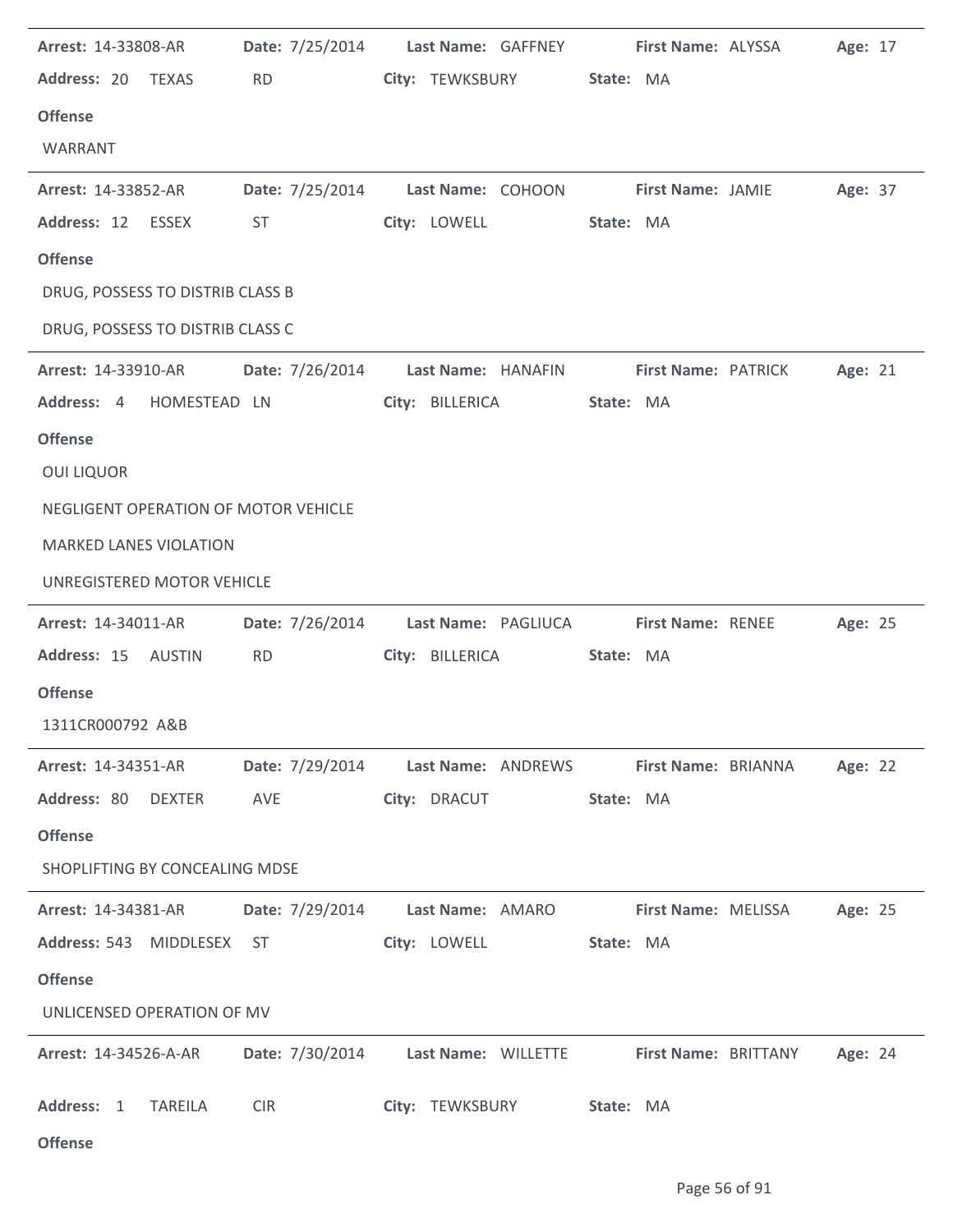**Arrest:** 14-33808-AR **Date:** 7/25/2014 **Last Name:** GAFFNEY **First Name:** ALYSSA **Age:** 17

**Address:** 20 TEXAS RD **City:** TEWKSBURY **State:** MA

**Offense**

WARRANT

---

**Arrest:** 14-33852-AR **Date:** 7/25/2014 **Last Name:** COHOON **First Name:** JAMIE **Age:** 37

**Address:** 12 ESSEX ST **City:** LOWELL **State:** MA

**Offense**

DRUG, POSSESS TO DISTRIB CLASS B

DRUG, POSSESS TO DISTRIB CLASS C

---

**Arrest:** 14-33910-AR **Date:** 7/26/2014 **Last Name:** HANAFIN **First Name:** PATRICK **Age:** 21

**Address:** 4 HOMESTEAD LN **City:** BILLERICA **State:** MA

**Offense**

OUI LIQUOR

NEGLIGENT OPERATION OF MOTOR VEHICLE

MARKED LANES VIOLATION

UNREGISTERED MOTOR VEHICLE

---

**Arrest:** 14-34011-AR **Date:** 7/26/2014 **Last Name:** PAGLIUCA **First Name:** RENEE **Age:** 25

**Address:** 15 AUSTIN RD **City:** BILLERICA **State:** MA

**Offense**

1311CR000792 A&B

---

**Arrest:** 14-34351-AR **Date:** 7/29/2014 **Last Name:** ANDREWS **First Name:** BRIANNA **Age:** 22

**Address:** 80 DEXTER AVE **City:** DRACUT **State:** MA

**Offense**

SHOPLIFTING BY CONCEALING MDSE

---

**Arrest:** 14-34381-AR **Date:** 7/29/2014 **Last Name:** AMARO **First Name:** MELISSA **Age:** 25

**Address:** 543 MIDDLESEX ST **City:** LOWELL **State:** MA

**Offense**

UNLICENSED OPERATION OF MV

---

**Arrest:** 14-34526-A-AR **Date:** 7/30/2014 **Last Name:** WILLETTE **First Name:** BRITTANY **Age:** 24

**Address:** 1 TAREILA CIR **City:** TEWKSBURY **State:** MA

**Offense**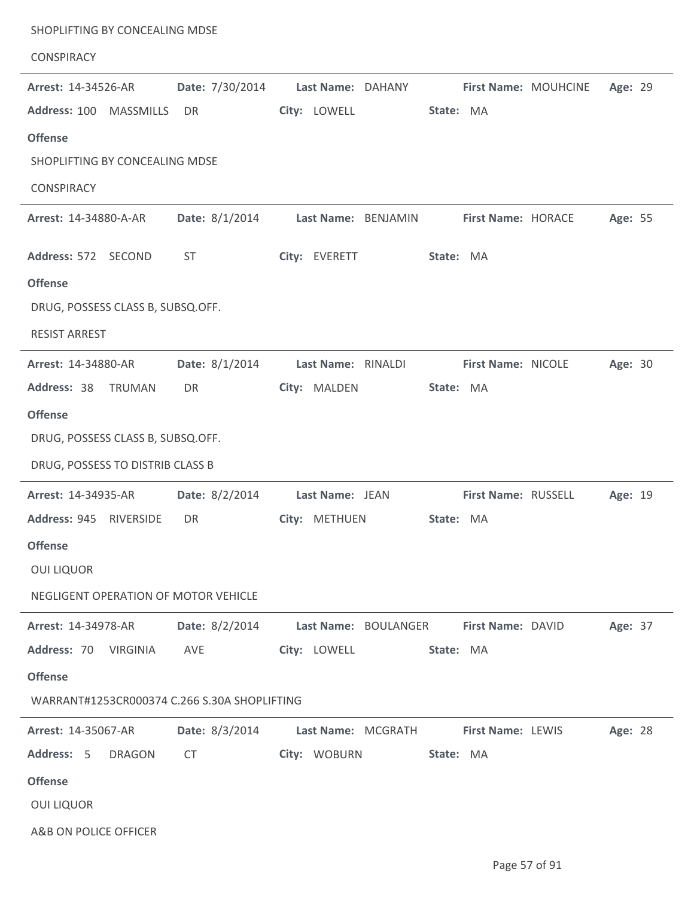SHOPLIFTING BY CONCEALING MDSE

CONSPIRACY

---

**Arrest:** 14-34526-AR **Date:** 7/30/2014 **Last Name:** DAHANY **First Name:** MOUHCINE **Age:** 29

**Address:** 100 MASSMILLS DR **City:** LOWELL **State:** MA

**Offense**

SHOPLIFTING BY CONCEALING MDSE

CONSPIRACY

---

**Arrest:** 14-34880-A-AR **Date:** 8/1/2014 **Last Name:** BENJAMIN **First Name:** HORACE **Age:** 55

**Address:** 572 SECOND ST **City:** EVERETT **State:** MA

**Offense**

DRUG, POSSESS CLASS B, SUBSQ.OFF.

RESIST ARREST

---

**Arrest:** 14-34880-AR **Date:** 8/1/2014 **Last Name:** RINALDI **First Name:** NICOLE **Age:** 30

**Address:** 38 TRUMAN DR **City:** MALDEN **State:** MA

**Offense**

DRUG, POSSESS CLASS B, SUBSQ.OFF.

DRUG, POSSESS TO DISTRIB CLASS B

---

**Arrest:** 14-34935-AR **Date:** 8/2/2014 **Last Name:** JEAN **First Name:** RUSSELL **Age:** 19

**Address:** 945 RIVERSIDE DR **City:** METHUEN **State:** MA

**Offense**

OUI LIQUOR

NEGLIGENT OPERATION OF MOTOR VEHICLE

---

**Arrest:** 14-34978-AR **Date:** 8/2/2014 **Last Name:** BOULANGER **First Name:** DAVID **Age:** 37

**Address:** 70 VIRGINIA AVE **City:** LOWELL **State:** MA

**Offense**

WARRANT#1253CR000374 C.266 S.30A SHOPLIFTING

---

**Arrest:** 14-35067-AR **Date:** 8/3/2014 **Last Name:** MCGRATH **First Name:** LEWIS **Age:** 28

**Address:** 5 DRAGON CT **City:** WOBURN **State:** MA

**Offense**

OUI LIQUOR

A&B ON POLICE OFFICER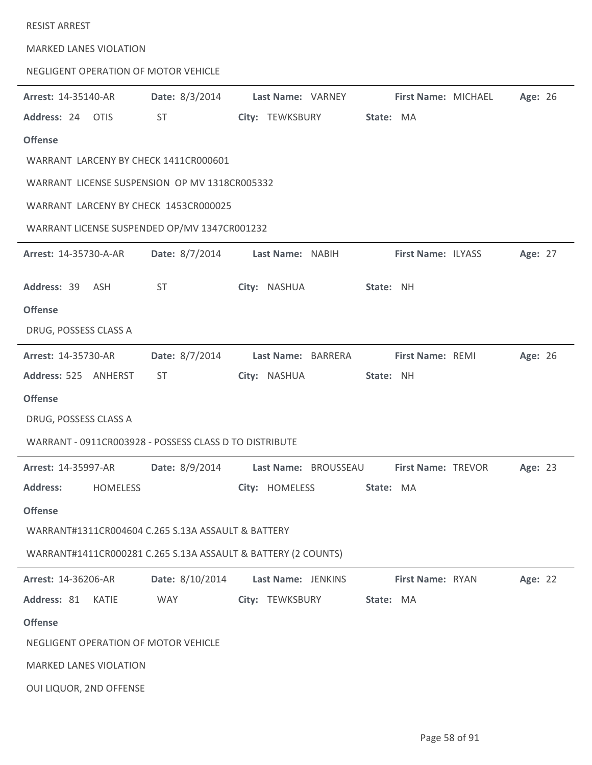RESIST ARREST

MARKED LANES VIOLATION

NEGLIGENT OPERATION OF MOTOR VEHICLE

---

**Arrest:** 14-35140-AR **Date:** 8/3/2014 **Last Name:** VARNEY **First Name:** MICHAEL **Age:** 26

**Address:** 24 OTIS ST **City:** TEWKSBURY **State:** MA

**Offense**

WARRANT LARCENY BY CHECK 1411CR000601

WARRANT LICENSE SUSPENSION OP MV 1318CR005332

WARRANT LARCENY BY CHECK 1453CR000025

WARRANT LICENSE SUSPENDED OP/MV 1347CR001232

---

**Arrest:** 14-35730-A-AR **Date:** 8/7/2014 **Last Name:** NABIH **First Name:** ILYASS **Age:** 27

**Address:** 39 ASH ST **City:** NASHUA **State:** NH

**Offense**

DRUG, POSSESS CLASS A

---

**Arrest:** 14-35730-AR **Date:** 8/7/2014 **Last Name:** BARRERA **First Name:** REMI **Age:** 26

**Address:** 525 ANHERST ST **City:** NASHUA **State:** NH

**Offense**

DRUG, POSSESS CLASS A

WARRANT - 0911CR003928 - POSSESS CLASS D TO DISTRIBUTE

---

**Arrest:** 14-35997-AR **Date:** 8/9/2014 **Last Name:** BROUSSEAU **First Name:** TREVOR **Age:** 23

**Address:** HOMELESS **City:** HOMELESS **State:** MA

**Offense**

WARRANT#1311CR004604 C.265 S.13A ASSAULT & BATTERY

WARRANT#1411CR000281 C.265 S.13A ASSAULT & BATTERY (2 COUNTS)

---

**Arrest:** 14-36206-AR **Date:** 8/10/2014 **Last Name:** JENKINS **First Name:** RYAN **Age:** 22

**Address:** 81 KATIE WAY **City:** TEWKSBURY **State:** MA

**Offense**

NEGLIGENT OPERATION OF MOTOR VEHICLE

MARKED LANES VIOLATION

OUI LIQUOR, 2ND OFFENSE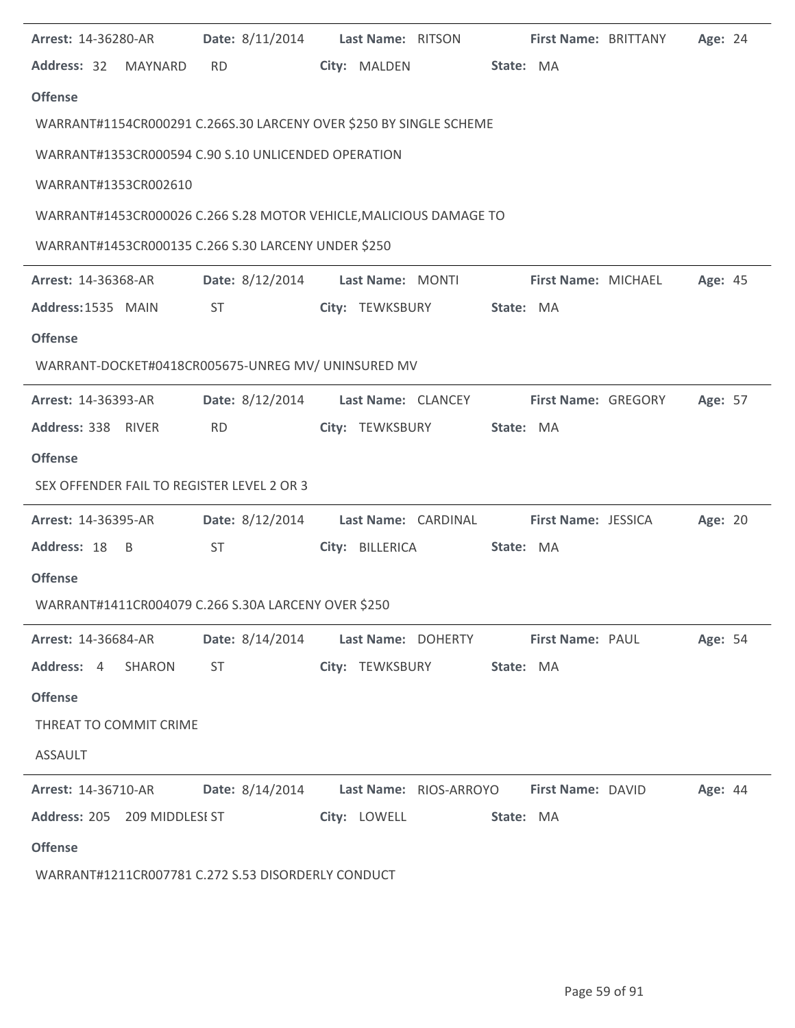**Arrest:** 14-36280-AR **Date:** 8/11/2014 **Last Name:** RITSON **First Name:** BRITTANY **Age:** 24

**Address:** 32 MAYNARD RD **City:** MALDEN **State:** MA

**Offense**

WARRANT#1154CR000291 C.266S.30 LARCENY OVER $250 BY SINGLE SCHEME

WARRANT#1353CR000594 C.90 S.10 UNLICENDED OPERATION

WARRANT#1353CR002610

WARRANT#1453CR000026 C.266 S.28 MOTOR VEHICLE,MALICIOUS DAMAGE TO

WARRANT#1453CR000135 C.266 S.30 LARCENY UNDER $250

---

**Arrest:** 14-36368-AR **Date:** 8/12/2014 **Last Name:** MONTI **First Name:** MICHAEL **Age:** 45

**Address:** 1535 MAIN ST **City:** TEWKSBURY **State:** MA

**Offense**

WARRANT-DOCKET#0418CR005675-UNREG MV/ UNINSURED MV

---

**Arrest:** 14-36393-AR **Date:** 8/12/2014 **Last Name:** CLANCEY **First Name:** GREGORY **Age:** 57

**Address:** 338 RIVER RD **City:** TEWKSBURY **State:** MA

**Offense**

SEX OFFENDER FAIL TO REGISTER LEVEL 2 OR 3

---

**Arrest:** 14-36395-AR **Date:** 8/12/2014 **Last Name:** CARDINAL **First Name:** JESSICA **Age:** 20

**Address:** 18 B ST **City:** BILLERICA **State:** MA

**Offense**

WARRANT#1411CR004079 C.266 S.30A LARCENY OVER $250

---

**Arrest:** 14-36684-AR **Date:** 8/14/2014 **Last Name:** DOHERTY **First Name:** PAUL **Age:** 54

**Address:** 4 SHARON ST **City:** TEWKSBURY **State:** MA

**Offense**

THREAT TO COMMIT CRIME

ASSAULT

---

**Arrest:** 14-36710-AR **Date:** 8/14/2014 **Last Name:** RIOS-ARROYO **First Name:** DAVID **Age:** 44

**Address:** 205 209 MIDDLESI ST **City:** LOWELL **State:** MA

**Offense**

WARRANT#1211CR007781 C.272 S.53 DISORDERLY CONDUCT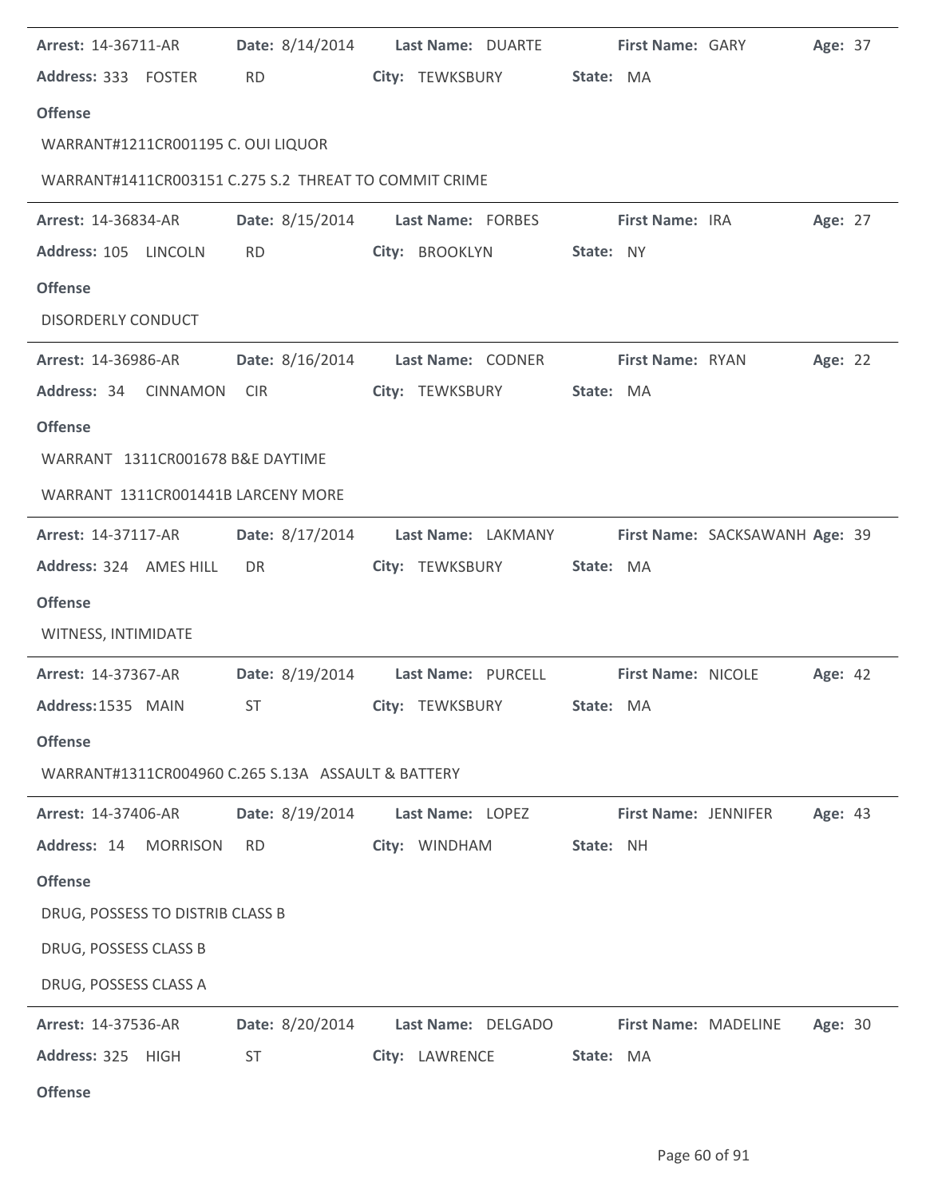**Arrest:** 14-36711-AR **Date:** 8/14/2014 **Last Name:** DUARTE **First Name:** GARY **Age:** 37

**Address:** 333 FOSTER RD **City:** TEWKSBURY **State:** MA

**Offense**

WARRANT#1211CR001195 C. OUI LIQUOR

WARRANT#1411CR003151 C.275 S.2 THREAT TO COMMIT CRIME

---

**Arrest:** 14-36834-AR **Date:** 8/15/2014 **Last Name:** FORBES **First Name:** IRA **Age:** 27

**Address:** 105 LINCOLN RD **City:** BROOKLYN **State:** NY

**Offense**

DISORDERLY CONDUCT

---

**Arrest:** 14-36986-AR **Date:** 8/16/2014 **Last Name:** CODNER **First Name:** RYAN **Age:** 22

**Address:** 34 CINNAMON CIR **City:** TEWKSBURY **State:** MA

**Offense**

WARRANT 1311CR001678 B&E DAYTIME

WARRANT 1311CR001441B LARCENY MORE

---

**Arrest:** 14-37117-AR **Date:** 8/17/2014 **Last Name:** LAKMANY **First Name:** SACKSAWANH **Age:** 39

**Address:** 324 AMES HILL DR **City:** TEWKSBURY **State:** MA

**Offense**

WITNESS, INTIMIDATE

---

**Arrest:** 14-37367-AR **Date:** 8/19/2014 **Last Name:** PURCELL **First Name:** NICOLE **Age:** 42

**Address:** 1535 MAIN ST **City:** TEWKSBURY **State:** MA

**Offense**

WARRANT#1311CR004960 C.265 S.13A ASSAULT & BATTERY

---

**Arrest:** 14-37406-AR **Date:** 8/19/2014 **Last Name:** LOPEZ **First Name:** JENNIFER **Age:** 43

**Address:** 14 MORRISON RD **City:** WINDHAM **State:** NH

**Offense**

DRUG, POSSESS TO DISTRIB CLASS B

DRUG, POSSESS CLASS B

DRUG, POSSESS CLASS A

---

**Arrest:** 14-37536-AR **Date:** 8/20/2014 **Last Name:** DELGADO **First Name:** MADELINE **Age:** 30

**Address:** 325 HIGH ST **City:** LAWRENCE **State:** MA

**Offense**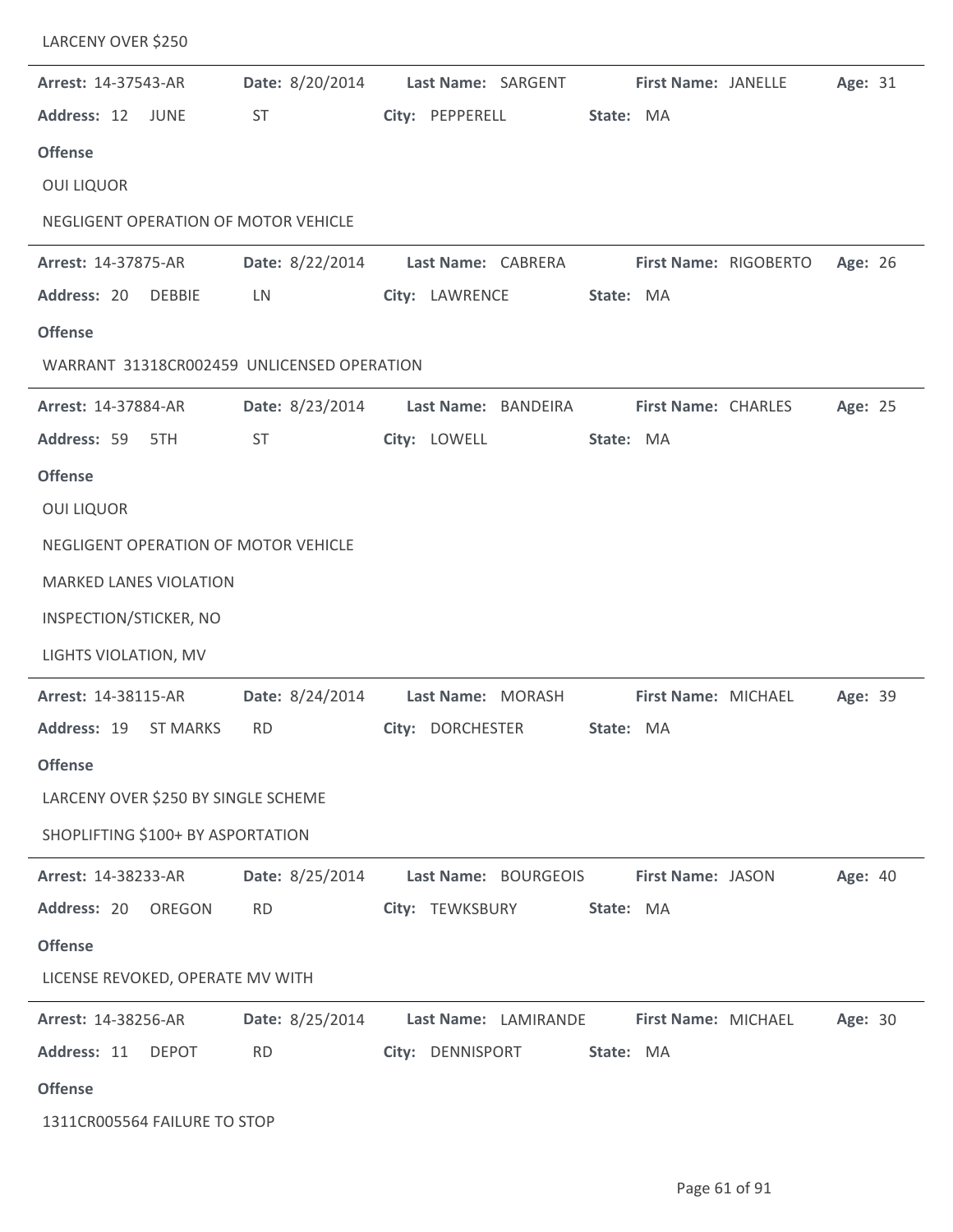LARCENY OVER $250

---

**Arrest:** 14-37543-AR **Date:** 8/20/2014 **Last Name:** SARGENT **First Name:** JANELLE **Age:** 31
**Address:** 12 JUNE ST **City:** PEPPERELL **State:** MA

**Offense**

OUI LIQUOR

NEGLIGENT OPERATION OF MOTOR VEHICLE

---

**Arrest:** 14-37875-AR **Date:** 8/22/2014 **Last Name:** CABRERA **First Name:** RIGOBERTO **Age:** 26
**Address:** 20 DEBBIE LN **City:** LAWRENCE **State:** MA

**Offense**

WARRANT 31318CR002459 UNLICENSED OPERATION

---

**Arrest:** 14-37884-AR **Date:** 8/23/2014 **Last Name:** BANDEIRA **First Name:** CHARLES **Age:** 25
**Address:** 59 5TH ST **City:** LOWELL **State:** MA

**Offense**

OUI LIQUOR

NEGLIGENT OPERATION OF MOTOR VEHICLE

MARKED LANES VIOLATION

INSPECTION/STICKER, NO

LIGHTS VIOLATION, MV

---

**Arrest:** 14-38115-AR **Date:** 8/24/2014 **Last Name:** MORASH **First Name:** MICHAEL **Age:** 39
**Address:** 19 ST MARKS RD **City:** DORCHESTER **State:** MA

**Offense**

LARCENY OVER $250 BY SINGLE SCHEME

SHOPLIFTING $100+ BY ASPORTATION

---

**Arrest:** 14-38233-AR **Date:** 8/25/2014 **Last Name:** BOURGEOIS **First Name:** JASON **Age:** 40
**Address:** 20 OREGON RD **City:** TEWKSBURY **State:** MA

**Offense**

LICENSE REVOKED, OPERATE MV WITH

---

**Arrest:** 14-38256-AR **Date:** 8/25/2014 **Last Name:** LAMIRANDE **First Name:** MICHAEL **Age:** 30
**Address:** 11 DEPOT RD **City:** DENNISPORT **State:** MA

**Offense**

1311CR005564 FAILURE TO STOP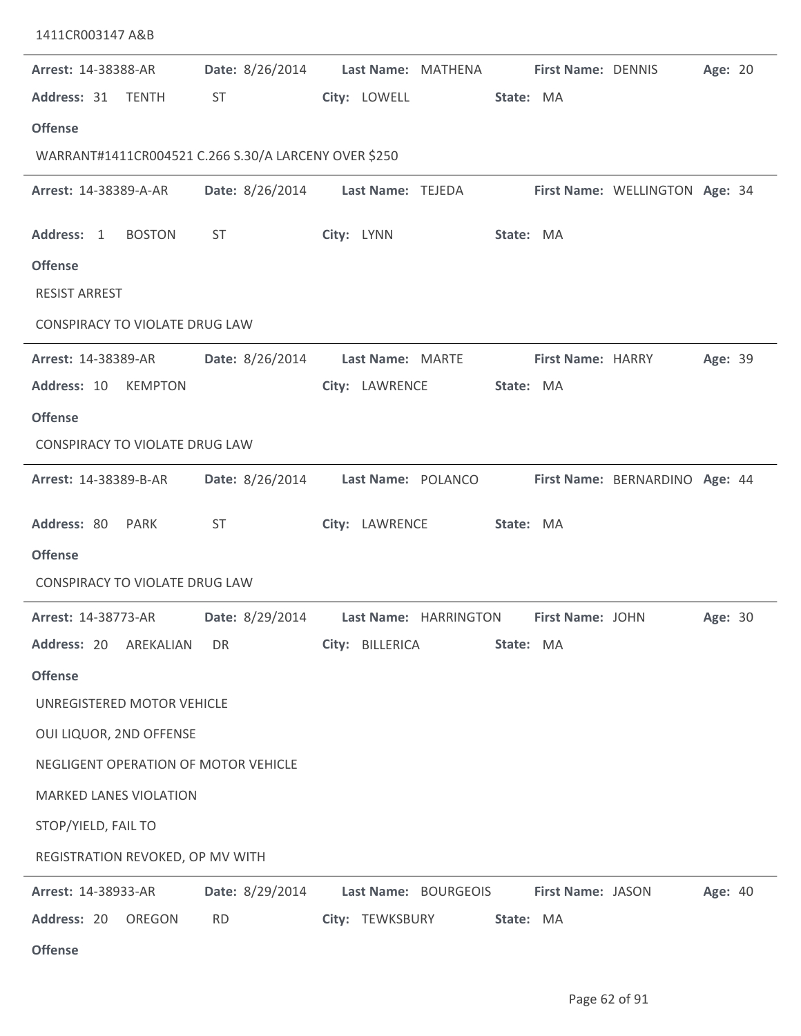1411CR003147 A&B

---

**Arrest:** 14-38388-AR **Date:** 8/26/2014 **Last Name:** MATHENA **First Name:** DENNIS **Age:** 20

**Address:** 31 TENTH ST **City:** LOWELL **State:** MA

**Offense**

WARRANT#1411CR004521 C.266 S.30/A LARCENY OVER $250

---

**Arrest:** 14-38389-A-AR **Date:** 8/26/2014 **Last Name:** TEJEDA **First Name:** WELLINGTON **Age:** 34

**Address:** 1 BOSTON ST **City:** LYNN **State:** MA

**Offense**

RESIST ARREST

CONSPIRACY TO VIOLATE DRUG LAW

---

**Arrest:** 14-38389-AR **Date:** 8/26/2014 **Last Name:** MARTE **First Name:** HARRY **Age:** 39

**Address:** 10 KEMPTON **City:** LAWRENCE **State:** MA

**Offense**

CONSPIRACY TO VIOLATE DRUG LAW

---

**Arrest:** 14-38389-B-AR **Date:** 8/26/2014 **Last Name:** POLANCO **First Name:** BERNARDINO **Age:** 44

**Address:** 80 PARK ST **City:** LAWRENCE **State:** MA

**Offense**

CONSPIRACY TO VIOLATE DRUG LAW

---

**Arrest:** 14-38773-AR **Date:** 8/29/2014 **Last Name:** HARRINGTON **First Name:** JOHN **Age:** 30

**Address:** 20 AREKALIAN DR **City:** BILLERICA **State:** MA

**Offense**

UNREGISTERED MOTOR VEHICLE

OUI LIQUOR, 2ND OFFENSE

NEGLIGENT OPERATION OF MOTOR VEHICLE

MARKED LANES VIOLATION

STOP/YIELD, FAIL TO

REGISTRATION REVOKED, OP MV WITH

---

**Arrest:** 14-38933-AR **Date:** 8/29/2014 **Last Name:** BOURGEOIS **First Name:** JASON **Age:** 40

**Address:** 20 OREGON RD **City:** TEWKSBURY **State:** MA

**Offense**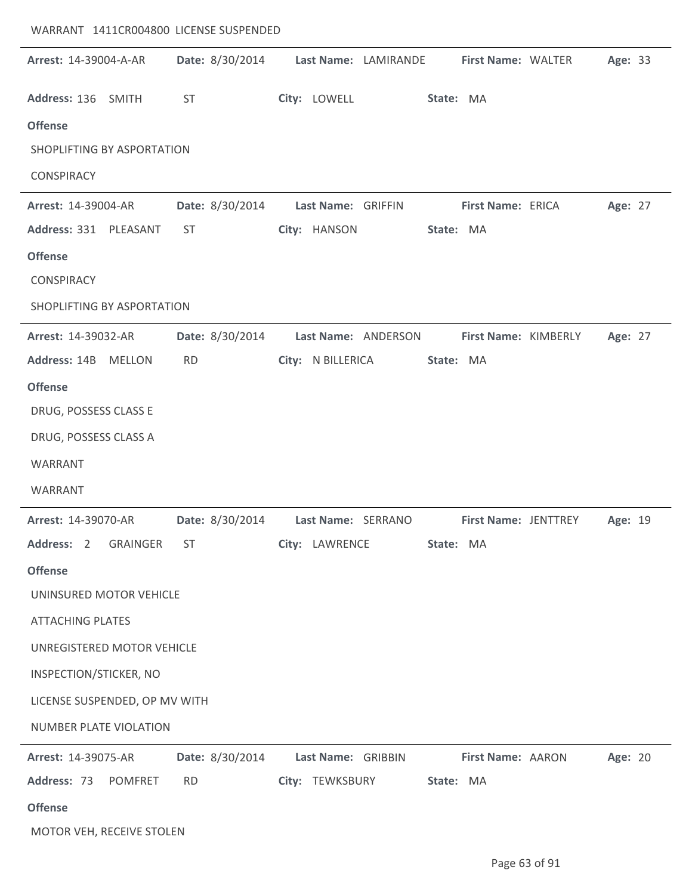WARRANT 1411CR004800 LICENSE SUSPENDED

---

**Arrest:** 14-39004-A-AR **Date:** 8/30/2014 **Last Name:** LAMIRANDE **First Name:** WALTER **Age:** 33

**Address:** 136 SMITH ST **City:** LOWELL **State:** MA

**Offense**

SHOPLIFTING BY ASPORTATION

CONSPIRACY

---

**Arrest:** 14-39004-AR **Date:** 8/30/2014 **Last Name:** GRIFFIN **First Name:** ERICA **Age:** 27

**Address:** 331 PLEASANT ST **City:** HANSON **State:** MA

**Offense**

CONSPIRACY

SHOPLIFTING BY ASPORTATION

---

**Arrest:** 14-39032-AR **Date:** 8/30/2014 **Last Name:** ANDERSON **First Name:** KIMBERLY **Age:** 27

**Address:** 14B MELLON RD **City:** N BILLERICA **State:** MA

**Offense**

DRUG, POSSESS CLASS E

DRUG, POSSESS CLASS A

WARRANT

WARRANT

---

**Arrest:** 14-39070-AR **Date:** 8/30/2014 **Last Name:** SERRANO **First Name:** JENTTREY **Age:** 19

**Address:** 2 GRAINGER ST **City:** LAWRENCE **State:** MA

**Offense**

UNINSURED MOTOR VEHICLE

ATTACHING PLATES

UNREGISTERED MOTOR VEHICLE

INSPECTION/STICKER, NO

LICENSE SUSPENDED, OP MV WITH

NUMBER PLATE VIOLATION

---

**Arrest:** 14-39075-AR **Date:** 8/30/2014 **Last Name:** GRIBBIN **First Name:** AARON **Age:** 20

**Address:** 73 POMFRET RD **City:** TEWKSBURY **State:** MA

**Offense**

MOTOR VEH, RECEIVE STOLEN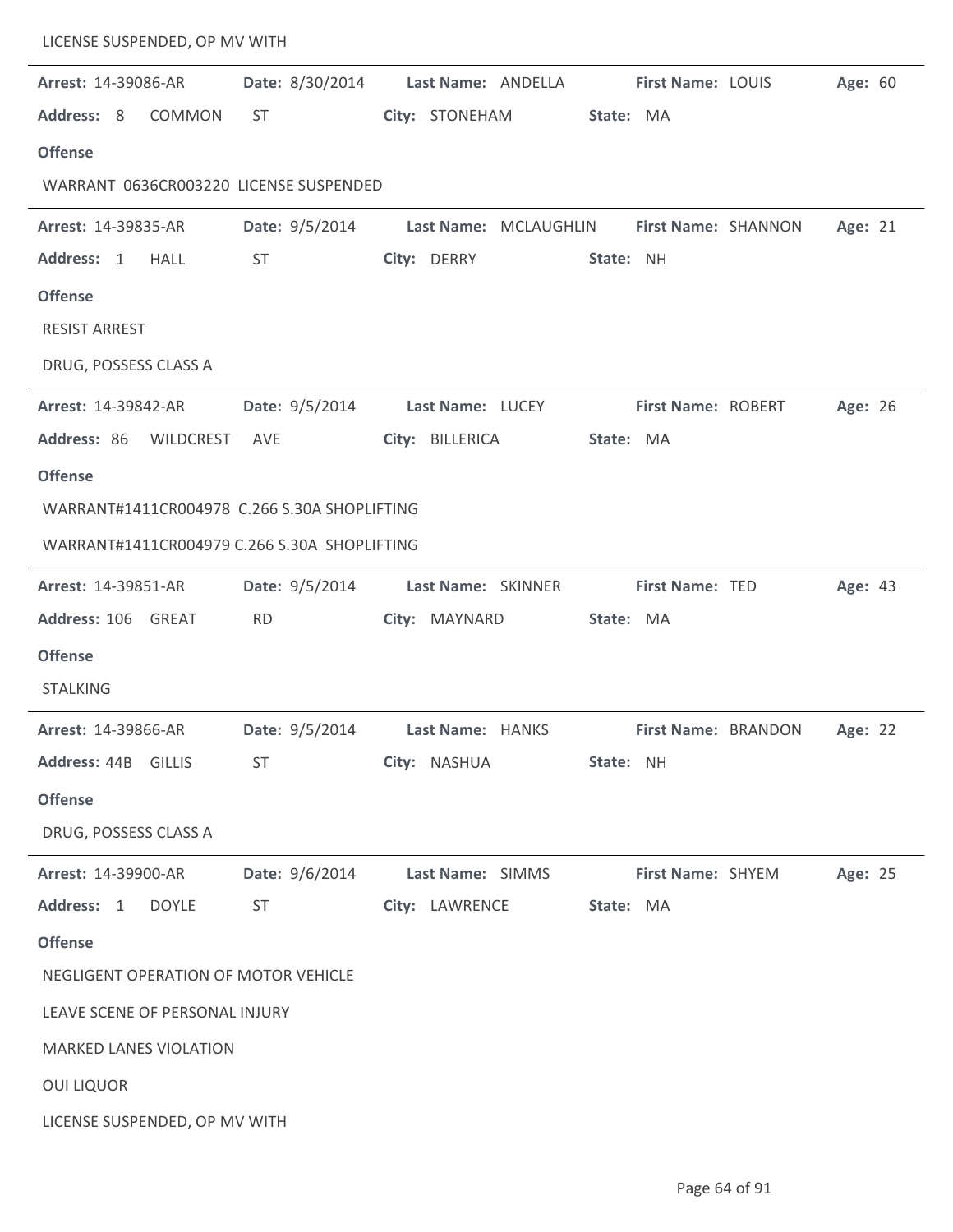LICENSE SUSPENDED, OP MV WITH

---

**Arrest:** 14-39086-AR **Date:** 8/30/2014 **Last Name:** ANDELLA **First Name:** LOUIS **Age:** 60
**Address:** 8 COMMON ST **City:** STONEHAM **State:** MA

**Offense**

WARRANT 0636CR003220 LICENSE SUSPENDED

---

**Arrest:** 14-39835-AR **Date:** 9/5/2014 **Last Name:** MCLAUGHLIN **First Name:** SHANNON **Age:** 21
**Address:** 1 HALL ST **City:** DERRY **State:** NH

**Offense**

RESIST ARREST

DRUG, POSSESS CLASS A

---

**Arrest:** 14-39842-AR **Date:** 9/5/2014 **Last Name:** LUCEY **First Name:** ROBERT **Age:** 26
**Address:** 86 WILDCREST AVE **City:** BILLERICA **State:** MA

**Offense**

WARRANT#1411CR004978 C.266 S.30A SHOPLIFTING

WARRANT#1411CR004979 C.266 S.30A SHOPLIFTING

---

**Arrest:** 14-39851-AR **Date:** 9/5/2014 **Last Name:** SKINNER **First Name:** TED **Age:** 43
**Address:** 106 GREAT RD **City:** MAYNARD **State:** MA

**Offense**

STALKING

---

**Arrest:** 14-39866-AR **Date:** 9/5/2014 **Last Name:** HANKS **First Name:** BRANDON **Age:** 22
**Address:** 44B GILLIS ST **City:** NASHUA **State:** NH

**Offense**

DRUG, POSSESS CLASS A

---

**Arrest:** 14-39900-AR **Date:** 9/6/2014 **Last Name:** SIMMS **First Name:** SHYEM **Age:** 25
**Address:** 1 DOYLE ST **City:** LAWRENCE **State:** MA

**Offense**

NEGLIGENT OPERATION OF MOTOR VEHICLE

LEAVE SCENE OF PERSONAL INJURY

MARKED LANES VIOLATION

OUI LIQUOR

LICENSE SUSPENDED, OP MV WITH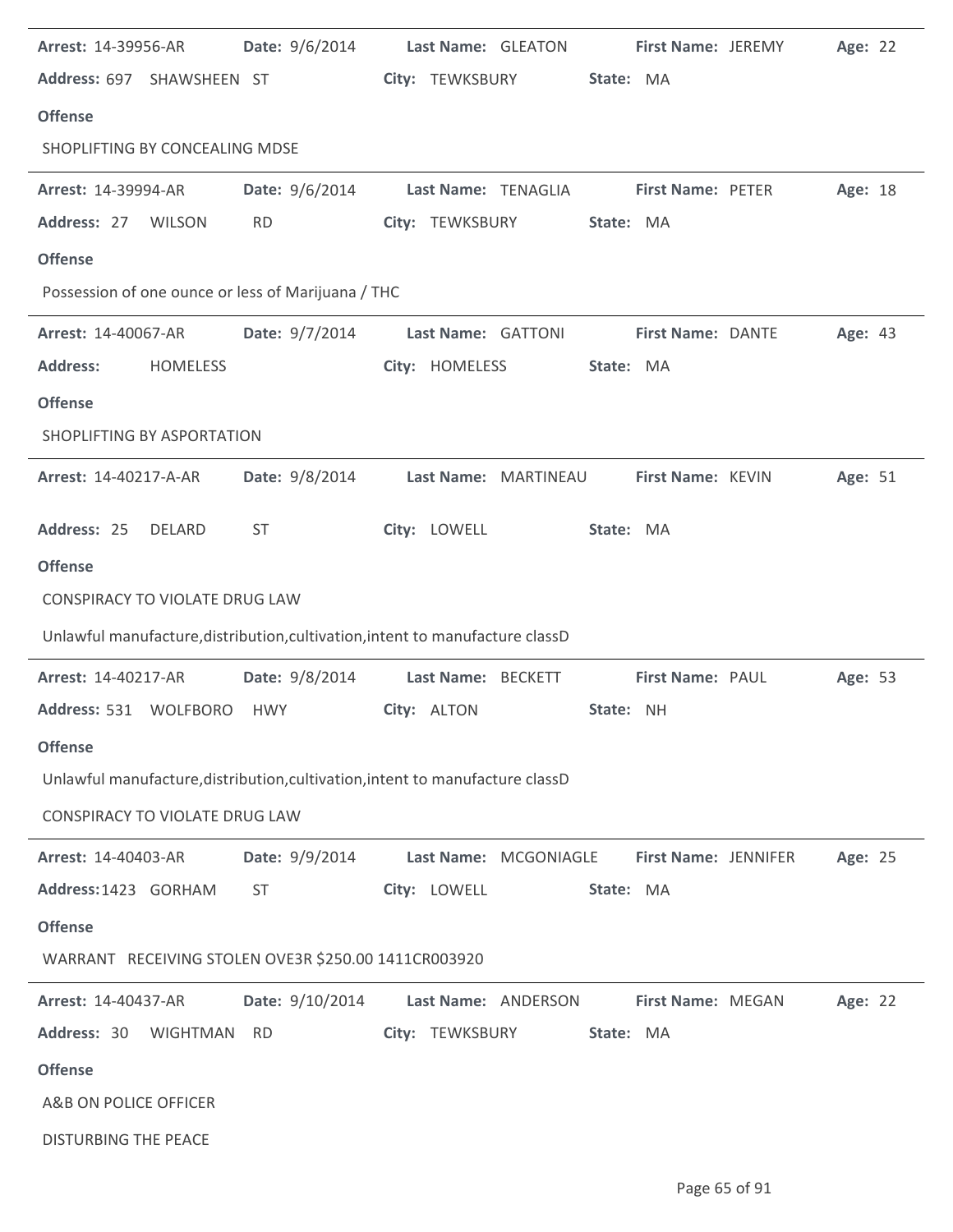**Arrest:** 14-39956-AR **Date:** 9/6/2014 **Last Name:** GLEATON **First Name:** JEREMY **Age:** 22

**Address:** 697 SHAWSHEEN ST **City:** TEWKSBURY **State:** MA

**Offense**

SHOPLIFTING BY CONCEALING MDSE

---

**Arrest:** 14-39994-AR **Date:** 9/6/2014 **Last Name:** TENAGLIA **First Name:** PETER **Age:** 18

**Address:** 27 WILSON RD **City:** TEWKSBURY **State:** MA

**Offense**

Possession of one ounce or less of Marijuana / THC

---

**Arrest:** 14-40067-AR **Date:** 9/7/2014 **Last Name:** GATTONI **First Name:** DANTE **Age:** 43

**Address:** HOMELESS **City:** HOMELESS **State:** MA

**Offense**

SHOPLIFTING BY ASPORTATION

---

**Arrest:** 14-40217-A-AR **Date:** 9/8/2014 **Last Name:** MARTINEAU **First Name:** KEVIN **Age:** 51

**Address:** 25 DELARD ST **City:** LOWELL **State:** MA

**Offense**

CONSPIRACY TO VIOLATE DRUG LAW

Unlawful manufacture,distribution,cultivation,intent to manufacture classD

---

**Arrest:** 14-40217-AR **Date:** 9/8/2014 **Last Name:** BECKETT **First Name:** PAUL **Age:** 53

**Address:** 531 WOLFBORO HWY **City:** ALTON **State:** NH

**Offense**

Unlawful manufacture,distribution,cultivation,intent to manufacture classD

CONSPIRACY TO VIOLATE DRUG LAW

---

**Arrest:** 14-40403-AR **Date:** 9/9/2014 **Last Name:** MCGONIAGLE **First Name:** JENNIFER **Age:** 25

**Address:** 1423 GORHAM ST **City:** LOWELL **State:** MA

**Offense**

WARRANT RECEIVING STOLEN OVE3R $250.00 1411CR003920

---

**Arrest:** 14-40437-AR **Date:** 9/10/2014 **Last Name:** ANDERSON **First Name:** MEGAN **Age:** 22

**Address:** 30 WIGHTMAN RD **City:** TEWKSBURY **State:** MA

**Offense**

A&B ON POLICE OFFICER

DISTURBING THE PEACE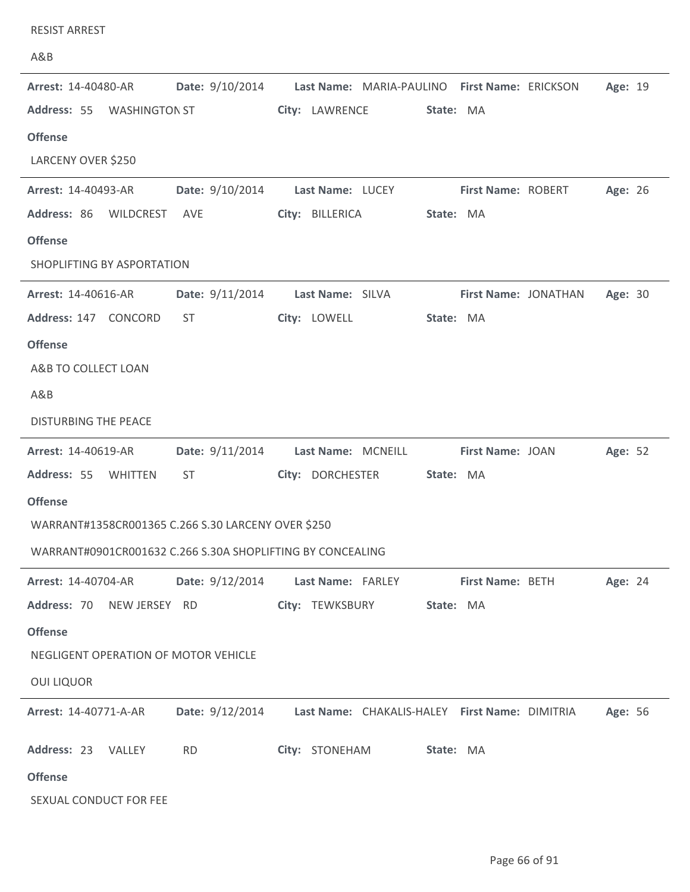RESIST ARREST

A&B

---

**Arrest:** 14-40480-AR **Date:** 9/10/2014 **Last Name:** MARIA-PAULINO **First Name:** ERICKSON **Age:** 19

**Address:** 55 WASHINGTON ST **City:** LAWRENCE **State:** MA

**Offense**

LARCENY OVER $250

---

**Arrest:** 14-40493-AR **Date:** 9/10/2014 **Last Name:** LUCEY **First Name:** ROBERT **Age:** 26

**Address:** 86 WILDCREST AVE **City:** BILLERICA **State:** MA

**Offense**

SHOPLIFTING BY ASPORTATION

---

**Arrest:** 14-40616-AR **Date:** 9/11/2014 **Last Name:** SILVA **First Name:** JONATHAN **Age:** 30

**Address:** 147 CONCORD ST **City:** LOWELL **State:** MA

**Offense**

A&B TO COLLECT LOAN

A&B

DISTURBING THE PEACE

---

**Arrest:** 14-40619-AR **Date:** 9/11/2014 **Last Name:** MCNEILL **First Name:** JOAN **Age:** 52

**Address:** 55 WHITTEN ST **City:** DORCHESTER **State:** MA

**Offense**

WARRANT#1358CR001365 C.266 S.30 LARCENY OVER $250

WARRANT#0901CR001632 C.266 S.30A SHOPLIFTING BY CONCEALING

---

**Arrest:** 14-40704-AR **Date:** 9/12/2014 **Last Name:** FARLEY **First Name:** BETH **Age:** 24

**Address:** 70 NEW JERSEY RD **City:** TEWKSBURY **State:** MA

**Offense**

NEGLIGENT OPERATION OF MOTOR VEHICLE

OUI LIQUOR

---

**Arrest:** 14-40771-A-AR **Date:** 9/12/2014 **Last Name:** CHAKALIS-HALEY **First Name:** DIMITRIA **Age:** 56

**Address:** 23 VALLEY RD **City:** STONEHAM **State:** MA

**Offense**

SEXUAL CONDUCT FOR FEE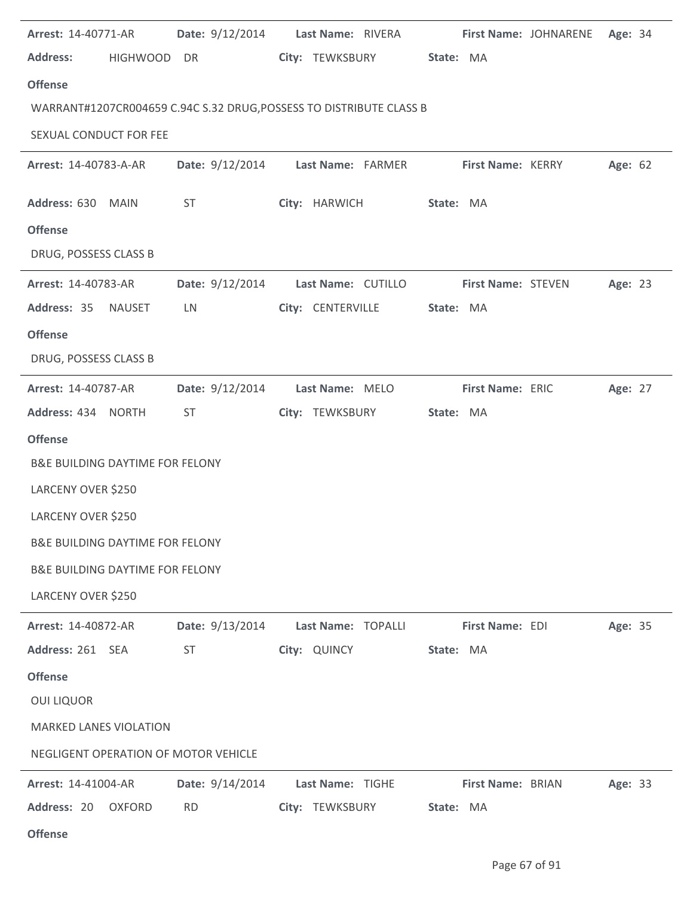**Arrest:** 14-40771-AR **Date:** 9/12/2014 **Last Name:** RIVERA **First Name:** JOHNARENE **Age:** 34

**Address:** HIGHWOOD DR **City:** TEWKSBURY **State:** MA

**Offense**

WARRANT#1207CR004659 C.94C S.32 DRUG,POSSESS TO DISTRIBUTE CLASS B

SEXUAL CONDUCT FOR FEE

---

**Arrest:** 14-40783-A-AR **Date:** 9/12/2014 **Last Name:** FARMER **First Name:** KERRY **Age:** 62

**Address:** 630 MAIN ST **City:** HARWICH **State:** MA

**Offense**

DRUG, POSSESS CLASS B

---

**Arrest:** 14-40783-AR **Date:** 9/12/2014 **Last Name:** CUTILLO **First Name:** STEVEN **Age:** 23

**Address:** 35 NAUSET LN **City:** CENTERVILLE **State:** MA

**Offense**

DRUG, POSSESS CLASS B

---

**Arrest:** 14-40787-AR **Date:** 9/12/2014 **Last Name:** MELO **First Name:** ERIC **Age:** 27

**Address:** 434 NORTH ST **City:** TEWKSBURY **State:** MA

**Offense**

B&E BUILDING DAYTIME FOR FELONY

LARCENY OVER $250

LARCENY OVER $250

B&E BUILDING DAYTIME FOR FELONY

B&E BUILDING DAYTIME FOR FELONY

LARCENY OVER $250

---

**Arrest:** 14-40872-AR **Date:** 9/13/2014 **Last Name:** TOPALLI **First Name:** EDI **Age:** 35

**Address:** 261 SEA ST **City:** QUINCY **State:** MA

**Offense**

OUI LIQUOR

MARKED LANES VIOLATION

NEGLIGENT OPERATION OF MOTOR VEHICLE

---

**Arrest:** 14-41004-AR **Date:** 9/14/2014 **Last Name:** TIGHE **First Name:** BRIAN **Age:** 33

**Address:** 20 OXFORD RD **City:** TEWKSBURY **State:** MA

**Offense**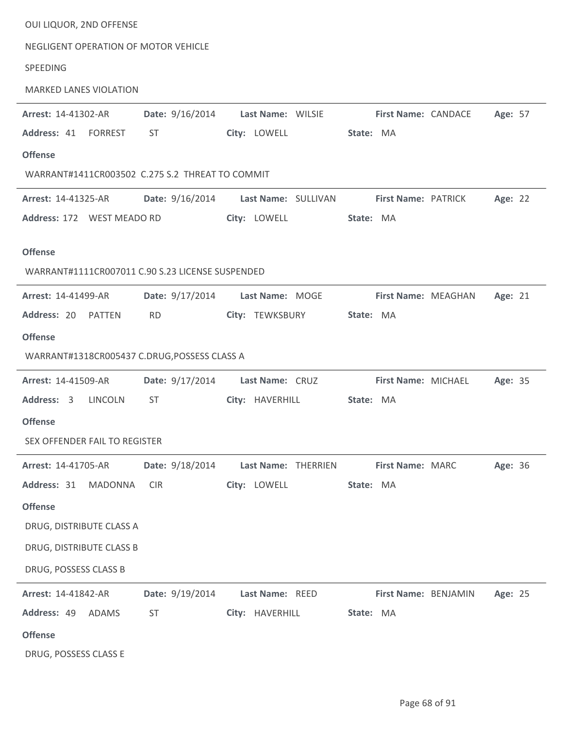OUI LIQUOR, 2ND OFFENSE

NEGLIGENT OPERATION OF MOTOR VEHICLE

SPEEDING

MARKED LANES VIOLATION

---

**Arrest:** 14-41302-AR **Date:** 9/16/2014 **Last Name:** WILSIE **First Name:** CANDACE **Age:** 57

**Address:** 41 FORREST ST **City:** LOWELL **State:** MA

**Offense**

WARRANT#1411CR003502 C.275 S.2 THREAT TO COMMIT

---

**Arrest:** 14-41325-AR **Date:** 9/16/2014 **Last Name:** SULLIVAN **First Name:** PATRICK **Age:** 22

**Address:** 172 WEST MEADO RD **City:** LOWELL **State:** MA

**Offense**

WARRANT#1111CR007011 C.90 S.23 LICENSE SUSPENDED

---

**Arrest:** 14-41499-AR **Date:** 9/17/2014 **Last Name:** MOGE **First Name:** MEAGHAN **Age:** 21

**Address:** 20 PATTEN RD **City:** TEWKSBURY **State:** MA

**Offense**

WARRANT#1318CR005437 C.DRUG,POSSESS CLASS A

---

**Arrest:** 14-41509-AR **Date:** 9/17/2014 **Last Name:** CRUZ **First Name:** MICHAEL **Age:** 35

**Address:** 3 LINCOLN ST **City:** HAVERHILL **State:** MA

**Offense**

SEX OFFENDER FAIL TO REGISTER

---

**Arrest:** 14-41705-AR **Date:** 9/18/2014 **Last Name:** THERRIEN **First Name:** MARC **Age:** 36

**Address:** 31 MADONNA CIR **City:** LOWELL **State:** MA

**Offense**

DRUG, DISTRIBUTE CLASS A

DRUG, DISTRIBUTE CLASS B

DRUG, POSSESS CLASS B

---

**Arrest:** 14-41842-AR **Date:** 9/19/2014 **Last Name:** REED **First Name:** BENJAMIN **Age:** 25

**Address:** 49 ADAMS ST **City:** HAVERHILL **State:** MA

**Offense**

DRUG, POSSESS CLASS E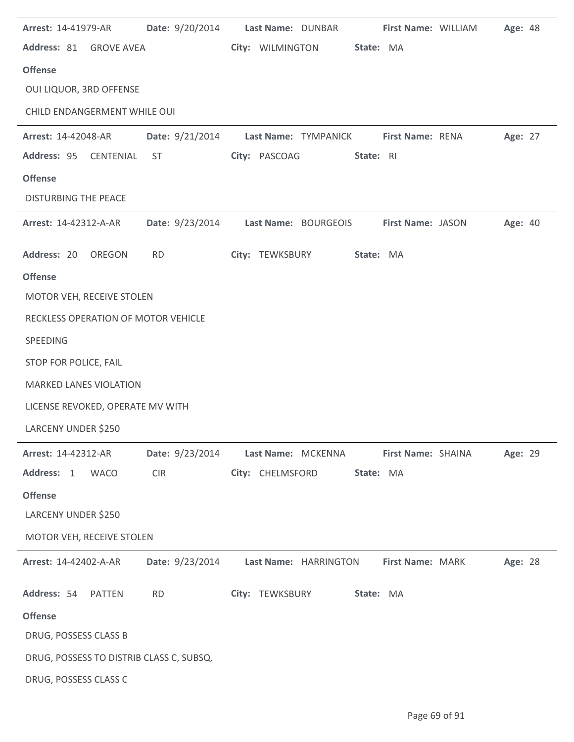**Arrest:** 14-41979-AR **Date:** 9/20/2014 **Last Name:** DUNBAR **First Name:** WILLIAM **Age:** 48

**Address:** 81 GROVE AVEA **City:** WILMINGTON **State:** MA

**Offense**

OUI LIQUOR, 3RD OFFENSE

CHILD ENDANGERMENT WHILE OUI

---

**Arrest:** 14-42048-AR **Date:** 9/21/2014 **Last Name:** TYMPANICK **First Name:** RENA **Age:** 27

**Address:** 95 CENTENIAL ST **City:** PASCOAG **State:** RI

**Offense**

DISTURBING THE PEACE

---

**Arrest:** 14-42312-A-AR **Date:** 9/23/2014 **Last Name:** BOURGEOIS **First Name:** JASON **Age:** 40

**Address:** 20 OREGON RD **City:** TEWKSBURY **State:** MA

**Offense**

MOTOR VEH, RECEIVE STOLEN

RECKLESS OPERATION OF MOTOR VEHICLE

SPEEDING

STOP FOR POLICE, FAIL

MARKED LANES VIOLATION

LICENSE REVOKED, OPERATE MV WITH

LARCENY UNDER $250

---

**Arrest:** 14-42312-AR **Date:** 9/23/2014 **Last Name:** MCKENNA **First Name:** SHAINA **Age:** 29

**Address:** 1 WACO CIR **City:** CHELMSFORD **State:** MA

**Offense**

LARCENY UNDER $250

MOTOR VEH, RECEIVE STOLEN

---

**Arrest:** 14-42402-A-AR **Date:** 9/23/2014 **Last Name:** HARRINGTON **First Name:** MARK **Age:** 28

**Address:** 54 PATTEN RD **City:** TEWKSBURY **State:** MA

**Offense**

DRUG, POSSESS CLASS B

DRUG, POSSESS TO DISTRIB CLASS C, SUBSQ.

DRUG, POSSESS CLASS C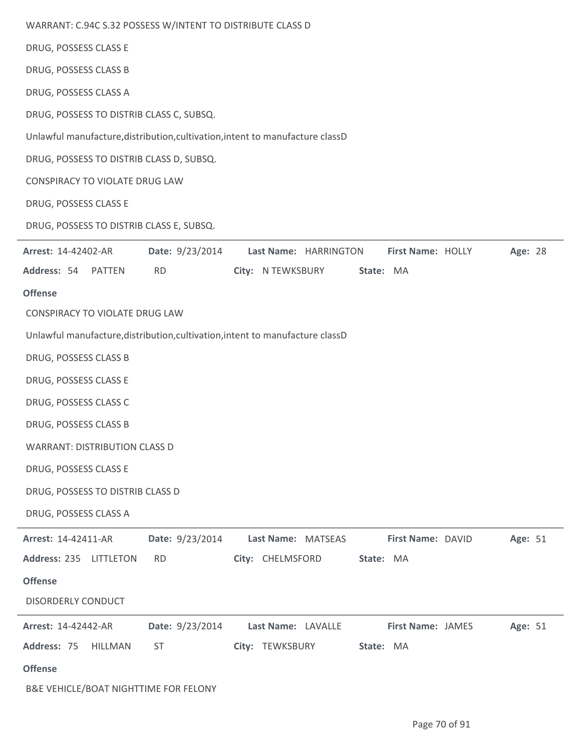WARRANT: C.94C S.32 POSSESS W/INTENT TO DISTRIBUTE CLASS D

DRUG, POSSESS CLASS E

DRUG, POSSESS CLASS B

DRUG, POSSESS CLASS A

DRUG, POSSESS TO DISTRIB CLASS C, SUBSQ.

Unlawful manufacture,distribution,cultivation,intent to manufacture classD

DRUG, POSSESS TO DISTRIB CLASS D, SUBSQ.

CONSPIRACY TO VIOLATE DRUG LAW

DRUG, POSSESS CLASS E

DRUG, POSSESS TO DISTRIB CLASS E, SUBSQ.

---

**Arrest:** 14-42402-AR **Date:** 9/23/2014 **Last Name:** HARRINGTON **First Name:** HOLLY **Age:** 28

**Address:** 54 PATTEN RD **City:** N TEWKSBURY **State:** MA

**Offense**

CONSPIRACY TO VIOLATE DRUG LAW

Unlawful manufacture,distribution,cultivation,intent to manufacture classD

DRUG, POSSESS CLASS B

DRUG, POSSESS CLASS E

DRUG, POSSESS CLASS C

DRUG, POSSESS CLASS B

WARRANT: DISTRIBUTION CLASS D

DRUG, POSSESS CLASS E

DRUG, POSSESS TO DISTRIB CLASS D

DRUG, POSSESS CLASS A

---

**Arrest:** 14-42411-AR **Date:** 9/23/2014 **Last Name:** MATSEAS **First Name:** DAVID **Age:** 51

**Address:** 235 LITTLETON RD **City:** CHELMSFORD **State:** MA

**Offense**

DISORDERLY CONDUCT

---

**Arrest:** 14-42442-AR **Date:** 9/23/2014 **Last Name:** LAVALLE **First Name:** JAMES **Age:** 51

**Address:** 75 HILLMAN ST **City:** TEWKSBURY **State:** MA

**Offense**

B&E VEHICLE/BOAT NIGHTTIME FOR FELONY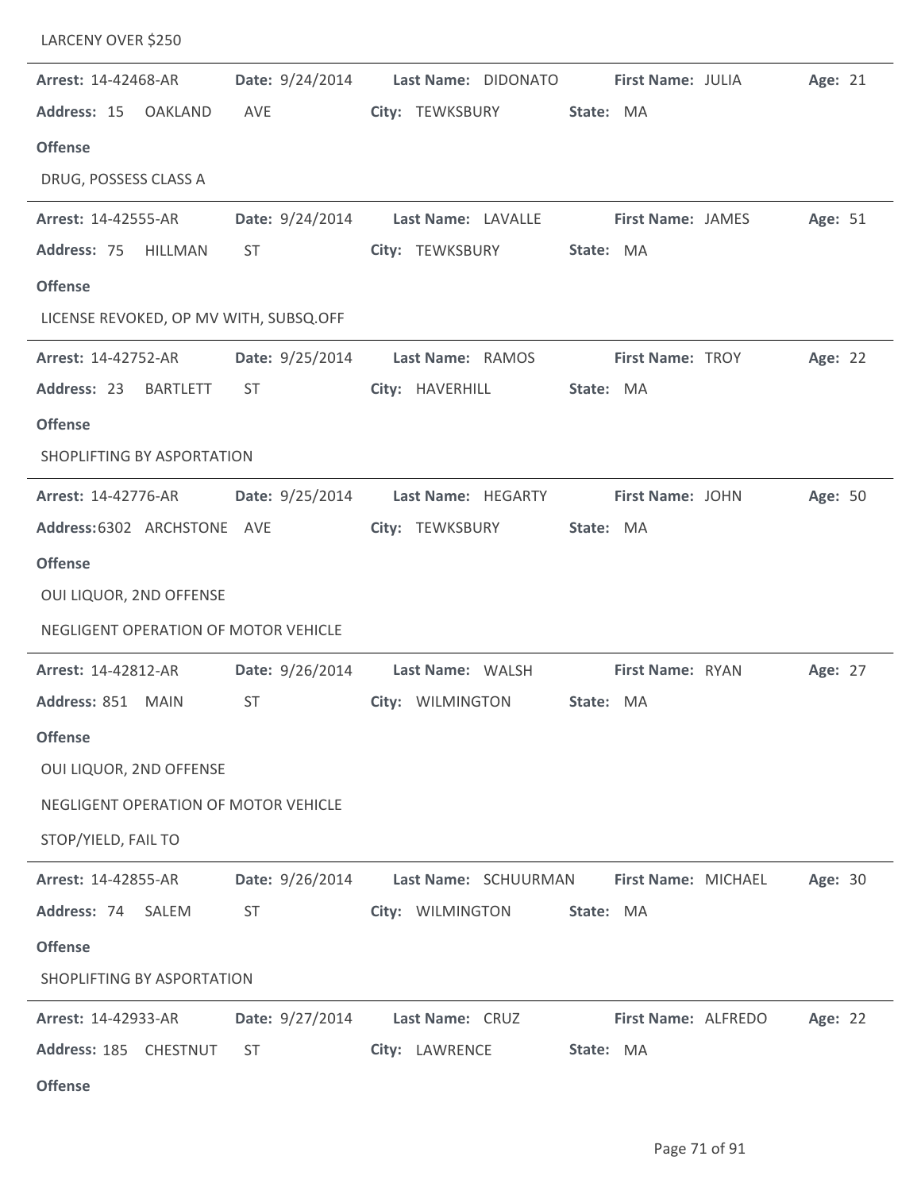LARCENY OVER $250

---

**Arrest:** 14-42468-AR **Date:** 9/24/2014 **Last Name:** DIDONATO **First Name:** JULIA **Age:** 21

**Address:** 15 OAKLAND AVE **City:** TEWKSBURY **State:** MA

**Offense**

DRUG, POSSESS CLASS A

---

**Arrest:** 14-42555-AR **Date:** 9/24/2014 **Last Name:** LAVALLE **First Name:** JAMES **Age:** 51

**Address:** 75 HILLMAN ST **City:** TEWKSBURY **State:** MA

**Offense**

LICENSE REVOKED, OP MV WITH, SUBSQ.OFF

---

**Arrest:** 14-42752-AR **Date:** 9/25/2014 **Last Name:** RAMOS **First Name:** TROY **Age:** 22

**Address:** 23 BARTLETT ST **City:** HAVERHILL **State:** MA

**Offense**

SHOPLIFTING BY ASPORTATION

---

**Arrest:** 14-42776-AR **Date:** 9/25/2014 **Last Name:** HEGARTY **First Name:** JOHN **Age:** 50

**Address:** 6302 ARCHSTONE AVE **City:** TEWKSBURY **State:** MA

**Offense**

OUI LIQUOR, 2ND OFFENSE

NEGLIGENT OPERATION OF MOTOR VEHICLE

---

**Arrest:** 14-42812-AR **Date:** 9/26/2014 **Last Name:** WALSH **First Name:** RYAN **Age:** 27

**Address:** 851 MAIN ST **City:** WILMINGTON **State:** MA

**Offense**

OUI LIQUOR, 2ND OFFENSE

NEGLIGENT OPERATION OF MOTOR VEHICLE

STOP/YIELD, FAIL TO

---

**Arrest:** 14-42855-AR **Date:** 9/26/2014 **Last Name:** SCHUURMAN **First Name:** MICHAEL **Age:** 30

**Address:** 74 SALEM ST **City:** WILMINGTON **State:** MA

**Offense**

SHOPLIFTING BY ASPORTATION

---

**Arrest:** 14-42933-AR **Date:** 9/27/2014 **Last Name:** CRUZ **First Name:** ALFREDO **Age:** 22

**Address:** 185 CHESTNUT ST **City:** LAWRENCE **State:** MA

**Offense**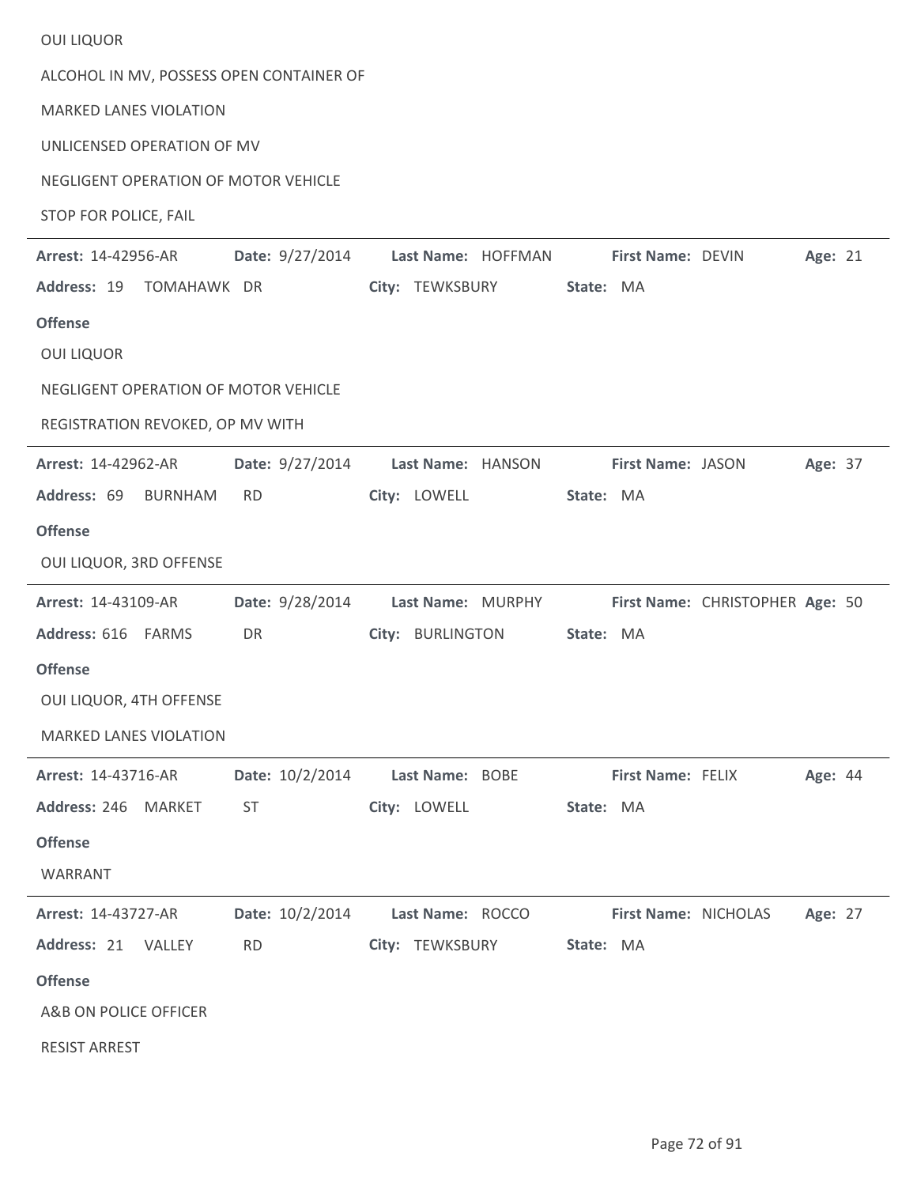OUI LIQUOR

ALCOHOL IN MV, POSSESS OPEN CONTAINER OF

MARKED LANES VIOLATION

UNLICENSED OPERATION OF MV

NEGLIGENT OPERATION OF MOTOR VEHICLE

STOP FOR POLICE, FAIL

---

**Arrest:** 14-42956-AR **Date:** 9/27/2014 **Last Name:** HOFFMAN **First Name:** DEVIN **Age:** 21

**Address:** 19 TOMAHAWK DR **City:** TEWKSBURY **State:** MA

**Offense**

OUI LIQUOR

NEGLIGENT OPERATION OF MOTOR VEHICLE

REGISTRATION REVOKED, OP MV WITH

---

**Arrest:** 14-42962-AR **Date:** 9/27/2014 **Last Name:** HANSON **First Name:** JASON **Age:** 37

**Address:** 69 BURNHAM RD **City:** LOWELL **State:** MA

**Offense**

OUI LIQUOR, 3RD OFFENSE

---

**Arrest:** 14-43109-AR **Date:** 9/28/2014 **Last Name:** MURPHY **First Name:** CHRISTOPHER **Age:** 50

**Address:** 616 FARMS DR **City:** BURLINGTON **State:** MA

**Offense**

OUI LIQUOR, 4TH OFFENSE

MARKED LANES VIOLATION

---

**Arrest:** 14-43716-AR **Date:** 10/2/2014 **Last Name:** BOBE **First Name:** FELIX **Age:** 44

**Address:** 246 MARKET ST **City:** LOWELL **State:** MA

**Offense**

WARRANT

---

**Arrest:** 14-43727-AR **Date:** 10/2/2014 **Last Name:** ROCCO **First Name:** NICHOLAS **Age:** 27

**Address:** 21 VALLEY RD **City:** TEWKSBURY **State:** MA

**Offense**

A&B ON POLICE OFFICER

RESIST ARREST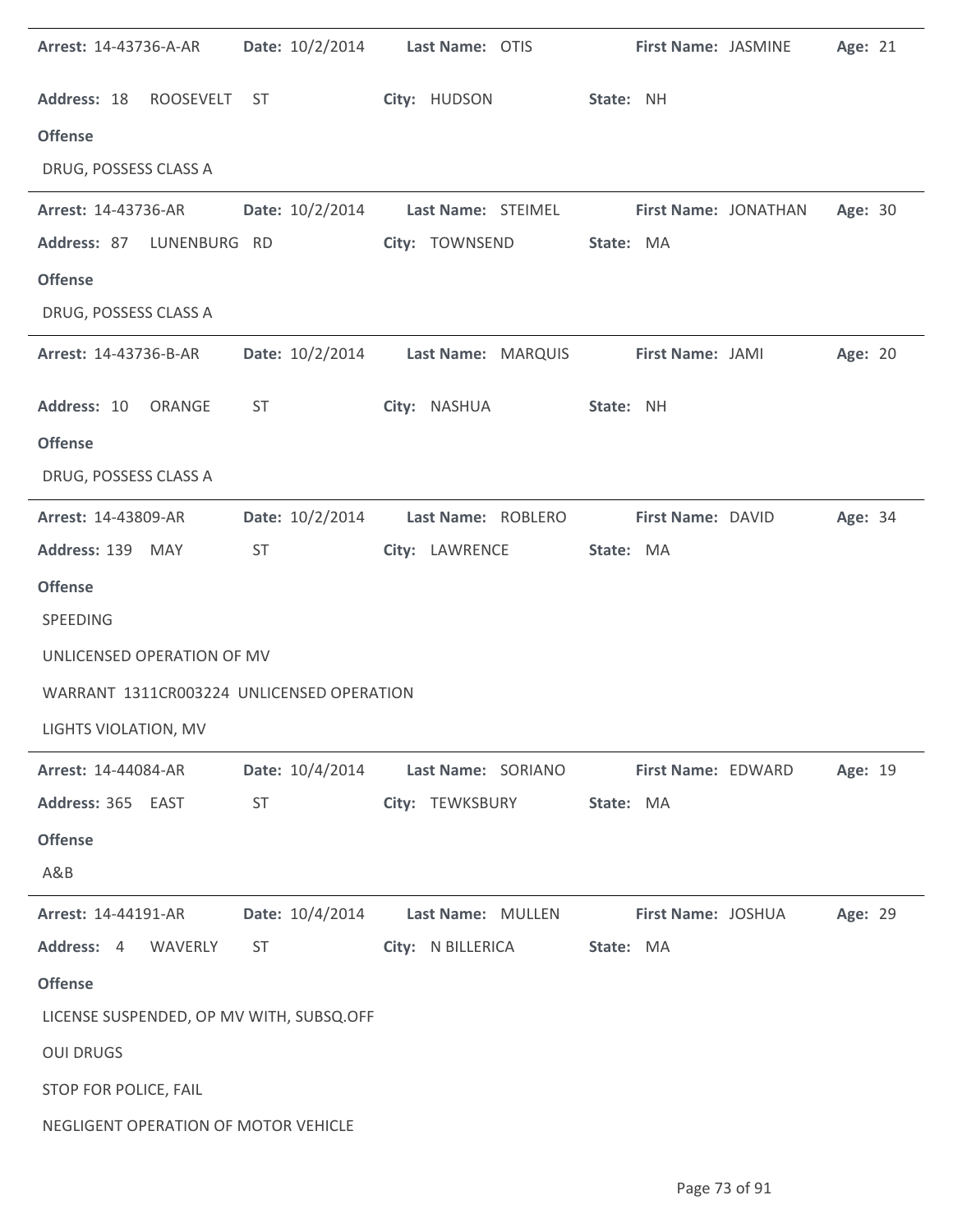**Arrest:** 14-43736-A-AR **Date:** 10/2/2014 **Last Name:** OTIS **First Name:** JASMINE **Age:** 21

**Address:** 18 ROOSEVELT ST **City:** HUDSON **State:** NH

**Offense**

DRUG, POSSESS CLASS A

---

**Arrest:** 14-43736-AR **Date:** 10/2/2014 **Last Name:** STEIMEL **First Name:** JONATHAN **Age:** 30

**Address:** 87 LUNENBURG RD **City:** TOWNSEND **State:** MA

**Offense**

DRUG, POSSESS CLASS A

---

**Arrest:** 14-43736-B-AR **Date:** 10/2/2014 **Last Name:** MARQUIS **First Name:** JAMI **Age:** 20

**Address:** 10 ORANGE ST **City:** NASHUA **State:** NH

**Offense**

DRUG, POSSESS CLASS A

---

**Arrest:** 14-43809-AR **Date:** 10/2/2014 **Last Name:** ROBLERO **First Name:** DAVID **Age:** 34

**Address:** 139 MAY ST **City:** LAWRENCE **State:** MA

**Offense**

SPEEDING

UNLICENSED OPERATION OF MV

WARRANT 1311CR003224 UNLICENSED OPERATION

LIGHTS VIOLATION, MV

---

**Arrest:** 14-44084-AR **Date:** 10/4/2014 **Last Name:** SORIANO **First Name:** EDWARD **Age:** 19

**Address:** 365 EAST ST **City:** TEWKSBURY **State:** MA

**Offense**

A&B

---

**Arrest:** 14-44191-AR **Date:** 10/4/2014 **Last Name:** MULLEN **First Name:** JOSHUA **Age:** 29

**Address:** 4 WAVERLY ST **City:** N BILLERICA **State:** MA

**Offense**

LICENSE SUSPENDED, OP MV WITH, SUBSQ.OFF

OUI DRUGS

STOP FOR POLICE, FAIL

NEGLIGENT OPERATION OF MOTOR VEHICLE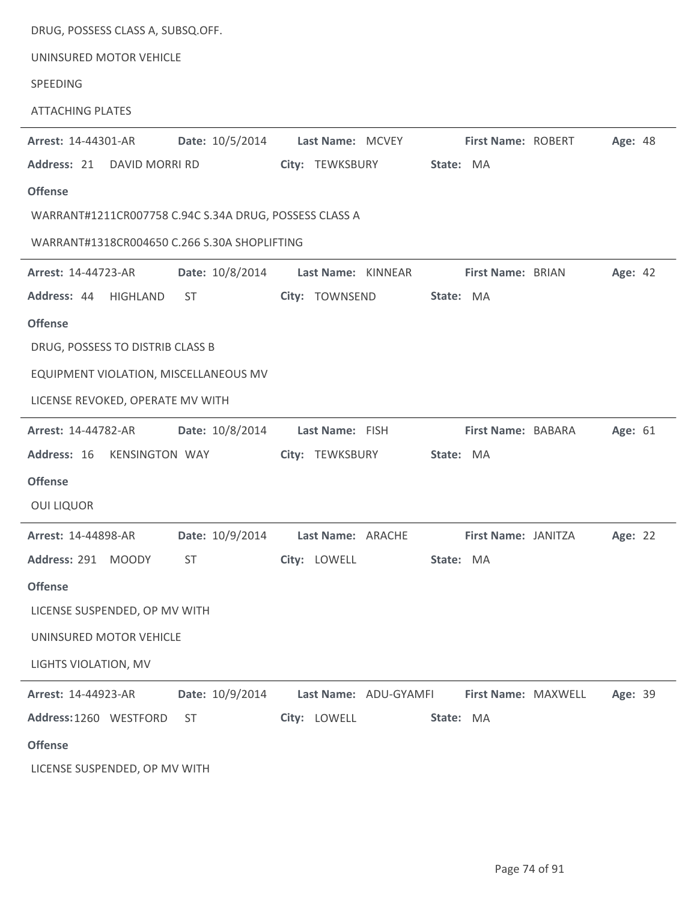DRUG, POSSESS CLASS A, SUBSQ.OFF.

UNINSURED MOTOR VEHICLE

SPEEDING

ATTACHING PLATES

---

**Arrest:** 14-44301-AR **Date:** 10/5/2014 **Last Name:** MCVEY **First Name:** ROBERT **Age:** 48

**Address:** 21 DAVID MORRI RD **City:** TEWKSBURY **State:** MA

**Offense**

WARRANT#1211CR007758 C.94C S.34A DRUG, POSSESS CLASS A

WARRANT#1318CR004650 C.266 S.30A SHOPLIFTING

---

**Arrest:** 14-44723-AR **Date:** 10/8/2014 **Last Name:** KINNEAR **First Name:** BRIAN **Age:** 42

**Address:** 44 HIGHLAND ST **City:** TOWNSEND **State:** MA

**Offense**

DRUG, POSSESS TO DISTRIB CLASS B

EQUIPMENT VIOLATION, MISCELLANEOUS MV

LICENSE REVOKED, OPERATE MV WITH

---

**Arrest:** 14-44782-AR **Date:** 10/8/2014 **Last Name:** FISH **First Name:** BABARA **Age:** 61

**Address:** 16 KENSINGTON WAY **City:** TEWKSBURY **State:** MA

**Offense**

OUI LIQUOR

---

**Arrest:** 14-44898-AR **Date:** 10/9/2014 **Last Name:** ARACHE **First Name:** JANITZA **Age:** 22

**Address:** 291 MOODY ST **City:** LOWELL **State:** MA

**Offense**

LICENSE SUSPENDED, OP MV WITH

UNINSURED MOTOR VEHICLE

LIGHTS VIOLATION, MV

---

**Arrest:** 14-44923-AR **Date:** 10/9/2014 **Last Name:** ADU-GYAMFI **First Name:** MAXWELL **Age:** 39

**Address:** 1260 WESTFORD ST **City:** LOWELL **State:** MA

**Offense**

LICENSE SUSPENDED, OP MV WITH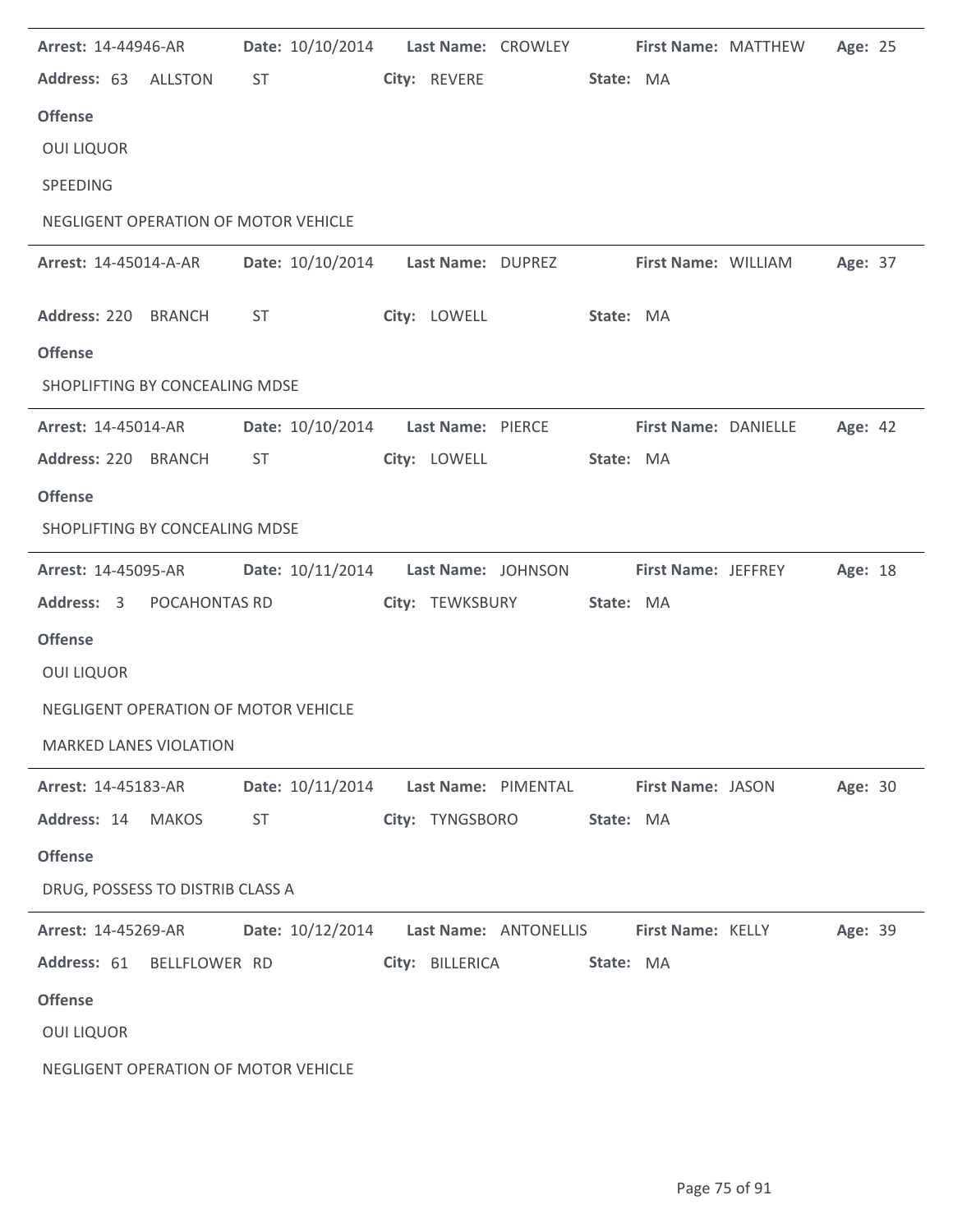**Arrest:** 14-44946-AR **Date:** 10/10/2014 **Last Name:** CROWLEY **First Name:** MATTHEW **Age:** 25

**Address:** 63 ALLSTON ST **City:** REVERE **State:** MA

**Offense**

OUI LIQUOR

SPEEDING

NEGLIGENT OPERATION OF MOTOR VEHICLE

---

**Arrest:** 14-45014-A-AR **Date:** 10/10/2014 **Last Name:** DUPREZ **First Name:** WILLIAM **Age:** 37

**Address:** 220 BRANCH ST **City:** LOWELL **State:** MA

**Offense**

SHOPLIFTING BY CONCEALING MDSE

---

**Arrest:** 14-45014-AR **Date:** 10/10/2014 **Last Name:** PIERCE **First Name:** DANIELLE **Age:** 42

**Address:** 220 BRANCH ST **City:** LOWELL **State:** MA

**Offense**

SHOPLIFTING BY CONCEALING MDSE

---

**Arrest:** 14-45095-AR **Date:** 10/11/2014 **Last Name:** JOHNSON **First Name:** JEFFREY **Age:** 18

**Address:** 3 POCAHONTAS RD **City:** TEWKSBURY **State:** MA

**Offense**

OUI LIQUOR

NEGLIGENT OPERATION OF MOTOR VEHICLE

MARKED LANES VIOLATION

---

**Arrest:** 14-45183-AR **Date:** 10/11/2014 **Last Name:** PIMENTAL **First Name:** JASON **Age:** 30

**Address:** 14 MAKOS ST **City:** TYNGSBORO **State:** MA

**Offense**

DRUG, POSSESS TO DISTRIB CLASS A

---

**Arrest:** 14-45269-AR **Date:** 10/12/2014 **Last Name:** ANTONELLIS **First Name:** KELLY **Age:** 39

**Address:** 61 BELLFLOWER RD **City:** BILLERICA **State:** MA

**Offense**

OUI LIQUOR

NEGLIGENT OPERATION OF MOTOR VEHICLE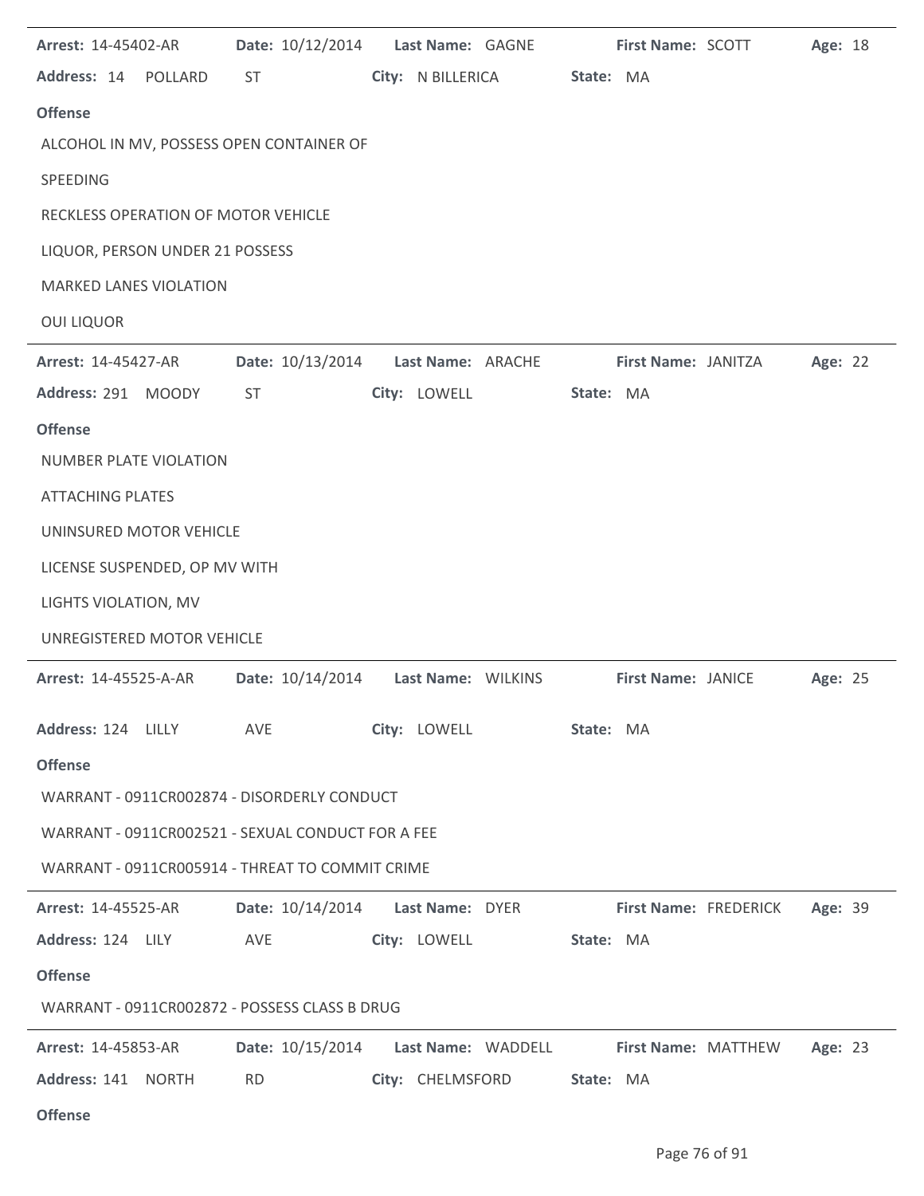**Arrest:** 14-45402-AR **Date:** 10/12/2014 **Last Name:** GAGNE **First Name:** SCOTT **Age:** 18

**Address:** 14 POLLARD ST **City:** N BILLERICA **State:** MA

**Offense**

ALCOHOL IN MV, POSSESS OPEN CONTAINER OF

SPEEDING

RECKLESS OPERATION OF MOTOR VEHICLE

LIQUOR, PERSON UNDER 21 POSSESS

MARKED LANES VIOLATION

OUI LIQUOR

---

**Arrest:** 14-45427-AR **Date:** 10/13/2014 **Last Name:** ARACHE **First Name:** JANITZA **Age:** 22

**Address:** 291 MOODY ST **City:** LOWELL **State:** MA

**Offense**

NUMBER PLATE VIOLATION

ATTACHING PLATES

UNINSURED MOTOR VEHICLE

LICENSE SUSPENDED, OP MV WITH

LIGHTS VIOLATION, MV

UNREGISTERED MOTOR VEHICLE

---

**Arrest:** 14-45525-A-AR **Date:** 10/14/2014 **Last Name:** WILKINS **First Name:** JANICE **Age:** 25

**Address:** 124 LILLY AVE **City:** LOWELL **State:** MA

**Offense**

WARRANT - 0911CR002874 - DISORDERLY CONDUCT

WARRANT - 0911CR002521 - SEXUAL CONDUCT FOR A FEE

WARRANT - 0911CR005914 - THREAT TO COMMIT CRIME

---

**Arrest:** 14-45525-AR **Date:** 10/14/2014 **Last Name:** DYER **First Name:** FREDERICK **Age:** 39

**Address:** 124 LILY AVE **City:** LOWELL **State:** MA

**Offense**

WARRANT - 0911CR002872 - POSSESS CLASS B DRUG

---

**Arrest:** 14-45853-AR **Date:** 10/15/2014 **Last Name:** WADDELL **First Name:** MATTHEW **Age:** 23

**Address:** 141 NORTH RD **City:** CHELMSFORD **State:** MA

**Offense**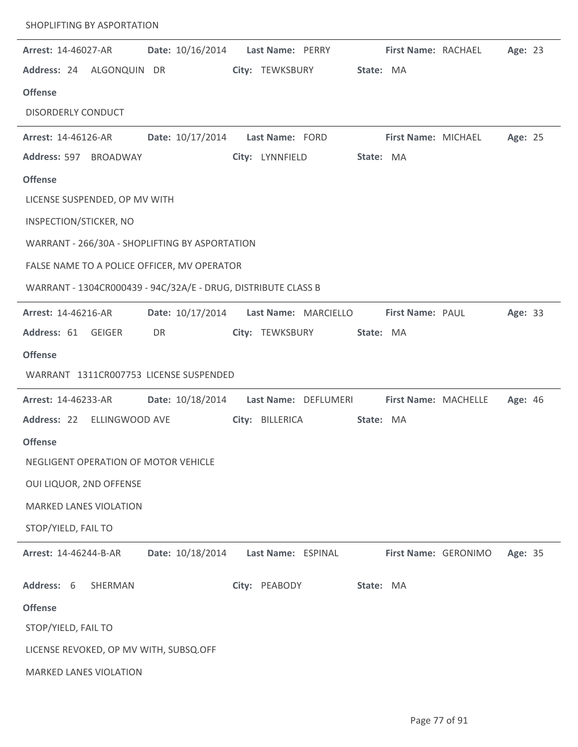SHOPLIFTING BY ASPORTATION

**Arrest:** 14-46027-AR **Date:** 10/16/2014 **Last Name:** PERRY **First Name:** RACHAEL **Age:** 23

**Address:** 24 ALGONQUIN DR **City:** TEWKSBURY **State:** MA

**Offense**

DISORDERLY CONDUCT

---

**Arrest:** 14-46126-AR **Date:** 10/17/2014 **Last Name:** FORD **First Name:** MICHAEL **Age:** 25

**Address:** 597 BROADWAY **City:** LYNNFIELD **State:** MA

**Offense**

LICENSE SUSPENDED, OP MV WITH

INSPECTION/STICKER, NO

WARRANT - 266/30A - SHOPLIFTING BY ASPORTATION

FALSE NAME TO A POLICE OFFICER, MV OPERATOR

WARRANT - 1304CR000439 - 94C/32A/E - DRUG, DISTRIBUTE CLASS B

---

**Arrest:** 14-46216-AR **Date:** 10/17/2014 **Last Name:** MARCIELLO **First Name:** PAUL **Age:** 33

**Address:** 61 GEIGER DR **City:** TEWKSBURY **State:** MA

**Offense**

WARRANT 1311CR007753 LICENSE SUSPENDED

---

**Arrest:** 14-46233-AR **Date:** 10/18/2014 **Last Name:** DEFLUMERI **First Name:** MACHELLE **Age:** 46

**Address:** 22 ELLINGWOOD AVE **City:** BILLERICA **State:** MA

**Offense**

NEGLIGENT OPERATION OF MOTOR VEHICLE

OUI LIQUOR, 2ND OFFENSE

MARKED LANES VIOLATION

STOP/YIELD, FAIL TO

---

**Arrest:** 14-46244-B-AR **Date:** 10/18/2014 **Last Name:** ESPINAL **First Name:** GERONIMO **Age:** 35

**Address:** 6 SHERMAN **City:** PEABODY **State:** MA

**Offense**

STOP/YIELD, FAIL TO

LICENSE REVOKED, OP MV WITH, SUBSQ.OFF

MARKED LANES VIOLATION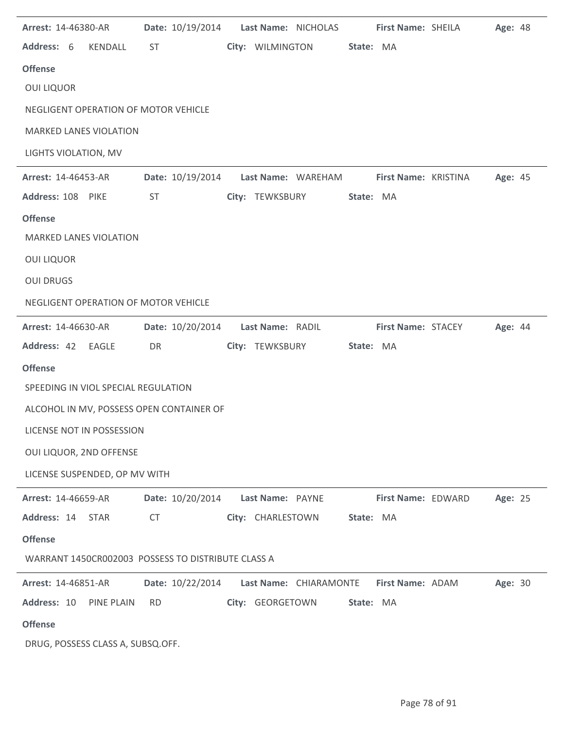**Arrest:** 14-46380-AR **Date:** 10/19/2014 **Last Name:** NICHOLAS **First Name:** SHEILA **Age:** 48

**Address:** 6 KENDALL ST **City:** WILMINGTON **State:** MA

**Offense**

OUI LIQUOR

NEGLIGENT OPERATION OF MOTOR VEHICLE

MARKED LANES VIOLATION

LIGHTS VIOLATION, MV

---

**Arrest:** 14-46453-AR **Date:** 10/19/2014 **Last Name:** WAREHAM **First Name:** KRISTINA **Age:** 45

**Address:** 108 PIKE ST **City:** TEWKSBURY **State:** MA

**Offense**

MARKED LANES VIOLATION

OUI LIQUOR

OUI DRUGS

NEGLIGENT OPERATION OF MOTOR VEHICLE

---

**Arrest:** 14-46630-AR **Date:** 10/20/2014 **Last Name:** RADIL **First Name:** STACEY **Age:** 44

**Address:** 42 EAGLE DR **City:** TEWKSBURY **State:** MA

**Offense**

SPEEDING IN VIOL SPECIAL REGULATION

ALCOHOL IN MV, POSSESS OPEN CONTAINER OF

LICENSE NOT IN POSSESSION

OUI LIQUOR, 2ND OFFENSE

LICENSE SUSPENDED, OP MV WITH

---

**Arrest:** 14-46659-AR **Date:** 10/20/2014 **Last Name:** PAYNE **First Name:** EDWARD **Age:** 25

**Address:** 14 STAR CT **City:** CHARLESTOWN **State:** MA

**Offense**

WARRANT 1450CR002003 POSSESS TO DISTRIBUTE CLASS A

---

**Arrest:** 14-46851-AR **Date:** 10/22/2014 **Last Name:** CHIARAMONTE **First Name:** ADAM **Age:** 30

**Address:** 10 PINE PLAIN RD **City:** GEORGETOWN **State:** MA

**Offense**

DRUG, POSSESS CLASS A, SUBSQ.OFF.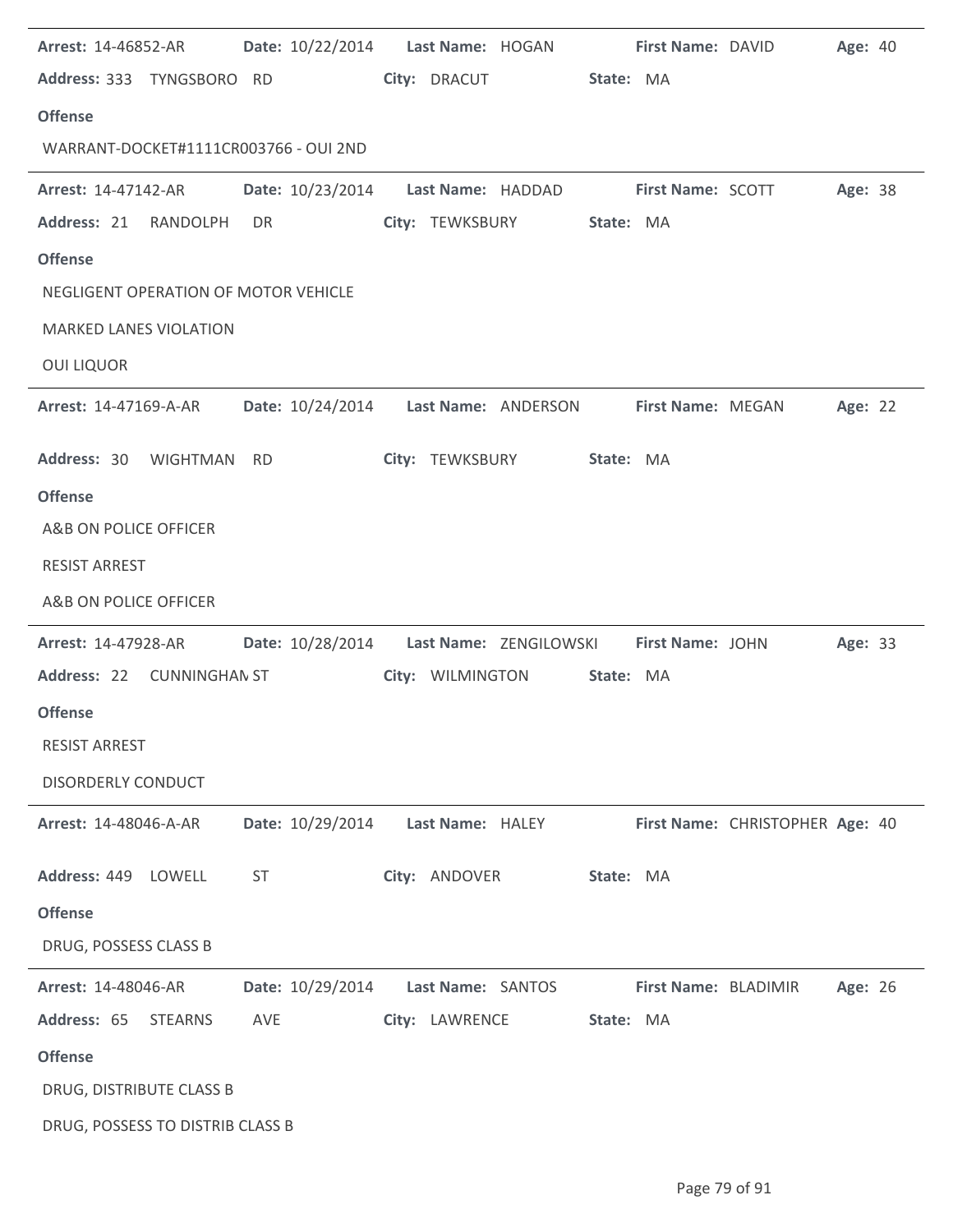**Arrest:** 14-46852-AR **Date:** 10/22/2014 **Last Name:** HOGAN **First Name:** DAVID **Age:** 40

**Address:** 333 TYNGSBORO RD **City:** DRACUT **State:** MA

**Offense**

WARRANT-DOCKET#1111CR003766 - OUI 2ND

---

**Arrest:** 14-47142-AR **Date:** 10/23/2014 **Last Name:** HADDAD **First Name:** SCOTT **Age:** 38

**Address:** 21 RANDOLPH DR **City:** TEWKSBURY **State:** MA

**Offense**

NEGLIGENT OPERATION OF MOTOR VEHICLE

MARKED LANES VIOLATION

OUI LIQUOR

---

**Arrest:** 14-47169-A-AR **Date:** 10/24/2014 **Last Name:** ANDERSON **First Name:** MEGAN **Age:** 22

**Address:** 30 WIGHTMAN RD **City:** TEWKSBURY **State:** MA

**Offense**

A&B ON POLICE OFFICER

RESIST ARREST

A&B ON POLICE OFFICER

---

**Arrest:** 14-47928-AR **Date:** 10/28/2014 **Last Name:** ZENGILOWSKI **First Name:** JOHN **Age:** 33

**Address:** 22 CUNNINGHAM ST **City:** WILMINGTON **State:** MA

**Offense**

RESIST ARREST

DISORDERLY CONDUCT

---

**Arrest:** 14-48046-A-AR **Date:** 10/29/2014 **Last Name:** HALEY **First Name:** CHRISTOPHER **Age:** 40

**Address:** 449 LOWELL ST **City:** ANDOVER **State:** MA

**Offense**

DRUG, POSSESS CLASS B

---

**Arrest:** 14-48046-AR **Date:** 10/29/2014 **Last Name:** SANTOS **First Name:** BLADIMIR **Age:** 26

**Address:** 65 STEARNS AVE **City:** LAWRENCE **State:** MA

**Offense**

DRUG, DISTRIBUTE CLASS B

DRUG, POSSESS TO DISTRIB CLASS B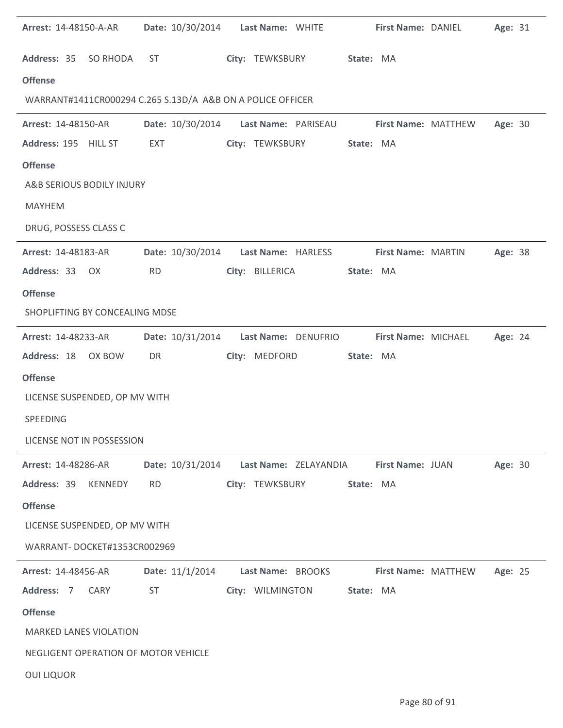**Arrest:** 14-48150-A-AR **Date:** 10/30/2014 **Last Name:** WHITE **First Name:** DANIEL **Age:** 31

**Address:** 35 SO RHODA ST **City:** TEWKSBURY **State:** MA

**Offense**

WARRANT#1411CR000294 C.265 S.13D/A A&B ON A POLICE OFFICER

---

**Arrest:** 14-48150-AR **Date:** 10/30/2014 **Last Name:** PARISEAU **First Name:** MATTHEW **Age:** 30

**Address:** 195 HILL ST EXT **City:** TEWKSBURY **State:** MA

**Offense**

A&B SERIOUS BODILY INJURY

MAYHEM

DRUG, POSSESS CLASS C

---

**Arrest:** 14-48183-AR **Date:** 10/30/2014 **Last Name:** HARLESS **First Name:** MARTIN **Age:** 38

**Address:** 33 OX RD **City:** BILLERICA **State:** MA

**Offense**

SHOPLIFTING BY CONCEALING MDSE

---

**Arrest:** 14-48233-AR **Date:** 10/31/2014 **Last Name:** DENUFRIO **First Name:** MICHAEL **Age:** 24

**Address:** 18 OX BOW DR **City:** MEDFORD **State:** MA

**Offense**

LICENSE SUSPENDED, OP MV WITH

SPEEDING

LICENSE NOT IN POSSESSION

---

**Arrest:** 14-48286-AR **Date:** 10/31/2014 **Last Name:** ZELAYANDIA **First Name:** JUAN **Age:** 30

**Address:** 39 KENNEDY RD **City:** TEWKSBURY **State:** MA

**Offense**

LICENSE SUSPENDED, OP MV WITH

WARRANT- DOCKET#1353CR002969

---

**Arrest:** 14-48456-AR **Date:** 11/1/2014 **Last Name:** BROOKS **First Name:** MATTHEW **Age:** 25

**Address:** 7 CARY ST **City:** WILMINGTON **State:** MA

**Offense**

MARKED LANES VIOLATION

NEGLIGENT OPERATION OF MOTOR VEHICLE

OUI LIQUOR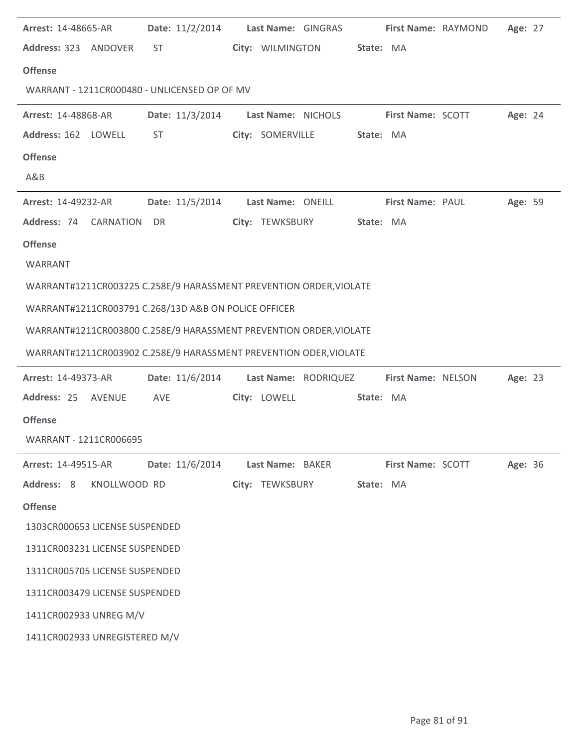**Arrest:** 14-48665-AR **Date:** 11/2/2014 **Last Name:** GINGRAS **First Name:** RAYMOND **Age:** 27

**Address:** 323 ANDOVER ST **City:** WILMINGTON **State:** MA

**Offense**

WARRANT - 1211CR000480 - UNLICENSED OP OF MV

---

**Arrest:** 14-48868-AR **Date:** 11/3/2014 **Last Name:** NICHOLS **First Name:** SCOTT **Age:** 24

**Address:** 162 LOWELL ST **City:** SOMERVILLE **State:** MA

**Offense**

A&B

---

**Arrest:** 14-49232-AR **Date:** 11/5/2014 **Last Name:** ONEILL **First Name:** PAUL **Age:** 59

**Address:** 74 CARNATION DR **City:** TEWKSBURY **State:** MA

**Offense**

WARRANT

WARRANT#1211CR003225 C.258E/9 HARASSMENT PREVENTION ORDER,VIOLATE

WARRANT#1211CR003791 C.268/13D A&B ON POLICE OFFICER

WARRANT#1211CR003800 C.258E/9 HARASSMENT PREVENTION ORDER,VIOLATE

WARRANT#1211CR003902 C.258E/9 HARASSMENT PREVENTION ODER,VIOLATE

---

**Arrest:** 14-49373-AR **Date:** 11/6/2014 **Last Name:** RODRIQUEZ **First Name:** NELSON **Age:** 23

**Address:** 25 AVENUE AVE **City:** LOWELL **State:** MA

**Offense**

WARRANT - 1211CR006695

---

**Arrest:** 14-49515-AR **Date:** 11/6/2014 **Last Name:** BAKER **First Name:** SCOTT **Age:** 36

**Address:** 8 KNOLLWOOD RD **City:** TEWKSBURY **State:** MA

**Offense**

1303CR000653 LICENSE SUSPENDED

1311CR003231 LICENSE SUSPENDED

1311CR005705 LICENSE SUSPENDED

1311CR003479 LICENSE SUSPENDED

1411CR002933 UNREG M/V

1411CR002933 UNREGISTERED M/V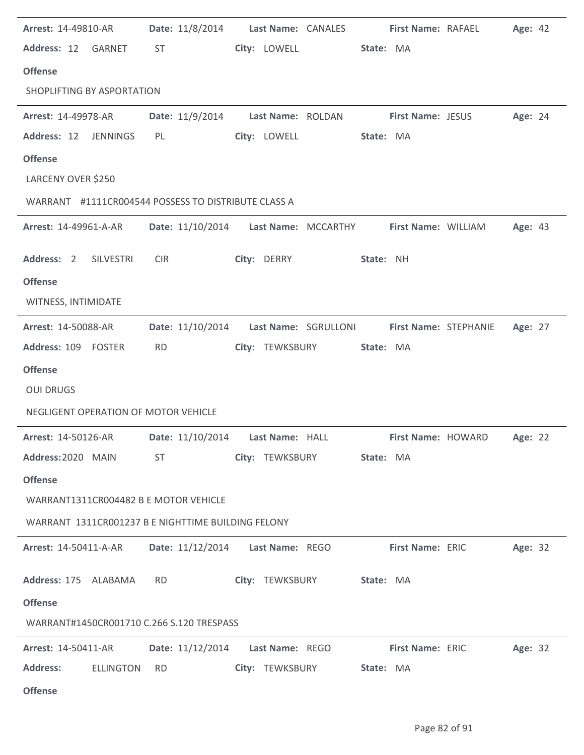**Arrest:** 14-49810-AR **Date:** 11/8/2014 **Last Name:** CANALES **First Name:** RAFAEL **Age:** 42
**Address:** 12 GARNET ST **City:** LOWELL **State:** MA

**Offense**

SHOPLIFTING BY ASPORTATION

---

**Arrest:** 14-49978-AR **Date:** 11/9/2014 **Last Name:** ROLDAN **First Name:** JESUS **Age:** 24
**Address:** 12 JENNINGS PL **City:** LOWELL **State:** MA

**Offense**

LARCENY OVER $250

WARRANT #1111CR004544 POSSESS TO DISTRIBUTE CLASS A

---

**Arrest:** 14-49961-A-AR **Date:** 11/10/2014 **Last Name:** MCCARTHY **First Name:** WILLIAM **Age:** 43
**Address:** 2 SILVESTRI CIR **City:** DERRY **State:** NH

**Offense**

WITNESS, INTIMIDATE

---

**Arrest:** 14-50088-AR **Date:** 11/10/2014 **Last Name:** SGRULLONI **First Name:** STEPHANIE **Age:** 27
**Address:** 109 FOSTER RD **City:** TEWKSBURY **State:** MA

**Offense**

OUI DRUGS

NEGLIGENT OPERATION OF MOTOR VEHICLE

---

**Arrest:** 14-50126-AR **Date:** 11/10/2014 **Last Name:** HALL **First Name:** HOWARD **Age:** 22
**Address:** 2020 MAIN ST **City:** TEWKSBURY **State:** MA

**Offense**

WARRANT1311CR004482 B E MOTOR VEHICLE

WARRANT 1311CR001237 B E NIGHTTIME BUILDING FELONY

---

**Arrest:** 14-50411-A-AR **Date:** 11/12/2014 **Last Name:** REGO **First Name:** ERIC **Age:** 32
**Address:** 175 ALABAMA RD **City:** TEWKSBURY **State:** MA

**Offense**

WARRANT#1450CR001710 C.266 S.120 TRESPASS

---

**Arrest:** 14-50411-AR **Date:** 11/12/2014 **Last Name:** REGO **First Name:** ERIC **Age:** 32
**Address:** ELLINGTON RD **City:** TEWKSBURY **State:** MA

**Offense**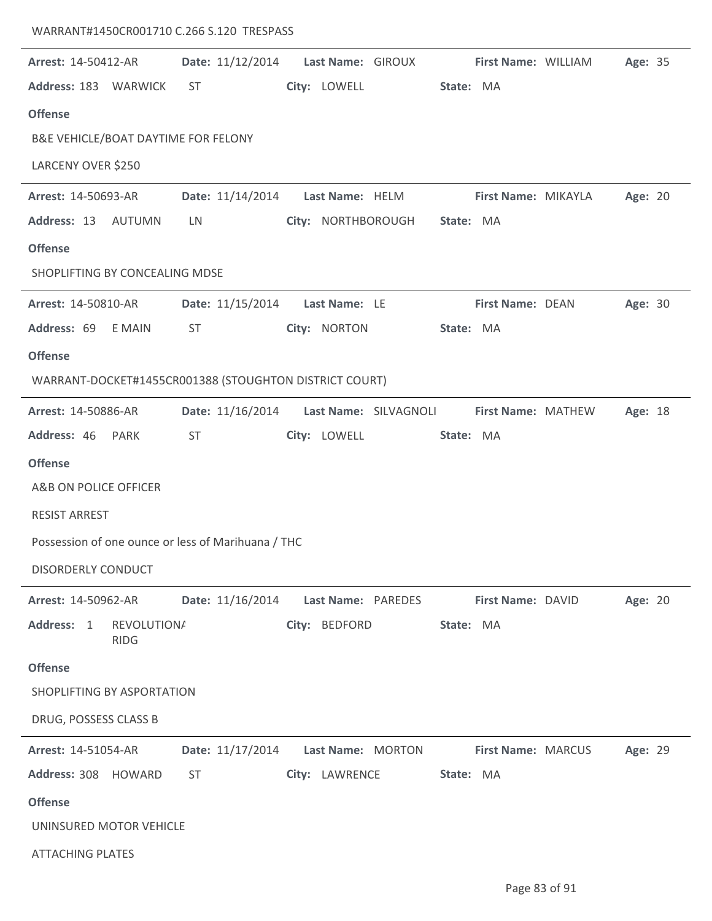WARRANT#1450CR001710 C.266 S.120 TRESPASS

---

**Arrest:** 14-50412-AR **Date:** 11/12/2014 **Last Name:** GIROUX **First Name:** WILLIAM **Age:** 35

**Address:** 183 WARWICK ST **City:** LOWELL **State:** MA

**Offense**

B&E VEHICLE/BOAT DAYTIME FOR FELONY

LARCENY OVER $250

---

**Arrest:** 14-50693-AR **Date:** 11/14/2014 **Last Name:** HELM **First Name:** MIKAYLA **Age:** 20

**Address:** 13 AUTUMN LN **City:** NORTHBOROUGH **State:** MA

**Offense**

SHOPLIFTING BY CONCEALING MDSE

---

**Arrest:** 14-50810-AR **Date:** 11/15/2014 **Last Name:** LE **First Name:** DEAN **Age:** 30

**Address:** 69 E MAIN ST **City:** NORTON **State:** MA

**Offense**

WARRANT-DOCKET#1455CR001388 (STOUGHTON DISTRICT COURT)

---

**Arrest:** 14-50886-AR **Date:** 11/16/2014 **Last Name:** SILVAGNOLI **First Name:** MATHEW **Age:** 18

**Address:** 46 PARK ST **City:** LOWELL **State:** MA

**Offense**

A&B ON POLICE OFFICER

RESIST ARREST

Possession of one ounce or less of Marihuana / THC

DISORDERLY CONDUCT

---

**Arrest:** 14-50962-AR **Date:** 11/16/2014 **Last Name:** PAREDES **First Name:** DAVID **Age:** 20

**Address:** 1 REVOLUTIONA RIDG **City:** BEDFORD **State:** MA

**Offense**

SHOPLIFTING BY ASPORTATION

DRUG, POSSESS CLASS B

---

**Arrest:** 14-51054-AR **Date:** 11/17/2014 **Last Name:** MORTON **First Name:** MARCUS **Age:** 29

**Address:** 308 HOWARD ST **City:** LAWRENCE **State:** MA

**Offense**

UNINSURED MOTOR VEHICLE

ATTACHING PLATES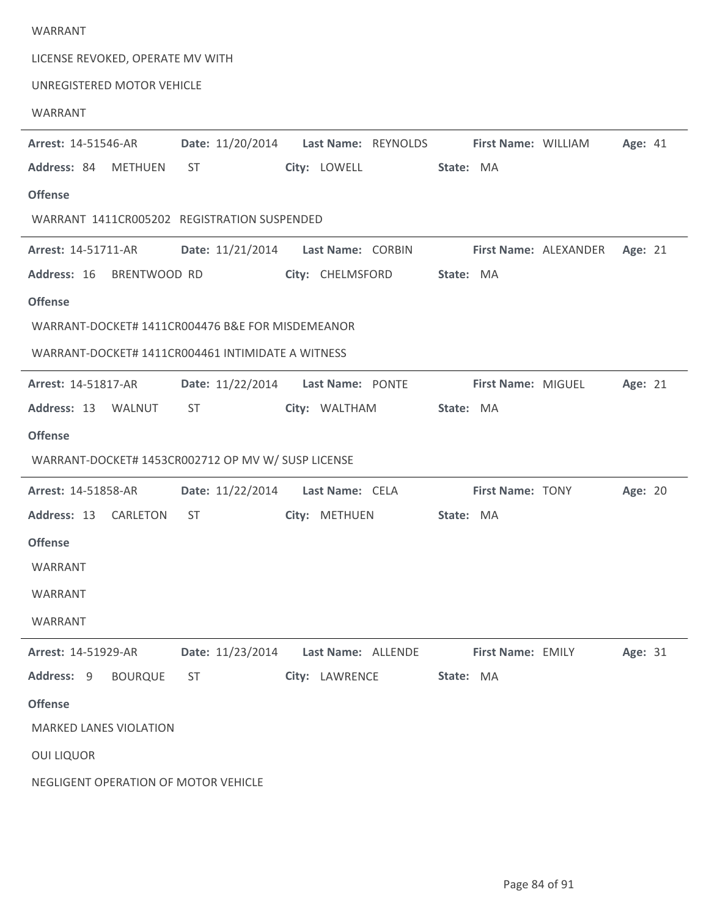WARRANT

LICENSE REVOKED, OPERATE MV WITH

UNREGISTERED MOTOR VEHICLE

WARRANT

---

**Arrest:** 14-51546-AR **Date:** 11/20/2014 **Last Name:** REYNOLDS **First Name:** WILLIAM **Age:** 41

**Address:** 84 METHUEN ST **City:** LOWELL **State:** MA

**Offense**

WARRANT 1411CR005202 REGISTRATION SUSPENDED

---

**Arrest:** 14-51711-AR **Date:** 11/21/2014 **Last Name:** CORBIN **First Name:** ALEXANDER **Age:** 21

**Address:** 16 BRENTWOOD RD **City:** CHELMSFORD **State:** MA

**Offense**

WARRANT-DOCKET# 1411CR004476 B&E FOR MISDEMEANOR

WARRANT-DOCKET# 1411CR004461 INTIMIDATE A WITNESS

---

**Arrest:** 14-51817-AR **Date:** 11/22/2014 **Last Name:** PONTE **First Name:** MIGUEL **Age:** 21

**Address:** 13 WALNUT ST **City:** WALTHAM **State:** MA

**Offense**

WARRANT-DOCKET# 1453CR002712 OP MV W/ SUSP LICENSE

---

**Arrest:** 14-51858-AR **Date:** 11/22/2014 **Last Name:** CELA **First Name:** TONY **Age:** 20

**Address:** 13 CARLETON ST **City:** METHUEN **State:** MA

**Offense**

WARRANT

WARRANT

WARRANT

---

**Arrest:** 14-51929-AR **Date:** 11/23/2014 **Last Name:** ALLENDE **First Name:** EMILY **Age:** 31

**Address:** 9 BOURQUE ST **City:** LAWRENCE **State:** MA

**Offense**

MARKED LANES VIOLATION

OUI LIQUOR

NEGLIGENT OPERATION OF MOTOR VEHICLE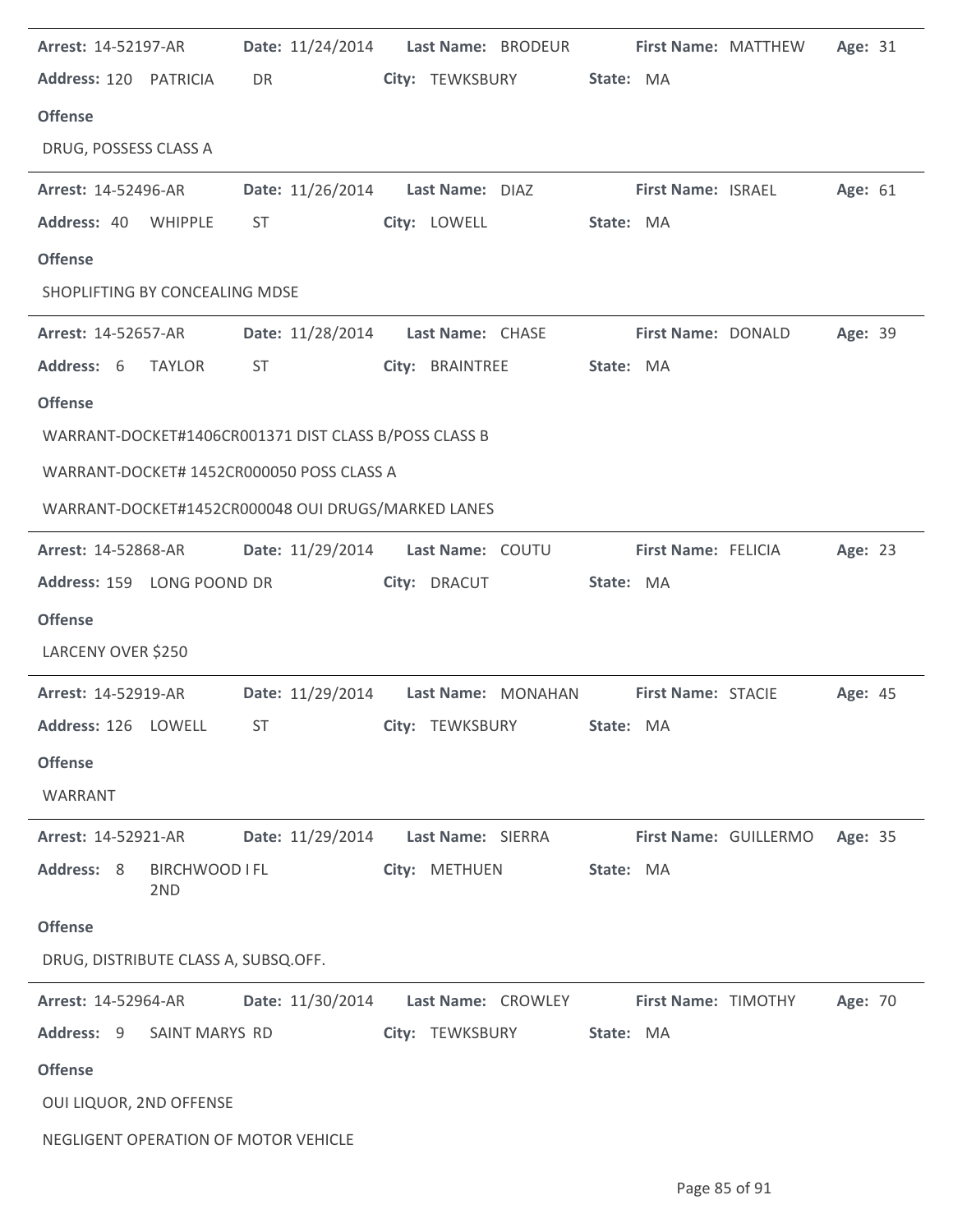**Arrest:** 14-52197-AR **Date:** 11/24/2014 **Last Name:** BRODEUR **First Name:** MATTHEW **Age:** 31
**Address:** 120 PATRICIA DR **City:** TEWKSBURY **State:** MA

**Offense**

DRUG, POSSESS CLASS A

---

**Arrest:** 14-52496-AR **Date:** 11/26/2014 **Last Name:** DIAZ **First Name:** ISRAEL **Age:** 61
**Address:** 40 WHIPPLE ST **City:** LOWELL **State:** MA

**Offense**

SHOPLIFTING BY CONCEALING MDSE

---

**Arrest:** 14-52657-AR **Date:** 11/28/2014 **Last Name:** CHASE **First Name:** DONALD **Age:** 39
**Address:** 6 TAYLOR ST **City:** BRAINTREE **State:** MA

**Offense**

WARRANT-DOCKET#1406CR001371 DIST CLASS B/POSS CLASS B

WARRANT-DOCKET# 1452CR000050 POSS CLASS A

WARRANT-DOCKET#1452CR000048 OUI DRUGS/MARKED LANES

---

**Arrest:** 14-52868-AR **Date:** 11/29/2014 **Last Name:** COUTU **First Name:** FELICIA **Age:** 23
**Address:** 159 LONG POOND DR **City:** DRACUT **State:** MA

**Offense**

LARCENY OVER $250

---

**Arrest:** 14-52919-AR **Date:** 11/29/2014 **Last Name:** MONAHAN **First Name:** STACIE **Age:** 45
**Address:** 126 LOWELL ST **City:** TEWKSBURY **State:** MA

**Offense**

WARRANT

---

**Arrest:** 14-52921-AR **Date:** 11/29/2014 **Last Name:** SIERRA **First Name:** GUILLERMO **Age:** 35
**Address:** 8 BIRCHWOOD I FL 2ND **City:** METHUEN **State:** MA

**Offense**

DRUG, DISTRIBUTE CLASS A, SUBSQ.OFF.

---

**Arrest:** 14-52964-AR **Date:** 11/30/2014 **Last Name:** CROWLEY **First Name:** TIMOTHY **Age:** 70
**Address:** 9 SAINT MARYS RD **City:** TEWKSBURY **State:** MA

**Offense**

OUI LIQUOR, 2ND OFFENSE

NEGLIGENT OPERATION OF MOTOR VEHICLE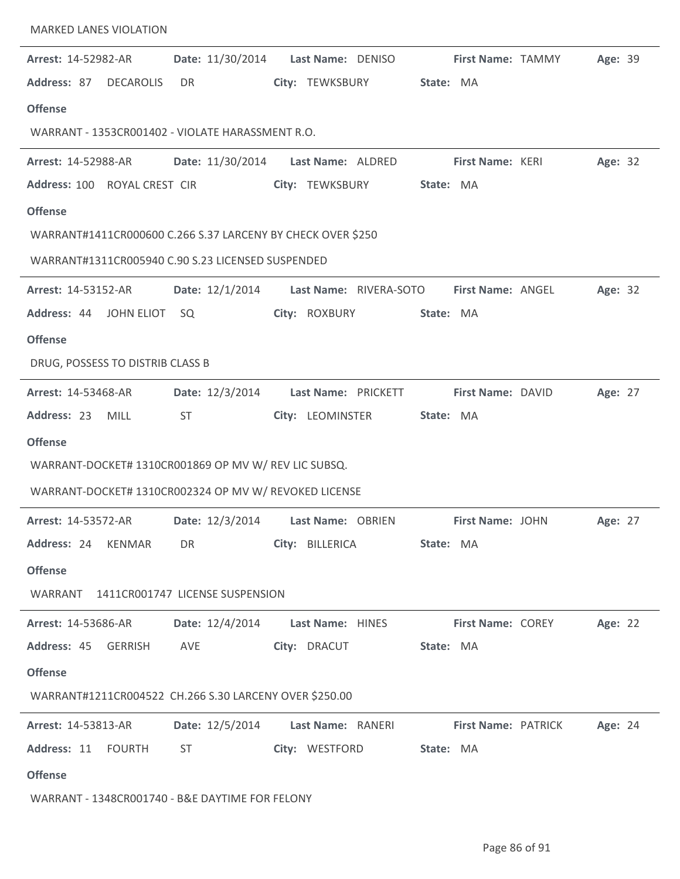MARKED LANES VIOLATION

**Arrest:** 14-52982-AR **Date:** 11/30/2014 **Last Name:** DENISO **First Name:** TAMMY **Age:** 39
**Address:** 87 DECAROLIS DR **City:** TEWKSBURY **State:** MA

**Offense**

WARRANT - 1353CR001402 - VIOLATE HARASSMENT R.O.

---

**Arrest:** 14-52988-AR **Date:** 11/30/2014 **Last Name:** ALDRED **First Name:** KERI **Age:** 32
**Address:** 100 ROYAL CREST CIR **City:** TEWKSBURY **State:** MA

**Offense**

WARRANT#1411CR000600 C.266 S.37 LARCENY BY CHECK OVER $250

WARRANT#1311CR005940 C.90 S.23 LICENSED SUSPENDED

---

**Arrest:** 14-53152-AR **Date:** 12/1/2014 **Last Name:** RIVERA-SOTO **First Name:** ANGEL **Age:** 32
**Address:** 44 JOHN ELIOT SQ **City:** ROXBURY **State:** MA

**Offense**

DRUG, POSSESS TO DISTRIB CLASS B

---

**Arrest:** 14-53468-AR **Date:** 12/3/2014 **Last Name:** PRICKETT **First Name:** DAVID **Age:** 27
**Address:** 23 MILL ST **City:** LEOMINSTER **State:** MA

**Offense**

WARRANT-DOCKET# 1310CR001869 OP MV W/ REV LIC SUBSQ.

WARRANT-DOCKET# 1310CR002324 OP MV W/ REVOKED LICENSE

---

**Arrest:** 14-53572-AR **Date:** 12/3/2014 **Last Name:** OBRIEN **First Name:** JOHN **Age:** 27
**Address:** 24 KENMAR DR **City:** BILLERICA **State:** MA

**Offense**

WARRANT 1411CR001747 LICENSE SUSPENSION

---

**Arrest:** 14-53686-AR **Date:** 12/4/2014 **Last Name:** HINES **First Name:** COREY **Age:** 22
**Address:** 45 GERRISH AVE **City:** DRACUT **State:** MA

**Offense**

WARRANT#1211CR004522 CH.266 S.30 LARCENY OVER $250.00

---

**Arrest:** 14-53813-AR **Date:** 12/5/2014 **Last Name:** RANERI **First Name:** PATRICK **Age:** 24
**Address:** 11 FOURTH ST **City:** WESTFORD **State:** MA

**Offense**

WARRANT - 1348CR001740 - B&E DAYTIME FOR FELONY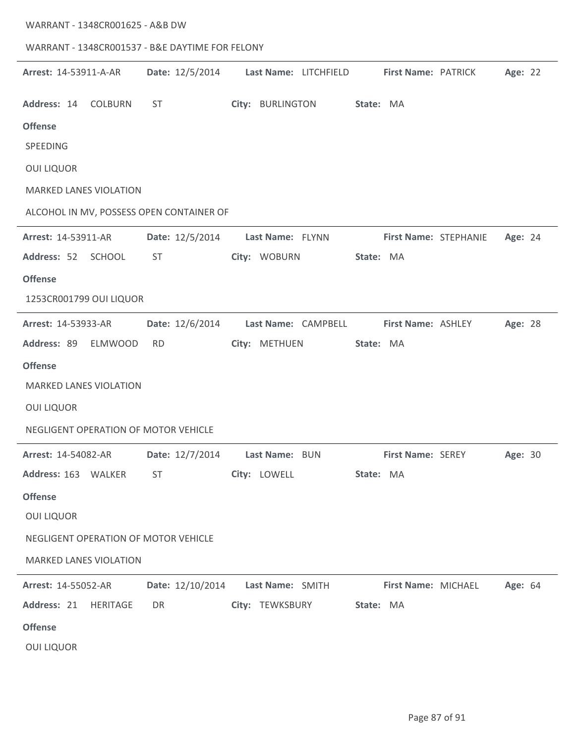WARRANT - 1348CR001625 - A&B DW

WARRANT - 1348CR001537 - B&E DAYTIME FOR FELONY

---

**Arrest:** 14-53911-A-AR **Date:** 12/5/2014 **Last Name:** LITCHFIELD **First Name:** PATRICK **Age:** 22

**Address:** 14 COLBURN ST **City:** BURLINGTON **State:** MA

**Offense**

SPEEDING

OUI LIQUOR

MARKED LANES VIOLATION

ALCOHOL IN MV, POSSESS OPEN CONTAINER OF

---

**Arrest:** 14-53911-AR **Date:** 12/5/2014 **Last Name:** FLYNN **First Name:** STEPHANIE **Age:** 24

**Address:** 52 SCHOOL ST **City:** WOBURN **State:** MA

**Offense**

1253CR001799 OUI LIQUOR

---

**Arrest:** 14-53933-AR **Date:** 12/6/2014 **Last Name:** CAMPBELL **First Name:** ASHLEY **Age:** 28

**Address:** 89 ELMWOOD RD **City:** METHUEN **State:** MA

**Offense**

MARKED LANES VIOLATION

OUI LIQUOR

NEGLIGENT OPERATION OF MOTOR VEHICLE

---

**Arrest:** 14-54082-AR **Date:** 12/7/2014 **Last Name:** BUN **First Name:** SEREY **Age:** 30

**Address:** 163 WALKER ST **City:** LOWELL **State:** MA

**Offense**

OUI LIQUOR

NEGLIGENT OPERATION OF MOTOR VEHICLE

MARKED LANES VIOLATION

---

**Arrest:** 14-55052-AR **Date:** 12/10/2014 **Last Name:** SMITH **First Name:** MICHAEL **Age:** 64

**Address:** 21 HERITAGE DR **City:** TEWKSBURY **State:** MA

**Offense**

OUI LIQUOR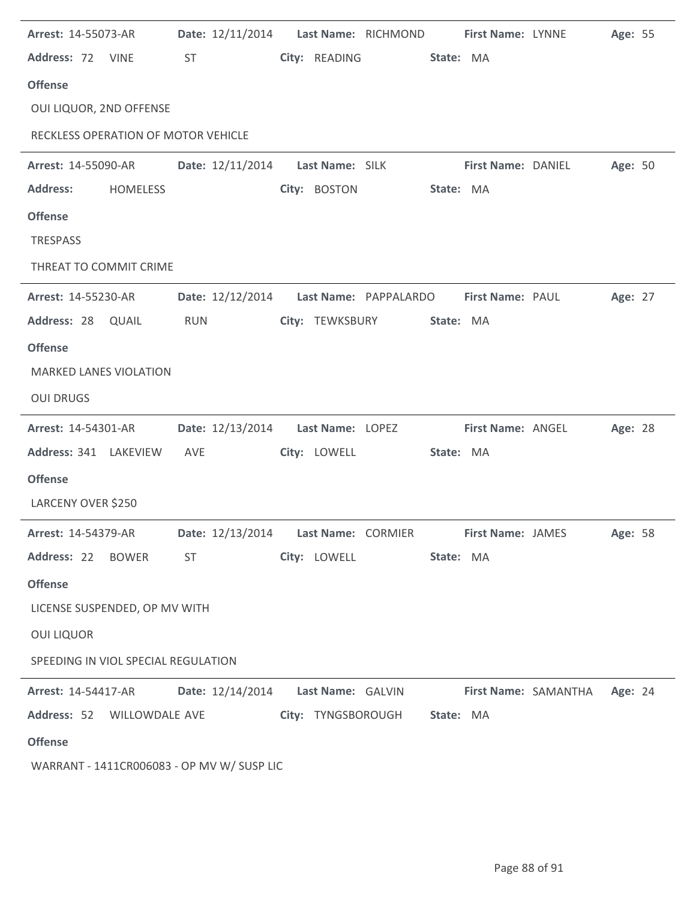**Arrest:** 14-55073-AR **Date:** 12/11/2014 **Last Name:** RICHMOND **First Name:** LYNNE **Age:** 55
**Address:** 72 VINE ST **City:** READING **State:** MA

**Offense**

OUI LIQUOR, 2ND OFFENSE

RECKLESS OPERATION OF MOTOR VEHICLE

---

**Arrest:** 14-55090-AR **Date:** 12/11/2014 **Last Name:** SILK **First Name:** DANIEL **Age:** 50
**Address:** HOMELESS **City:** BOSTON **State:** MA

**Offense**

TRESPASS

THREAT TO COMMIT CRIME

---

**Arrest:** 14-55230-AR **Date:** 12/12/2014 **Last Name:** PAPPALARDO **First Name:** PAUL **Age:** 27
**Address:** 28 QUAIL RUN **City:** TEWKSBURY **State:** MA

**Offense**

MARKED LANES VIOLATION

OUI DRUGS

---

**Arrest:** 14-54301-AR **Date:** 12/13/2014 **Last Name:** LOPEZ **First Name:** ANGEL **Age:** 28
**Address:** 341 LAKEVIEW AVE **City:** LOWELL **State:** MA

**Offense**

LARCENY OVER $250

---

**Arrest:** 14-54379-AR **Date:** 12/13/2014 **Last Name:** CORMIER **First Name:** JAMES **Age:** 58
**Address:** 22 BOWER ST **City:** LOWELL **State:** MA

**Offense**

LICENSE SUSPENDED, OP MV WITH

OUI LIQUOR

SPEEDING IN VIOL SPECIAL REGULATION

---

**Arrest:** 14-54417-AR **Date:** 12/14/2014 **Last Name:** GALVIN **First Name:** SAMANTHA **Age:** 24
**Address:** 52 WILLOWDALE AVE **City:** TYNGSBOROUGH **State:** MA

**Offense**

WARRANT - 1411CR006083 - OP MV W/ SUSP LIC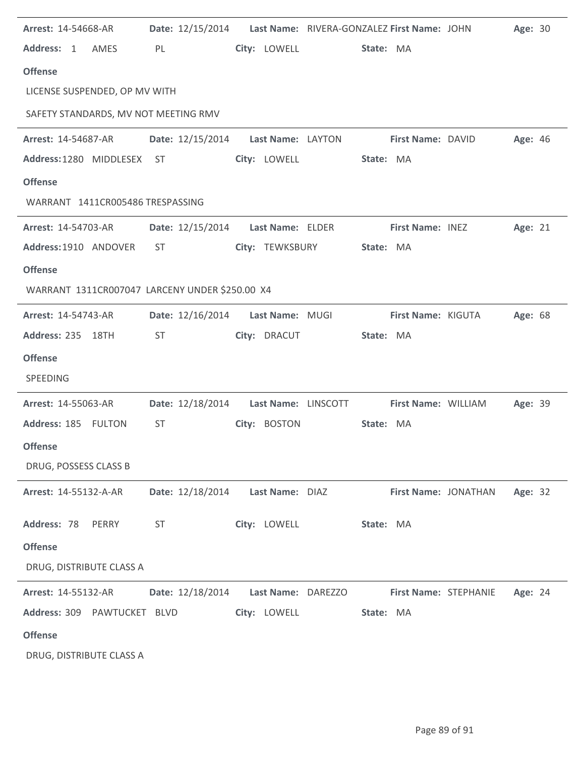**Arrest:** 14-54668-AR **Date:** 12/15/2014 **Last Name:** RIVERA-GONZALEZ **First Name:** JOHN **Age:** 30

**Address:** 1 AMES PL **City:** LOWELL **State:** MA

**Offense**

LICENSE SUSPENDED, OP MV WITH

SAFETY STANDARDS, MV NOT MEETING RMV

---

**Arrest:** 14-54687-AR **Date:** 12/15/2014 **Last Name:** LAYTON **First Name:** DAVID **Age:** 46

**Address:** 1280 MIDDLESEX ST **City:** LOWELL **State:** MA

**Offense**

WARRANT 1411CR005486 TRESPASSING

---

**Arrest:** 14-54703-AR **Date:** 12/15/2014 **Last Name:** ELDER **First Name:** INEZ **Age:** 21

**Address:** 1910 ANDOVER ST **City:** TEWKSBURY **State:** MA

**Offense**

WARRANT 1311CR007047 LARCENY UNDER $250.00 X4

---

**Arrest:** 14-54743-AR **Date:** 12/16/2014 **Last Name:** MUGI **First Name:** KIGUTA **Age:** 68

**Address:** 235 18TH ST **City:** DRACUT **State:** MA

**Offense**

SPEEDING

---

**Arrest:** 14-55063-AR **Date:** 12/18/2014 **Last Name:** LINSCOTT **First Name:** WILLIAM **Age:** 39

**Address:** 185 FULTON ST **City:** BOSTON **State:** MA

**Offense**

DRUG, POSSESS CLASS B

---

**Arrest:** 14-55132-A-AR **Date:** 12/18/2014 **Last Name:** DIAZ **First Name:** JONATHAN **Age:** 32

**Address:** 78 PERRY ST **City:** LOWELL **State:** MA

**Offense**

DRUG, DISTRIBUTE CLASS A

---

**Arrest:** 14-55132-AR **Date:** 12/18/2014 **Last Name:** DAREZZO **First Name:** STEPHANIE **Age:** 24

**Address:** 309 PAWTUCKET BLVD **City:** LOWELL **State:** MA

**Offense**

DRUG, DISTRIBUTE CLASS A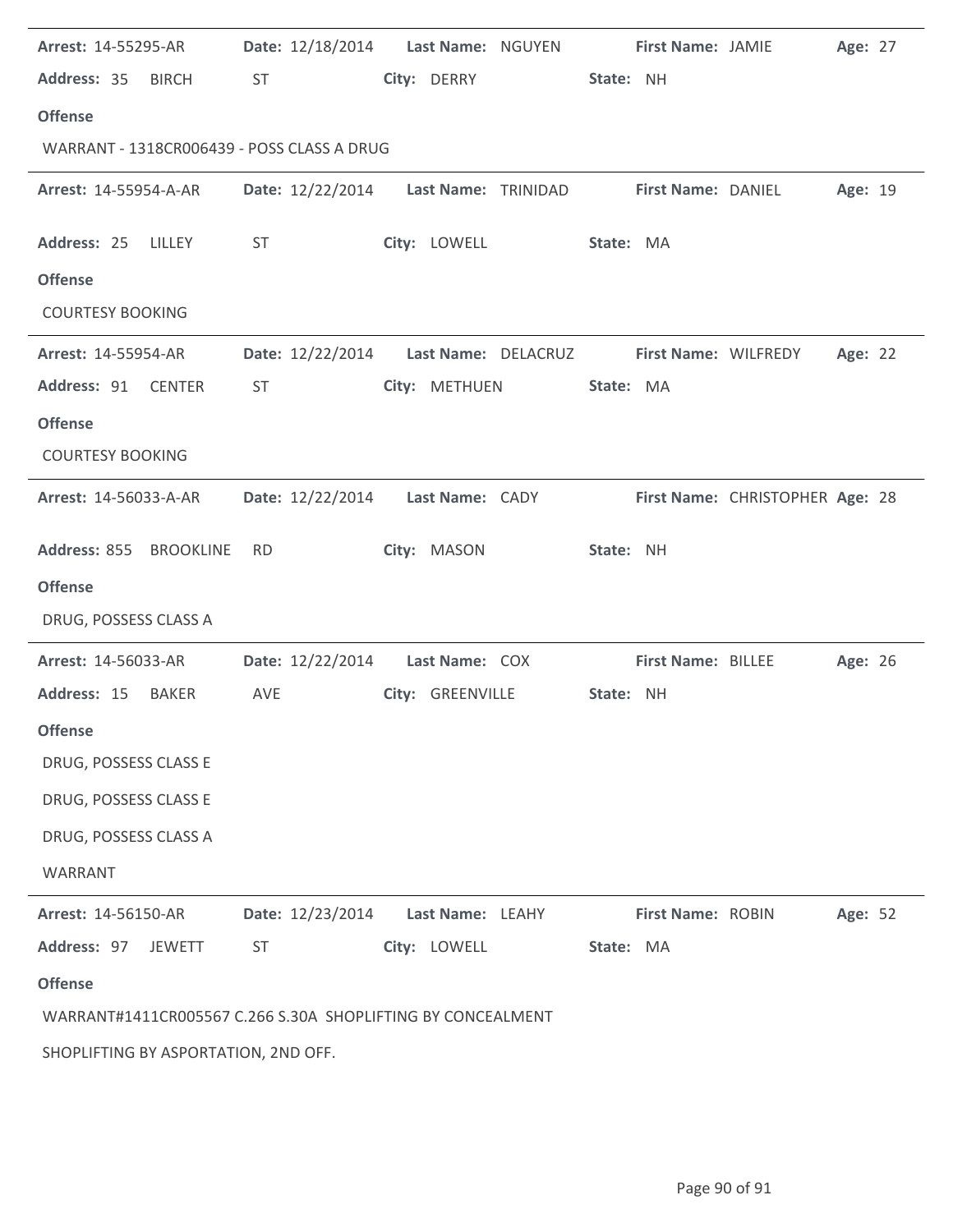**Arrest:** 14-55295-AR **Date:** 12/18/2014 **Last Name:** NGUYEN **First Name:** JAMIE **Age:** 27
**Address:** 35 BIRCH ST **City:** DERRY **State:** NH

**Offense**

WARRANT - 1318CR006439 - POSS CLASS A DRUG

---

**Arrest:** 14-55954-A-AR **Date:** 12/22/2014 **Last Name:** TRINIDAD **First Name:** DANIEL **Age:** 19
**Address:** 25 LILLEY ST **City:** LOWELL **State:** MA

**Offense**

COURTESY BOOKING

---

**Arrest:** 14-55954-AR **Date:** 12/22/2014 **Last Name:** DELACRUZ **First Name:** WILFREDY **Age:** 22
**Address:** 91 CENTER ST **City:** METHUEN **State:** MA

**Offense**

COURTESY BOOKING

---

**Arrest:** 14-56033-A-AR **Date:** 12/22/2014 **Last Name:** CADY **First Name:** CHRISTOPHER **Age:** 28
**Address:** 855 BROOKLINE RD **City:** MASON **State:** NH

**Offense**

DRUG, POSSESS CLASS A

---

**Arrest:** 14-56033-AR **Date:** 12/22/2014 **Last Name:** COX **First Name:** BILLEE **Age:** 26
**Address:** 15 BAKER AVE **City:** GREENVILLE **State:** NH

**Offense**

DRUG, POSSESS CLASS E

DRUG, POSSESS CLASS E

DRUG, POSSESS CLASS A

WARRANT

---

**Arrest:** 14-56150-AR **Date:** 12/23/2014 **Last Name:** LEAHY **First Name:** ROBIN **Age:** 52
**Address:** 97 JEWETT ST **City:** LOWELL **State:** MA

**Offense**

WARRANT#1411CR005567 C.266 S.30A SHOPLIFTING BY CONCEALMENT

SHOPLIFTING BY ASPORTATION, 2ND OFF.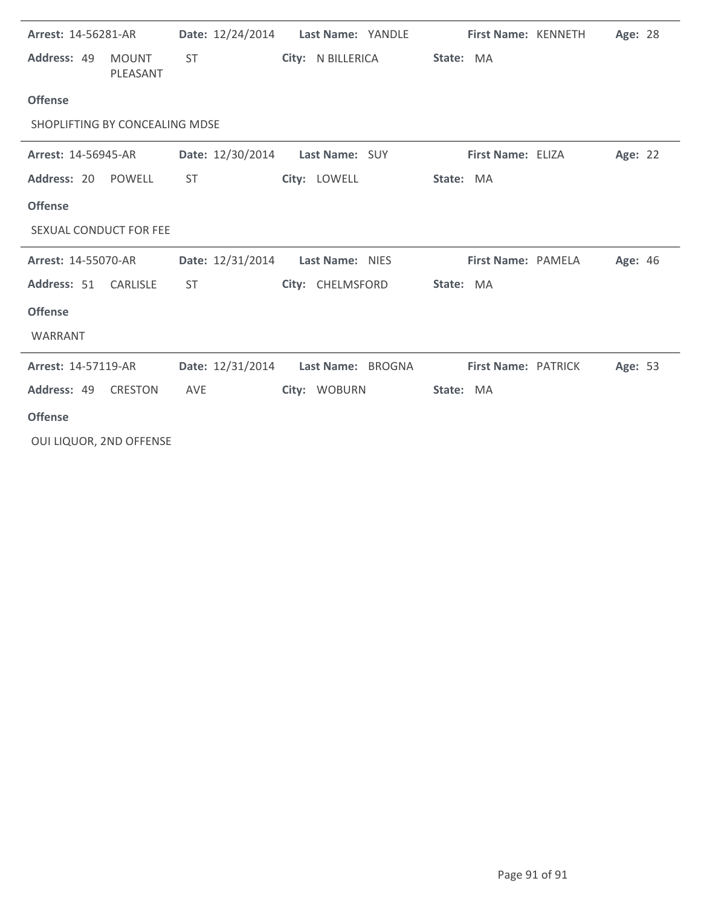**Arrest:** 14-56281-AR **Date:** 12/24/2014 **Last Name:** YANDLE **First Name:** KENNETH **Age:** 28

**Address:** 49 MOUNT PLEASANT ST **City:** N BILLERICA **State:** MA

**Offense**

SHOPLIFTING BY CONCEALING MDSE

---

**Arrest:** 14-56945-AR **Date:** 12/30/2014 **Last Name:** SUY **First Name:** ELIZA **Age:** 22

**Address:** 20 POWELL ST **City:** LOWELL **State:** MA

**Offense**

SEXUAL CONDUCT FOR FEE

---

**Arrest:** 14-55070-AR **Date:** 12/31/2014 **Last Name:** NIES **First Name:** PAMELA **Age:** 46

**Address:** 51 CARLISLE ST **City:** CHELMSFORD **State:** MA

**Offense**

WARRANT

---

**Arrest:** 14-57119-AR **Date:** 12/31/2014 **Last Name:** BROGNA **First Name:** PATRICK **Age:** 53

**Address:** 49 CRESTON AVE **City:** WOBURN **State:** MA

**Offense**

OUI LIQUOR, 2ND OFFENSE